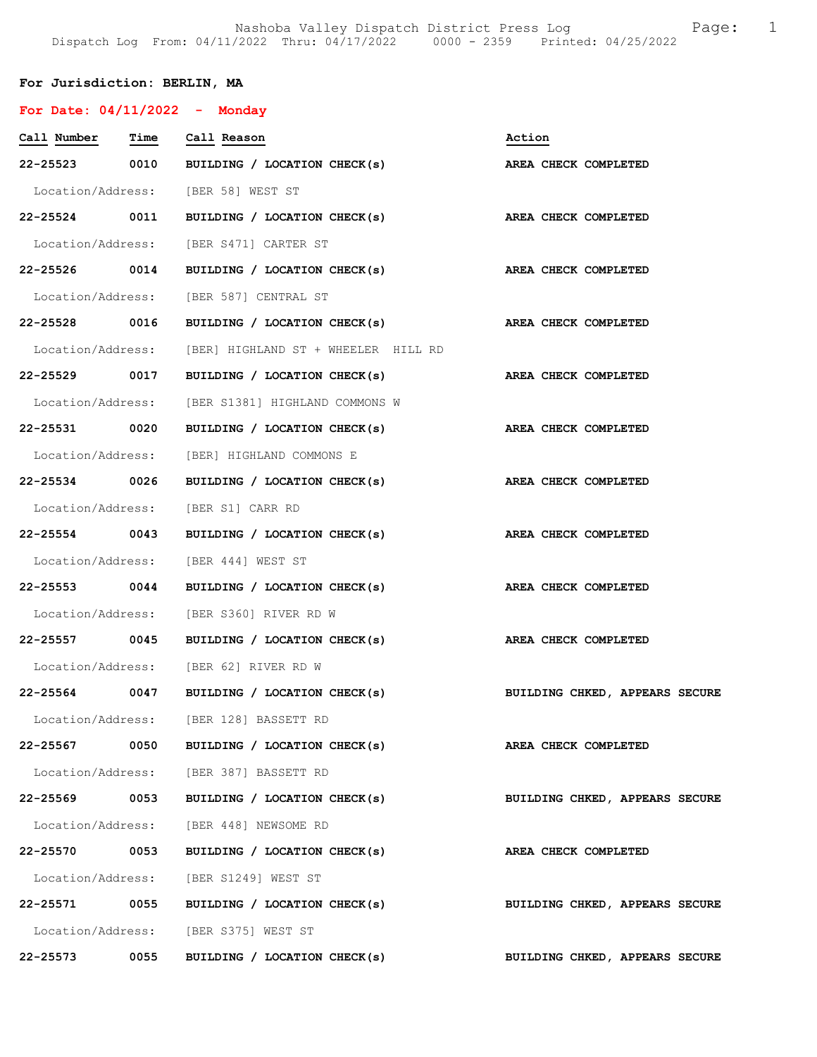Nashoba Valley Dispatch District Press Log
Dispatch Log From: 04/11/2022 Thru: 04/17/2022 0000 - 2359 Printed: 04/25/2022

**For Jurisdiction: BERLIN, MA**

**For Date: 04/11/2022 - Monday**

| Call Number | Time | Call Reason | Action |
|---|---|---|---|
| **22-25523** | **0010** | **BUILDING / LOCATION CHECK(s)** | **AREA CHECK COMPLETED** |
| Location/Address: | | [BER 58] WEST ST | |
| **22-25524** | **0011** | **BUILDING / LOCATION CHECK(s)** | **AREA CHECK COMPLETED** |
| Location/Address: | | [BER S471] CARTER ST | |
| **22-25526** | **0014** | **BUILDING / LOCATION CHECK(s)** | **AREA CHECK COMPLETED** |
| Location/Address: | | [BER 587] CENTRAL ST | |
| **22-25528** | **0016** | **BUILDING / LOCATION CHECK(s)** | **AREA CHECK COMPLETED** |
| Location/Address: | | [BER] HIGHLAND ST + WHEELER HILL RD | |
| **22-25529** | **0017** | **BUILDING / LOCATION CHECK(s)** | **AREA CHECK COMPLETED** |
| Location/Address: | | [BER S1381] HIGHLAND COMMONS W | |
| **22-25531** | **0020** | **BUILDING / LOCATION CHECK(s)** | **AREA CHECK COMPLETED** |
| Location/Address: | | [BER] HIGHLAND COMMONS E | |
| **22-25534** | **0026** | **BUILDING / LOCATION CHECK(s)** | **AREA CHECK COMPLETED** |
| Location/Address: | | [BER S1] CARR RD | |
| **22-25554** | **0043** | **BUILDING / LOCATION CHECK(s)** | **AREA CHECK COMPLETED** |
| Location/Address: | | [BER 444] WEST ST | |
| **22-25553** | **0044** | **BUILDING / LOCATION CHECK(s)** | **AREA CHECK COMPLETED** |
| Location/Address: | | [BER S360] RIVER RD W | |
| **22-25557** | **0045** | **BUILDING / LOCATION CHECK(s)** | **AREA CHECK COMPLETED** |
| Location/Address: | | [BER 62] RIVER RD W | |
| **22-25564** | **0047** | **BUILDING / LOCATION CHECK(s)** | **BUILDING CHKED, APPEARS SECURE** |
| Location/Address: | | [BER 128] BASSETT RD | |
| **22-25567** | **0050** | **BUILDING / LOCATION CHECK(s)** | **AREA CHECK COMPLETED** |
| Location/Address: | | [BER 387] BASSETT RD | |
| **22-25569** | **0053** | **BUILDING / LOCATION CHECK(s)** | **BUILDING CHKED, APPEARS SECURE** |
| Location/Address: | | [BER 448] NEWSOME RD | |
| **22-25570** | **0053** | **BUILDING / LOCATION CHECK(s)** | **AREA CHECK COMPLETED** |
| Location/Address: | | [BER S1249] WEST ST | |
| **22-25571** | **0055** | **BUILDING / LOCATION CHECK(s)** | **BUILDING CHKED, APPEARS SECURE** |
| Location/Address: | | [BER S375] WEST ST | |
| **22-25573** | **0055** | **BUILDING / LOCATION CHECK(s)** | **BUILDING CHKED, APPEARS SECURE** |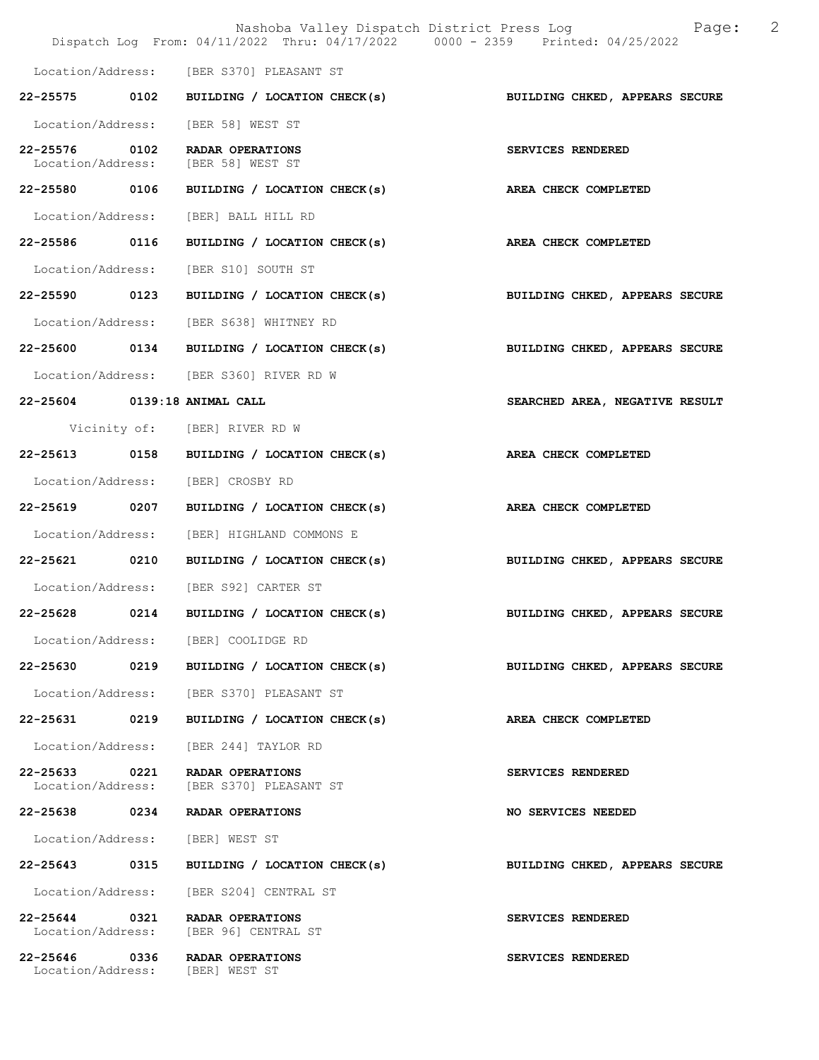Location/Address: [BER S370] PLEASANT ST

**22-25575 0102 BUILDING / LOCATION CHECK(s) BUILDING CHKED, APPEARS SECURE**

Location/Address: [BER 58] WEST ST

**22-25576 0102 RADAR OPERATIONS SERVICES RENDERED**
Location/Address: [BER 58] WEST ST

**22-25580 0106 BUILDING / LOCATION CHECK(s) AREA CHECK COMPLETED**

Location/Address: [BER] BALL HILL RD

**22-25586 0116 BUILDING / LOCATION CHECK(s) AREA CHECK COMPLETED**

Location/Address: [BER S10] SOUTH ST

**22-25590 0123 BUILDING / LOCATION CHECK(s) BUILDING CHKED, APPEARS SECURE**

Location/Address: [BER S638] WHITNEY RD

**22-25600 0134 BUILDING / LOCATION CHECK(s) BUILDING CHKED, APPEARS SECURE**

Location/Address: [BER S360] RIVER RD W

**22-25604 0139:18 ANIMAL CALL SEARCHED AREA, NEGATIVE RESULT**

Vicinity of: [BER] RIVER RD W

**22-25613 0158 BUILDING / LOCATION CHECK(s) AREA CHECK COMPLETED**

Location/Address: [BER] CROSBY RD

**22-25619 0207 BUILDING / LOCATION CHECK(s) AREA CHECK COMPLETED**

Location/Address: [BER] HIGHLAND COMMONS E

**22-25621 0210 BUILDING / LOCATION CHECK(s) BUILDING CHKED, APPEARS SECURE**

Location/Address: [BER S92] CARTER ST

**22-25628 0214 BUILDING / LOCATION CHECK(s) BUILDING CHKED, APPEARS SECURE**

Location/Address: [BER] COOLIDGE RD

**22-25630 0219 BUILDING / LOCATION CHECK(s) BUILDING CHKED, APPEARS SECURE**

Location/Address: [BER S370] PLEASANT ST

**22-25631 0219 BUILDING / LOCATION CHECK(s) AREA CHECK COMPLETED**

Location/Address: [BER 244] TAYLOR RD

**22-25633 0221 RADAR OPERATIONS SERVICES RENDERED**
Location/Address: [BER S370] PLEASANT ST

**22-25638 0234 RADAR OPERATIONS NO SERVICES NEEDED**

Location/Address: [BER] WEST ST

**22-25643 0315 BUILDING / LOCATION CHECK(s) BUILDING CHKED, APPEARS SECURE**

Location/Address: [BER S204] CENTRAL ST

**22-25644 0321 RADAR OPERATIONS SERVICES RENDERED**
Location/Address: [BER 96] CENTRAL ST

**22-25646 0336 RADAR OPERATIONS SERVICES RENDERED**
Location/Address: [BER] WEST ST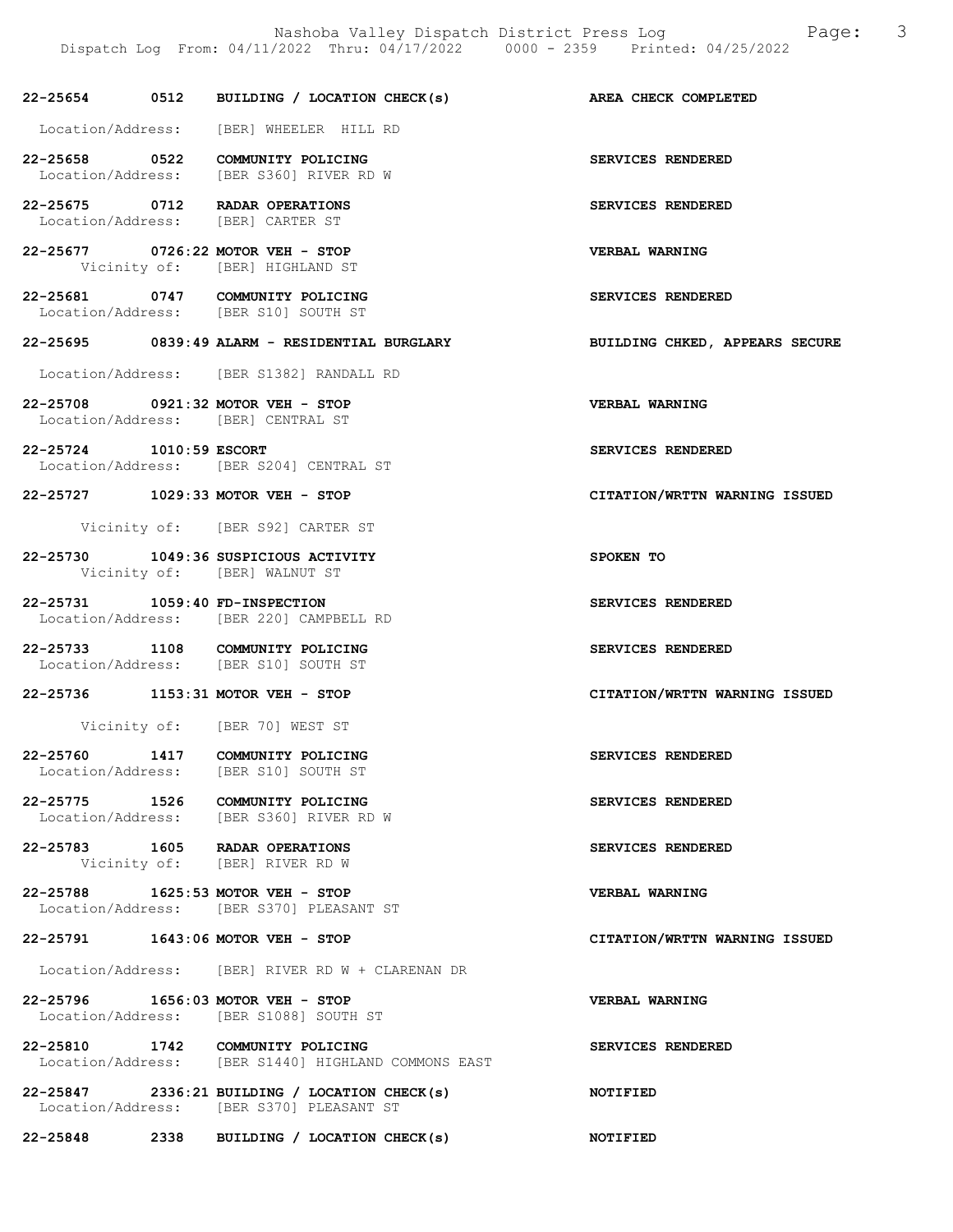| Call # | Time | Call Type | Disposition |
|---|---|---|---|
| 22-25654 | 0512 | BUILDING / LOCATION CHECK(s) | AREA CHECK COMPLETED |
| | | Location/Address: [BER] WHEELER HILL RD | |
| 22-25658 | 0522 | COMMUNITY POLICING | SERVICES RENDERED |
| | | Location/Address: [BER S360] RIVER RD W | |
| 22-25675 | 0712 | RADAR OPERATIONS | SERVICES RENDERED |
| | | Location/Address: [BER] CARTER ST | |
| 22-25677 | 0726:22 | MOTOR VEH - STOP | VERBAL WARNING |
| | | Vicinity of: [BER] HIGHLAND ST | |
| 22-25681 | 0747 | COMMUNITY POLICING | SERVICES RENDERED |
| | | Location/Address: [BER S10] SOUTH ST | |
| 22-25695 | 0839:49 | ALARM - RESIDENTIAL BURGLARY | BUILDING CHKED, APPEARS SECURE |
| | | Location/Address: [BER S1382] RANDALL RD | |
| 22-25708 | 0921:32 | MOTOR VEH - STOP | VERBAL WARNING |
| | | Location/Address: [BER] CENTRAL ST | |
| 22-25724 | 1010:59 | ESCORT | SERVICES RENDERED |
| | | Location/Address: [BER S204] CENTRAL ST | |
| 22-25727 | 1029:33 | MOTOR VEH - STOP | CITATION/WRTTN WARNING ISSUED |
| | | Vicinity of: [BER S92] CARTER ST | |
| 22-25730 | 1049:36 | SUSPICIOUS ACTIVITY | SPOKEN TO |
| | | Vicinity of: [BER] WALNUT ST | |
| 22-25731 | 1059:40 | FD-INSPECTION | SERVICES RENDERED |
| | | Location/Address: [BER 220] CAMPBELL RD | |
| 22-25733 | 1108 | COMMUNITY POLICING | SERVICES RENDERED |
| | | Location/Address: [BER S10] SOUTH ST | |
| 22-25736 | 1153:31 | MOTOR VEH - STOP | CITATION/WRTTN WARNING ISSUED |
| | | Vicinity of: [BER 70] WEST ST | |
| 22-25760 | 1417 | COMMUNITY POLICING | SERVICES RENDERED |
| | | Location/Address: [BER S10] SOUTH ST | |
| 22-25775 | 1526 | COMMUNITY POLICING | SERVICES RENDERED |
| | | Location/Address: [BER S360] RIVER RD W | |
| 22-25783 | 1605 | RADAR OPERATIONS | SERVICES RENDERED |
| | | Vicinity of: [BER] RIVER RD W | |
| 22-25788 | 1625:53 | MOTOR VEH - STOP | VERBAL WARNING |
| | | Location/Address: [BER S370] PLEASANT ST | |
| 22-25791 | 1643:06 | MOTOR VEH - STOP | CITATION/WRTTN WARNING ISSUED |
| | | Location/Address: [BER] RIVER RD W + CLARENAN DR | |
| 22-25796 | 1656:03 | MOTOR VEH - STOP | VERBAL WARNING |
| | | Location/Address: [BER S1088] SOUTH ST | |
| 22-25810 | 1742 | COMMUNITY POLICING | SERVICES RENDERED |
| | | Location/Address: [BER S1440] HIGHLAND COMMONS EAST | |
| 22-25847 | 2336:21 | BUILDING / LOCATION CHECK(s) | NOTIFIED |
| | | Location/Address: [BER S370] PLEASANT ST | |
| 22-25848 | 2338 | BUILDING / LOCATION CHECK(s) | NOTIFIED |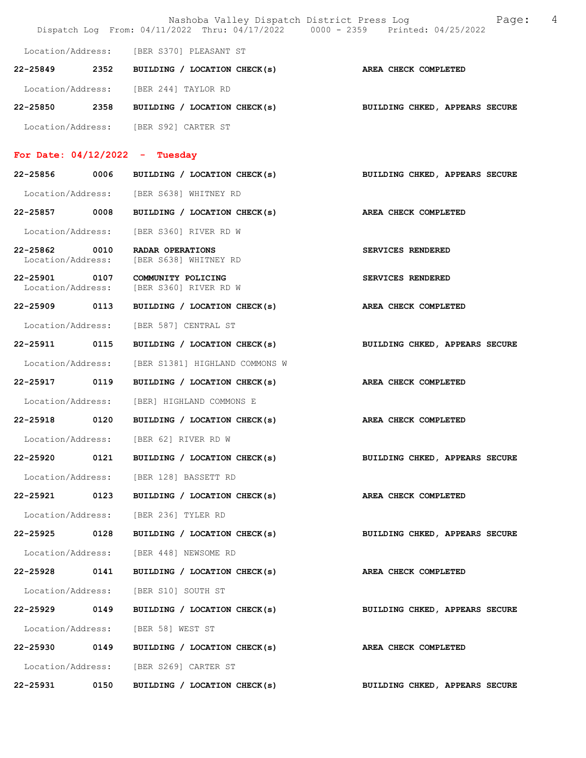Location/Address: [BER S370] PLEASANT ST

**22-25849 2352 BUILDING / LOCATION CHECK(s)** **AREA CHECK COMPLETED**

Location/Address: [BER 244] TAYLOR RD

**22-25850 2358 BUILDING / LOCATION CHECK(s)** **BUILDING CHKED, APPEARS SECURE**

Location/Address: [BER S92] CARTER ST

## For Date: 04/12/2022 - Tuesday

**22-25856 0006 BUILDING / LOCATION CHECK(s)** **BUILDING CHKED, APPEARS SECURE**

Location/Address: [BER S638] WHITNEY RD

**22-25857 0008 BUILDING / LOCATION CHECK(s)** **AREA CHECK COMPLETED**

Location/Address: [BER S360] RIVER RD W

**22-25862 0010 RADAR OPERATIONS** **SERVICES RENDERED**
Location/Address: [BER S638] WHITNEY RD

**22-25901 0107 COMMUNITY POLICING** **SERVICES RENDERED**
Location/Address: [BER S360] RIVER RD W

**22-25909 0113 BUILDING / LOCATION CHECK(s)** **AREA CHECK COMPLETED**

Location/Address: [BER 587] CENTRAL ST

**22-25911 0115 BUILDING / LOCATION CHECK(s)** **BUILDING CHKED, APPEARS SECURE**

Location/Address: [BER S1381] HIGHLAND COMMONS W

**22-25917 0119 BUILDING / LOCATION CHECK(s)** **AREA CHECK COMPLETED**

Location/Address: [BER] HIGHLAND COMMONS E

**22-25918 0120 BUILDING / LOCATION CHECK(s)** **AREA CHECK COMPLETED**

Location/Address: [BER 62] RIVER RD W

**22-25920 0121 BUILDING / LOCATION CHECK(s)** **BUILDING CHKED, APPEARS SECURE**

Location/Address: [BER 128] BASSETT RD

**22-25921 0123 BUILDING / LOCATION CHECK(s)** **AREA CHECK COMPLETED**

Location/Address: [BER 236] TYLER RD

**22-25925 0128 BUILDING / LOCATION CHECK(s)** **BUILDING CHKED, APPEARS SECURE**

Location/Address: [BER 448] NEWSOME RD

**22-25928 0141 BUILDING / LOCATION CHECK(s)** **AREA CHECK COMPLETED**

Location/Address: [BER S10] SOUTH ST

**22-25929 0149 BUILDING / LOCATION CHECK(s)** **BUILDING CHKED, APPEARS SECURE**

Location/Address: [BER 58] WEST ST

**22-25930 0149 BUILDING / LOCATION CHECK(s)** **AREA CHECK COMPLETED**

Location/Address: [BER S269] CARTER ST

**22-25931 0150 BUILDING / LOCATION CHECK(s)** **BUILDING CHKED, APPEARS SECURE**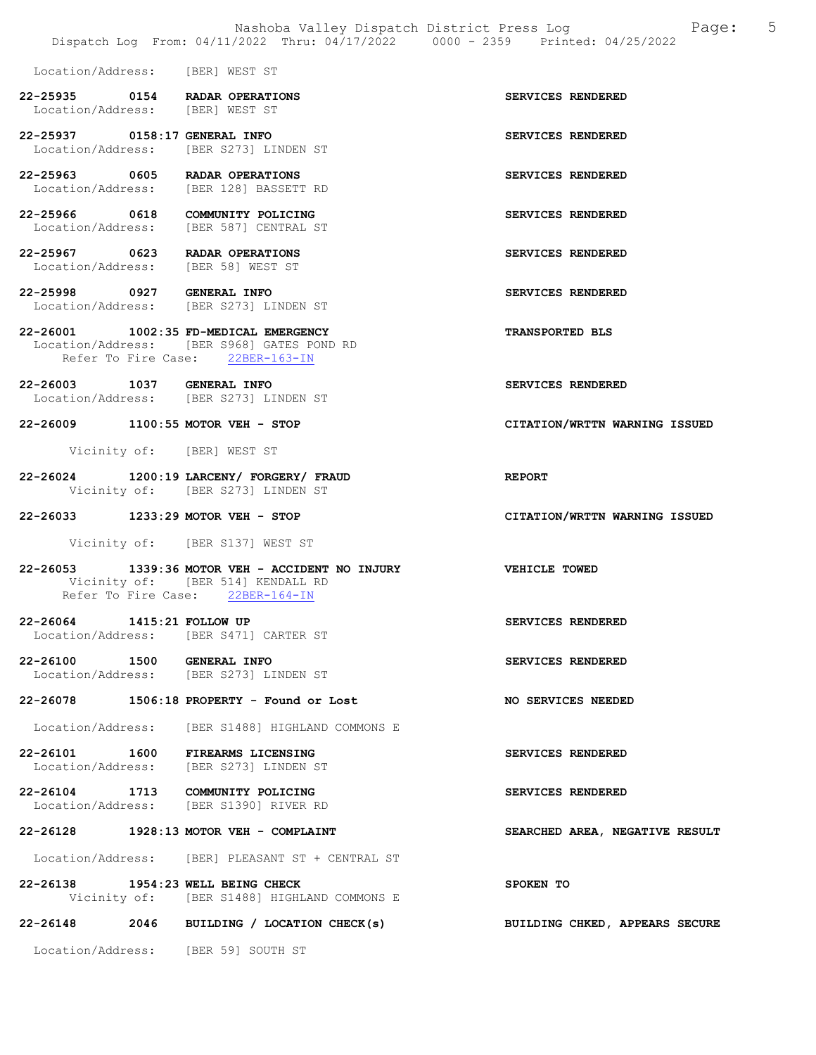Location/Address: [BER] WEST ST

**22-25935 0154 RADAR OPERATIONS** — SERVICES RENDERED
Location/Address: [BER] WEST ST

**22-25937 0158:17 GENERAL INFO** — SERVICES RENDERED
Location/Address: [BER S273] LINDEN ST

**22-25963 0605 RADAR OPERATIONS** — SERVICES RENDERED
Location/Address: [BER 128] BASSETT RD

**22-25966 0618 COMMUNITY POLICING** — SERVICES RENDERED
Location/Address: [BER 587] CENTRAL ST

**22-25967 0623 RADAR OPERATIONS** — SERVICES RENDERED
Location/Address: [BER 58] WEST ST

**22-25998 0927 GENERAL INFO** — SERVICES RENDERED
Location/Address: [BER S273] LINDEN ST

**22-26001 1002:35 FD-MEDICAL EMERGENCY** — TRANSPORTED BLS
Location/Address: [BER S968] GATES POND RD
Refer To Fire Case: 22BER-163-IN

**22-26003 1037 GENERAL INFO** — SERVICES RENDERED
Location/Address: [BER S273] LINDEN ST

**22-26009 1100:55 MOTOR VEH - STOP** — CITATION/WRTTN WARNING ISSUED
Vicinity of: [BER] WEST ST

**22-26024 1200:19 LARCENY/ FORGERY/ FRAUD** — REPORT
Vicinity of: [BER S273] LINDEN ST

**22-26033 1233:29 MOTOR VEH - STOP** — CITATION/WRTTN WARNING ISSUED
Vicinity of: [BER S137] WEST ST

**22-26053 1339:36 MOTOR VEH - ACCIDENT NO INJURY** — VEHICLE TOWED
Vicinity of: [BER 514] KENDALL RD
Refer To Fire Case: 22BER-164-IN

**22-26064 1415:21 FOLLOW UP** — SERVICES RENDERED
Location/Address: [BER S471] CARTER ST

**22-26100 1500 GENERAL INFO** — SERVICES RENDERED
Location/Address: [BER S273] LINDEN ST

**22-26078 1506:18 PROPERTY - Found or Lost** — NO SERVICES NEEDED
Location/Address: [BER S1488] HIGHLAND COMMONS E

**22-26101 1600 FIREARMS LICENSING** — SERVICES RENDERED
Location/Address: [BER S273] LINDEN ST

**22-26104 1713 COMMUNITY POLICING** — SERVICES RENDERED
Location/Address: [BER S1390] RIVER RD

**22-26128 1928:13 MOTOR VEH - COMPLAINT** — SEARCHED AREA, NEGATIVE RESULT
Location/Address: [BER] PLEASANT ST + CENTRAL ST

**22-26138 1954:23 WELL BEING CHECK** — SPOKEN TO
Vicinity of: [BER S1488] HIGHLAND COMMONS E

**22-26148 2046 BUILDING / LOCATION CHECK(s)** — BUILDING CHKED, APPEARS SECURE
Location/Address: [BER 59] SOUTH ST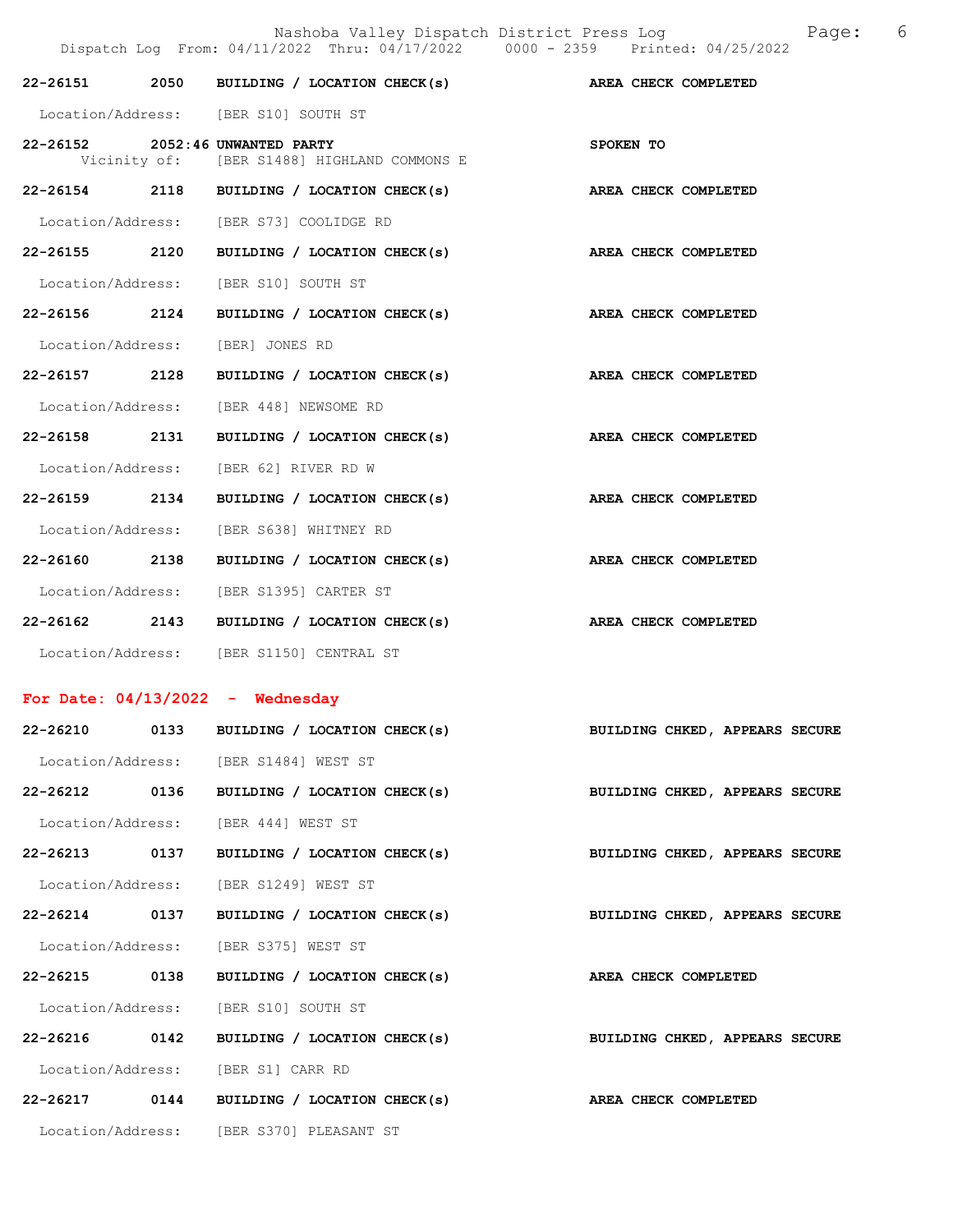**22-26151 2050 BUILDING / LOCATION CHECK(s) AREA CHECK COMPLETED**

Location/Address: [BER S10] SOUTH ST

**22-26152 2052:46 UNWANTED PARTY SPOKEN TO**

Vicinity of: [BER S1488] HIGHLAND COMMONS E

**22-26154 2118 BUILDING / LOCATION CHECK(s) AREA CHECK COMPLETED**

Location/Address: [BER S73] COOLIDGE RD

**22-26155 2120 BUILDING / LOCATION CHECK(s) AREA CHECK COMPLETED**

Location/Address: [BER S10] SOUTH ST

**22-26156 2124 BUILDING / LOCATION CHECK(s) AREA CHECK COMPLETED**

Location/Address: [BER] JONES RD

**22-26157 2128 BUILDING / LOCATION CHECK(s) AREA CHECK COMPLETED**

Location/Address: [BER 448] NEWSOME RD

**22-26158 2131 BUILDING / LOCATION CHECK(s) AREA CHECK COMPLETED**

Location/Address: [BER 62] RIVER RD W

**22-26159 2134 BUILDING / LOCATION CHECK(s) AREA CHECK COMPLETED**

Location/Address: [BER S638] WHITNEY RD

**22-26160 2138 BUILDING / LOCATION CHECK(s) AREA CHECK COMPLETED**

Location/Address: [BER S1395] CARTER ST

**22-26162 2143 BUILDING / LOCATION CHECK(s) AREA CHECK COMPLETED**

Location/Address: [BER S1150] CENTRAL ST

## For Date: 04/13/2022 - Wednesday

**22-26210 0133 BUILDING / LOCATION CHECK(s) BUILDING CHKED, APPEARS SECURE**

Location/Address: [BER S1484] WEST ST

**22-26212 0136 BUILDING / LOCATION CHECK(s) BUILDING CHKED, APPEARS SECURE**

Location/Address: [BER 444] WEST ST

**22-26213 0137 BUILDING / LOCATION CHECK(s) BUILDING CHKED, APPEARS SECURE**

Location/Address: [BER S1249] WEST ST

**22-26214 0137 BUILDING / LOCATION CHECK(s) BUILDING CHKED, APPEARS SECURE**

Location/Address: [BER S375] WEST ST

**22-26215 0138 BUILDING / LOCATION CHECK(s) AREA CHECK COMPLETED**

Location/Address: [BER S10] SOUTH ST

**22-26216 0142 BUILDING / LOCATION CHECK(s) BUILDING CHKED, APPEARS SECURE**

Location/Address: [BER S1] CARR RD

**22-26217 0144 BUILDING / LOCATION CHECK(s) AREA CHECK COMPLETED**

Location/Address: [BER S370] PLEASANT ST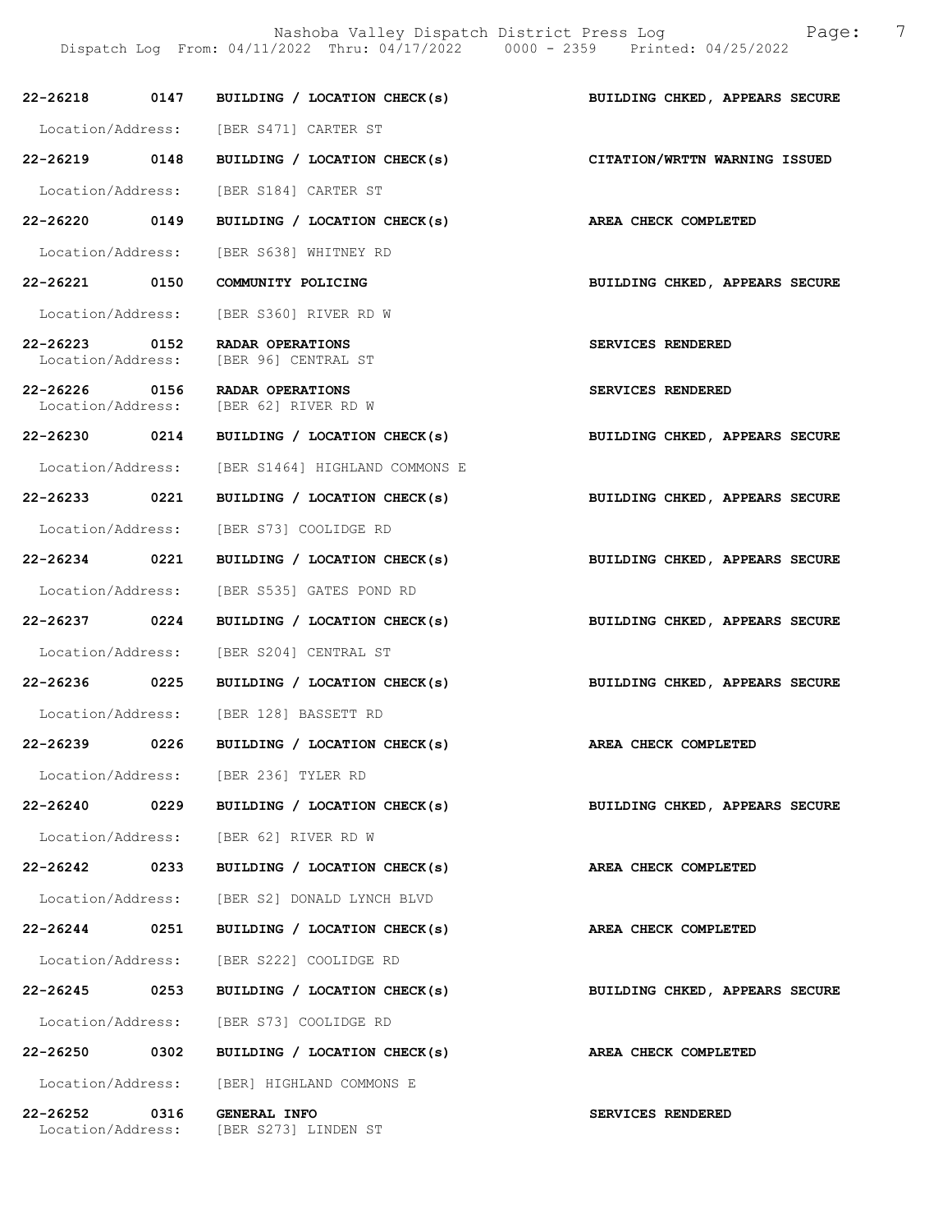**22-26218 0147 BUILDING / LOCATION CHECK(s)** — **BUILDING CHKED, APPEARS SECURE**

Location/Address: [BER S471] CARTER ST

**22-26219 0148 BUILDING / LOCATION CHECK(s)** — **CITATION/WRTTN WARNING ISSUED**

Location/Address: [BER S184] CARTER ST

**22-26220 0149 BUILDING / LOCATION CHECK(s)** — **AREA CHECK COMPLETED**

Location/Address: [BER S638] WHITNEY RD

**22-26221 0150 COMMUNITY POLICING** — **BUILDING CHKED, APPEARS SECURE**

Location/Address: [BER S360] RIVER RD W

**22-26223 0152 RADAR OPERATIONS** — **SERVICES RENDERED**

Location/Address: [BER 96] CENTRAL ST

**22-26226 0156 RADAR OPERATIONS** — **SERVICES RENDERED**

Location/Address: [BER 62] RIVER RD W

**22-26230 0214 BUILDING / LOCATION CHECK(s)** — **BUILDING CHKED, APPEARS SECURE**

Location/Address: [BER S1464] HIGHLAND COMMONS E

**22-26233 0221 BUILDING / LOCATION CHECK(s)** — **BUILDING CHKED, APPEARS SECURE**

Location/Address: [BER S73] COOLIDGE RD

**22-26234 0221 BUILDING / LOCATION CHECK(s)** — **BUILDING CHKED, APPEARS SECURE**

Location/Address: [BER S535] GATES POND RD

**22-26237 0224 BUILDING / LOCATION CHECK(s)** — **BUILDING CHKED, APPEARS SECURE**

Location/Address: [BER S204] CENTRAL ST

**22-26236 0225 BUILDING / LOCATION CHECK(s)** — **BUILDING CHKED, APPEARS SECURE**

Location/Address: [BER 128] BASSETT RD

**22-26239 0226 BUILDING / LOCATION CHECK(s)** — **AREA CHECK COMPLETED**

Location/Address: [BER 236] TYLER RD

**22-26240 0229 BUILDING / LOCATION CHECK(s)** — **BUILDING CHKED, APPEARS SECURE**

Location/Address: [BER 62] RIVER RD W

**22-26242 0233 BUILDING / LOCATION CHECK(s)** — **AREA CHECK COMPLETED**

Location/Address: [BER S2] DONALD LYNCH BLVD

**22-26244 0251 BUILDING / LOCATION CHECK(s)** — **AREA CHECK COMPLETED**

Location/Address: [BER S222] COOLIDGE RD

**22-26245 0253 BUILDING / LOCATION CHECK(s)** — **BUILDING CHKED, APPEARS SECURE**

Location/Address: [BER S73] COOLIDGE RD

**22-26250 0302 BUILDING / LOCATION CHECK(s)** — **AREA CHECK COMPLETED**

Location/Address: [BER] HIGHLAND COMMONS E

**22-26252 0316 GENERAL INFO** — **SERVICES RENDERED**

Location/Address: [BER S273] LINDEN ST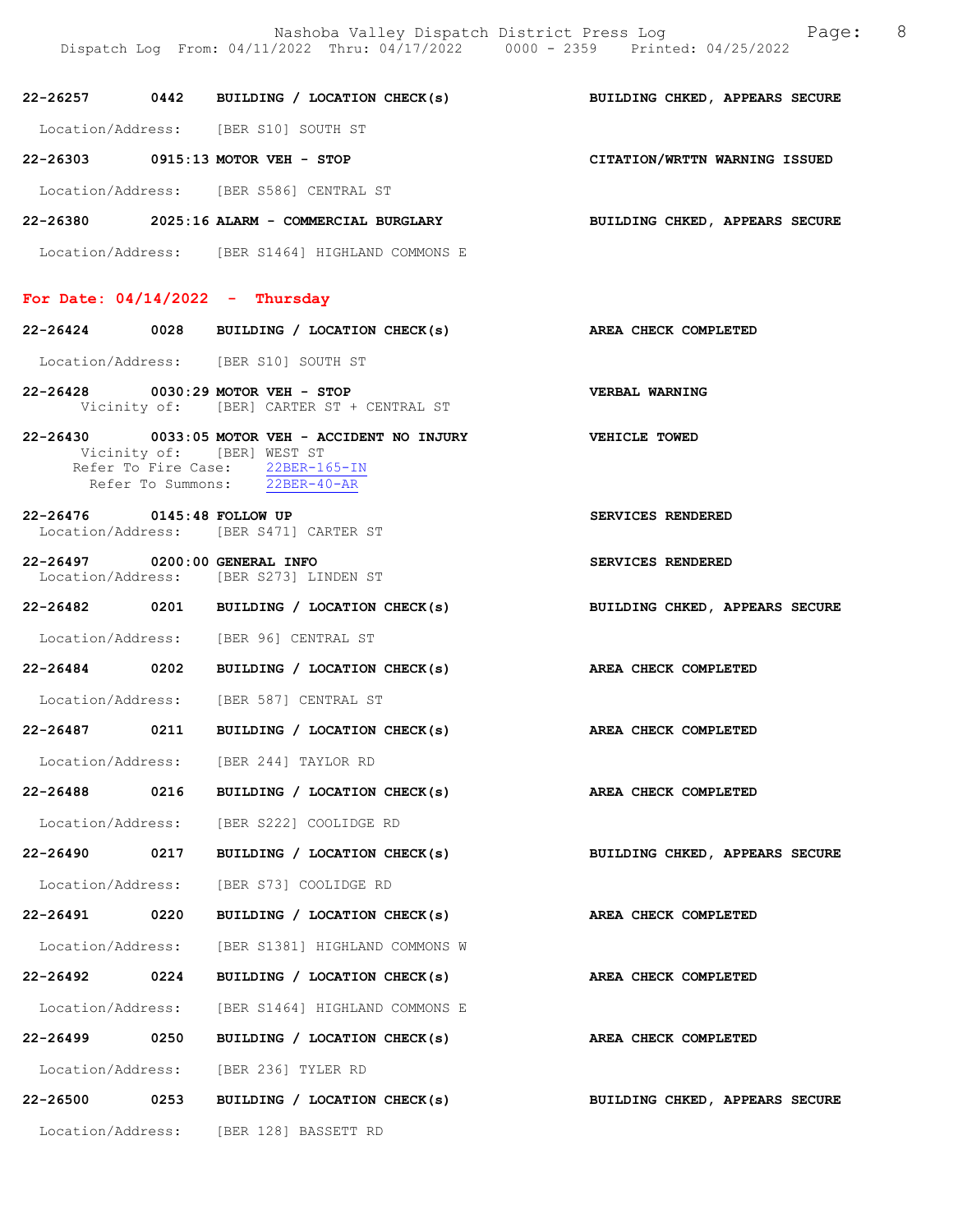**22-26257 0442 BUILDING / LOCATION CHECK(s) — BUILDING CHKED, APPEARS SECURE**

Location/Address: [BER S10] SOUTH ST

**22-26303 0915:13 MOTOR VEH - STOP — CITATION/WRTTN WARNING ISSUED**

Location/Address: [BER S586] CENTRAL ST

**22-26380 2025:16 ALARM - COMMERCIAL BURGLARY — BUILDING CHKED, APPEARS SECURE**

Location/Address: [BER S1464] HIGHLAND COMMONS E

## For Date: 04/14/2022 - Thursday

**22-26424 0028 BUILDING / LOCATION CHECK(s) — AREA CHECK COMPLETED**

Location/Address: [BER S10] SOUTH ST

**22-26428 0030:29 MOTOR VEH - STOP — VERBAL WARNING**

Vicinity of: [BER] CARTER ST + CENTRAL ST

**22-26430 0033:05 MOTOR VEH - ACCIDENT NO INJURY — VEHICLE TOWED**

Vicinity of: [BER] WEST ST
Refer To Fire Case: 22BER-165-IN
Refer To Summons: 22BER-40-AR

**22-26476 0145:48 FOLLOW UP — SERVICES RENDERED**

Location/Address: [BER S471] CARTER ST

**22-26497 0200:00 GENERAL INFO — SERVICES RENDERED**

Location/Address: [BER S273] LINDEN ST

**22-26482 0201 BUILDING / LOCATION CHECK(s) — BUILDING CHKED, APPEARS SECURE**

Location/Address: [BER 96] CENTRAL ST

**22-26484 0202 BUILDING / LOCATION CHECK(s) — AREA CHECK COMPLETED**

Location/Address: [BER 587] CENTRAL ST

**22-26487 0211 BUILDING / LOCATION CHECK(s) — AREA CHECK COMPLETED**

Location/Address: [BER 244] TAYLOR RD

**22-26488 0216 BUILDING / LOCATION CHECK(s) — AREA CHECK COMPLETED**

Location/Address: [BER S222] COOLIDGE RD

**22-26490 0217 BUILDING / LOCATION CHECK(s) — BUILDING CHKED, APPEARS SECURE**

Location/Address: [BER S73] COOLIDGE RD

**22-26491 0220 BUILDING / LOCATION CHECK(s) — AREA CHECK COMPLETED**

Location/Address: [BER S1381] HIGHLAND COMMONS W

**22-26492 0224 BUILDING / LOCATION CHECK(s) — AREA CHECK COMPLETED**

Location/Address: [BER S1464] HIGHLAND COMMONS E

**22-26499 0250 BUILDING / LOCATION CHECK(s) — AREA CHECK COMPLETED**

Location/Address: [BER 236] TYLER RD

**22-26500 0253 BUILDING / LOCATION CHECK(s) — BUILDING CHKED, APPEARS SECURE**

Location/Address: [BER 128] BASSETT RD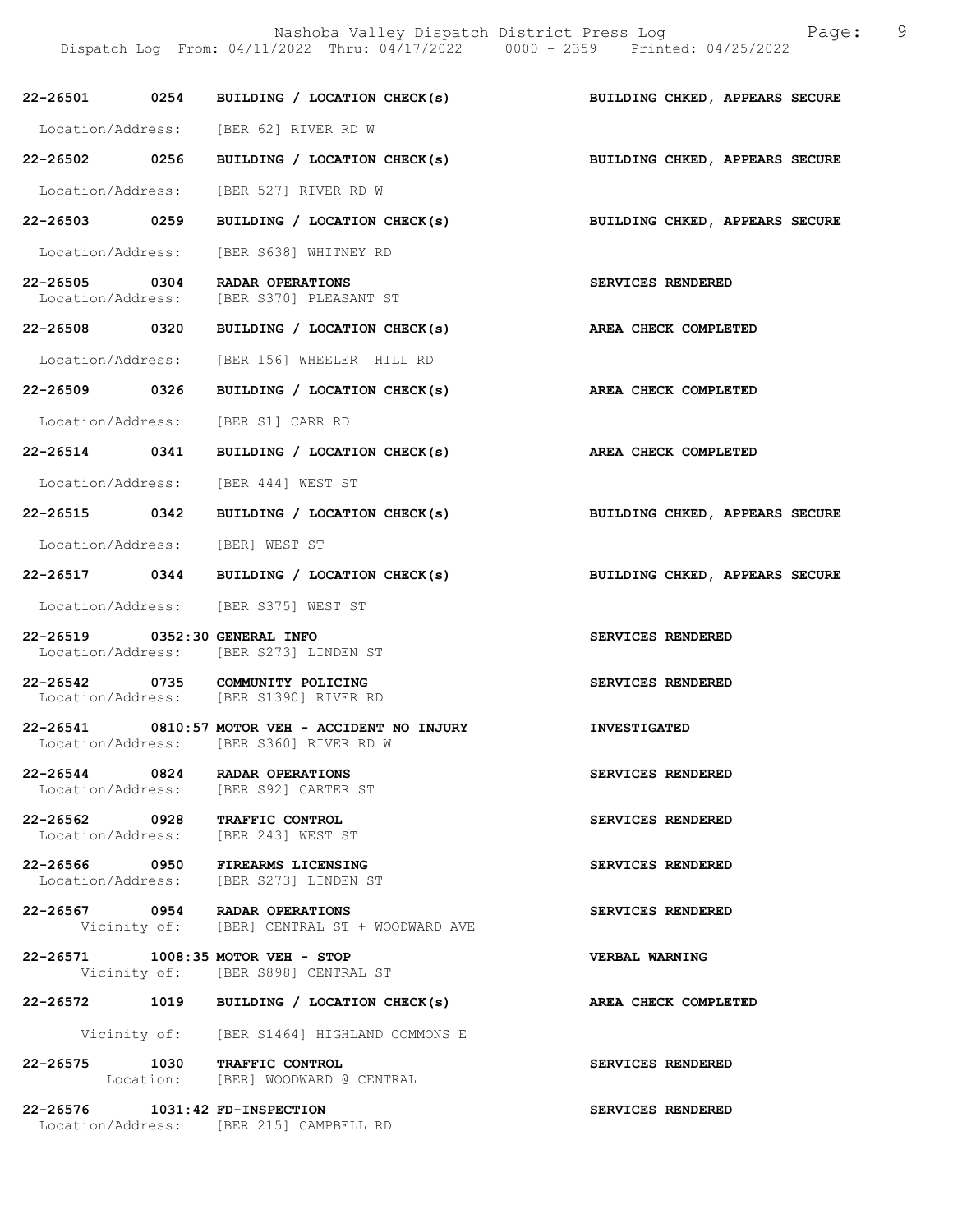| Call # | Time | Call Type | Disposition |
|---|---|---|---|
| 22-26501 | 0254 | BUILDING / LOCATION CHECK(s) | BUILDING CHKED, APPEARS SECURE |
| | | Location/Address: [BER 62] RIVER RD W | |
| 22-26502 | 0256 | BUILDING / LOCATION CHECK(s) | BUILDING CHKED, APPEARS SECURE |
| | | Location/Address: [BER 527] RIVER RD W | |
| 22-26503 | 0259 | BUILDING / LOCATION CHECK(s) | BUILDING CHKED, APPEARS SECURE |
| | | Location/Address: [BER S638] WHITNEY RD | |
| 22-26505 | 0304 | RADAR OPERATIONS | SERVICES RENDERED |
| | | Location/Address: [BER S370] PLEASANT ST | |
| 22-26508 | 0320 | BUILDING / LOCATION CHECK(s) | AREA CHECK COMPLETED |
| | | Location/Address: [BER 156] WHEELER HILL RD | |
| 22-26509 | 0326 | BUILDING / LOCATION CHECK(s) | AREA CHECK COMPLETED |
| | | Location/Address: [BER S1] CARR RD | |
| 22-26514 | 0341 | BUILDING / LOCATION CHECK(s) | AREA CHECK COMPLETED |
| | | Location/Address: [BER 444] WEST ST | |
| 22-26515 | 0342 | BUILDING / LOCATION CHECK(s) | BUILDING CHKED, APPEARS SECURE |
| | | Location/Address: [BER] WEST ST | |
| 22-26517 | 0344 | BUILDING / LOCATION CHECK(s) | BUILDING CHKED, APPEARS SECURE |
| | | Location/Address: [BER S375] WEST ST | |
| 22-26519 | 0352:30 | GENERAL INFO | SERVICES RENDERED |
| | | Location/Address: [BER S273] LINDEN ST | |
| 22-26542 | 0735 | COMMUNITY POLICING | SERVICES RENDERED |
| | | Location/Address: [BER S1390] RIVER RD | |
| 22-26541 | 0810:57 | MOTOR VEH - ACCIDENT NO INJURY | INVESTIGATED |
| | | Location/Address: [BER S360] RIVER RD W | |
| 22-26544 | 0824 | RADAR OPERATIONS | SERVICES RENDERED |
| | | Location/Address: [BER S92] CARTER ST | |
| 22-26562 | 0928 | TRAFFIC CONTROL | SERVICES RENDERED |
| | | Location/Address: [BER 243] WEST ST | |
| 22-26566 | 0950 | FIREARMS LICENSING | SERVICES RENDERED |
| | | Location/Address: [BER S273] LINDEN ST | |
| 22-26567 | 0954 | RADAR OPERATIONS | SERVICES RENDERED |
| | | Vicinity of: [BER] CENTRAL ST + WOODWARD AVE | |
| 22-26571 | 1008:35 | MOTOR VEH - STOP | VERBAL WARNING |
| | | Vicinity of: [BER S898] CENTRAL ST | |
| 22-26572 | 1019 | BUILDING / LOCATION CHECK(s) | AREA CHECK COMPLETED |
| | | Vicinity of: [BER S1464] HIGHLAND COMMONS E | |
| 22-26575 | 1030 | TRAFFIC CONTROL | SERVICES RENDERED |
| | | Location: [BER] WOODWARD @ CENTRAL | |
| 22-26576 | 1031:42 | FD-INSPECTION | SERVICES RENDERED |
| | | Location/Address: [BER 215] CAMPBELL RD | |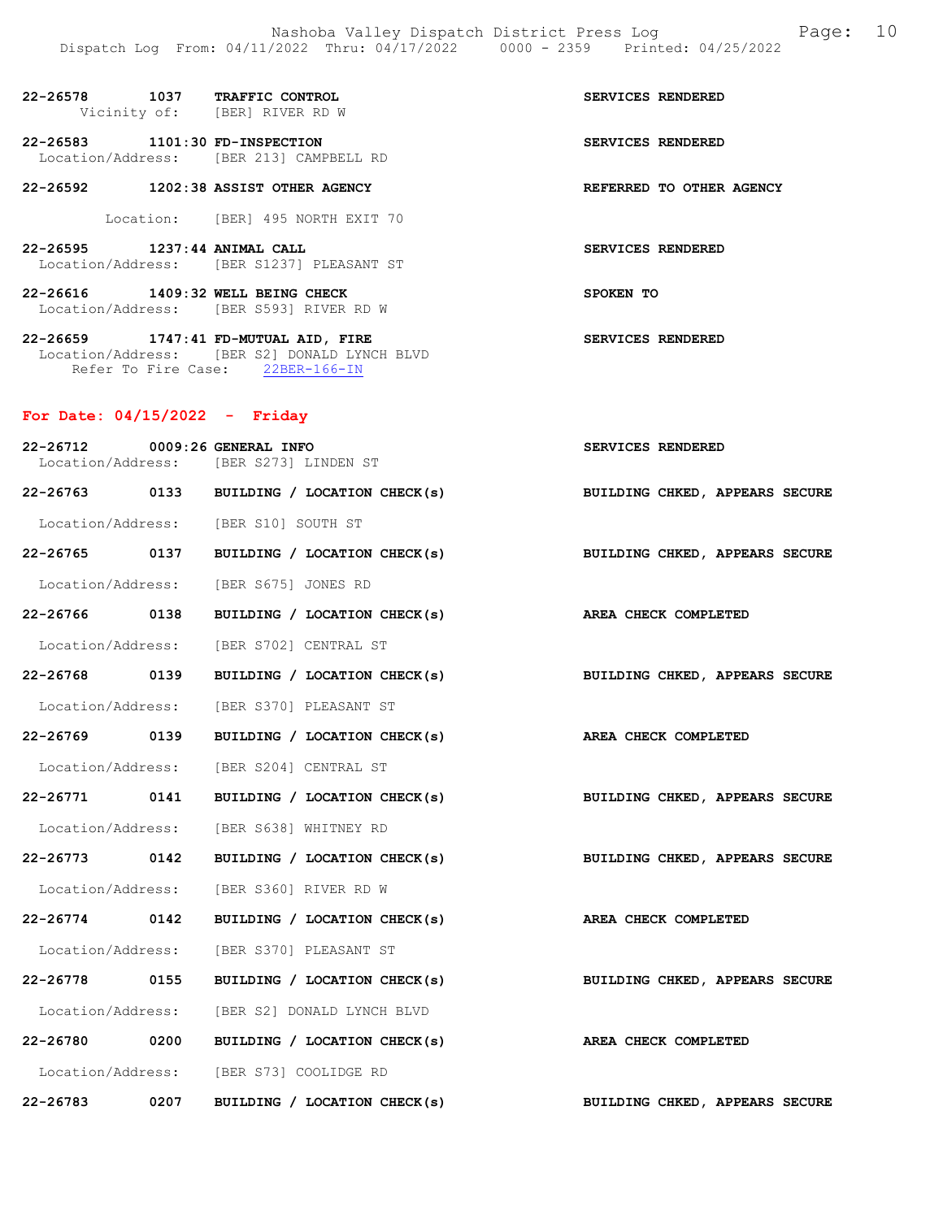22-26578 1037 **TRAFFIC CONTROL** **SERVICES RENDERED**
Vicinity of: [BER] RIVER RD W

22-26583 1101:30 **FD-INSPECTION** **SERVICES RENDERED**
Location/Address: [BER 213] CAMPBELL RD

22-26592 1202:38 **ASSIST OTHER AGENCY** **REFERRED TO OTHER AGENCY**
Location: [BER] 495 NORTH EXIT 70

22-26595 1237:44 **ANIMAL CALL** **SERVICES RENDERED**
Location/Address: [BER S1237] PLEASANT ST

22-26616 1409:32 **WELL BEING CHECK** **SPOKEN TO**
Location/Address: [BER S593] RIVER RD W

22-26659 1747:41 **FD-MUTUAL AID, FIRE** **SERVICES RENDERED**
Location/Address: [BER S2] DONALD LYNCH BLVD
Refer To Fire Case: 22BER-166-IN

## For Date: 04/15/2022 - Friday

22-26712 0009:26 **GENERAL INFO** **SERVICES RENDERED**
Location/Address: [BER S273] LINDEN ST

22-26763 0133 **BUILDING / LOCATION CHECK(s)** **BUILDING CHKED, APPEARS SECURE**
Location/Address: [BER S10] SOUTH ST

22-26765 0137 **BUILDING / LOCATION CHECK(s)** **BUILDING CHKED, APPEARS SECURE**
Location/Address: [BER S675] JONES RD

22-26766 0138 **BUILDING / LOCATION CHECK(s)** **AREA CHECK COMPLETED**
Location/Address: [BER S702] CENTRAL ST

22-26768 0139 **BUILDING / LOCATION CHECK(s)** **BUILDING CHKED, APPEARS SECURE**
Location/Address: [BER S370] PLEASANT ST

22-26769 0139 **BUILDING / LOCATION CHECK(s)** **AREA CHECK COMPLETED**
Location/Address: [BER S204] CENTRAL ST

22-26771 0141 **BUILDING / LOCATION CHECK(s)** **BUILDING CHKED, APPEARS SECURE**
Location/Address: [BER S638] WHITNEY RD

22-26773 0142 **BUILDING / LOCATION CHECK(s)** **BUILDING CHKED, APPEARS SECURE**
Location/Address: [BER S360] RIVER RD W

22-26774 0142 **BUILDING / LOCATION CHECK(s)** **AREA CHECK COMPLETED**
Location/Address: [BER S370] PLEASANT ST

22-26778 0155 **BUILDING / LOCATION CHECK(s)** **BUILDING CHKED, APPEARS SECURE**
Location/Address: [BER S2] DONALD LYNCH BLVD

22-26780 0200 **BUILDING / LOCATION CHECK(s)** **AREA CHECK COMPLETED**
Location/Address: [BER S73] COOLIDGE RD

22-26783 0207 **BUILDING / LOCATION CHECK(s)** **BUILDING CHKED, APPEARS SECURE**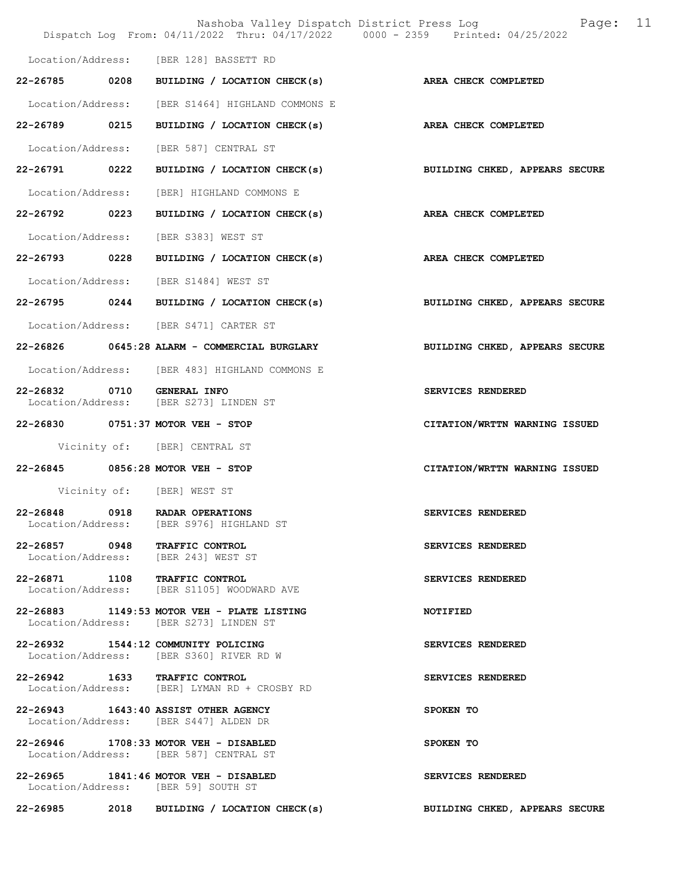Location/Address: [BER 128] BASSETT RD

**22-26785 0208 BUILDING / LOCATION CHECK(s)** **AREA CHECK COMPLETED**

Location/Address: [BER S1464] HIGHLAND COMMONS E

**22-26789 0215 BUILDING / LOCATION CHECK(s)** **AREA CHECK COMPLETED**

Location/Address: [BER 587] CENTRAL ST

**22-26791 0222 BUILDING / LOCATION CHECK(s)** **BUILDING CHKED, APPEARS SECURE**

Location/Address: [BER] HIGHLAND COMMONS E

**22-26792 0223 BUILDING / LOCATION CHECK(s)** **AREA CHECK COMPLETED**

Location/Address: [BER S383] WEST ST

**22-26793 0228 BUILDING / LOCATION CHECK(s)** **AREA CHECK COMPLETED**

Location/Address: [BER S1484] WEST ST

**22-26795 0244 BUILDING / LOCATION CHECK(s)** **BUILDING CHKED, APPEARS SECURE**

Location/Address: [BER S471] CARTER ST

**22-26826 0645:28 ALARM - COMMERCIAL BURGLARY** **BUILDING CHKED, APPEARS SECURE**

Location/Address: [BER 483] HIGHLAND COMMONS E

**22-26832 0710 GENERAL INFO** **SERVICES RENDERED**
Location/Address: [BER S273] LINDEN ST

**22-26830 0751:37 MOTOR VEH - STOP** **CITATION/WRTTN WARNING ISSUED**

Vicinity of: [BER] CENTRAL ST

**22-26845 0856:28 MOTOR VEH - STOP** **CITATION/WRTTN WARNING ISSUED**

Vicinity of: [BER] WEST ST

**22-26848 0918 RADAR OPERATIONS** **SERVICES RENDERED**
Location/Address: [BER S976] HIGHLAND ST

**22-26857 0948 TRAFFIC CONTROL** **SERVICES RENDERED**
Location/Address: [BER 243] WEST ST

**22-26871 1108 TRAFFIC CONTROL** **SERVICES RENDERED**
Location/Address: [BER S1105] WOODWARD AVE

**22-26883 1149:53 MOTOR VEH - PLATE LISTING** **NOTIFIED**
Location/Address: [BER S273] LINDEN ST

**22-26932 1544:12 COMMUNITY POLICING** **SERVICES RENDERED**
Location/Address: [BER S360] RIVER RD W

**22-26942 1633 TRAFFIC CONTROL** **SERVICES RENDERED**
Location/Address: [BER] LYMAN RD + CROSBY RD

**22-26943 1643:40 ASSIST OTHER AGENCY** **SPOKEN TO**
Location/Address: [BER S447] ALDEN DR

**22-26946 1708:33 MOTOR VEH - DISABLED** **SPOKEN TO**
Location/Address: [BER 587] CENTRAL ST

**22-26965 1841:46 MOTOR VEH - DISABLED** **SERVICES RENDERED**
Location/Address: [BER 59] SOUTH ST

**22-26985 2018 BUILDING / LOCATION CHECK(s)** **BUILDING CHKED, APPEARS SECURE**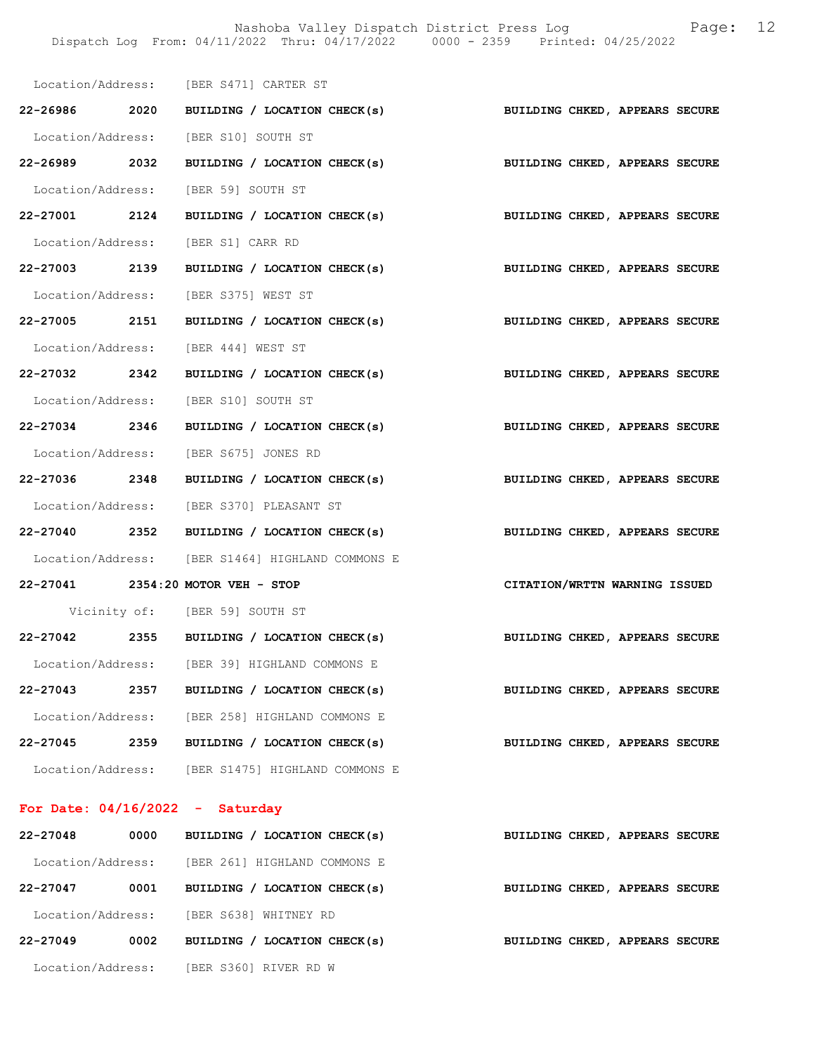Location/Address: [BER S471] CARTER ST

**22-26986 2020 BUILDING / LOCATION CHECK(s) BUILDING CHKED, APPEARS SECURE**

Location/Address: [BER S10] SOUTH ST

**22-26989 2032 BUILDING / LOCATION CHECK(s) BUILDING CHKED, APPEARS SECURE**

Location/Address: [BER 59] SOUTH ST

**22-27001 2124 BUILDING / LOCATION CHECK(s) BUILDING CHKED, APPEARS SECURE**

Location/Address: [BER S1] CARR RD

**22-27003 2139 BUILDING / LOCATION CHECK(s) BUILDING CHKED, APPEARS SECURE**

Location/Address: [BER S375] WEST ST

**22-27005 2151 BUILDING / LOCATION CHECK(s) BUILDING CHKED, APPEARS SECURE**

Location/Address: [BER 444] WEST ST

**22-27032 2342 BUILDING / LOCATION CHECK(s) BUILDING CHKED, APPEARS SECURE**

Location/Address: [BER S10] SOUTH ST

**22-27034 2346 BUILDING / LOCATION CHECK(s) BUILDING CHKED, APPEARS SECURE**

Location/Address: [BER S675] JONES RD

**22-27036 2348 BUILDING / LOCATION CHECK(s) BUILDING CHKED, APPEARS SECURE**

Location/Address: [BER S370] PLEASANT ST

**22-27040 2352 BUILDING / LOCATION CHECK(s) BUILDING CHKED, APPEARS SECURE**

Location/Address: [BER S1464] HIGHLAND COMMONS E

**22-27041 2354:20 MOTOR VEH - STOP CITATION/WRTTN WARNING ISSUED**

Vicinity of: [BER 59] SOUTH ST

**22-27042 2355 BUILDING / LOCATION CHECK(s) BUILDING CHKED, APPEARS SECURE**

Location/Address: [BER 39] HIGHLAND COMMONS E

**22-27043 2357 BUILDING / LOCATION CHECK(s) BUILDING CHKED, APPEARS SECURE**

Location/Address: [BER 258] HIGHLAND COMMONS E

**22-27045 2359 BUILDING / LOCATION CHECK(s) BUILDING CHKED, APPEARS SECURE**

Location/Address: [BER S1475] HIGHLAND COMMONS E

## For Date: 04/16/2022 - Saturday

**22-27048 0000 BUILDING / LOCATION CHECK(s) BUILDING CHKED, APPEARS SECURE**

Location/Address: [BER 261] HIGHLAND COMMONS E

**22-27047 0001 BUILDING / LOCATION CHECK(s) BUILDING CHKED, APPEARS SECURE**

Location/Address: [BER S638] WHITNEY RD

**22-27049 0002 BUILDING / LOCATION CHECK(s) BUILDING CHKED, APPEARS SECURE**

Location/Address: [BER S360] RIVER RD W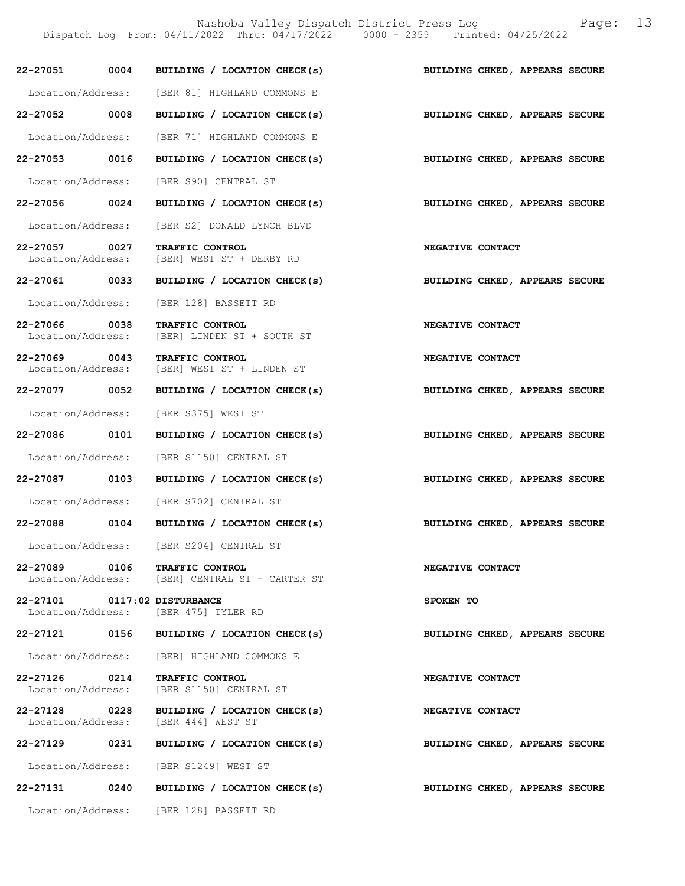22-27051 0004 BUILDING / LOCATION CHECK(s) BUILDING CHKED, APPEARS SECURE

Location/Address: [BER 81] HIGHLAND COMMONS E

22-27052 0008 BUILDING / LOCATION CHECK(s) BUILDING CHKED, APPEARS SECURE

Location/Address: [BER 71] HIGHLAND COMMONS E

22-27053 0016 BUILDING / LOCATION CHECK(s) BUILDING CHKED, APPEARS SECURE

Location/Address: [BER S90] CENTRAL ST

22-27056 0024 BUILDING / LOCATION CHECK(s) BUILDING CHKED, APPEARS SECURE

Location/Address: [BER S2] DONALD LYNCH BLVD

22-27057 0027 TRAFFIC CONTROL NEGATIVE CONTACT
Location/Address: [BER] WEST ST + DERBY RD

22-27061 0033 BUILDING / LOCATION CHECK(s) BUILDING CHKED, APPEARS SECURE

Location/Address: [BER 128] BASSETT RD

22-27066 0038 TRAFFIC CONTROL NEGATIVE CONTACT
Location/Address: [BER] LINDEN ST + SOUTH ST

22-27069 0043 TRAFFIC CONTROL NEGATIVE CONTACT
Location/Address: [BER] WEST ST + LINDEN ST

22-27077 0052 BUILDING / LOCATION CHECK(s) BUILDING CHKED, APPEARS SECURE

Location/Address: [BER S375] WEST ST

22-27086 0101 BUILDING / LOCATION CHECK(s) BUILDING CHKED, APPEARS SECURE

Location/Address: [BER S1150] CENTRAL ST

22-27087 0103 BUILDING / LOCATION CHECK(s) BUILDING CHKED, APPEARS SECURE

Location/Address: [BER S702] CENTRAL ST

22-27088 0104 BUILDING / LOCATION CHECK(s) BUILDING CHKED, APPEARS SECURE

Location/Address: [BER S204] CENTRAL ST

22-27089 0106 TRAFFIC CONTROL NEGATIVE CONTACT
Location/Address: [BER] CENTRAL ST + CARTER ST

22-27101 0117:02 DISTURBANCE SPOKEN TO
Location/Address: [BER 475] TYLER RD

22-27121 0156 BUILDING / LOCATION CHECK(s) BUILDING CHKED, APPEARS SECURE

Location/Address: [BER] HIGHLAND COMMONS E

22-27126 0214 TRAFFIC CONTROL NEGATIVE CONTACT
Location/Address: [BER S1150] CENTRAL ST

22-27128 0228 BUILDING / LOCATION CHECK(s) NEGATIVE CONTACT
Location/Address: [BER 444] WEST ST

22-27129 0231 BUILDING / LOCATION CHECK(s) BUILDING CHKED, APPEARS SECURE

Location/Address: [BER S1249] WEST ST

22-27131 0240 BUILDING / LOCATION CHECK(s) BUILDING CHKED, APPEARS SECURE

Location/Address: [BER 128] BASSETT RD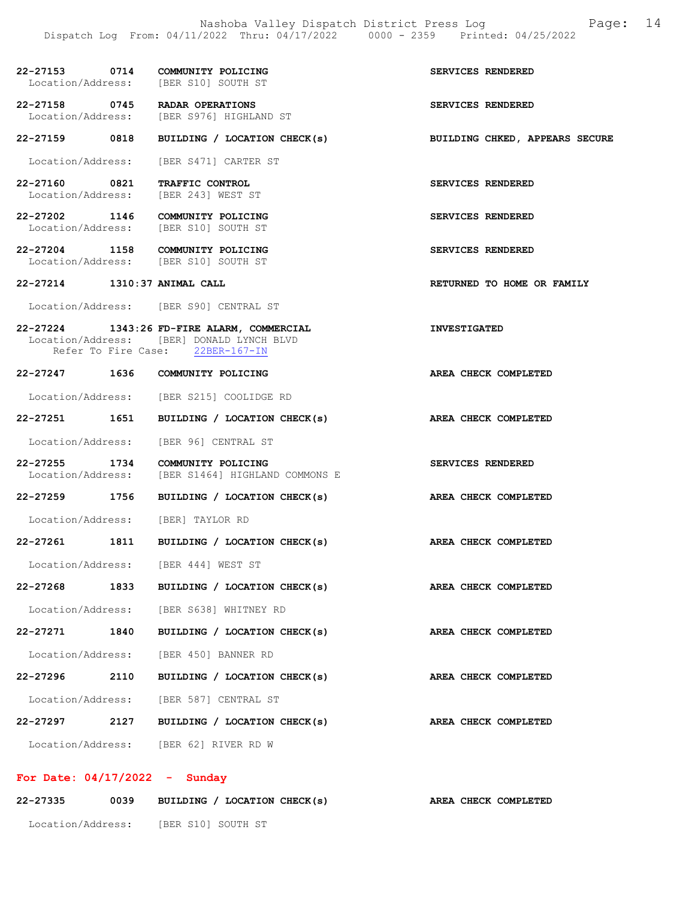22-27153 0714 COMMUNITY POLICING SERVICES RENDERED
Location/Address: [BER S10] SOUTH ST

22-27158 0745 RADAR OPERATIONS SERVICES RENDERED
Location/Address: [BER S976] HIGHLAND ST

22-27159 0818 BUILDING / LOCATION CHECK(s) BUILDING CHKED, APPEARS SECURE
Location/Address: [BER S471] CARTER ST

22-27160 0821 TRAFFIC CONTROL SERVICES RENDERED
Location/Address: [BER 243] WEST ST

22-27202 1146 COMMUNITY POLICING SERVICES RENDERED
Location/Address: [BER S10] SOUTH ST

22-27204 1158 COMMUNITY POLICING SERVICES RENDERED
Location/Address: [BER S10] SOUTH ST

22-27214 1310:37 ANIMAL CALL RETURNED TO HOME OR FAMILY
Location/Address: [BER S90] CENTRAL ST

22-27224 1343:26 FD-FIRE ALARM, COMMERCIAL INVESTIGATED
Location/Address: [BER] DONALD LYNCH BLVD
Refer To Fire Case: 22BER-167-IN

22-27247 1636 COMMUNITY POLICING AREA CHECK COMPLETED
Location/Address: [BER S215] COOLIDGE RD

22-27251 1651 BUILDING / LOCATION CHECK(s) AREA CHECK COMPLETED
Location/Address: [BER 96] CENTRAL ST

22-27255 1734 COMMUNITY POLICING SERVICES RENDERED
Location/Address: [BER S1464] HIGHLAND COMMONS E

22-27259 1756 BUILDING / LOCATION CHECK(s) AREA CHECK COMPLETED
Location/Address: [BER] TAYLOR RD

22-27261 1811 BUILDING / LOCATION CHECK(s) AREA CHECK COMPLETED
Location/Address: [BER 444] WEST ST

22-27268 1833 BUILDING / LOCATION CHECK(s) AREA CHECK COMPLETED
Location/Address: [BER S638] WHITNEY RD

22-27271 1840 BUILDING / LOCATION CHECK(s) AREA CHECK COMPLETED
Location/Address: [BER 450] BANNER RD

22-27296 2110 BUILDING / LOCATION CHECK(s) AREA CHECK COMPLETED
Location/Address: [BER 587] CENTRAL ST

22-27297 2127 BUILDING / LOCATION CHECK(s) AREA CHECK COMPLETED
Location/Address: [BER 62] RIVER RD W

## For Date: 04/17/2022 - Sunday

22-27335 0039 BUILDING / LOCATION CHECK(s) AREA CHECK COMPLETED
Location/Address: [BER S10] SOUTH ST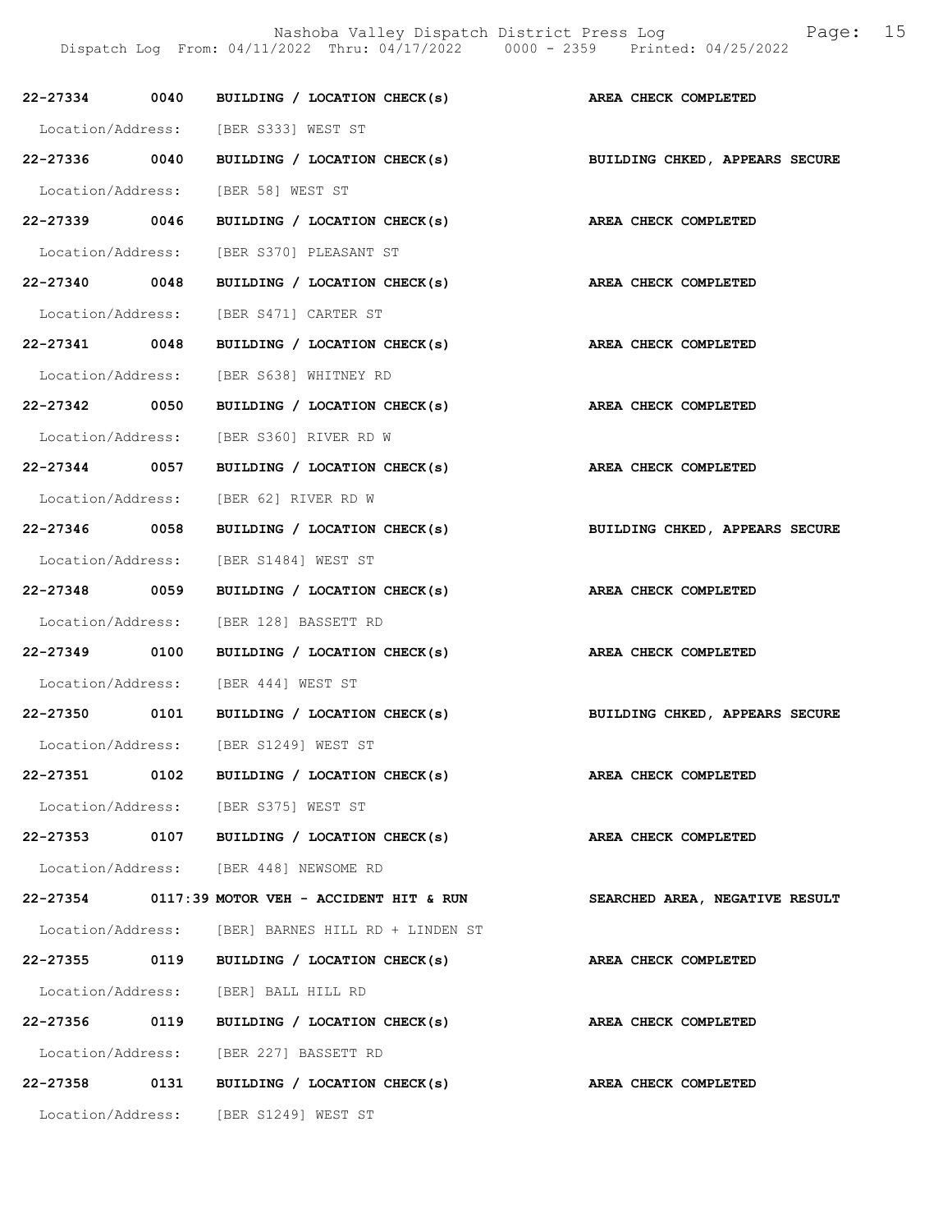**22-27334 0040 BUILDING / LOCATION CHECK(s) AREA CHECK COMPLETED**

Location/Address: [BER S333] WEST ST

**22-27336 0040 BUILDING / LOCATION CHECK(s) BUILDING CHKED, APPEARS SECURE**

Location/Address: [BER 58] WEST ST

**22-27339 0046 BUILDING / LOCATION CHECK(s) AREA CHECK COMPLETED**

Location/Address: [BER S370] PLEASANT ST

**22-27340 0048 BUILDING / LOCATION CHECK(s) AREA CHECK COMPLETED**

Location/Address: [BER S471] CARTER ST

**22-27341 0048 BUILDING / LOCATION CHECK(s) AREA CHECK COMPLETED**

Location/Address: [BER S638] WHITNEY RD

**22-27342 0050 BUILDING / LOCATION CHECK(s) AREA CHECK COMPLETED**

Location/Address: [BER S360] RIVER RD W

**22-27344 0057 BUILDING / LOCATION CHECK(s) AREA CHECK COMPLETED**

Location/Address: [BER 62] RIVER RD W

**22-27346 0058 BUILDING / LOCATION CHECK(s) BUILDING CHKED, APPEARS SECURE**

Location/Address: [BER S1484] WEST ST

**22-27348 0059 BUILDING / LOCATION CHECK(s) AREA CHECK COMPLETED**

Location/Address: [BER 128] BASSETT RD

**22-27349 0100 BUILDING / LOCATION CHECK(s) AREA CHECK COMPLETED**

Location/Address: [BER 444] WEST ST

**22-27350 0101 BUILDING / LOCATION CHECK(s) BUILDING CHKED, APPEARS SECURE**

Location/Address: [BER S1249] WEST ST

**22-27351 0102 BUILDING / LOCATION CHECK(s) AREA CHECK COMPLETED**

Location/Address: [BER S375] WEST ST

**22-27353 0107 BUILDING / LOCATION CHECK(s) AREA CHECK COMPLETED**

Location/Address: [BER 448] NEWSOME RD

**22-27354 0117:39 MOTOR VEH - ACCIDENT HIT & RUN SEARCHED AREA, NEGATIVE RESULT**

Location/Address: [BER] BARNES HILL RD + LINDEN ST

**22-27355 0119 BUILDING / LOCATION CHECK(s) AREA CHECK COMPLETED**

Location/Address: [BER] BALL HILL RD

**22-27356 0119 BUILDING / LOCATION CHECK(s) AREA CHECK COMPLETED**

Location/Address: [BER 227] BASSETT RD

**22-27358 0131 BUILDING / LOCATION CHECK(s) AREA CHECK COMPLETED**

Location/Address: [BER S1249] WEST ST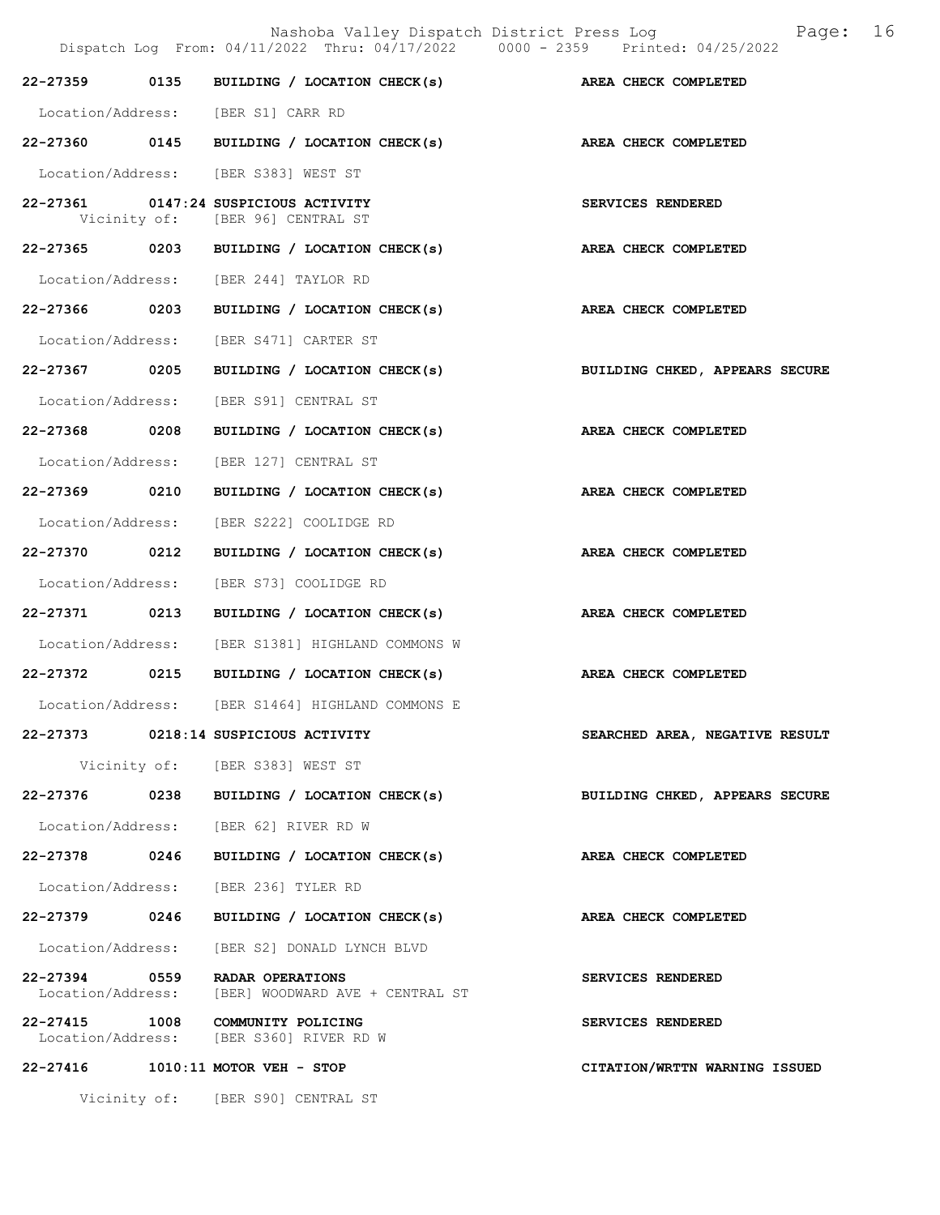22-27359 0135 BUILDING / LOCATION CHECK(s) AREA CHECK COMPLETED

Location/Address: [BER S1] CARR RD

22-27360 0145 BUILDING / LOCATION CHECK(s) AREA CHECK COMPLETED

Location/Address: [BER S383] WEST ST

22-27361 0147:24 SUSPICIOUS ACTIVITY SERVICES RENDERED
Vicinity of: [BER 96] CENTRAL ST

22-27365 0203 BUILDING / LOCATION CHECK(s) AREA CHECK COMPLETED

Location/Address: [BER 244] TAYLOR RD

22-27366 0203 BUILDING / LOCATION CHECK(s) AREA CHECK COMPLETED

Location/Address: [BER S471] CARTER ST

22-27367 0205 BUILDING / LOCATION CHECK(s) BUILDING CHKED, APPEARS SECURE

Location/Address: [BER S91] CENTRAL ST

22-27368 0208 BUILDING / LOCATION CHECK(s) AREA CHECK COMPLETED

Location/Address: [BER 127] CENTRAL ST

22-27369 0210 BUILDING / LOCATION CHECK(s) AREA CHECK COMPLETED

Location/Address: [BER S222] COOLIDGE RD

22-27370 0212 BUILDING / LOCATION CHECK(s) AREA CHECK COMPLETED

Location/Address: [BER S73] COOLIDGE RD

22-27371 0213 BUILDING / LOCATION CHECK(s) AREA CHECK COMPLETED

Location/Address: [BER S1381] HIGHLAND COMMONS W

22-27372 0215 BUILDING / LOCATION CHECK(s) AREA CHECK COMPLETED

Location/Address: [BER S1464] HIGHLAND COMMONS E

22-27373 0218:14 SUSPICIOUS ACTIVITY SEARCHED AREA, NEGATIVE RESULT

Vicinity of: [BER S383] WEST ST

22-27376 0238 BUILDING / LOCATION CHECK(s) BUILDING CHKED, APPEARS SECURE

Location/Address: [BER 62] RIVER RD W

22-27378 0246 BUILDING / LOCATION CHECK(s) AREA CHECK COMPLETED

Location/Address: [BER 236] TYLER RD

22-27379 0246 BUILDING / LOCATION CHECK(s) AREA CHECK COMPLETED

Location/Address: [BER S2] DONALD LYNCH BLVD

22-27394 0559 RADAR OPERATIONS SERVICES RENDERED
Location/Address: [BER] WOODWARD AVE + CENTRAL ST

22-27415 1008 COMMUNITY POLICING SERVICES RENDERED
Location/Address: [BER S360] RIVER RD W

22-27416 1010:11 MOTOR VEH - STOP CITATION/WRTTN WARNING ISSUED

Vicinity of: [BER S90] CENTRAL ST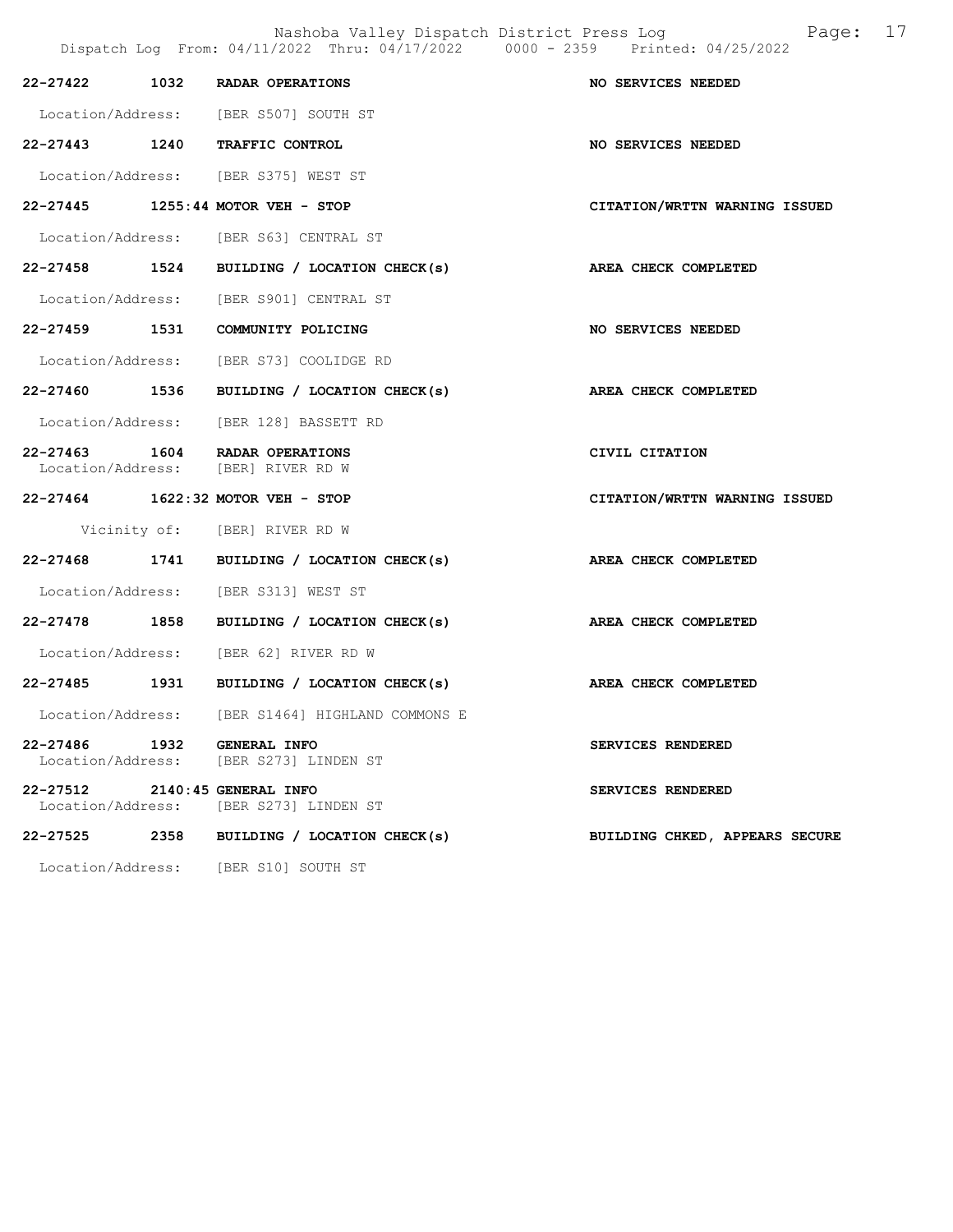**22-27422 1032 RADAR OPERATIONS** — **NO SERVICES NEEDED**

Location/Address: [BER S507] SOUTH ST

**22-27443 1240 TRAFFIC CONTROL** — **NO SERVICES NEEDED**

Location/Address: [BER S375] WEST ST

**22-27445 1255:44 MOTOR VEH - STOP** — **CITATION/WRTTN WARNING ISSUED**

Location/Address: [BER S63] CENTRAL ST

**22-27458 1524 BUILDING / LOCATION CHECK(s)** — **AREA CHECK COMPLETED**

Location/Address: [BER S901] CENTRAL ST

**22-27459 1531 COMMUNITY POLICING** — **NO SERVICES NEEDED**

Location/Address: [BER S73] COOLIDGE RD

**22-27460 1536 BUILDING / LOCATION CHECK(s)** — **AREA CHECK COMPLETED**

Location/Address: [BER 128] BASSETT RD

**22-27463 1604 RADAR OPERATIONS** — **CIVIL CITATION**

Location/Address: [BER] RIVER RD W

**22-27464 1622:32 MOTOR VEH - STOP** — **CITATION/WRTTN WARNING ISSUED**

Vicinity of: [BER] RIVER RD W

**22-27468 1741 BUILDING / LOCATION CHECK(s)** — **AREA CHECK COMPLETED**

Location/Address: [BER S313] WEST ST

**22-27478 1858 BUILDING / LOCATION CHECK(s)** — **AREA CHECK COMPLETED**

Location/Address: [BER 62] RIVER RD W

**22-27485 1931 BUILDING / LOCATION CHECK(s)** — **AREA CHECK COMPLETED**

Location/Address: [BER S1464] HIGHLAND COMMONS E

**22-27486 1932 GENERAL INFO** — **SERVICES RENDERED**

Location/Address: [BER S273] LINDEN ST

**22-27512 2140:45 GENERAL INFO** — **SERVICES RENDERED**

Location/Address: [BER S273] LINDEN ST

**22-27525 2358 BUILDING / LOCATION CHECK(s)** — **BUILDING CHKED, APPEARS SECURE**

Location/Address: [BER S10] SOUTH ST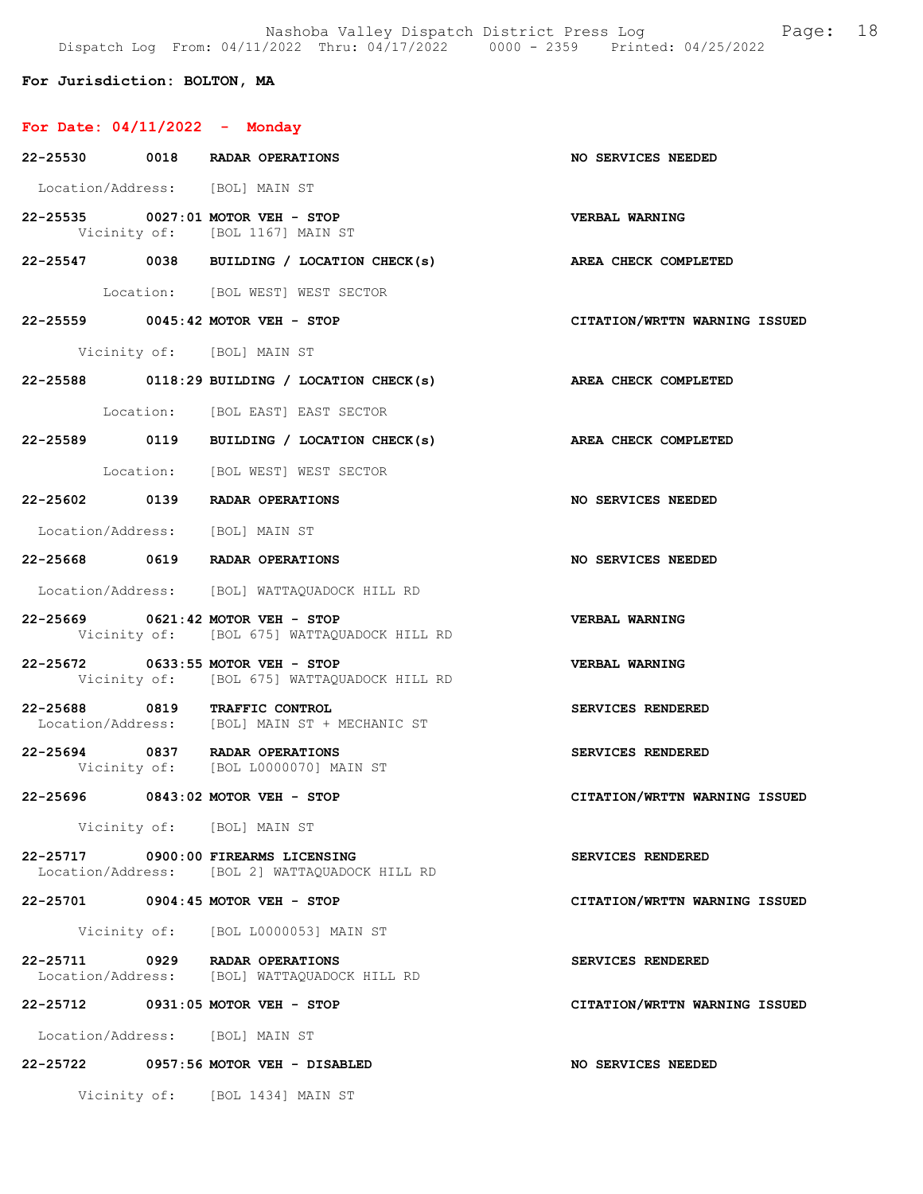**For Jurisdiction: BOLTON, MA**

## For Date: 04/11/2022 - Monday

**22-25530 0018 RADAR OPERATIONS** — NO SERVICES NEEDED
Location/Address: [BOL] MAIN ST

**22-25535 0027:01 MOTOR VEH - STOP** — VERBAL WARNING
Vicinity of: [BOL 1167] MAIN ST

**22-25547 0038 BUILDING / LOCATION CHECK(s)** — AREA CHECK COMPLETED
Location: [BOL WEST] WEST SECTOR

**22-25559 0045:42 MOTOR VEH - STOP** — CITATION/WRTTN WARNING ISSUED
Vicinity of: [BOL] MAIN ST

**22-25588 0118:29 BUILDING / LOCATION CHECK(s)** — AREA CHECK COMPLETED
Location: [BOL EAST] EAST SECTOR

**22-25589 0119 BUILDING / LOCATION CHECK(s)** — AREA CHECK COMPLETED
Location: [BOL WEST] WEST SECTOR

**22-25602 0139 RADAR OPERATIONS** — NO SERVICES NEEDED
Location/Address: [BOL] MAIN ST

**22-25668 0619 RADAR OPERATIONS** — NO SERVICES NEEDED
Location/Address: [BOL] WATTAQUADOCK HILL RD

**22-25669 0621:42 MOTOR VEH - STOP** — VERBAL WARNING
Vicinity of: [BOL 675] WATTAQUADOCK HILL RD

**22-25672 0633:55 MOTOR VEH - STOP** — VERBAL WARNING
Vicinity of: [BOL 675] WATTAQUADOCK HILL RD

**22-25688 0819 TRAFFIC CONTROL** — SERVICES RENDERED
Location/Address: [BOL] MAIN ST + MECHANIC ST

**22-25694 0837 RADAR OPERATIONS** — SERVICES RENDERED
Vicinity of: [BOL L0000070] MAIN ST

**22-25696 0843:02 MOTOR VEH - STOP** — CITATION/WRTTN WARNING ISSUED
Vicinity of: [BOL] MAIN ST

**22-25717 0900:00 FIREARMS LICENSING** — SERVICES RENDERED
Location/Address: [BOL 2] WATTAQUADOCK HILL RD

**22-25701 0904:45 MOTOR VEH - STOP** — CITATION/WRTTN WARNING ISSUED
Vicinity of: [BOL L0000053] MAIN ST

**22-25711 0929 RADAR OPERATIONS** — SERVICES RENDERED
Location/Address: [BOL] WATTAQUADOCK HILL RD

**22-25712 0931:05 MOTOR VEH - STOP** — CITATION/WRTTN WARNING ISSUED
Location/Address: [BOL] MAIN ST

**22-25722 0957:56 MOTOR VEH - DISABLED** — NO SERVICES NEEDED
Vicinity of: [BOL 1434] MAIN ST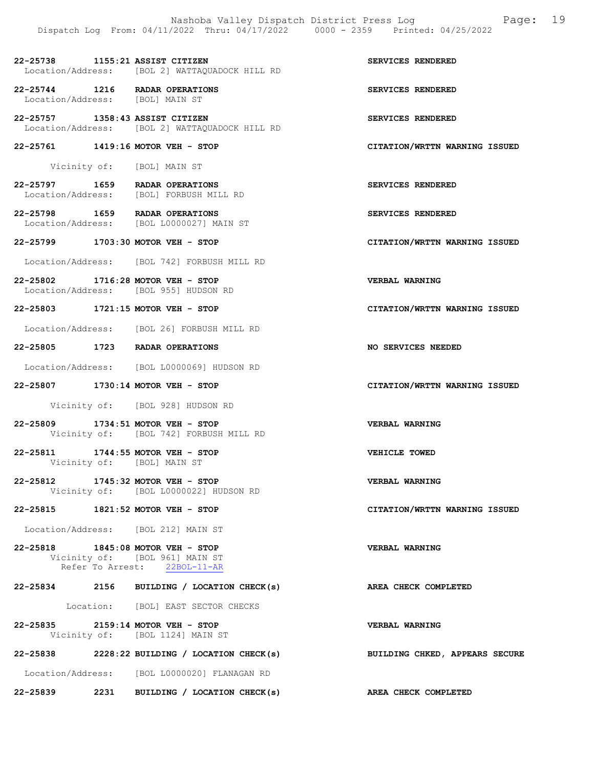**22-25738 1155:21 ASSIST CITIZEN** — **SERVICES RENDERED**
Location/Address: [BOL 2] WATTAQUADOCK HILL RD

**22-25744 1216 RADAR OPERATIONS** — **SERVICES RENDERED**
Location/Address: [BOL] MAIN ST

**22-25757 1358:43 ASSIST CITIZEN** — **SERVICES RENDERED**
Location/Address: [BOL 2] WATTAQUADOCK HILL RD

**22-25761 1419:16 MOTOR VEH - STOP** — **CITATION/WRTTN WARNING ISSUED**
Vicinity of: [BOL] MAIN ST

**22-25797 1659 RADAR OPERATIONS** — **SERVICES RENDERED**
Location/Address: [BOL] FORBUSH MILL RD

**22-25798 1659 RADAR OPERATIONS** — **SERVICES RENDERED**
Location/Address: [BOL L0000027] MAIN ST

**22-25799 1703:30 MOTOR VEH - STOP** — **CITATION/WRTTN WARNING ISSUED**
Location/Address: [BOL 742] FORBUSH MILL RD

**22-25802 1716:28 MOTOR VEH - STOP** — **VERBAL WARNING**
Location/Address: [BOL 955] HUDSON RD

**22-25803 1721:15 MOTOR VEH - STOP** — **CITATION/WRTTN WARNING ISSUED**
Location/Address: [BOL 26] FORBUSH MILL RD

**22-25805 1723 RADAR OPERATIONS** — **NO SERVICES NEEDED**
Location/Address: [BOL L0000069] HUDSON RD

**22-25807 1730:14 MOTOR VEH - STOP** — **CITATION/WRTTN WARNING ISSUED**
Vicinity of: [BOL 928] HUDSON RD

**22-25809 1734:51 MOTOR VEH - STOP** — **VERBAL WARNING**
Vicinity of: [BOL 742] FORBUSH MILL RD

**22-25811 1744:55 MOTOR VEH - STOP** — **VEHICLE TOWED**
Vicinity of: [BOL] MAIN ST

**22-25812 1745:32 MOTOR VEH - STOP** — **VERBAL WARNING**
Vicinity of: [BOL L0000022] HUDSON RD

**22-25815 1821:52 MOTOR VEH - STOP** — **CITATION/WRTTN WARNING ISSUED**
Location/Address: [BOL 212] MAIN ST

**22-25818 1845:08 MOTOR VEH - STOP** — **VERBAL WARNING**
Vicinity of: [BOL 961] MAIN ST
Refer To Arrest: 22BOL-11-AR

**22-25834 2156 BUILDING / LOCATION CHECK(s)** — **AREA CHECK COMPLETED**
Location: [BOL] EAST SECTOR CHECKS

**22-25835 2159:14 MOTOR VEH - STOP** — **VERBAL WARNING**
Vicinity of: [BOL 1124] MAIN ST

**22-25838 2228:22 BUILDING / LOCATION CHECK(s)** — **BUILDING CHKED, APPEARS SECURE**
Location/Address: [BOL L0000020] FLANAGAN RD

**22-25839 2231 BUILDING / LOCATION CHECK(s)** — **AREA CHECK COMPLETED**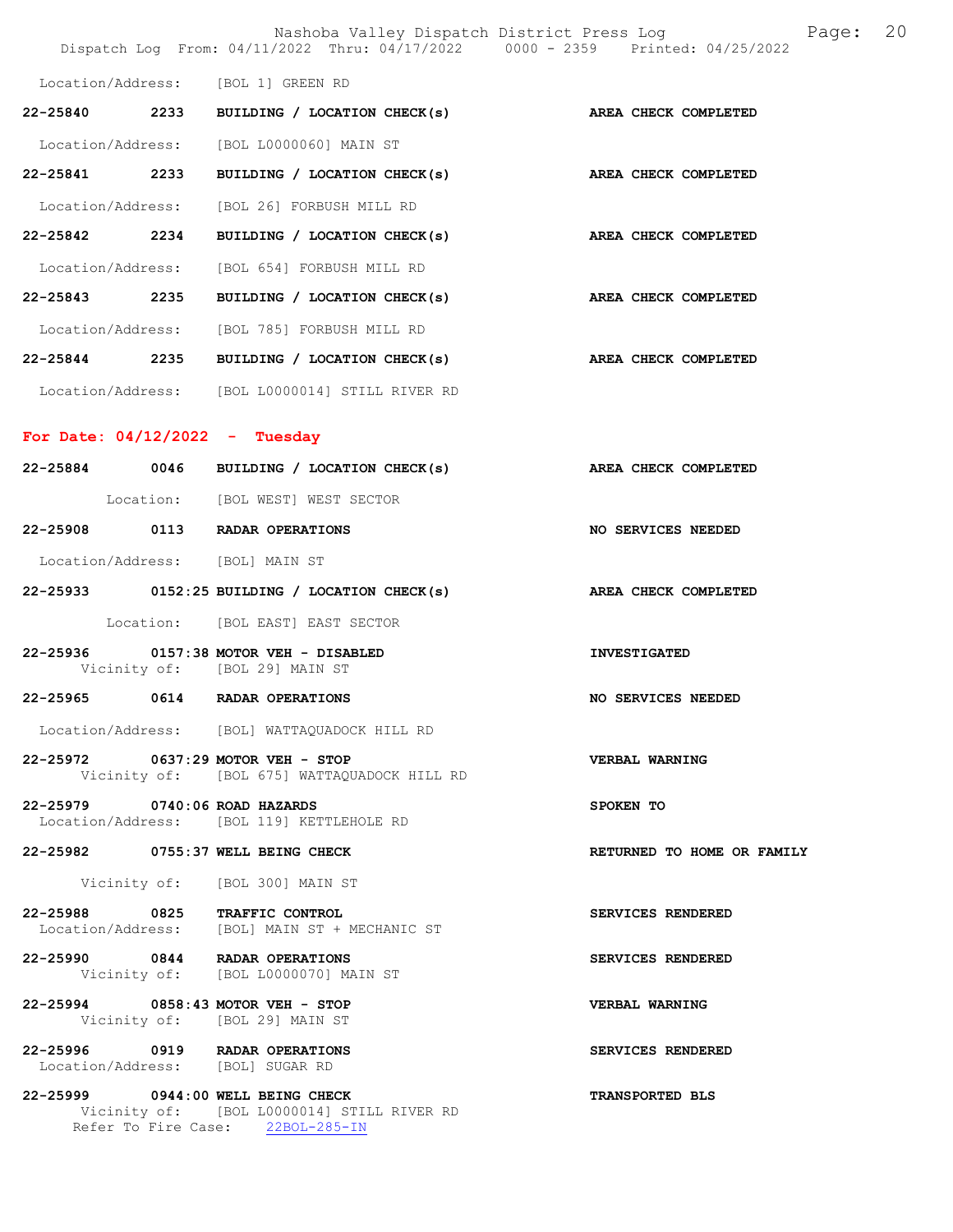Location/Address: [BOL 1] GREEN RD

**22-25840** 2233 **BUILDING / LOCATION CHECK(s)** **AREA CHECK COMPLETED**

Location/Address: [BOL L0000060] MAIN ST

**22-25841** 2233 **BUILDING / LOCATION CHECK(s)** **AREA CHECK COMPLETED**

Location/Address: [BOL 26] FORBUSH MILL RD

**22-25842** 2234 **BUILDING / LOCATION CHECK(s)** **AREA CHECK COMPLETED**

Location/Address: [BOL 654] FORBUSH MILL RD

**22-25843** 2235 **BUILDING / LOCATION CHECK(s)** **AREA CHECK COMPLETED**

Location/Address: [BOL 785] FORBUSH MILL RD

**22-25844** 2235 **BUILDING / LOCATION CHECK(s)** **AREA CHECK COMPLETED**

Location/Address: [BOL L0000014] STILL RIVER RD

## For Date: 04/12/2022 - Tuesday

**22-25884** 0046 **BUILDING / LOCATION CHECK(s)** **AREA CHECK COMPLETED**

Location: [BOL WEST] WEST SECTOR

**22-25908** 0113 **RADAR OPERATIONS** **NO SERVICES NEEDED**

Location/Address: [BOL] MAIN ST

**22-25933** 0152:25 **BUILDING / LOCATION CHECK(s)** **AREA CHECK COMPLETED**

Location: [BOL EAST] EAST SECTOR

**22-25936** 0157:38 **MOTOR VEH - DISABLED** **INVESTIGATED**
Vicinity of: [BOL 29] MAIN ST

**22-25965** 0614 **RADAR OPERATIONS** **NO SERVICES NEEDED**

Location/Address: [BOL] WATTAQUADOCK HILL RD

**22-25972** 0637:29 **MOTOR VEH - STOP** **VERBAL WARNING**
Vicinity of: [BOL 675] WATTAQUADOCK HILL RD

**22-25979** 0740:06 **ROAD HAZARDS** **SPOKEN TO**
Location/Address: [BOL 119] KETTLEHOLE RD

**22-25982** 0755:37 **WELL BEING CHECK** **RETURNED TO HOME OR FAMILY**

Vicinity of: [BOL 300] MAIN ST

**22-25988** 0825 **TRAFFIC CONTROL** **SERVICES RENDERED**
Location/Address: [BOL] MAIN ST + MECHANIC ST

**22-25990** 0844 **RADAR OPERATIONS** **SERVICES RENDERED**
Vicinity of: [BOL L0000070] MAIN ST

**22-25994** 0858:43 **MOTOR VEH - STOP** **VERBAL WARNING**
Vicinity of: [BOL 29] MAIN ST

**22-25996** 0919 **RADAR OPERATIONS** **SERVICES RENDERED**
Location/Address: [BOL] SUGAR RD

**22-25999** 0944:00 **WELL BEING CHECK** **TRANSPORTED BLS**
Vicinity of: [BOL L0000014] STILL RIVER RD
Refer To Fire Case: 22BOL-285-IN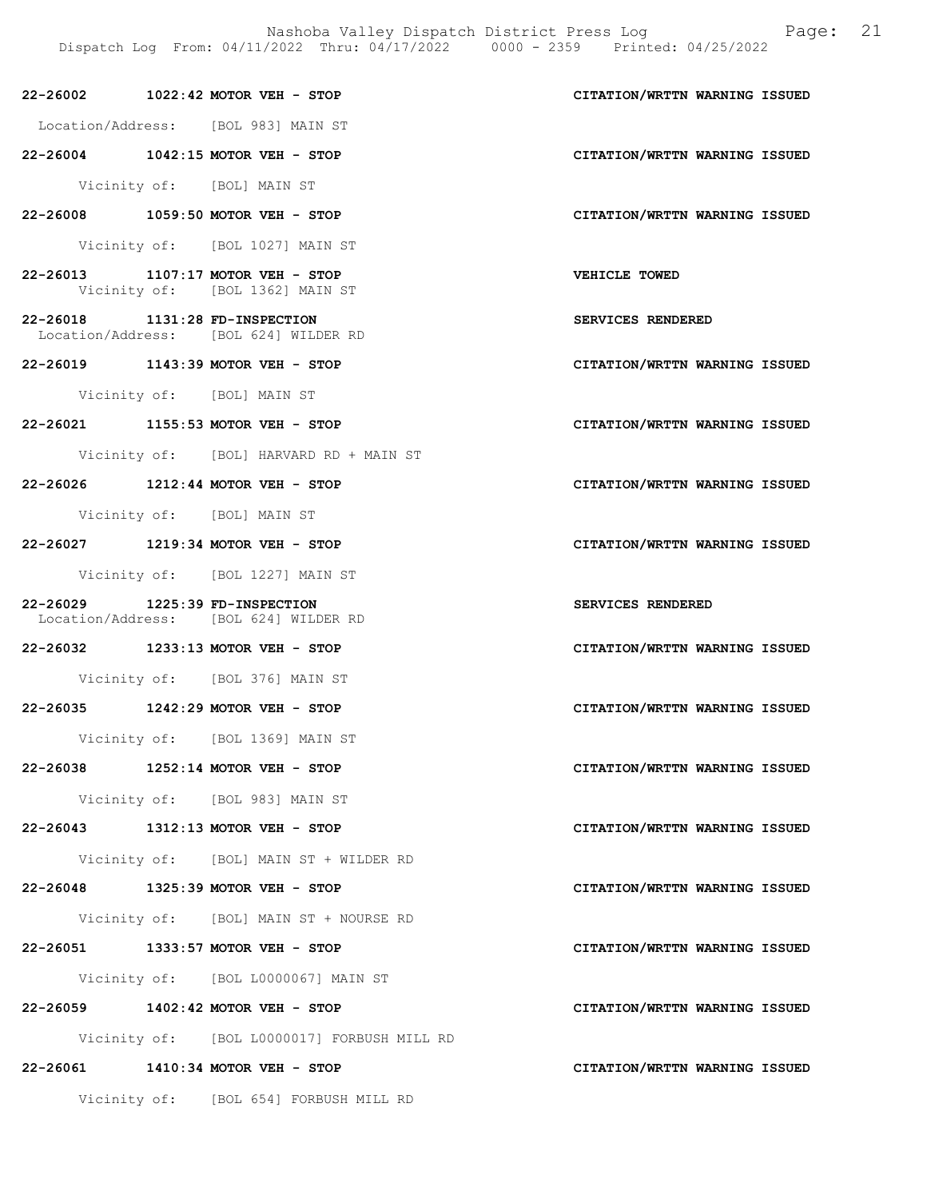**22-26002 1022:42 MOTOR VEH - STOP** — **CITATION/WRTTN WARNING ISSUED**

Location/Address: [BOL 983] MAIN ST

**22-26004 1042:15 MOTOR VEH - STOP** — **CITATION/WRTTN WARNING ISSUED**

Vicinity of: [BOL] MAIN ST

**22-26008 1059:50 MOTOR VEH - STOP** — **CITATION/WRTTN WARNING ISSUED**

Vicinity of: [BOL 1027] MAIN ST

**22-26013 1107:17 MOTOR VEH - STOP** — **VEHICLE TOWED**

Vicinity of: [BOL 1362] MAIN ST

**22-26018 1131:28 FD-INSPECTION** — **SERVICES RENDERED**

Location/Address: [BOL 624] WILDER RD

**22-26019 1143:39 MOTOR VEH - STOP** — **CITATION/WRTTN WARNING ISSUED**

Vicinity of: [BOL] MAIN ST

**22-26021 1155:53 MOTOR VEH - STOP** — **CITATION/WRTTN WARNING ISSUED**

Vicinity of: [BOL] HARVARD RD + MAIN ST

**22-26026 1212:44 MOTOR VEH - STOP** — **CITATION/WRTTN WARNING ISSUED**

Vicinity of: [BOL] MAIN ST

**22-26027 1219:34 MOTOR VEH - STOP** — **CITATION/WRTTN WARNING ISSUED**

Vicinity of: [BOL 1227] MAIN ST

**22-26029 1225:39 FD-INSPECTION** — **SERVICES RENDERED**

Location/Address: [BOL 624] WILDER RD

**22-26032 1233:13 MOTOR VEH - STOP** — **CITATION/WRTTN WARNING ISSUED**

Vicinity of: [BOL 376] MAIN ST

**22-26035 1242:29 MOTOR VEH - STOP** — **CITATION/WRTTN WARNING ISSUED**

Vicinity of: [BOL 1369] MAIN ST

**22-26038 1252:14 MOTOR VEH - STOP** — **CITATION/WRTTN WARNING ISSUED**

Vicinity of: [BOL 983] MAIN ST

**22-26043 1312:13 MOTOR VEH - STOP** — **CITATION/WRTTN WARNING ISSUED**

Vicinity of: [BOL] MAIN ST + WILDER RD

**22-26048 1325:39 MOTOR VEH - STOP** — **CITATION/WRTTN WARNING ISSUED**

Vicinity of: [BOL] MAIN ST + NOURSE RD

**22-26051 1333:57 MOTOR VEH - STOP** — **CITATION/WRTTN WARNING ISSUED**

Vicinity of: [BOL L0000067] MAIN ST

**22-26059 1402:42 MOTOR VEH - STOP** — **CITATION/WRTTN WARNING ISSUED**

Vicinity of: [BOL L0000017] FORBUSH MILL RD

**22-26061 1410:34 MOTOR VEH - STOP** — **CITATION/WRTTN WARNING ISSUED**

Vicinity of: [BOL 654] FORBUSH MILL RD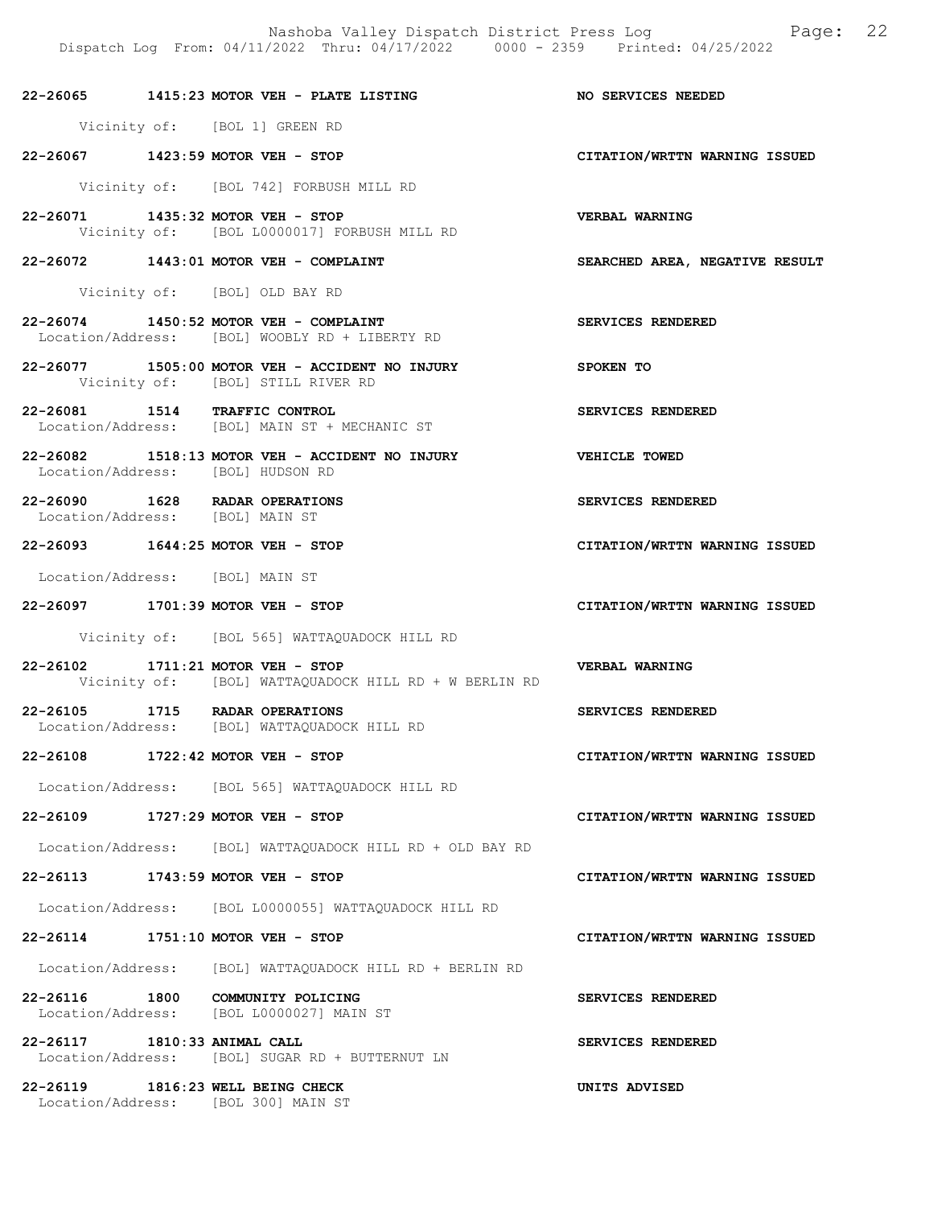**22-26065 1415:23 MOTOR VEH - PLATE LISTING** — **NO SERVICES NEEDED**
Vicinity of: [BOL 1] GREEN RD

**22-26067 1423:59 MOTOR VEH - STOP** — **CITATION/WRTTN WARNING ISSUED**
Vicinity of: [BOL 742] FORBUSH MILL RD

**22-26071 1435:32 MOTOR VEH - STOP** — **VERBAL WARNING**
Vicinity of: [BOL L0000017] FORBUSH MILL RD

**22-26072 1443:01 MOTOR VEH - COMPLAINT** — **SEARCHED AREA, NEGATIVE RESULT**
Vicinity of: [BOL] OLD BAY RD

**22-26074 1450:52 MOTOR VEH - COMPLAINT** — **SERVICES RENDERED**
Location/Address: [BOL] WOOBLY RD + LIBERTY RD

**22-26077 1505:00 MOTOR VEH - ACCIDENT NO INJURY** — **SPOKEN TO**
Vicinity of: [BOL] STILL RIVER RD

**22-26081 1514 TRAFFIC CONTROL** — **SERVICES RENDERED**
Location/Address: [BOL] MAIN ST + MECHANIC ST

**22-26082 1518:13 MOTOR VEH - ACCIDENT NO INJURY** — **VEHICLE TOWED**
Location/Address: [BOL] HUDSON RD

**22-26090 1628 RADAR OPERATIONS** — **SERVICES RENDERED**
Location/Address: [BOL] MAIN ST

**22-26093 1644:25 MOTOR VEH - STOP** — **CITATION/WRTTN WARNING ISSUED**
Location/Address: [BOL] MAIN ST

**22-26097 1701:39 MOTOR VEH - STOP** — **CITATION/WRTTN WARNING ISSUED**
Vicinity of: [BOL 565] WATTAQUADOCK HILL RD

**22-26102 1711:21 MOTOR VEH - STOP** — **VERBAL WARNING**
Vicinity of: [BOL] WATTAQUADOCK HILL RD + W BERLIN RD

**22-26105 1715 RADAR OPERATIONS** — **SERVICES RENDERED**
Location/Address: [BOL] WATTAQUADOCK HILL RD

**22-26108 1722:42 MOTOR VEH - STOP** — **CITATION/WRTTN WARNING ISSUED**
Location/Address: [BOL 565] WATTAQUADOCK HILL RD

**22-26109 1727:29 MOTOR VEH - STOP** — **CITATION/WRTTN WARNING ISSUED**
Location/Address: [BOL] WATTAQUADOCK HILL RD + OLD BAY RD

**22-26113 1743:59 MOTOR VEH - STOP** — **CITATION/WRTTN WARNING ISSUED**
Location/Address: [BOL L0000055] WATTAQUADOCK HILL RD

**22-26114 1751:10 MOTOR VEH - STOP** — **CITATION/WRTTN WARNING ISSUED**
Location/Address: [BOL] WATTAQUADOCK HILL RD + BERLIN RD

**22-26116 1800 COMMUNITY POLICING** — **SERVICES RENDERED**
Location/Address: [BOL L0000027] MAIN ST

**22-26117 1810:33 ANIMAL CALL** — **SERVICES RENDERED**
Location/Address: [BOL] SUGAR RD + BUTTERNUT LN

**22-26119 1816:23 WELL BEING CHECK** — **UNITS ADVISED**
Location/Address: [BOL 300] MAIN ST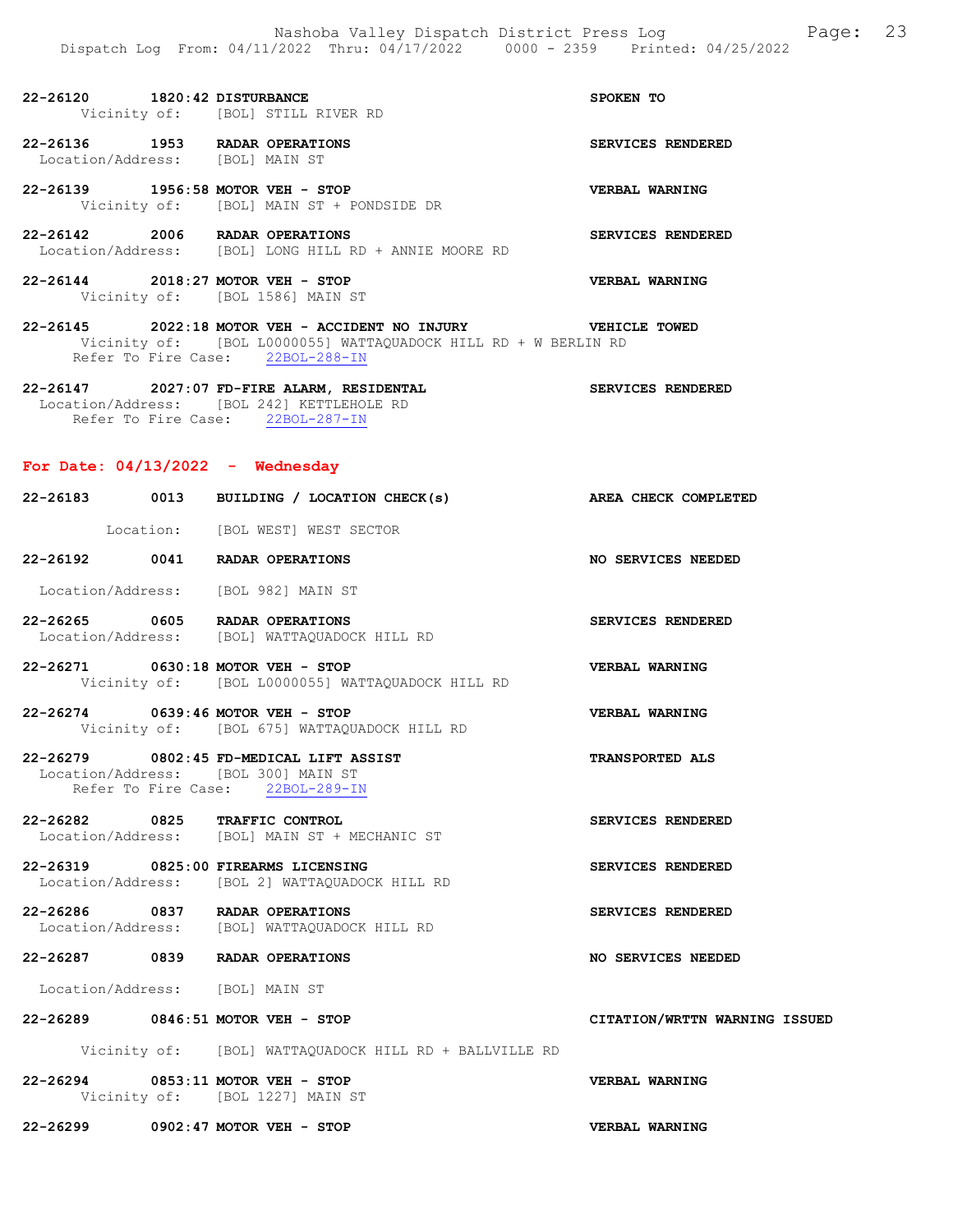**22-26120 1820:42 DISTURBANCE** — SPOKEN TO
Vicinity of: [BOL] STILL RIVER RD

**22-26136 1953 RADAR OPERATIONS** — SERVICES RENDERED
Location/Address: [BOL] MAIN ST

**22-26139 1956:58 MOTOR VEH - STOP** — VERBAL WARNING
Vicinity of: [BOL] MAIN ST + PONDSIDE DR

**22-26142 2006 RADAR OPERATIONS** — SERVICES RENDERED
Location/Address: [BOL] LONG HILL RD + ANNIE MOORE RD

**22-26144 2018:27 MOTOR VEH - STOP** — VERBAL WARNING
Vicinity of: [BOL 1586] MAIN ST

**22-26145 2022:18 MOTOR VEH - ACCIDENT NO INJURY** — VEHICLE TOWED
Vicinity of: [BOL L0000055] WATTAQUADOCK HILL RD + W BERLIN RD
Refer To Fire Case: 22BOL-288-IN

**22-26147 2027:07 FD-FIRE ALARM, RESIDENTAL** — SERVICES RENDERED
Location/Address: [BOL 242] KETTLEHOLE RD
Refer To Fire Case: 22BOL-287-IN

## For Date: 04/13/2022 - Wednesday

**22-26183 0013 BUILDING / LOCATION CHECK(s)** — AREA CHECK COMPLETED
Location: [BOL WEST] WEST SECTOR

**22-26192 0041 RADAR OPERATIONS** — NO SERVICES NEEDED
Location/Address: [BOL 982] MAIN ST

**22-26265 0605 RADAR OPERATIONS** — SERVICES RENDERED
Location/Address: [BOL] WATTAQUADOCK HILL RD

**22-26271 0630:18 MOTOR VEH - STOP** — VERBAL WARNING
Vicinity of: [BOL L0000055] WATTAQUADOCK HILL RD

**22-26274 0639:46 MOTOR VEH - STOP** — VERBAL WARNING
Vicinity of: [BOL 675] WATTAQUADOCK HILL RD

**22-26279 0802:45 FD-MEDICAL LIFT ASSIST** — TRANSPORTED ALS
Location/Address: [BOL 300] MAIN ST
Refer To Fire Case: 22BOL-289-IN

**22-26282 0825 TRAFFIC CONTROL** — SERVICES RENDERED
Location/Address: [BOL] MAIN ST + MECHANIC ST

**22-26319 0825:00 FIREARMS LICENSING** — SERVICES RENDERED
Location/Address: [BOL 2] WATTAQUADOCK HILL RD

**22-26286 0837 RADAR OPERATIONS** — SERVICES RENDERED
Location/Address: [BOL] WATTAQUADOCK HILL RD

**22-26287 0839 RADAR OPERATIONS** — NO SERVICES NEEDED
Location/Address: [BOL] MAIN ST

**22-26289 0846:51 MOTOR VEH - STOP** — CITATION/WRTTN WARNING ISSUED
Vicinity of: [BOL] WATTAQUADOCK HILL RD + BALLVILLE RD

**22-26294 0853:11 MOTOR VEH - STOP** — VERBAL WARNING
Vicinity of: [BOL 1227] MAIN ST

**22-26299 0902:47 MOTOR VEH - STOP** — VERBAL WARNING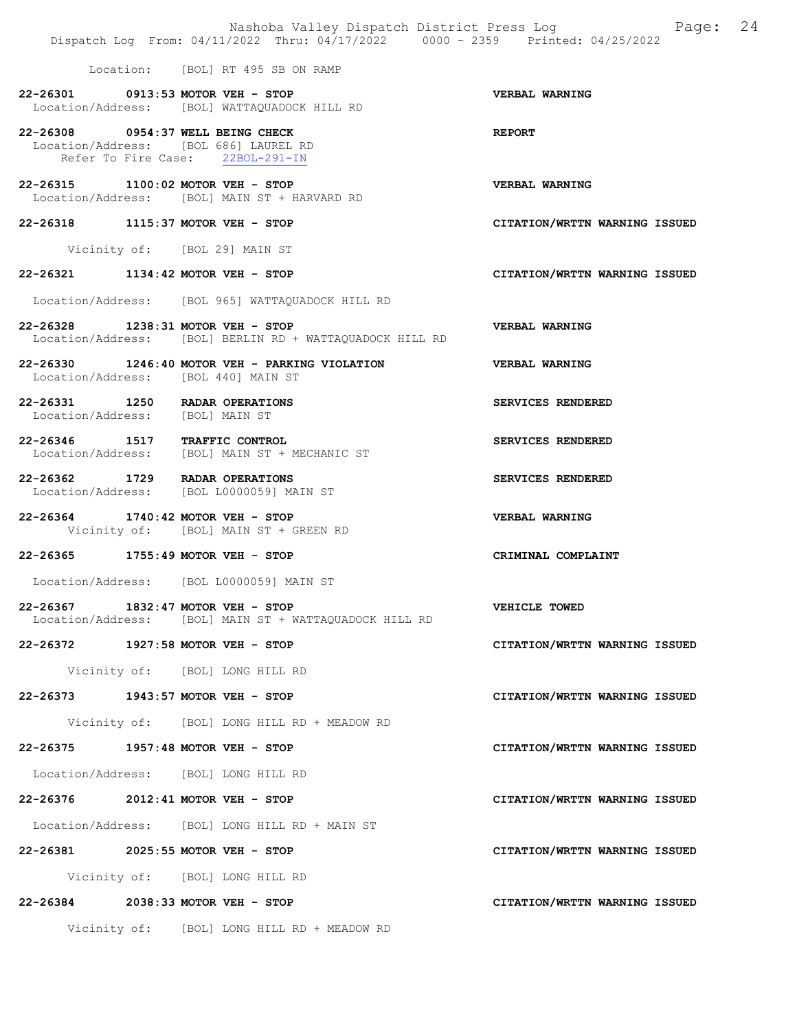Location: [BOL] RT 495 SB ON RAMP

**22-26301 0913:53 MOTOR VEH - STOP** — **VERBAL WARNING**
Location/Address: [BOL] WATTAQUADOCK HILL RD

**22-26308 0954:37 WELL BEING CHECK** — **REPORT**
Location/Address: [BOL 686] LAUREL RD
Refer To Fire Case: 22BOL-291-IN

**22-26315 1100:02 MOTOR VEH - STOP** — **VERBAL WARNING**
Location/Address: [BOL] MAIN ST + HARVARD RD

**22-26318 1115:37 MOTOR VEH - STOP** — **CITATION/WRTTN WARNING ISSUED**
Vicinity of: [BOL 29] MAIN ST

**22-26321 1134:42 MOTOR VEH - STOP** — **CITATION/WRTTN WARNING ISSUED**
Location/Address: [BOL 965] WATTAQUADOCK HILL RD

**22-26328 1238:31 MOTOR VEH - STOP** — **VERBAL WARNING**
Location/Address: [BOL] BERLIN RD + WATTAQUADOCK HILL RD

**22-26330 1246:40 MOTOR VEH - PARKING VIOLATION** — **VERBAL WARNING**
Location/Address: [BOL 440] MAIN ST

**22-26331 1250 RADAR OPERATIONS** — **SERVICES RENDERED**
Location/Address: [BOL] MAIN ST

**22-26346 1517 TRAFFIC CONTROL** — **SERVICES RENDERED**
Location/Address: [BOL] MAIN ST + MECHANIC ST

**22-26362 1729 RADAR OPERATIONS** — **SERVICES RENDERED**
Location/Address: [BOL L0000059] MAIN ST

**22-26364 1740:42 MOTOR VEH - STOP** — **VERBAL WARNING**
Vicinity of: [BOL] MAIN ST + GREEN RD

**22-26365 1755:49 MOTOR VEH - STOP** — **CRIMINAL COMPLAINT**
Location/Address: [BOL L0000059] MAIN ST

**22-26367 1832:47 MOTOR VEH - STOP** — **VEHICLE TOWED**
Location/Address: [BOL] MAIN ST + WATTAQUADOCK HILL RD

**22-26372 1927:58 MOTOR VEH - STOP** — **CITATION/WRTTN WARNING ISSUED**
Vicinity of: [BOL] LONG HILL RD

**22-26373 1943:57 MOTOR VEH - STOP** — **CITATION/WRTTN WARNING ISSUED**
Vicinity of: [BOL] LONG HILL RD + MEADOW RD

**22-26375 1957:48 MOTOR VEH - STOP** — **CITATION/WRTTN WARNING ISSUED**
Location/Address: [BOL] LONG HILL RD

**22-26376 2012:41 MOTOR VEH - STOP** — **CITATION/WRTTN WARNING ISSUED**
Location/Address: [BOL] LONG HILL RD + MAIN ST

**22-26381 2025:55 MOTOR VEH - STOP** — **CITATION/WRTTN WARNING ISSUED**
Vicinity of: [BOL] LONG HILL RD

**22-26384 2038:33 MOTOR VEH - STOP** — **CITATION/WRTTN WARNING ISSUED**
Vicinity of: [BOL] LONG HILL RD + MEADOW RD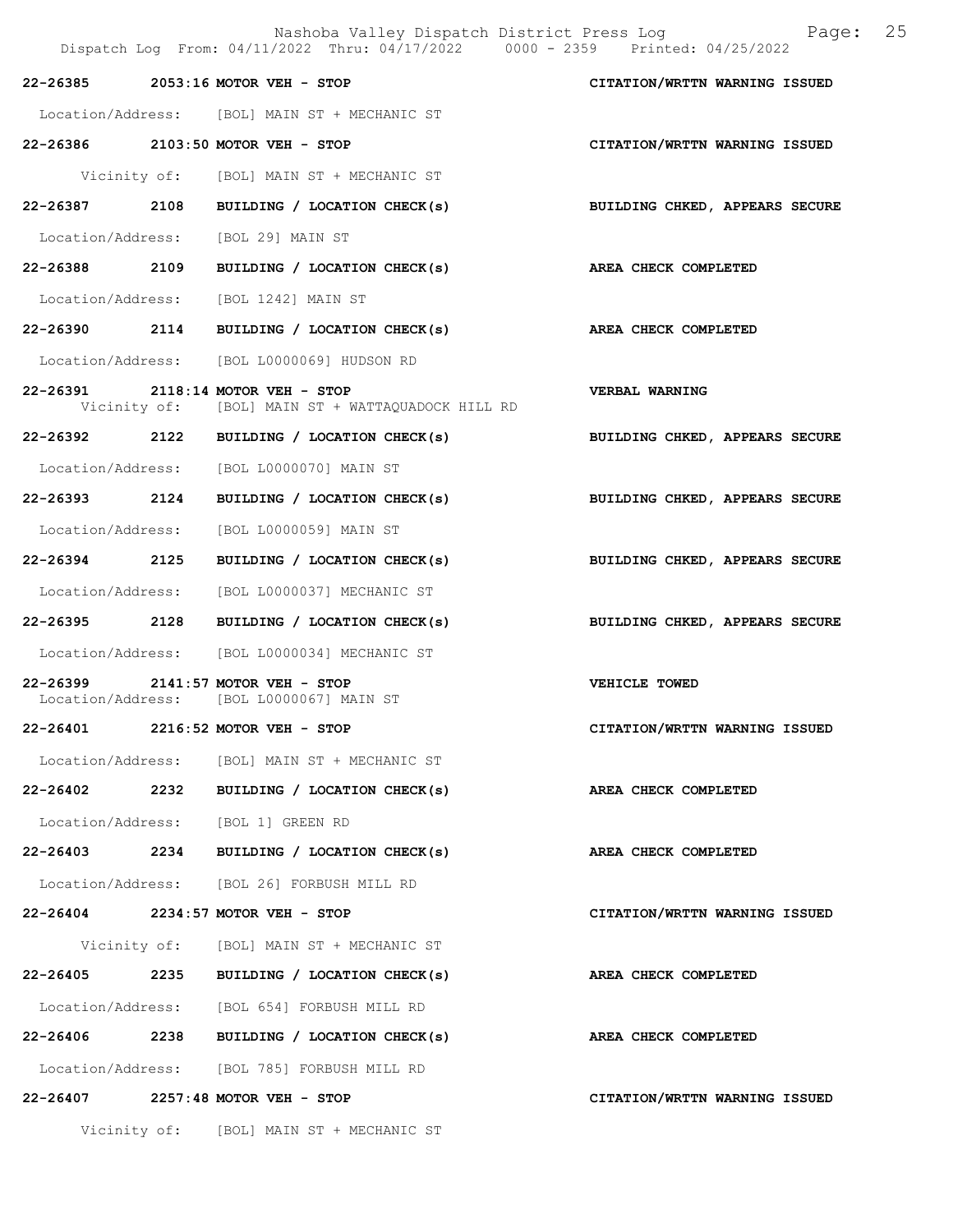| Call Number | Time | Call Type | Disposition |
|---|---|---|---|
| 22-26385 | 2053:16 | MOTOR VEH - STOP | CITATION/WRTTN WARNING ISSUED |
| Location/Address: | | [BOL] MAIN ST + MECHANIC ST | |
| 22-26386 | 2103:50 | MOTOR VEH - STOP | CITATION/WRTTN WARNING ISSUED |
| Vicinity of: | | [BOL] MAIN ST + MECHANIC ST | |
| 22-26387 | 2108 | BUILDING / LOCATION CHECK(s) | BUILDING CHKED, APPEARS SECURE |
| Location/Address: | | [BOL 29] MAIN ST | |
| 22-26388 | 2109 | BUILDING / LOCATION CHECK(s) | AREA CHECK COMPLETED |
| Location/Address: | | [BOL 1242] MAIN ST | |
| 22-26390 | 2114 | BUILDING / LOCATION CHECK(s) | AREA CHECK COMPLETED |
| Location/Address: | | [BOL L0000069] HUDSON RD | |
| 22-26391 | 2118:14 | MOTOR VEH - STOP | VERBAL WARNING |
| Vicinity of: | | [BOL] MAIN ST + WATTAQUADOCK HILL RD | |
| 22-26392 | 2122 | BUILDING / LOCATION CHECK(s) | BUILDING CHKED, APPEARS SECURE |
| Location/Address: | | [BOL L0000070] MAIN ST | |
| 22-26393 | 2124 | BUILDING / LOCATION CHECK(s) | BUILDING CHKED, APPEARS SECURE |
| Location/Address: | | [BOL L0000059] MAIN ST | |
| 22-26394 | 2125 | BUILDING / LOCATION CHECK(s) | BUILDING CHKED, APPEARS SECURE |
| Location/Address: | | [BOL L0000037] MECHANIC ST | |
| 22-26395 | 2128 | BUILDING / LOCATION CHECK(s) | BUILDING CHKED, APPEARS SECURE |
| Location/Address: | | [BOL L0000034] MECHANIC ST | |
| 22-26399 | 2141:57 | MOTOR VEH - STOP | VEHICLE TOWED |
| Location/Address: | | [BOL L0000067] MAIN ST | |
| 22-26401 | 2216:52 | MOTOR VEH - STOP | CITATION/WRTTN WARNING ISSUED |
| Location/Address: | | [BOL] MAIN ST + MECHANIC ST | |
| 22-26402 | 2232 | BUILDING / LOCATION CHECK(s) | AREA CHECK COMPLETED |
| Location/Address: | | [BOL 1] GREEN RD | |
| 22-26403 | 2234 | BUILDING / LOCATION CHECK(s) | AREA CHECK COMPLETED |
| Location/Address: | | [BOL 26] FORBUSH MILL RD | |
| 22-26404 | 2234:57 | MOTOR VEH - STOP | CITATION/WRTTN WARNING ISSUED |
| Vicinity of: | | [BOL] MAIN ST + MECHANIC ST | |
| 22-26405 | 2235 | BUILDING / LOCATION CHECK(s) | AREA CHECK COMPLETED |
| Location/Address: | | [BOL 654] FORBUSH MILL RD | |
| 22-26406 | 2238 | BUILDING / LOCATION CHECK(s) | AREA CHECK COMPLETED |
| Location/Address: | | [BOL 785] FORBUSH MILL RD | |
| 22-26407 | 2257:48 | MOTOR VEH - STOP | CITATION/WRTTN WARNING ISSUED |
| Vicinity of: | | [BOL] MAIN ST + MECHANIC ST | |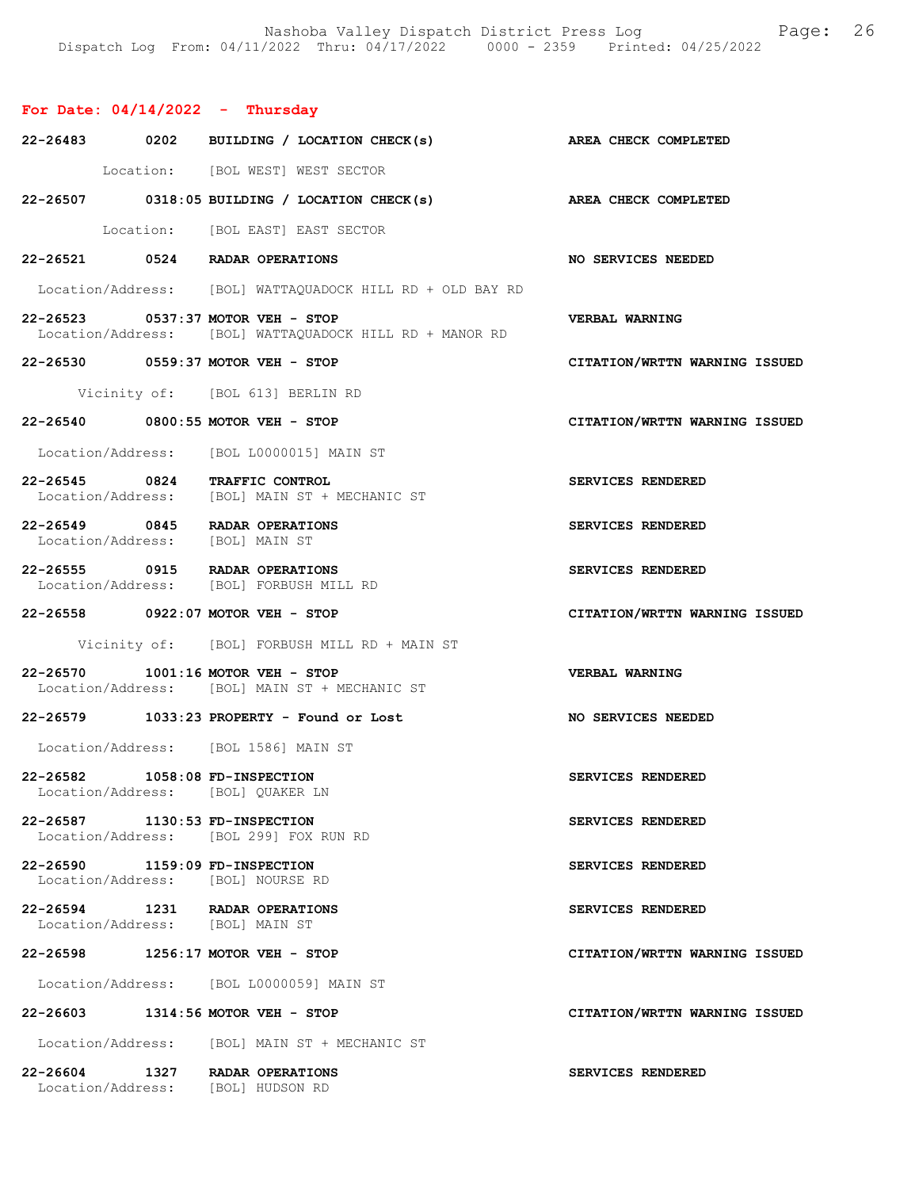## For Date: 04/14/2022 - Thursday

**22-26483 0202 BUILDING / LOCATION CHECK(s)** — AREA CHECK COMPLETED
Location: [BOL WEST] WEST SECTOR

**22-26507 0318:05 BUILDING / LOCATION CHECK(s)** — AREA CHECK COMPLETED
Location: [BOL EAST] EAST SECTOR

**22-26521 0524 RADAR OPERATIONS** — NO SERVICES NEEDED
Location/Address: [BOL] WATTAQUADOCK HILL RD + OLD BAY RD

**22-26523 0537:37 MOTOR VEH - STOP** — VERBAL WARNING
Location/Address: [BOL] WATTAQUADOCK HILL RD + MANOR RD

**22-26530 0559:37 MOTOR VEH - STOP** — CITATION/WRTTN WARNING ISSUED
Vicinity of: [BOL 613] BERLIN RD

**22-26540 0800:55 MOTOR VEH - STOP** — CITATION/WRTTN WARNING ISSUED
Location/Address: [BOL L0000015] MAIN ST

**22-26545 0824 TRAFFIC CONTROL** — SERVICES RENDERED
Location/Address: [BOL] MAIN ST + MECHANIC ST

**22-26549 0845 RADAR OPERATIONS** — SERVICES RENDERED
Location/Address: [BOL] MAIN ST

**22-26555 0915 RADAR OPERATIONS** — SERVICES RENDERED
Location/Address: [BOL] FORBUSH MILL RD

**22-26558 0922:07 MOTOR VEH - STOP** — CITATION/WRTTN WARNING ISSUED
Vicinity of: [BOL] FORBUSH MILL RD + MAIN ST

**22-26570 1001:16 MOTOR VEH - STOP** — VERBAL WARNING
Location/Address: [BOL] MAIN ST + MECHANIC ST

**22-26579 1033:23 PROPERTY - Found or Lost** — NO SERVICES NEEDED
Location/Address: [BOL 1586] MAIN ST

**22-26582 1058:08 FD-INSPECTION** — SERVICES RENDERED
Location/Address: [BOL] QUAKER LN

**22-26587 1130:53 FD-INSPECTION** — SERVICES RENDERED
Location/Address: [BOL 299] FOX RUN RD

**22-26590 1159:09 FD-INSPECTION** — SERVICES RENDERED
Location/Address: [BOL] NOURSE RD

**22-26594 1231 RADAR OPERATIONS** — SERVICES RENDERED
Location/Address: [BOL] MAIN ST

**22-26598 1256:17 MOTOR VEH - STOP** — CITATION/WRTTN WARNING ISSUED
Location/Address: [BOL L0000059] MAIN ST

**22-26603 1314:56 MOTOR VEH - STOP** — CITATION/WRTTN WARNING ISSUED
Location/Address: [BOL] MAIN ST + MECHANIC ST

**22-26604 1327 RADAR OPERATIONS** — SERVICES RENDERED
Location/Address: [BOL] HUDSON RD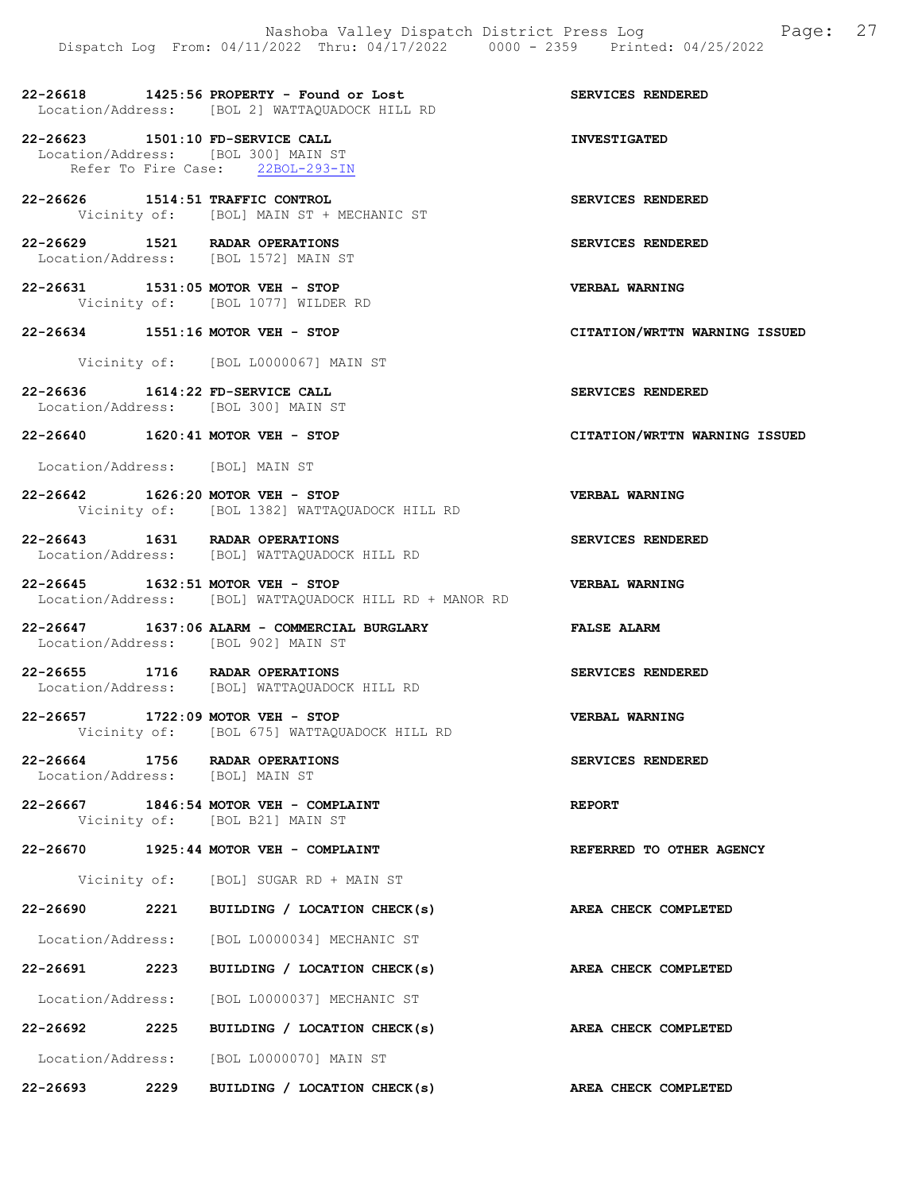22-26618 1425:56 PROPERTY - Found or Lost SERVICES RENDERED
Location/Address: [BOL 2] WATTAQUADOCK HILL RD

22-26623 1501:10 FD-SERVICE CALL INVESTIGATED
Location/Address: [BOL 300] MAIN ST
Refer To Fire Case: 22BOL-293-IN

22-26626 1514:51 TRAFFIC CONTROL SERVICES RENDERED
Vicinity of: [BOL] MAIN ST + MECHANIC ST

22-26629 1521 RADAR OPERATIONS SERVICES RENDERED
Location/Address: [BOL 1572] MAIN ST

22-26631 1531:05 MOTOR VEH - STOP VERBAL WARNING
Vicinity of: [BOL 1077] WILDER RD

22-26634 1551:16 MOTOR VEH - STOP CITATION/WRTTN WARNING ISSUED
Vicinity of: [BOL L0000067] MAIN ST

22-26636 1614:22 FD-SERVICE CALL SERVICES RENDERED
Location/Address: [BOL 300] MAIN ST

22-26640 1620:41 MOTOR VEH - STOP CITATION/WRTTN WARNING ISSUED
Location/Address: [BOL] MAIN ST

22-26642 1626:20 MOTOR VEH - STOP VERBAL WARNING
Vicinity of: [BOL 1382] WATTAQUADOCK HILL RD

22-26643 1631 RADAR OPERATIONS SERVICES RENDERED
Location/Address: [BOL] WATTAQUADOCK HILL RD

22-26645 1632:51 MOTOR VEH - STOP VERBAL WARNING
Location/Address: [BOL] WATTAQUADOCK HILL RD + MANOR RD

22-26647 1637:06 ALARM - COMMERCIAL BURGLARY FALSE ALARM
Location/Address: [BOL 902] MAIN ST

22-26655 1716 RADAR OPERATIONS SERVICES RENDERED
Location/Address: [BOL] WATTAQUADOCK HILL RD

22-26657 1722:09 MOTOR VEH - STOP VERBAL WARNING
Vicinity of: [BOL 675] WATTAQUADOCK HILL RD

22-26664 1756 RADAR OPERATIONS SERVICES RENDERED
Location/Address: [BOL] MAIN ST

22-26667 1846:54 MOTOR VEH - COMPLAINT REPORT
Vicinity of: [BOL B21] MAIN ST

22-26670 1925:44 MOTOR VEH - COMPLAINT REFERRED TO OTHER AGENCY
Vicinity of: [BOL] SUGAR RD + MAIN ST

22-26690 2221 BUILDING / LOCATION CHECK(s) AREA CHECK COMPLETED
Location/Address: [BOL L0000034] MECHANIC ST

22-26691 2223 BUILDING / LOCATION CHECK(s) AREA CHECK COMPLETED
Location/Address: [BOL L0000037] MECHANIC ST

22-26692 2225 BUILDING / LOCATION CHECK(s) AREA CHECK COMPLETED
Location/Address: [BOL L0000070] MAIN ST

22-26693 2229 BUILDING / LOCATION CHECK(s) AREA CHECK COMPLETED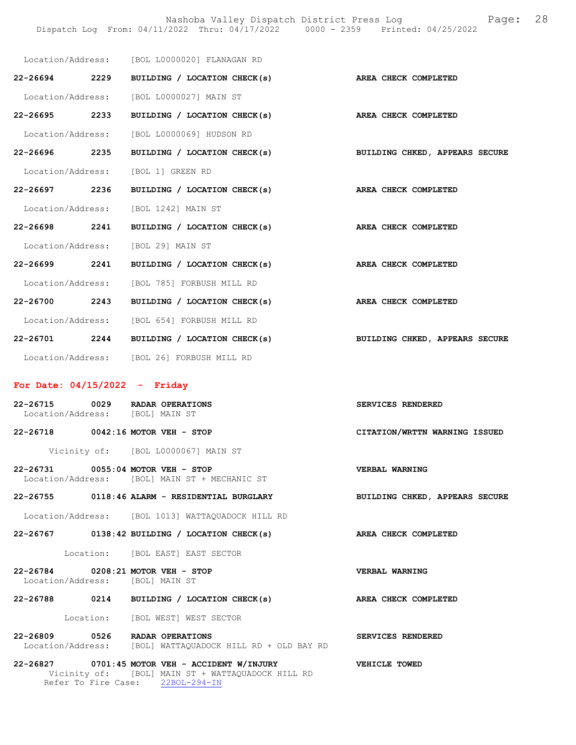Location/Address: [BOL L0000020] FLANAGAN RD

**22-26694 2229 BUILDING / LOCATION CHECK(s)** — **AREA CHECK COMPLETED**

Location/Address: [BOL L0000027] MAIN ST

**22-26695 2233 BUILDING / LOCATION CHECK(s)** — **AREA CHECK COMPLETED**

Location/Address: [BOL L0000069] HUDSON RD

**22-26696 2235 BUILDING / LOCATION CHECK(s)** — **BUILDING CHKED, APPEARS SECURE**

Location/Address: [BOL 1] GREEN RD

**22-26697 2236 BUILDING / LOCATION CHECK(s)** — **AREA CHECK COMPLETED**

Location/Address: [BOL 1242] MAIN ST

**22-26698 2241 BUILDING / LOCATION CHECK(s)** — **AREA CHECK COMPLETED**

Location/Address: [BOL 29] MAIN ST

**22-26699 2241 BUILDING / LOCATION CHECK(s)** — **AREA CHECK COMPLETED**

Location/Address: [BOL 785] FORBUSH MILL RD

**22-26700 2243 BUILDING / LOCATION CHECK(s)** — **AREA CHECK COMPLETED**

Location/Address: [BOL 654] FORBUSH MILL RD

**22-26701 2244 BUILDING / LOCATION CHECK(s)** — **BUILDING CHKED, APPEARS SECURE**

Location/Address: [BOL 26] FORBUSH MILL RD

## For Date: 04/15/2022 - Friday

**22-26715 0029 RADAR OPERATIONS** — **SERVICES RENDERED**
Location/Address: [BOL] MAIN ST

**22-26718 0042:16 MOTOR VEH - STOP** — **CITATION/WRTTN WARNING ISSUED**

Vicinity of: [BOL L0000067] MAIN ST

**22-26731 0055:04 MOTOR VEH - STOP** — **VERBAL WARNING**
Location/Address: [BOL] MAIN ST + MECHANIC ST

**22-26755 0118:46 ALARM - RESIDENTIAL BURGLARY** — **BUILDING CHKED, APPEARS SECURE**

Location/Address: [BOL 1013] WATTAQUADOCK HILL RD

**22-26767 0138:42 BUILDING / LOCATION CHECK(s)** — **AREA CHECK COMPLETED**

Location: [BOL EAST] EAST SECTOR

**22-26784 0208:21 MOTOR VEH - STOP** — **VERBAL WARNING**
Location/Address: [BOL] MAIN ST

**22-26788 0214 BUILDING / LOCATION CHECK(s)** — **AREA CHECK COMPLETED**

Location: [BOL WEST] WEST SECTOR

**22-26809 0526 RADAR OPERATIONS** — **SERVICES RENDERED**
Location/Address: [BOL] WATTAQUADOCK HILL RD + OLD BAY RD

**22-26827 0701:45 MOTOR VEH - ACCIDENT W/INJURY** — **VEHICLE TOWED**
Vicinity of: [BOL] MAIN ST + WATTAQUADOCK HILL RD
Refer To Fire Case: 22BOL-294-IN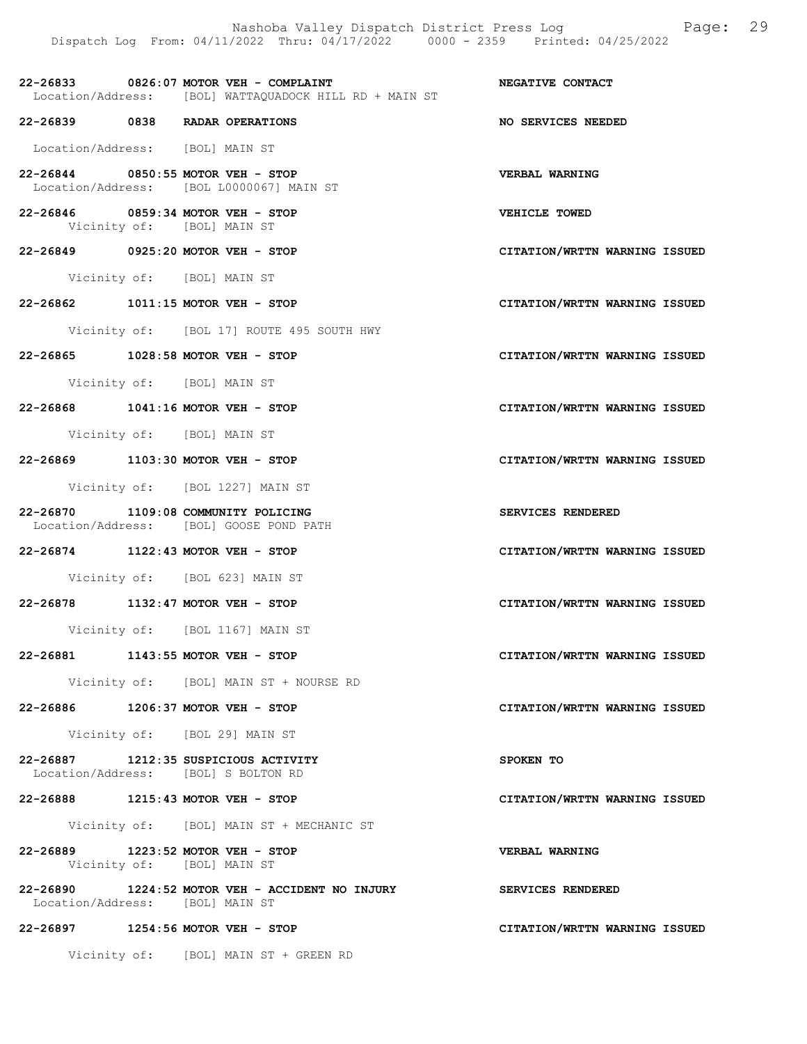22-26833 0826:07 MOTOR VEH - COMPLAINT NEGATIVE CONTACT
Location/Address: [BOL] WATTAQUADOCK HILL RD + MAIN ST

22-26839 0838 RADAR OPERATIONS NO SERVICES NEEDED
Location/Address: [BOL] MAIN ST

22-26844 0850:55 MOTOR VEH - STOP VERBAL WARNING
Location/Address: [BOL L0000067] MAIN ST

22-26846 0859:34 MOTOR VEH - STOP VEHICLE TOWED
Vicinity of: [BOL] MAIN ST

22-26849 0925:20 MOTOR VEH - STOP CITATION/WRTTN WARNING ISSUED
Vicinity of: [BOL] MAIN ST

22-26862 1011:15 MOTOR VEH - STOP CITATION/WRTTN WARNING ISSUED
Vicinity of: [BOL 17] ROUTE 495 SOUTH HWY

22-26865 1028:58 MOTOR VEH - STOP CITATION/WRTTN WARNING ISSUED
Vicinity of: [BOL] MAIN ST

22-26868 1041:16 MOTOR VEH - STOP CITATION/WRTTN WARNING ISSUED
Vicinity of: [BOL] MAIN ST

22-26869 1103:30 MOTOR VEH - STOP CITATION/WRTTN WARNING ISSUED
Vicinity of: [BOL 1227] MAIN ST

22-26870 1109:08 COMMUNITY POLICING SERVICES RENDERED
Location/Address: [BOL] GOOSE POND PATH

22-26874 1122:43 MOTOR VEH - STOP CITATION/WRTTN WARNING ISSUED
Vicinity of: [BOL 623] MAIN ST

22-26878 1132:47 MOTOR VEH - STOP CITATION/WRTTN WARNING ISSUED
Vicinity of: [BOL 1167] MAIN ST

22-26881 1143:55 MOTOR VEH - STOP CITATION/WRTTN WARNING ISSUED
Vicinity of: [BOL] MAIN ST + NOURSE RD

22-26886 1206:37 MOTOR VEH - STOP CITATION/WRTTN WARNING ISSUED
Vicinity of: [BOL 29] MAIN ST

22-26887 1212:35 SUSPICIOUS ACTIVITY SPOKEN TO
Location/Address: [BOL] S BOLTON RD

22-26888 1215:43 MOTOR VEH - STOP CITATION/WRTTN WARNING ISSUED
Vicinity of: [BOL] MAIN ST + MECHANIC ST

22-26889 1223:52 MOTOR VEH - STOP VERBAL WARNING
Vicinity of: [BOL] MAIN ST

22-26890 1224:52 MOTOR VEH - ACCIDENT NO INJURY SERVICES RENDERED
Location/Address: [BOL] MAIN ST

22-26897 1254:56 MOTOR VEH - STOP CITATION/WRTTN WARNING ISSUED
Vicinity of: [BOL] MAIN ST + GREEN RD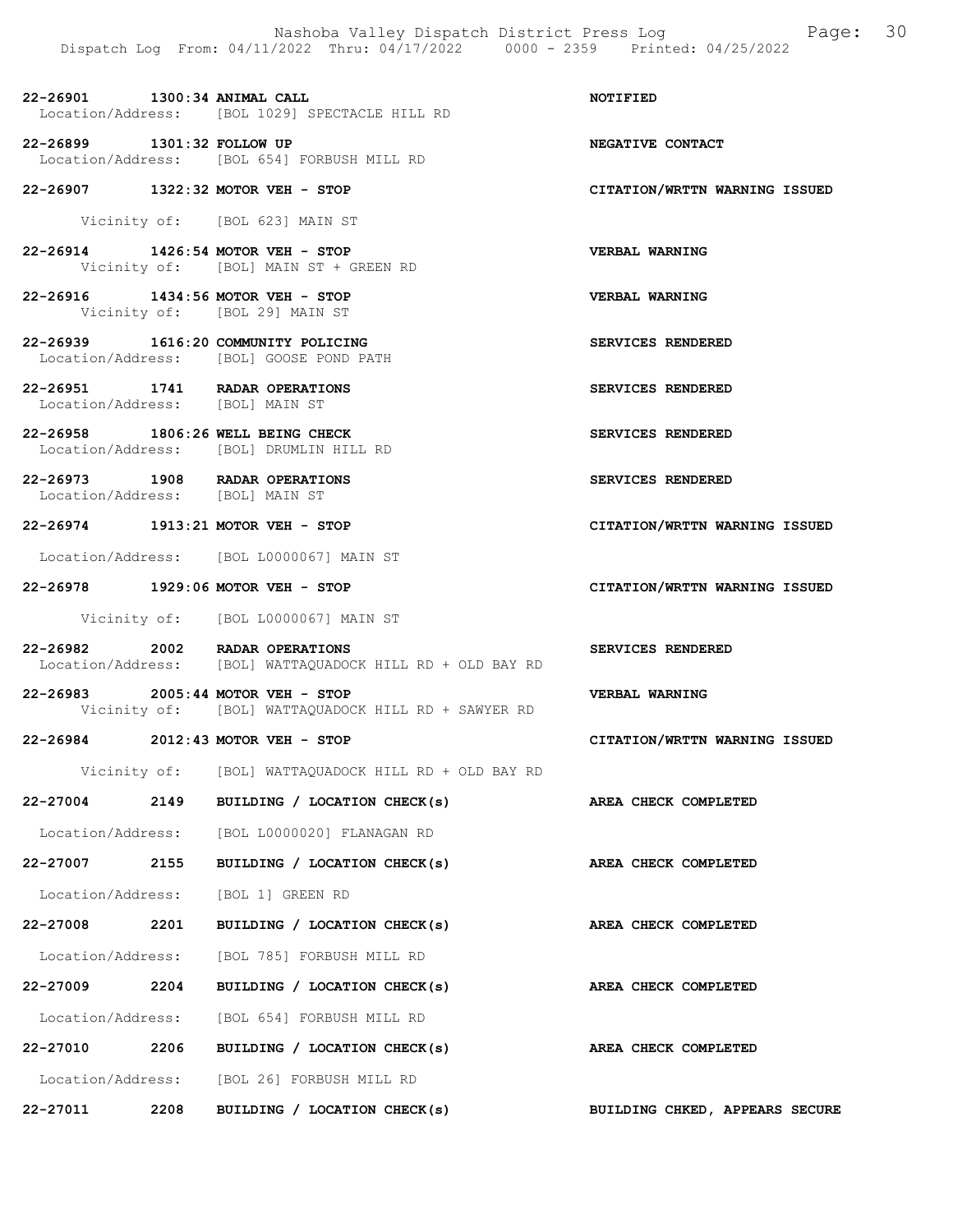22-26901 1300:34 ANIMAL CALL NOTIFIED
Location/Address: [BOL 1029] SPECTACLE HILL RD

22-26899 1301:32 FOLLOW UP NEGATIVE CONTACT
Location/Address: [BOL 654] FORBUSH MILL RD

22-26907 1322:32 MOTOR VEH - STOP CITATION/WRTTN WARNING ISSUED
Vicinity of: [BOL 623] MAIN ST

22-26914 1426:54 MOTOR VEH - STOP VERBAL WARNING
Vicinity of: [BOL] MAIN ST + GREEN RD

22-26916 1434:56 MOTOR VEH - STOP VERBAL WARNING
Vicinity of: [BOL 29] MAIN ST

22-26939 1616:20 COMMUNITY POLICING SERVICES RENDERED
Location/Address: [BOL] GOOSE POND PATH

22-26951 1741 RADAR OPERATIONS SERVICES RENDERED
Location/Address: [BOL] MAIN ST

22-26958 1806:26 WELL BEING CHECK SERVICES RENDERED
Location/Address: [BOL] DRUMLIN HILL RD

22-26973 1908 RADAR OPERATIONS SERVICES RENDERED
Location/Address: [BOL] MAIN ST

22-26974 1913:21 MOTOR VEH - STOP CITATION/WRTTN WARNING ISSUED
Location/Address: [BOL L0000067] MAIN ST

22-26978 1929:06 MOTOR VEH - STOP CITATION/WRTTN WARNING ISSUED
Vicinity of: [BOL L0000067] MAIN ST

22-26982 2002 RADAR OPERATIONS SERVICES RENDERED
Location/Address: [BOL] WATTAQUADOCK HILL RD + OLD BAY RD

22-26983 2005:44 MOTOR VEH - STOP VERBAL WARNING
Vicinity of: [BOL] WATTAQUADOCK HILL RD + SAWYER RD

22-26984 2012:43 MOTOR VEH - STOP CITATION/WRTTN WARNING ISSUED
Vicinity of: [BOL] WATTAQUADOCK HILL RD + OLD BAY RD

22-27004 2149 BUILDING / LOCATION CHECK(s) AREA CHECK COMPLETED
Location/Address: [BOL L0000020] FLANAGAN RD

22-27007 2155 BUILDING / LOCATION CHECK(s) AREA CHECK COMPLETED
Location/Address: [BOL 1] GREEN RD

22-27008 2201 BUILDING / LOCATION CHECK(s) AREA CHECK COMPLETED
Location/Address: [BOL 785] FORBUSH MILL RD

22-27009 2204 BUILDING / LOCATION CHECK(s) AREA CHECK COMPLETED
Location/Address: [BOL 654] FORBUSH MILL RD

22-27010 2206 BUILDING / LOCATION CHECK(s) AREA CHECK COMPLETED
Location/Address: [BOL 26] FORBUSH MILL RD

22-27011 2208 BUILDING / LOCATION CHECK(s) BUILDING CHKED, APPEARS SECURE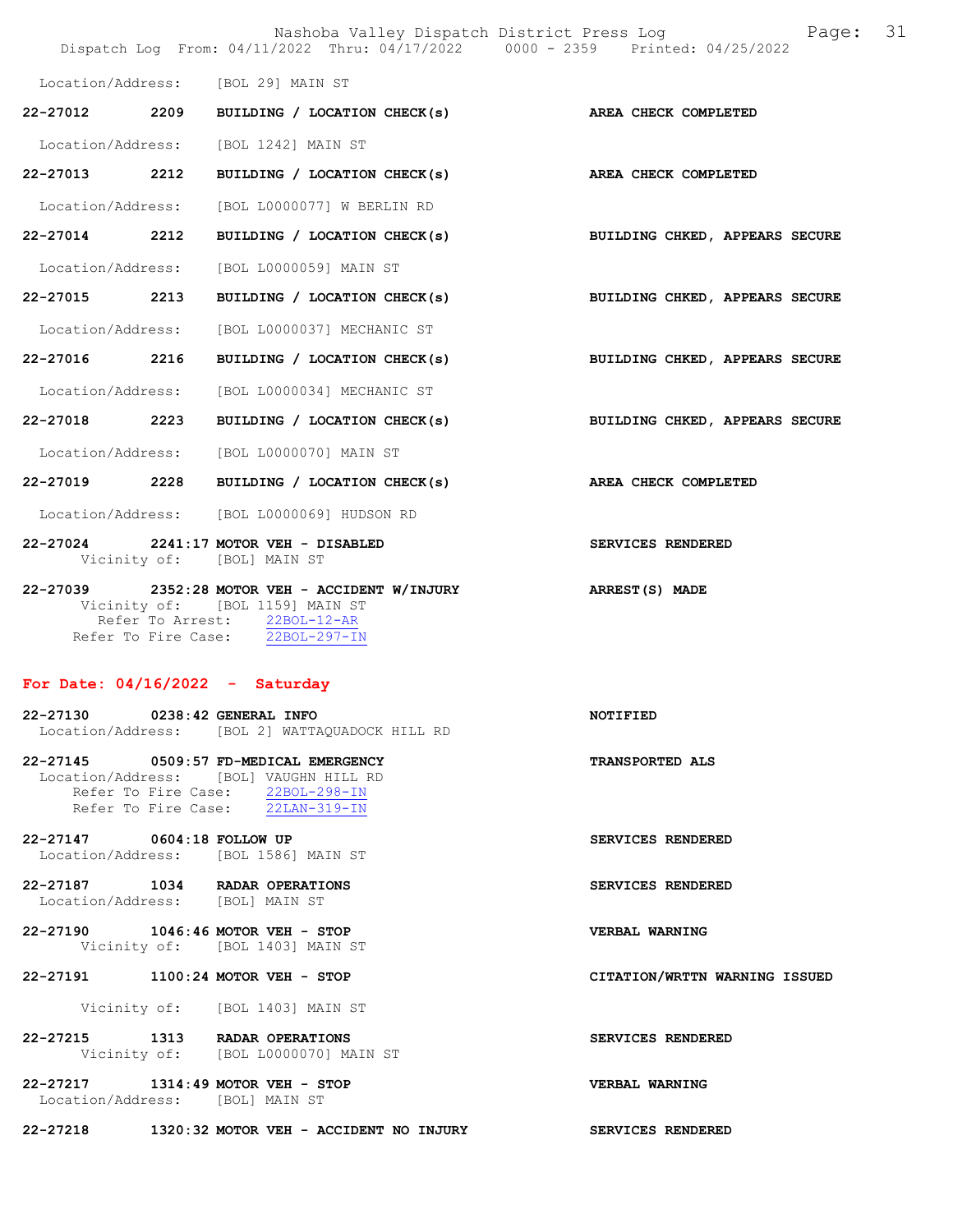Location/Address: [BOL 29] MAIN ST

**22-27012 2209 BUILDING / LOCATION CHECK(s)** — **AREA CHECK COMPLETED**
Location/Address: [BOL 1242] MAIN ST

**22-27013 2212 BUILDING / LOCATION CHECK(s)** — **AREA CHECK COMPLETED**
Location/Address: [BOL L0000077] W BERLIN RD

**22-27014 2212 BUILDING / LOCATION CHECK(s)** — **BUILDING CHKED, APPEARS SECURE**
Location/Address: [BOL L0000059] MAIN ST

**22-27015 2213 BUILDING / LOCATION CHECK(s)** — **BUILDING CHKED, APPEARS SECURE**
Location/Address: [BOL L0000037] MECHANIC ST

**22-27016 2216 BUILDING / LOCATION CHECK(s)** — **BUILDING CHKED, APPEARS SECURE**
Location/Address: [BOL L0000034] MECHANIC ST

**22-27018 2223 BUILDING / LOCATION CHECK(s)** — **BUILDING CHKED, APPEARS SECURE**
Location/Address: [BOL L0000070] MAIN ST

**22-27019 2228 BUILDING / LOCATION CHECK(s)** — **AREA CHECK COMPLETED**
Location/Address: [BOL L0000069] HUDSON RD

**22-27024 2241:17 MOTOR VEH - DISABLED** — **SERVICES RENDERED**
Vicinity of: [BOL] MAIN ST

**22-27039 2352:28 MOTOR VEH - ACCIDENT W/INJURY** — **ARREST(S) MADE**
Vicinity of: [BOL 1159] MAIN ST
Refer To Arrest: 22BOL-12-AR
Refer To Fire Case: 22BOL-297-IN

## For Date: 04/16/2022 - Saturday

**22-27130 0238:42 GENERAL INFO** — **NOTIFIED**
Location/Address: [BOL 2] WATTAQUADOCK HILL RD

**22-27145 0509:57 FD-MEDICAL EMERGENCY** — **TRANSPORTED ALS**
Location/Address: [BOL] VAUGHN HILL RD
Refer To Fire Case: 22BOL-298-IN
Refer To Fire Case: 22LAN-319-IN

**22-27147 0604:18 FOLLOW UP** — **SERVICES RENDERED**
Location/Address: [BOL 1586] MAIN ST

**22-27187 1034 RADAR OPERATIONS** — **SERVICES RENDERED**
Location/Address: [BOL] MAIN ST

**22-27190 1046:46 MOTOR VEH - STOP** — **VERBAL WARNING**
Vicinity of: [BOL 1403] MAIN ST

**22-27191 1100:24 MOTOR VEH - STOP** — **CITATION/WRTTN WARNING ISSUED**
Vicinity of: [BOL 1403] MAIN ST

**22-27215 1313 RADAR OPERATIONS** — **SERVICES RENDERED**
Vicinity of: [BOL L0000070] MAIN ST

**22-27217 1314:49 MOTOR VEH - STOP** — **VERBAL WARNING**
Location/Address: [BOL] MAIN ST

**22-27218 1320:32 MOTOR VEH - ACCIDENT NO INJURY** — **SERVICES RENDERED**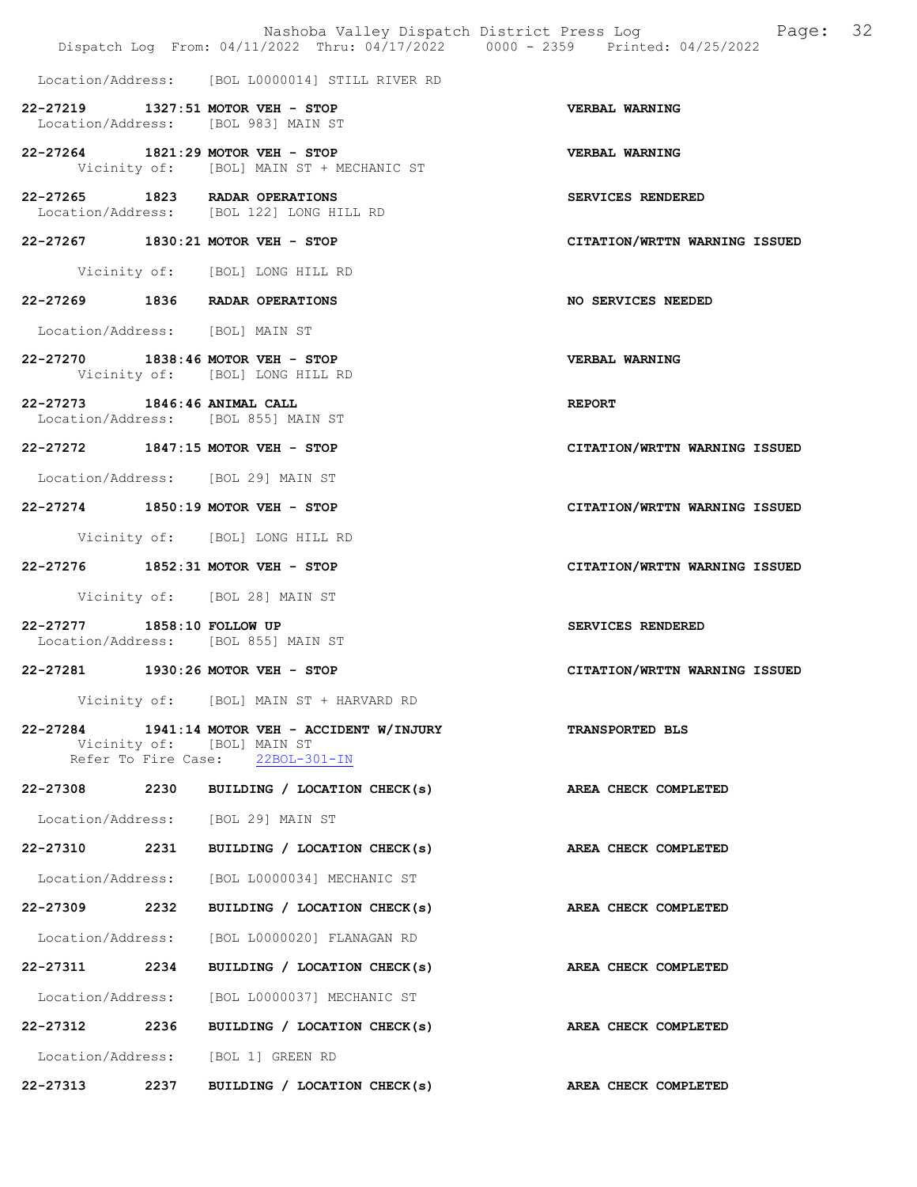Location/Address: [BOL L0000014] STILL RIVER RD

**22-27219 1327:51 MOTOR VEH - STOP** — **VERBAL WARNING**
Location/Address: [BOL 983] MAIN ST

**22-27264 1821:29 MOTOR VEH - STOP** — **VERBAL WARNING**
Vicinity of: [BOL] MAIN ST + MECHANIC ST

**22-27265 1823 RADAR OPERATIONS** — **SERVICES RENDERED**
Location/Address: [BOL 122] LONG HILL RD

**22-27267 1830:21 MOTOR VEH - STOP** — **CITATION/WRTTN WARNING ISSUED**
Vicinity of: [BOL] LONG HILL RD

**22-27269 1836 RADAR OPERATIONS** — **NO SERVICES NEEDED**
Location/Address: [BOL] MAIN ST

**22-27270 1838:46 MOTOR VEH - STOP** — **VERBAL WARNING**
Vicinity of: [BOL] LONG HILL RD

**22-27273 1846:46 ANIMAL CALL** — **REPORT**
Location/Address: [BOL 855] MAIN ST

**22-27272 1847:15 MOTOR VEH - STOP** — **CITATION/WRTTN WARNING ISSUED**
Location/Address: [BOL 29] MAIN ST

**22-27274 1850:19 MOTOR VEH - STOP** — **CITATION/WRTTN WARNING ISSUED**
Vicinity of: [BOL] LONG HILL RD

**22-27276 1852:31 MOTOR VEH - STOP** — **CITATION/WRTTN WARNING ISSUED**
Vicinity of: [BOL 28] MAIN ST

**22-27277 1858:10 FOLLOW UP** — **SERVICES RENDERED**
Location/Address: [BOL 855] MAIN ST

**22-27281 1930:26 MOTOR VEH - STOP** — **CITATION/WRTTN WARNING ISSUED**
Vicinity of: [BOL] MAIN ST + HARVARD RD

**22-27284 1941:14 MOTOR VEH - ACCIDENT W/INJURY** — **TRANSPORTED BLS**
Vicinity of: [BOL] MAIN ST
Refer To Fire Case: 22BOL-301-IN

**22-27308 2230 BUILDING / LOCATION CHECK(s)** — **AREA CHECK COMPLETED**
Location/Address: [BOL 29] MAIN ST

**22-27310 2231 BUILDING / LOCATION CHECK(s)** — **AREA CHECK COMPLETED**
Location/Address: [BOL L0000034] MECHANIC ST

**22-27309 2232 BUILDING / LOCATION CHECK(s)** — **AREA CHECK COMPLETED**
Location/Address: [BOL L0000020] FLANAGAN RD

**22-27311 2234 BUILDING / LOCATION CHECK(s)** — **AREA CHECK COMPLETED**
Location/Address: [BOL L0000037] MECHANIC ST

**22-27312 2236 BUILDING / LOCATION CHECK(s)** — **AREA CHECK COMPLETED**
Location/Address: [BOL 1] GREEN RD

**22-27313 2237 BUILDING / LOCATION CHECK(s)** — **AREA CHECK COMPLETED**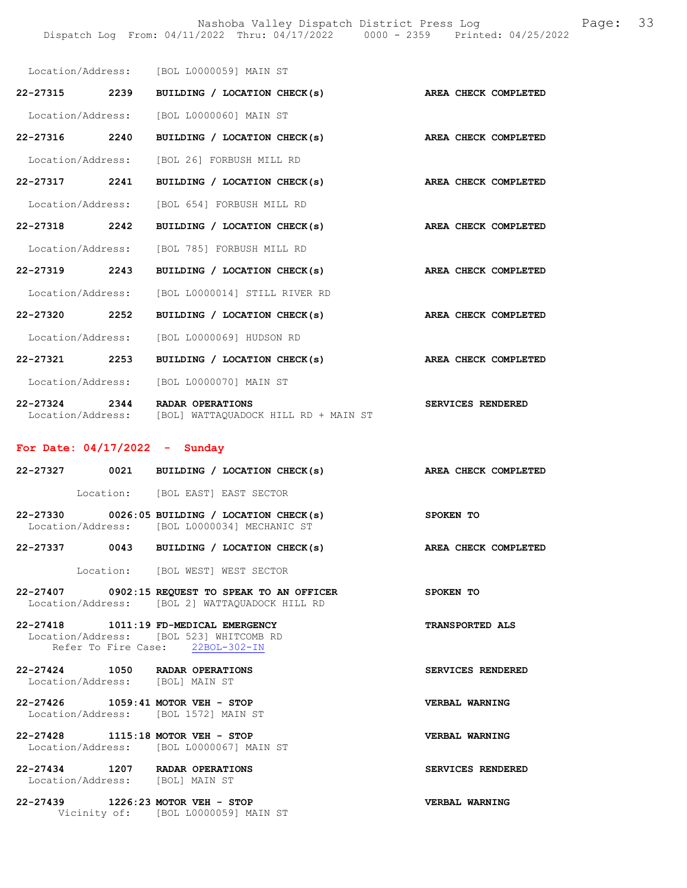Location/Address: [BOL L0000059] MAIN ST

**22-27315 2239 BUILDING / LOCATION CHECK(s) AREA CHECK COMPLETED**

Location/Address: [BOL L0000060] MAIN ST

**22-27316 2240 BUILDING / LOCATION CHECK(s) AREA CHECK COMPLETED**

Location/Address: [BOL 26] FORBUSH MILL RD

**22-27317 2241 BUILDING / LOCATION CHECK(s) AREA CHECK COMPLETED**

Location/Address: [BOL 654] FORBUSH MILL RD

**22-27318 2242 BUILDING / LOCATION CHECK(s) AREA CHECK COMPLETED**

Location/Address: [BOL 785] FORBUSH MILL RD

**22-27319 2243 BUILDING / LOCATION CHECK(s) AREA CHECK COMPLETED**

Location/Address: [BOL L0000014] STILL RIVER RD

**22-27320 2252 BUILDING / LOCATION CHECK(s) AREA CHECK COMPLETED**

Location/Address: [BOL L0000069] HUDSON RD

**22-27321 2253 BUILDING / LOCATION CHECK(s) AREA CHECK COMPLETED**

Location/Address: [BOL L0000070] MAIN ST

**22-27324 2344 RADAR OPERATIONS SERVICES RENDERED**
Location/Address: [BOL] WATTAQUADOCK HILL RD + MAIN ST

## For Date: 04/17/2022 - Sunday

**22-27327 0021 BUILDING / LOCATION CHECK(s) AREA CHECK COMPLETED**

Location: [BOL EAST] EAST SECTOR

**22-27330 0026:05 BUILDING / LOCATION CHECK(s) SPOKEN TO**
Location/Address: [BOL L0000034] MECHANIC ST

**22-27337 0043 BUILDING / LOCATION CHECK(s) AREA CHECK COMPLETED**

Location: [BOL WEST] WEST SECTOR

**22-27407 0902:15 REQUEST TO SPEAK TO AN OFFICER SPOKEN TO**
Location/Address: [BOL 2] WATTAQUADOCK HILL RD

**22-27418 1011:19 FD-MEDICAL EMERGENCY TRANSPORTED ALS**
Location/Address: [BOL 523] WHITCOMB RD
Refer To Fire Case: 22BOL-302-IN

**22-27424 1050 RADAR OPERATIONS SERVICES RENDERED**
Location/Address: [BOL] MAIN ST

**22-27426 1059:41 MOTOR VEH - STOP VERBAL WARNING**
Location/Address: [BOL 1572] MAIN ST

**22-27428 1115:18 MOTOR VEH - STOP VERBAL WARNING**
Location/Address: [BOL L0000067] MAIN ST

**22-27434 1207 RADAR OPERATIONS SERVICES RENDERED**
Location/Address: [BOL] MAIN ST

**22-27439 1226:23 MOTOR VEH - STOP VERBAL WARNING**
Vicinity of: [BOL L0000059] MAIN ST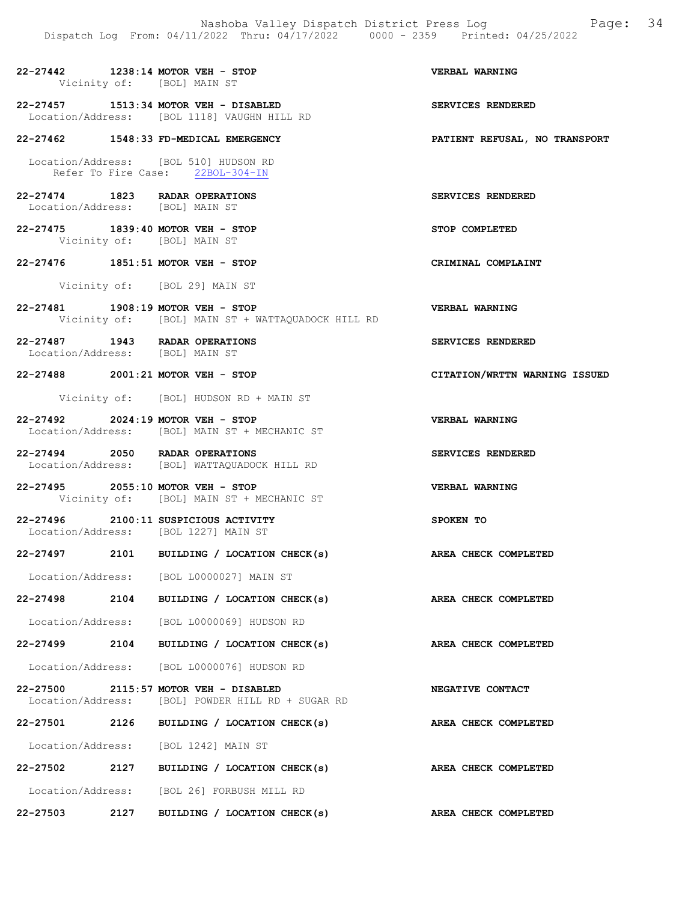**22-27442 1238:14 MOTOR VEH - STOP** **VERBAL WARNING**
Vicinity of: [BOL] MAIN ST

**22-27457 1513:34 MOTOR VEH - DISABLED** **SERVICES RENDERED**
Location/Address: [BOL 1118] VAUGHN HILL RD

**22-27462 1548:33 FD-MEDICAL EMERGENCY** **PATIENT REFUSAL, NO TRANSPORT**
Location/Address: [BOL 510] HUDSON RD
Refer To Fire Case: 22BOL-304-IN

**22-27474 1823 RADAR OPERATIONS** **SERVICES RENDERED**
Location/Address: [BOL] MAIN ST

**22-27475 1839:40 MOTOR VEH - STOP** **STOP COMPLETED**
Vicinity of: [BOL] MAIN ST

**22-27476 1851:51 MOTOR VEH - STOP** **CRIMINAL COMPLAINT**
Vicinity of: [BOL 29] MAIN ST

**22-27481 1908:19 MOTOR VEH - STOP** **VERBAL WARNING**
Vicinity of: [BOL] MAIN ST + WATTAQUADOCK HILL RD

**22-27487 1943 RADAR OPERATIONS** **SERVICES RENDERED**
Location/Address: [BOL] MAIN ST

**22-27488 2001:21 MOTOR VEH - STOP** **CITATION/WRTTN WARNING ISSUED**
Vicinity of: [BOL] HUDSON RD + MAIN ST

**22-27492 2024:19 MOTOR VEH - STOP** **VERBAL WARNING**
Location/Address: [BOL] MAIN ST + MECHANIC ST

**22-27494 2050 RADAR OPERATIONS** **SERVICES RENDERED**
Location/Address: [BOL] WATTAQUADOCK HILL RD

**22-27495 2055:10 MOTOR VEH - STOP** **VERBAL WARNING**
Vicinity of: [BOL] MAIN ST + MECHANIC ST

**22-27496 2100:11 SUSPICIOUS ACTIVITY** **SPOKEN TO**
Location/Address: [BOL 1227] MAIN ST

**22-27497 2101 BUILDING / LOCATION CHECK(s)** **AREA CHECK COMPLETED**
Location/Address: [BOL L0000027] MAIN ST

**22-27498 2104 BUILDING / LOCATION CHECK(s)** **AREA CHECK COMPLETED**
Location/Address: [BOL L0000069] HUDSON RD

**22-27499 2104 BUILDING / LOCATION CHECK(s)** **AREA CHECK COMPLETED**
Location/Address: [BOL L0000076] HUDSON RD

**22-27500 2115:57 MOTOR VEH - DISABLED** **NEGATIVE CONTACT**
Location/Address: [BOL] POWDER HILL RD + SUGAR RD

**22-27501 2126 BUILDING / LOCATION CHECK(s)** **AREA CHECK COMPLETED**
Location/Address: [BOL 1242] MAIN ST

**22-27502 2127 BUILDING / LOCATION CHECK(s)** **AREA CHECK COMPLETED**
Location/Address: [BOL 26] FORBUSH MILL RD

**22-27503 2127 BUILDING / LOCATION CHECK(s)** **AREA CHECK COMPLETED**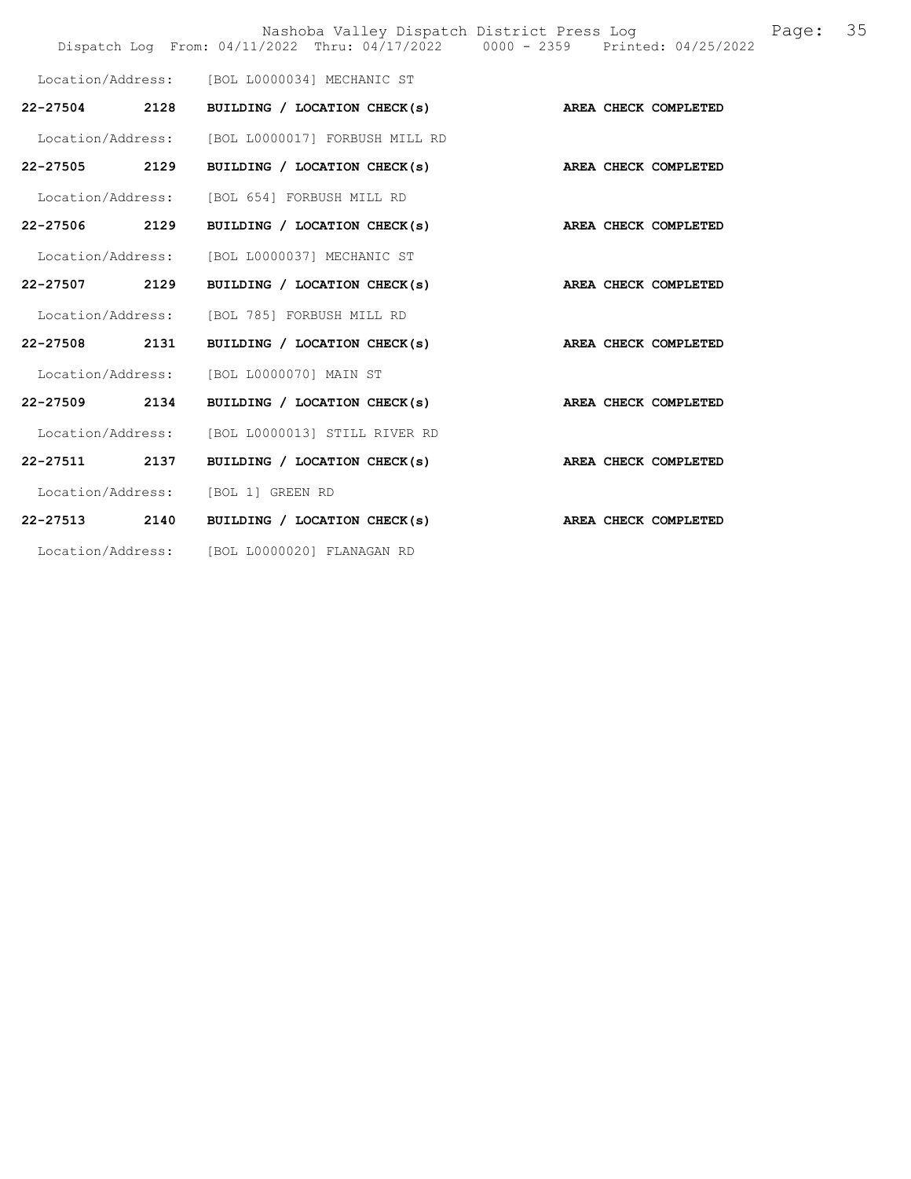Location/Address: [BOL L0000034] MECHANIC ST

**22-27504 2128 BUILDING / LOCATION CHECK(s) AREA CHECK COMPLETED**

Location/Address: [BOL L0000017] FORBUSH MILL RD

**22-27505 2129 BUILDING / LOCATION CHECK(s) AREA CHECK COMPLETED**

Location/Address: [BOL 654] FORBUSH MILL RD

**22-27506 2129 BUILDING / LOCATION CHECK(s) AREA CHECK COMPLETED**

Location/Address: [BOL L0000037] MECHANIC ST

**22-27507 2129 BUILDING / LOCATION CHECK(s) AREA CHECK COMPLETED**

Location/Address: [BOL 785] FORBUSH MILL RD

**22-27508 2131 BUILDING / LOCATION CHECK(s) AREA CHECK COMPLETED**

Location/Address: [BOL L0000070] MAIN ST

**22-27509 2134 BUILDING / LOCATION CHECK(s) AREA CHECK COMPLETED**

Location/Address: [BOL L0000013] STILL RIVER RD

**22-27511 2137 BUILDING / LOCATION CHECK(s) AREA CHECK COMPLETED**

Location/Address: [BOL 1] GREEN RD

**22-27513 2140 BUILDING / LOCATION CHECK(s) AREA CHECK COMPLETED**

Location/Address: [BOL L0000020] FLANAGAN RD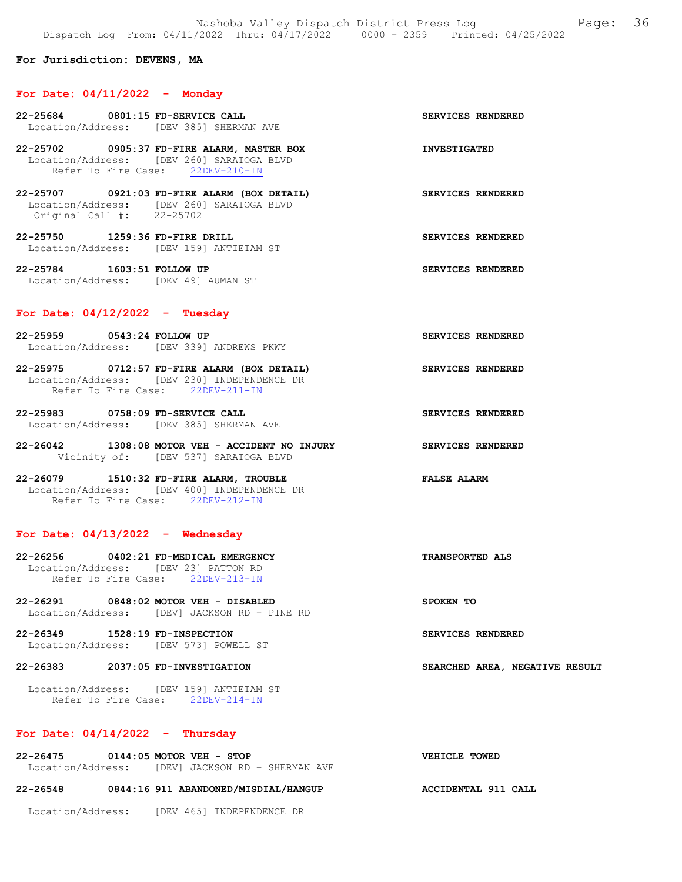For Jurisdiction: DEVENS, MA

## For Date: 04/11/2022 - Monday

**22-25684 0801:15 FD-SERVICE CALL** — SERVICES RENDERED
Location/Address: [DEV 385] SHERMAN AVE

**22-25702 0905:37 FD-FIRE ALARM, MASTER BOX** — INVESTIGATED
Location/Address: [DEV 260] SARATOGA BLVD
Refer To Fire Case: 22DEV-210-IN

**22-25707 0921:03 FD-FIRE ALARM (BOX DETAIL)** — SERVICES RENDERED
Location/Address: [DEV 260] SARATOGA BLVD
Original Call #: 22-25702

**22-25750 1259:36 FD-FIRE DRILL** — SERVICES RENDERED
Location/Address: [DEV 159] ANTIETAM ST

**22-25784 1603:51 FOLLOW UP** — SERVICES RENDERED
Location/Address: [DEV 49] AUMAN ST

## For Date: 04/12/2022 - Tuesday

**22-25959 0543:24 FOLLOW UP** — SERVICES RENDERED
Location/Address: [DEV 339] ANDREWS PKWY

**22-25975 0712:57 FD-FIRE ALARM (BOX DETAIL)** — SERVICES RENDERED
Location/Address: [DEV 230] INDEPENDENCE DR
Refer To Fire Case: 22DEV-211-IN

**22-25983 0758:09 FD-SERVICE CALL** — SERVICES RENDERED
Location/Address: [DEV 385] SHERMAN AVE

**22-26042 1308:08 MOTOR VEH - ACCIDENT NO INJURY** — SERVICES RENDERED
Vicinity of: [DEV 537] SARATOGA BLVD

**22-26079 1510:32 FD-FIRE ALARM, TROUBLE** — FALSE ALARM
Location/Address: [DEV 400] INDEPENDENCE DR
Refer To Fire Case: 22DEV-212-IN

## For Date: 04/13/2022 - Wednesday

**22-26256 0402:21 FD-MEDICAL EMERGENCY** — TRANSPORTED ALS
Location/Address: [DEV 23] PATTON RD
Refer To Fire Case: 22DEV-213-IN

**22-26291 0848:02 MOTOR VEH - DISABLED** — SPOKEN TO
Location/Address: [DEV] JACKSON RD + PINE RD

**22-26349 1528:19 FD-INSPECTION** — SERVICES RENDERED
Location/Address: [DEV 573] POWELL ST

**22-26383 2037:05 FD-INVESTIGATION** — SEARCHED AREA, NEGATIVE RESULT
Location/Address: [DEV 159] ANTIETAM ST
Refer To Fire Case: 22DEV-214-IN

## For Date: 04/14/2022 - Thursday

**22-26475 0144:05 MOTOR VEH - STOP** — VEHICLE TOWED
Location/Address: [DEV] JACKSON RD + SHERMAN AVE

**22-26548 0844:16 911 ABANDONED/MISDIAL/HANGUP** — ACCIDENTAL 911 CALL
Location/Address: [DEV 465] INDEPENDENCE DR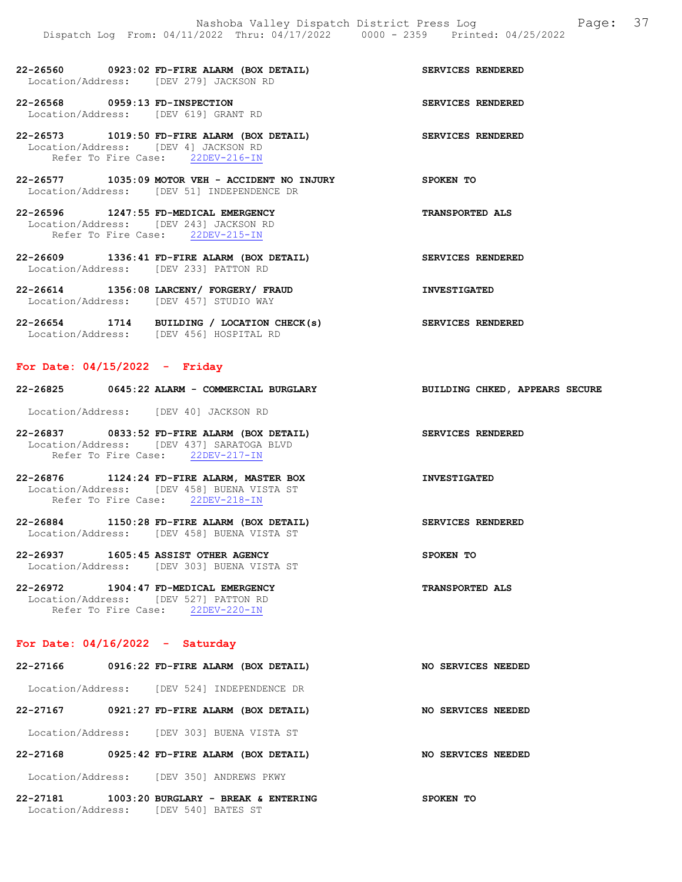22-26560 0923:02 FD-FIRE ALARM (BOX DETAIL) SERVICES RENDERED
Location/Address: [DEV 279] JACKSON RD

22-26568 0959:13 FD-INSPECTION SERVICES RENDERED
Location/Address: [DEV 619] GRANT RD

22-26573 1019:50 FD-FIRE ALARM (BOX DETAIL) SERVICES RENDERED
Location/Address: [DEV 4] JACKSON RD
Refer To Fire Case: 22DEV-216-IN

22-26577 1035:09 MOTOR VEH - ACCIDENT NO INJURY SPOKEN TO
Location/Address: [DEV 51] INDEPENDENCE DR

22-26596 1247:55 FD-MEDICAL EMERGENCY TRANSPORTED ALS
Location/Address: [DEV 243] JACKSON RD
Refer To Fire Case: 22DEV-215-IN

22-26609 1336:41 FD-FIRE ALARM (BOX DETAIL) SERVICES RENDERED
Location/Address: [DEV 233] PATTON RD

22-26614 1356:08 LARCENY/ FORGERY/ FRAUD INVESTIGATED
Location/Address: [DEV 457] STUDIO WAY

22-26654 1714 BUILDING / LOCATION CHECK(s) SERVICES RENDERED
Location/Address: [DEV 456] HOSPITAL RD

## For Date: 04/15/2022 - Friday

22-26825 0645:22 ALARM - COMMERCIAL BURGLARY BUILDING CHKED, APPEARS SECURE
Location/Address: [DEV 40] JACKSON RD

22-26837 0833:52 FD-FIRE ALARM (BOX DETAIL) SERVICES RENDERED
Location/Address: [DEV 437] SARATOGA BLVD
Refer To Fire Case: 22DEV-217-IN

22-26876 1124:24 FD-FIRE ALARM, MASTER BOX INVESTIGATED
Location/Address: [DEV 458] BUENA VISTA ST
Refer To Fire Case: 22DEV-218-IN

22-26884 1150:28 FD-FIRE ALARM (BOX DETAIL) SERVICES RENDERED
Location/Address: [DEV 458] BUENA VISTA ST

22-26937 1605:45 ASSIST OTHER AGENCY SPOKEN TO
Location/Address: [DEV 303] BUENA VISTA ST

22-26972 1904:47 FD-MEDICAL EMERGENCY TRANSPORTED ALS
Location/Address: [DEV 527] PATTON RD
Refer To Fire Case: 22DEV-220-IN

## For Date: 04/16/2022 - Saturday

22-27166 0916:22 FD-FIRE ALARM (BOX DETAIL) NO SERVICES NEEDED
Location/Address: [DEV 524] INDEPENDENCE DR

22-27167 0921:27 FD-FIRE ALARM (BOX DETAIL) NO SERVICES NEEDED
Location/Address: [DEV 303] BUENA VISTA ST

22-27168 0925:42 FD-FIRE ALARM (BOX DETAIL) NO SERVICES NEEDED
Location/Address: [DEV 350] ANDREWS PKWY

22-27181 1003:20 BURGLARY - BREAK & ENTERING SPOKEN TO
Location/Address: [DEV 540] BATES ST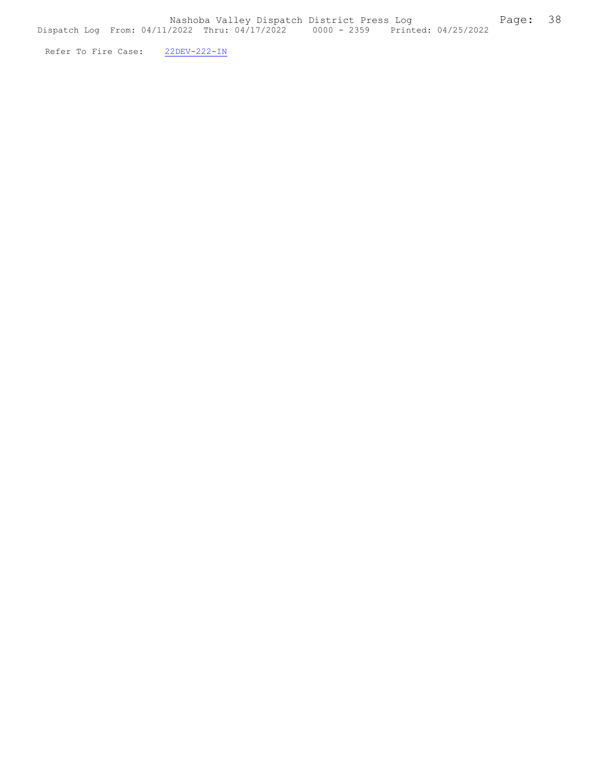Refer To Fire Case: 22DEV-222-IN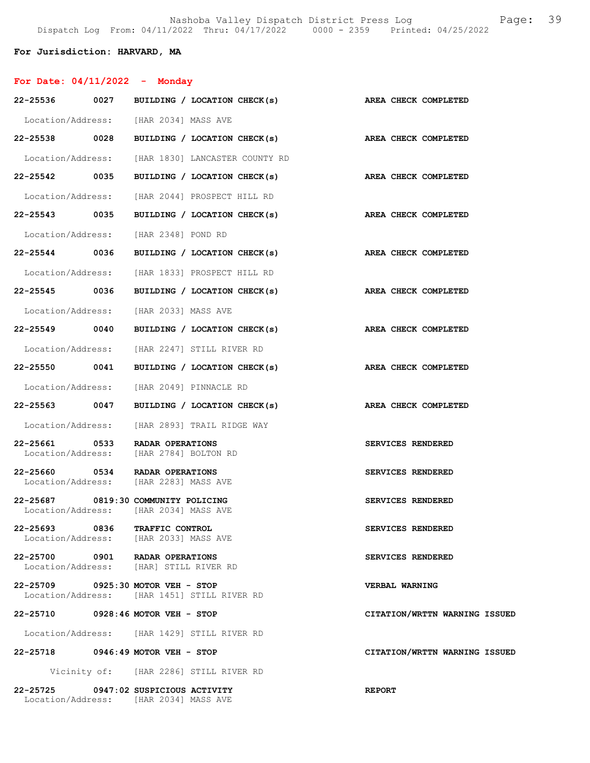**For Jurisdiction: HARVARD, MA**

**For Date: 04/11/2022 - Monday**

**22-25536 0027 BUILDING / LOCATION CHECK(s)** — **AREA CHECK COMPLETED**
Location/Address: [HAR 2034] MASS AVE

**22-25538 0028 BUILDING / LOCATION CHECK(s)** — **AREA CHECK COMPLETED**
Location/Address: [HAR 1830] LANCASTER COUNTY RD

**22-25542 0035 BUILDING / LOCATION CHECK(s)** — **AREA CHECK COMPLETED**
Location/Address: [HAR 2044] PROSPECT HILL RD

**22-25543 0035 BUILDING / LOCATION CHECK(s)** — **AREA CHECK COMPLETED**
Location/Address: [HAR 2348] POND RD

**22-25544 0036 BUILDING / LOCATION CHECK(s)** — **AREA CHECK COMPLETED**
Location/Address: [HAR 1833] PROSPECT HILL RD

**22-25545 0036 BUILDING / LOCATION CHECK(s)** — **AREA CHECK COMPLETED**
Location/Address: [HAR 2033] MASS AVE

**22-25549 0040 BUILDING / LOCATION CHECK(s)** — **AREA CHECK COMPLETED**
Location/Address: [HAR 2247] STILL RIVER RD

**22-25550 0041 BUILDING / LOCATION CHECK(s)** — **AREA CHECK COMPLETED**
Location/Address: [HAR 2049] PINNACLE RD

**22-25563 0047 BUILDING / LOCATION CHECK(s)** — **AREA CHECK COMPLETED**
Location/Address: [HAR 2893] TRAIL RIDGE WAY

**22-25661 0533 RADAR OPERATIONS** — **SERVICES RENDERED**
Location/Address: [HAR 2784] BOLTON RD

**22-25660 0534 RADAR OPERATIONS** — **SERVICES RENDERED**
Location/Address: [HAR 2283] MASS AVE

**22-25687 0819:30 COMMUNITY POLICING** — **SERVICES RENDERED**
Location/Address: [HAR 2034] MASS AVE

**22-25693 0836 TRAFFIC CONTROL** — **SERVICES RENDERED**
Location/Address: [HAR 2033] MASS AVE

**22-25700 0901 RADAR OPERATIONS** — **SERVICES RENDERED**
Location/Address: [HAR] STILL RIVER RD

**22-25709 0925:30 MOTOR VEH - STOP** — **VERBAL WARNING**
Location/Address: [HAR 1451] STILL RIVER RD

**22-25710 0928:46 MOTOR VEH - STOP** — **CITATION/WRTTN WARNING ISSUED**
Location/Address: [HAR 1429] STILL RIVER RD

**22-25718 0946:49 MOTOR VEH - STOP** — **CITATION/WRTTN WARNING ISSUED**
Vicinity of: [HAR 2286] STILL RIVER RD

**22-25725 0947:02 SUSPICIOUS ACTIVITY** — **REPORT**
Location/Address: [HAR 2034] MASS AVE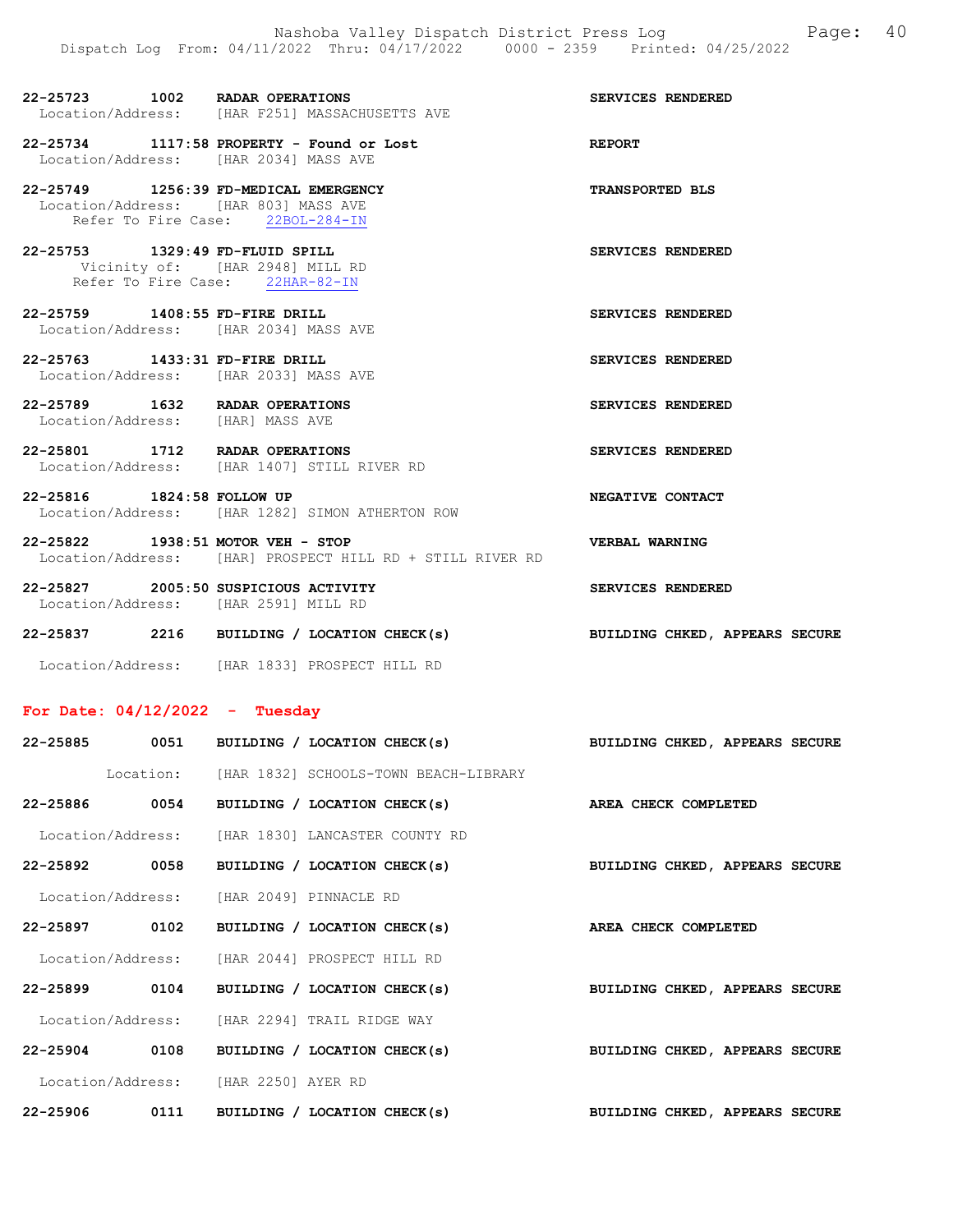22-25723 1002 RADAR OPERATIONS SERVICES RENDERED
Location/Address: [HAR F251] MASSACHUSETTS AVE

22-25734 1117:58 PROPERTY - Found or Lost REPORT
Location/Address: [HAR 2034] MASS AVE

22-25749 1256:39 FD-MEDICAL EMERGENCY TRANSPORTED BLS
Location/Address: [HAR 803] MASS AVE
Refer To Fire Case: 22BOL-284-IN

22-25753 1329:49 FD-FLUID SPILL SERVICES RENDERED
Vicinity of: [HAR 2948] MILL RD
Refer To Fire Case: 22HAR-82-IN

22-25759 1408:55 FD-FIRE DRILL SERVICES RENDERED
Location/Address: [HAR 2034] MASS AVE

22-25763 1433:31 FD-FIRE DRILL SERVICES RENDERED
Location/Address: [HAR 2033] MASS AVE

22-25789 1632 RADAR OPERATIONS SERVICES RENDERED
Location/Address: [HAR] MASS AVE

22-25801 1712 RADAR OPERATIONS SERVICES RENDERED
Location/Address: [HAR 1407] STILL RIVER RD

22-25816 1824:58 FOLLOW UP NEGATIVE CONTACT
Location/Address: [HAR 1282] SIMON ATHERTON ROW

22-25822 1938:51 MOTOR VEH - STOP VERBAL WARNING
Location/Address: [HAR] PROSPECT HILL RD + STILL RIVER RD

22-25827 2005:50 SUSPICIOUS ACTIVITY SERVICES RENDERED
Location/Address: [HAR 2591] MILL RD

22-25837 2216 BUILDING / LOCATION CHECK(s) BUILDING CHKED, APPEARS SECURE
Location/Address: [HAR 1833] PROSPECT HILL RD

## For Date: 04/12/2022 - Tuesday

22-25885 0051 BUILDING / LOCATION CHECK(s) BUILDING CHKED, APPEARS SECURE
Location: [HAR 1832] SCHOOLS-TOWN BEACH-LIBRARY

22-25886 0054 BUILDING / LOCATION CHECK(s) AREA CHECK COMPLETED
Location/Address: [HAR 1830] LANCASTER COUNTY RD

22-25892 0058 BUILDING / LOCATION CHECK(s) BUILDING CHKED, APPEARS SECURE
Location/Address: [HAR 2049] PINNACLE RD

22-25897 0102 BUILDING / LOCATION CHECK(s) AREA CHECK COMPLETED
Location/Address: [HAR 2044] PROSPECT HILL RD

22-25899 0104 BUILDING / LOCATION CHECK(s) BUILDING CHKED, APPEARS SECURE
Location/Address: [HAR 2294] TRAIL RIDGE WAY

22-25904 0108 BUILDING / LOCATION CHECK(s) BUILDING CHKED, APPEARS SECURE
Location/Address: [HAR 2250] AYER RD

22-25906 0111 BUILDING / LOCATION CHECK(s) BUILDING CHKED, APPEARS SECURE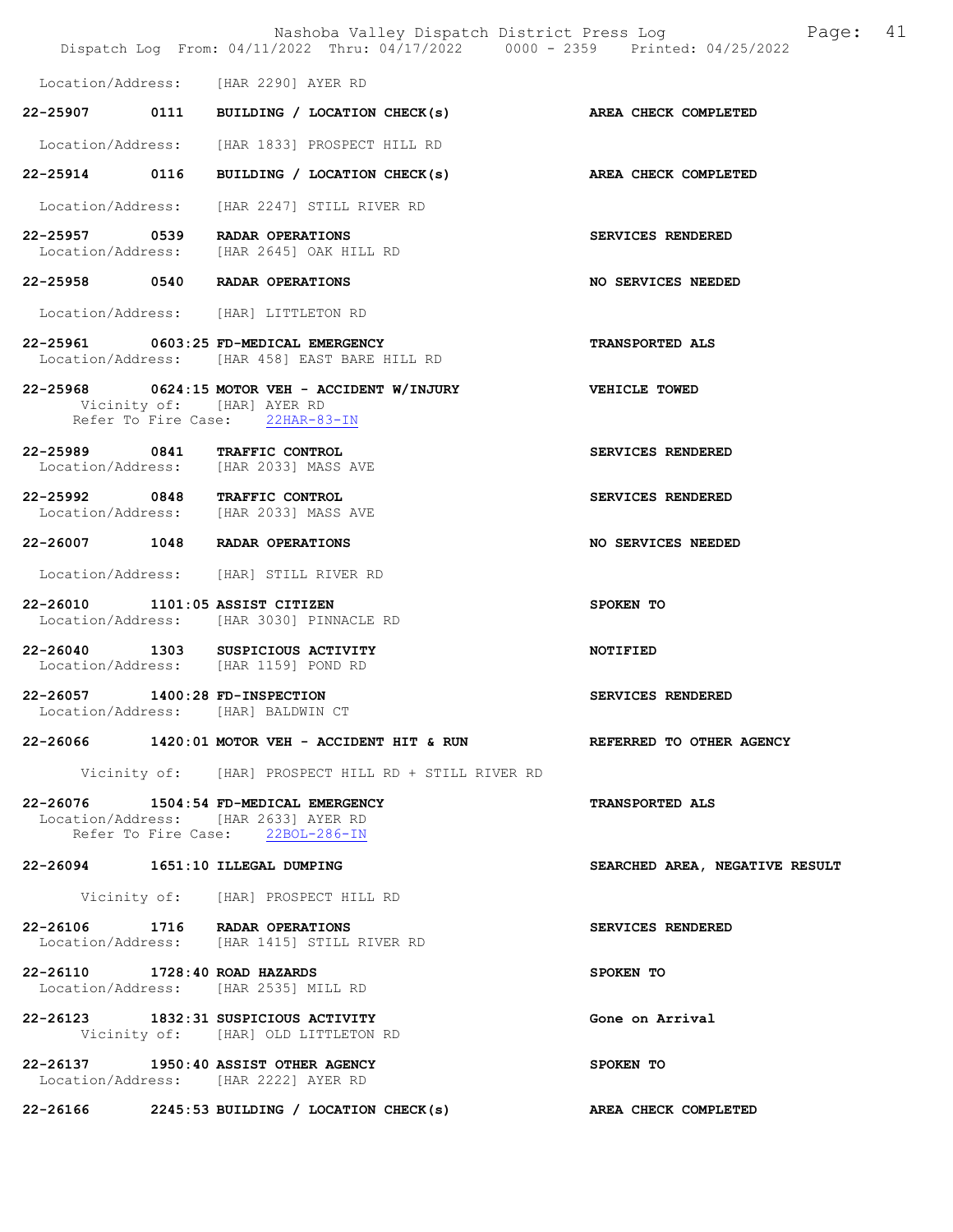Location/Address: [HAR 2290] AYER RD

**22-25907 0111 BUILDING / LOCATION CHECK(s) AREA CHECK COMPLETED**

Location/Address: [HAR 1833] PROSPECT HILL RD

**22-25914 0116 BUILDING / LOCATION CHECK(s) AREA CHECK COMPLETED**

Location/Address: [HAR 2247] STILL RIVER RD

**22-25957 0539 RADAR OPERATIONS SERVICES RENDERED**
Location/Address: [HAR 2645] OAK HILL RD

**22-25958 0540 RADAR OPERATIONS NO SERVICES NEEDED**

Location/Address: [HAR] LITTLETON RD

**22-25961 0603:25 FD-MEDICAL EMERGENCY TRANSPORTED ALS**
Location/Address: [HAR 458] EAST BARE HILL RD

**22-25968 0624:15 MOTOR VEH - ACCIDENT W/INJURY VEHICLE TOWED**
Vicinity of: [HAR] AYER RD
Refer To Fire Case: 22HAR-83-IN

**22-25989 0841 TRAFFIC CONTROL SERVICES RENDERED**
Location/Address: [HAR 2033] MASS AVE

**22-25992 0848 TRAFFIC CONTROL SERVICES RENDERED**
Location/Address: [HAR 2033] MASS AVE

**22-26007 1048 RADAR OPERATIONS NO SERVICES NEEDED**

Location/Address: [HAR] STILL RIVER RD

**22-26010 1101:05 ASSIST CITIZEN SPOKEN TO**
Location/Address: [HAR 3030] PINNACLE RD

**22-26040 1303 SUSPICIOUS ACTIVITY NOTIFIED**
Location/Address: [HAR 1159] POND RD

**22-26057 1400:28 FD-INSPECTION SERVICES RENDERED**
Location/Address: [HAR] BALDWIN CT

**22-26066 1420:01 MOTOR VEH - ACCIDENT HIT & RUN REFERRED TO OTHER AGENCY**

Vicinity of: [HAR] PROSPECT HILL RD + STILL RIVER RD

**22-26076 1504:54 FD-MEDICAL EMERGENCY TRANSPORTED ALS**
Location/Address: [HAR 2633] AYER RD
Refer To Fire Case: 22BOL-286-IN

**22-26094 1651:10 ILLEGAL DUMPING SEARCHED AREA, NEGATIVE RESULT**

Vicinity of: [HAR] PROSPECT HILL RD

**22-26106 1716 RADAR OPERATIONS SERVICES RENDERED**
Location/Address: [HAR 1415] STILL RIVER RD

**22-26110 1728:40 ROAD HAZARDS SPOKEN TO**
Location/Address: [HAR 2535] MILL RD

**22-26123 1832:31 SUSPICIOUS ACTIVITY Gone on Arrival**
Vicinity of: [HAR] OLD LITTLETON RD

**22-26137 1950:40 ASSIST OTHER AGENCY SPOKEN TO**
Location/Address: [HAR 2222] AYER RD

**22-26166 2245:53 BUILDING / LOCATION CHECK(s) AREA CHECK COMPLETED**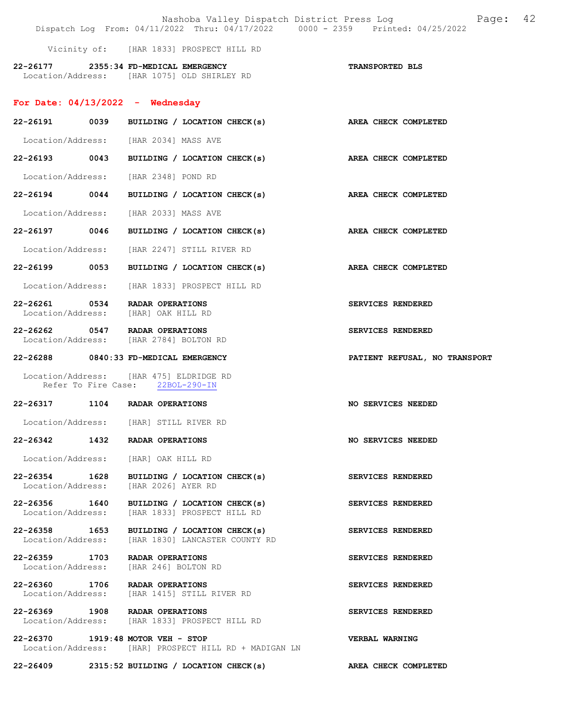Vicinity of: [HAR 1833] PROSPECT HILL RD

**22-26177 2355:34 FD-MEDICAL EMERGENCY** **TRANSPORTED BLS**
Location/Address: [HAR 1075] OLD SHIRLEY RD

## For Date: 04/13/2022 - Wednesday

**22-26191 0039 BUILDING / LOCATION CHECK(s)** **AREA CHECK COMPLETED**
Location/Address: [HAR 2034] MASS AVE

**22-26193 0043 BUILDING / LOCATION CHECK(s)** **AREA CHECK COMPLETED**
Location/Address: [HAR 2348] POND RD

**22-26194 0044 BUILDING / LOCATION CHECK(s)** **AREA CHECK COMPLETED**
Location/Address: [HAR 2033] MASS AVE

**22-26197 0046 BUILDING / LOCATION CHECK(s)** **AREA CHECK COMPLETED**
Location/Address: [HAR 2247] STILL RIVER RD

**22-26199 0053 BUILDING / LOCATION CHECK(s)** **AREA CHECK COMPLETED**
Location/Address: [HAR 1833] PROSPECT HILL RD

**22-26261 0534 RADAR OPERATIONS** **SERVICES RENDERED**
Location/Address: [HAR] OAK HILL RD

**22-26262 0547 RADAR OPERATIONS** **SERVICES RENDERED**
Location/Address: [HAR 2784] BOLTON RD

**22-26288 0840:33 FD-MEDICAL EMERGENCY** **PATIENT REFUSAL, NO TRANSPORT**
Location/Address: [HAR 475] ELDRIDGE RD
Refer To Fire Case: 22BOL-290-IN

**22-26317 1104 RADAR OPERATIONS** **NO SERVICES NEEDED**
Location/Address: [HAR] STILL RIVER RD

**22-26342 1432 RADAR OPERATIONS** **NO SERVICES NEEDED**
Location/Address: [HAR] OAK HILL RD

**22-26354 1628 BUILDING / LOCATION CHECK(s)** **SERVICES RENDERED**
Location/Address: [HAR 2026] AYER RD

**22-26356 1640 BUILDING / LOCATION CHECK(s)** **SERVICES RENDERED**
Location/Address: [HAR 1833] PROSPECT HILL RD

**22-26358 1653 BUILDING / LOCATION CHECK(s)** **SERVICES RENDERED**
Location/Address: [HAR 1830] LANCASTER COUNTY RD

**22-26359 1703 RADAR OPERATIONS** **SERVICES RENDERED**
Location/Address: [HAR 246] BOLTON RD

**22-26360 1706 RADAR OPERATIONS** **SERVICES RENDERED**
Location/Address: [HAR 1415] STILL RIVER RD

**22-26369 1908 RADAR OPERATIONS** **SERVICES RENDERED**
Location/Address: [HAR 1833] PROSPECT HILL RD

**22-26370 1919:48 MOTOR VEH - STOP** **VERBAL WARNING**
Location/Address: [HAR] PROSPECT HILL RD + MADIGAN LN

**22-26409 2315:52 BUILDING / LOCATION CHECK(s)** **AREA CHECK COMPLETED**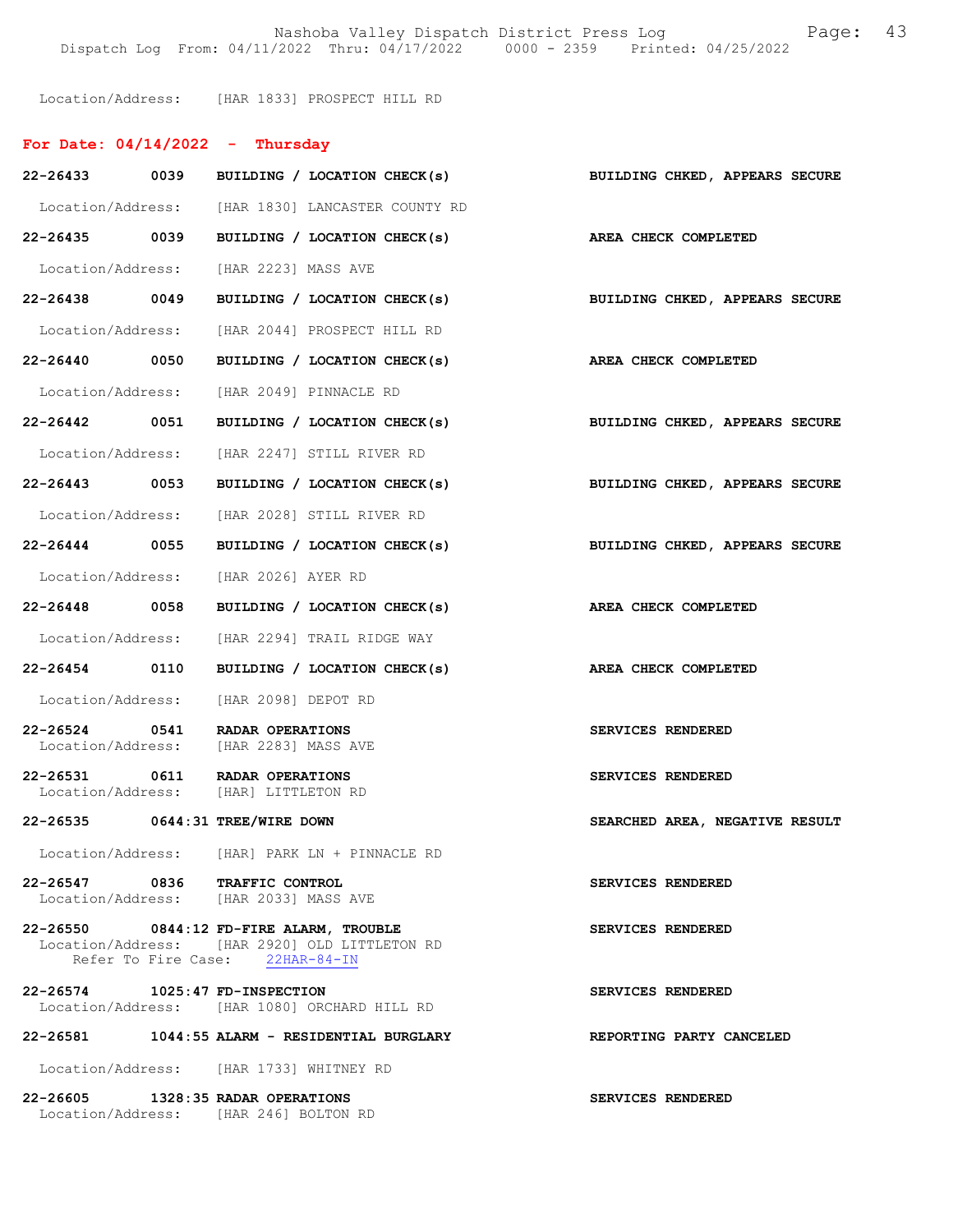Location/Address: [HAR 1833] PROSPECT HILL RD

## For Date: 04/14/2022 - Thursday

**22-26433 0039 BUILDING / LOCATION CHECK(s)** — BUILDING CHKED, APPEARS SECURE
Location/Address: [HAR 1830] LANCASTER COUNTY RD

**22-26435 0039 BUILDING / LOCATION CHECK(s)** — AREA CHECK COMPLETED
Location/Address: [HAR 2223] MASS AVE

**22-26438 0049 BUILDING / LOCATION CHECK(s)** — BUILDING CHKED, APPEARS SECURE
Location/Address: [HAR 2044] PROSPECT HILL RD

**22-26440 0050 BUILDING / LOCATION CHECK(s)** — AREA CHECK COMPLETED
Location/Address: [HAR 2049] PINNACLE RD

**22-26442 0051 BUILDING / LOCATION CHECK(s)** — BUILDING CHKED, APPEARS SECURE
Location/Address: [HAR 2247] STILL RIVER RD

**22-26443 0053 BUILDING / LOCATION CHECK(s)** — BUILDING CHKED, APPEARS SECURE
Location/Address: [HAR 2028] STILL RIVER RD

**22-26444 0055 BUILDING / LOCATION CHECK(s)** — BUILDING CHKED, APPEARS SECURE
Location/Address: [HAR 2026] AYER RD

**22-26448 0058 BUILDING / LOCATION CHECK(s)** — AREA CHECK COMPLETED
Location/Address: [HAR 2294] TRAIL RIDGE WAY

**22-26454 0110 BUILDING / LOCATION CHECK(s)** — AREA CHECK COMPLETED
Location/Address: [HAR 2098] DEPOT RD

**22-26524 0541 RADAR OPERATIONS** — SERVICES RENDERED
Location/Address: [HAR 2283] MASS AVE

**22-26531 0611 RADAR OPERATIONS** — SERVICES RENDERED
Location/Address: [HAR] LITTLETON RD

**22-26535 0644:31 TREE/WIRE DOWN** — SEARCHED AREA, NEGATIVE RESULT
Location/Address: [HAR] PARK LN + PINNACLE RD

**22-26547 0836 TRAFFIC CONTROL** — SERVICES RENDERED
Location/Address: [HAR 2033] MASS AVE

**22-26550 0844:12 FD-FIRE ALARM, TROUBLE** — SERVICES RENDERED
Location/Address: [HAR 2920] OLD LITTLETON RD
Refer To Fire Case: 22HAR-84-IN

**22-26574 1025:47 FD-INSPECTION** — SERVICES RENDERED
Location/Address: [HAR 1080] ORCHARD HILL RD

**22-26581 1044:55 ALARM - RESIDENTIAL BURGLARY** — REPORTING PARTY CANCELED
Location/Address: [HAR 1733] WHITNEY RD

**22-26605 1328:35 RADAR OPERATIONS** — SERVICES RENDERED
Location/Address: [HAR 246] BOLTON RD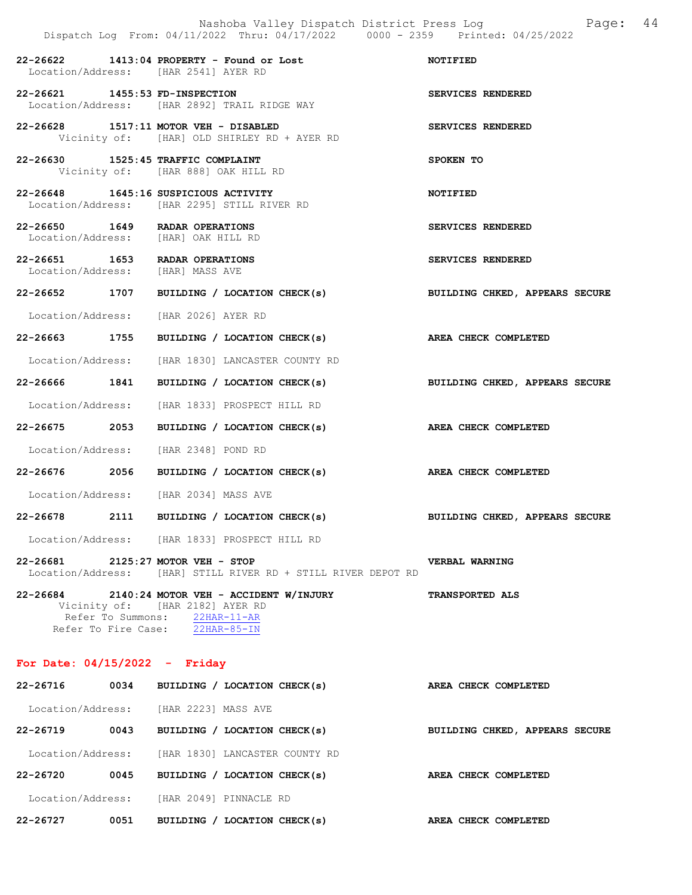22-26622 1413:04 PROPERTY - Found or Lost NOTIFIED
Location/Address: [HAR 2541] AYER RD

22-26621 1455:53 FD-INSPECTION SERVICES RENDERED
Location/Address: [HAR 2892] TRAIL RIDGE WAY

22-26628 1517:11 MOTOR VEH - DISABLED SERVICES RENDERED
Vicinity of: [HAR] OLD SHIRLEY RD + AYER RD

22-26630 1525:45 TRAFFIC COMPLAINT SPOKEN TO
Vicinity of: [HAR 888] OAK HILL RD

22-26648 1645:16 SUSPICIOUS ACTIVITY NOTIFIED
Location/Address: [HAR 2295] STILL RIVER RD

22-26650 1649 RADAR OPERATIONS SERVICES RENDERED
Location/Address: [HAR] OAK HILL RD

22-26651 1653 RADAR OPERATIONS SERVICES RENDERED
Location/Address: [HAR] MASS AVE

22-26652 1707 BUILDING / LOCATION CHECK(s) BUILDING CHKED, APPEARS SECURE
Location/Address: [HAR 2026] AYER RD

22-26663 1755 BUILDING / LOCATION CHECK(s) AREA CHECK COMPLETED
Location/Address: [HAR 1830] LANCASTER COUNTY RD

22-26666 1841 BUILDING / LOCATION CHECK(s) BUILDING CHKED, APPEARS SECURE
Location/Address: [HAR 1833] PROSPECT HILL RD

22-26675 2053 BUILDING / LOCATION CHECK(s) AREA CHECK COMPLETED
Location/Address: [HAR 2348] POND RD

22-26676 2056 BUILDING / LOCATION CHECK(s) AREA CHECK COMPLETED
Location/Address: [HAR 2034] MASS AVE

22-26678 2111 BUILDING / LOCATION CHECK(s) BUILDING CHKED, APPEARS SECURE
Location/Address: [HAR 1833] PROSPECT HILL RD

22-26681 2125:27 MOTOR VEH - STOP VERBAL WARNING
Location/Address: [HAR] STILL RIVER RD + STILL RIVER DEPOT RD

22-26684 2140:24 MOTOR VEH - ACCIDENT W/INJURY TRANSPORTED ALS
Vicinity of: [HAR 2182] AYER RD
Refer To Summons: 22HAR-11-AR
Refer To Fire Case: 22HAR-85-IN

## For Date: 04/15/2022 - Friday

22-26716 0034 BUILDING / LOCATION CHECK(s) AREA CHECK COMPLETED
Location/Address: [HAR 2223] MASS AVE

22-26719 0043 BUILDING / LOCATION CHECK(s) BUILDING CHKED, APPEARS SECURE
Location/Address: [HAR 1830] LANCASTER COUNTY RD

22-26720 0045 BUILDING / LOCATION CHECK(s) AREA CHECK COMPLETED
Location/Address: [HAR 2049] PINNACLE RD

22-26727 0051 BUILDING / LOCATION CHECK(s) AREA CHECK COMPLETED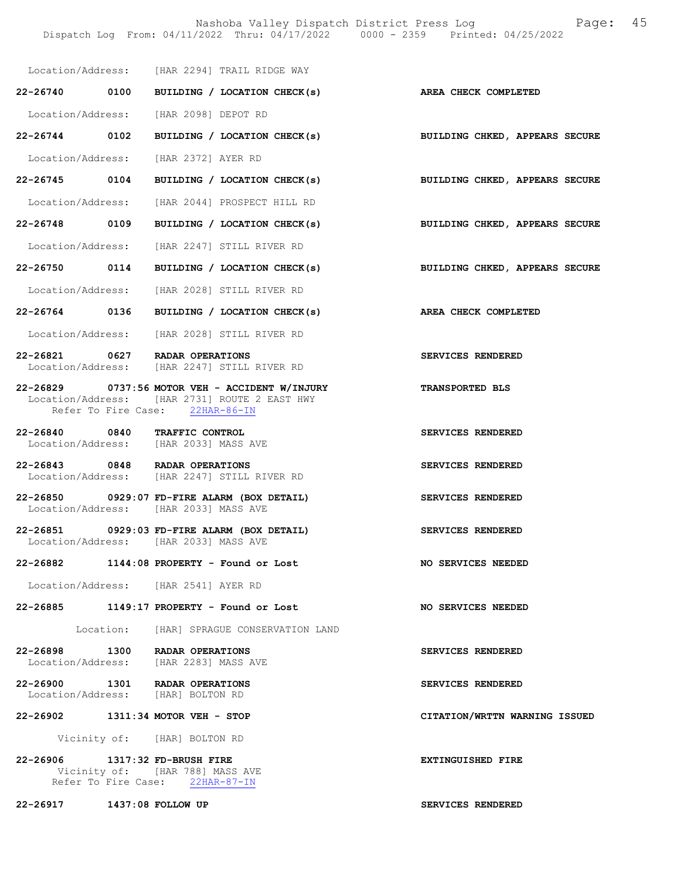Location/Address: [HAR 2294] TRAIL RIDGE WAY

**22-26740 0100 BUILDING / LOCATION CHECK(s)** — **AREA CHECK COMPLETED**
Location/Address: [HAR 2098] DEPOT RD

**22-26744 0102 BUILDING / LOCATION CHECK(s)** — **BUILDING CHKED, APPEARS SECURE**
Location/Address: [HAR 2372] AYER RD

**22-26745 0104 BUILDING / LOCATION CHECK(s)** — **BUILDING CHKED, APPEARS SECURE**
Location/Address: [HAR 2044] PROSPECT HILL RD

**22-26748 0109 BUILDING / LOCATION CHECK(s)** — **BUILDING CHKED, APPEARS SECURE**
Location/Address: [HAR 2247] STILL RIVER RD

**22-26750 0114 BUILDING / LOCATION CHECK(s)** — **BUILDING CHKED, APPEARS SECURE**
Location/Address: [HAR 2028] STILL RIVER RD

**22-26764 0136 BUILDING / LOCATION CHECK(s)** — **AREA CHECK COMPLETED**
Location/Address: [HAR 2028] STILL RIVER RD

**22-26821 0627 RADAR OPERATIONS** — **SERVICES RENDERED**
Location/Address: [HAR 2247] STILL RIVER RD

**22-26829 0737:56 MOTOR VEH - ACCIDENT W/INJURY** — **TRANSPORTED BLS**
Location/Address: [HAR 2731] ROUTE 2 EAST HWY
Refer To Fire Case: 22HAR-86-IN

**22-26840 0840 TRAFFIC CONTROL** — **SERVICES RENDERED**
Location/Address: [HAR 2033] MASS AVE

**22-26843 0848 RADAR OPERATIONS** — **SERVICES RENDERED**
Location/Address: [HAR 2247] STILL RIVER RD

**22-26850 0929:07 FD-FIRE ALARM (BOX DETAIL)** — **SERVICES RENDERED**
Location/Address: [HAR 2033] MASS AVE

**22-26851 0929:03 FD-FIRE ALARM (BOX DETAIL)** — **SERVICES RENDERED**
Location/Address: [HAR 2033] MASS AVE

**22-26882 1144:08 PROPERTY - Found or Lost** — **NO SERVICES NEEDED**
Location/Address: [HAR 2541] AYER RD

**22-26885 1149:17 PROPERTY - Found or Lost** — **NO SERVICES NEEDED**
Location: [HAR] SPRAGUE CONSERVATION LAND

**22-26898 1300 RADAR OPERATIONS** — **SERVICES RENDERED**
Location/Address: [HAR 2283] MASS AVE

**22-26900 1301 RADAR OPERATIONS** — **SERVICES RENDERED**
Location/Address: [HAR] BOLTON RD

**22-26902 1311:34 MOTOR VEH - STOP** — **CITATION/WRTTN WARNING ISSUED**
Vicinity of: [HAR] BOLTON RD

**22-26906 1317:32 FD-BRUSH FIRE** — **EXTINGUISHED FIRE**
Vicinity of: [HAR 788] MASS AVE
Refer To Fire Case: 22HAR-87-IN

**22-26917 1437:08 FOLLOW UP** — **SERVICES RENDERED**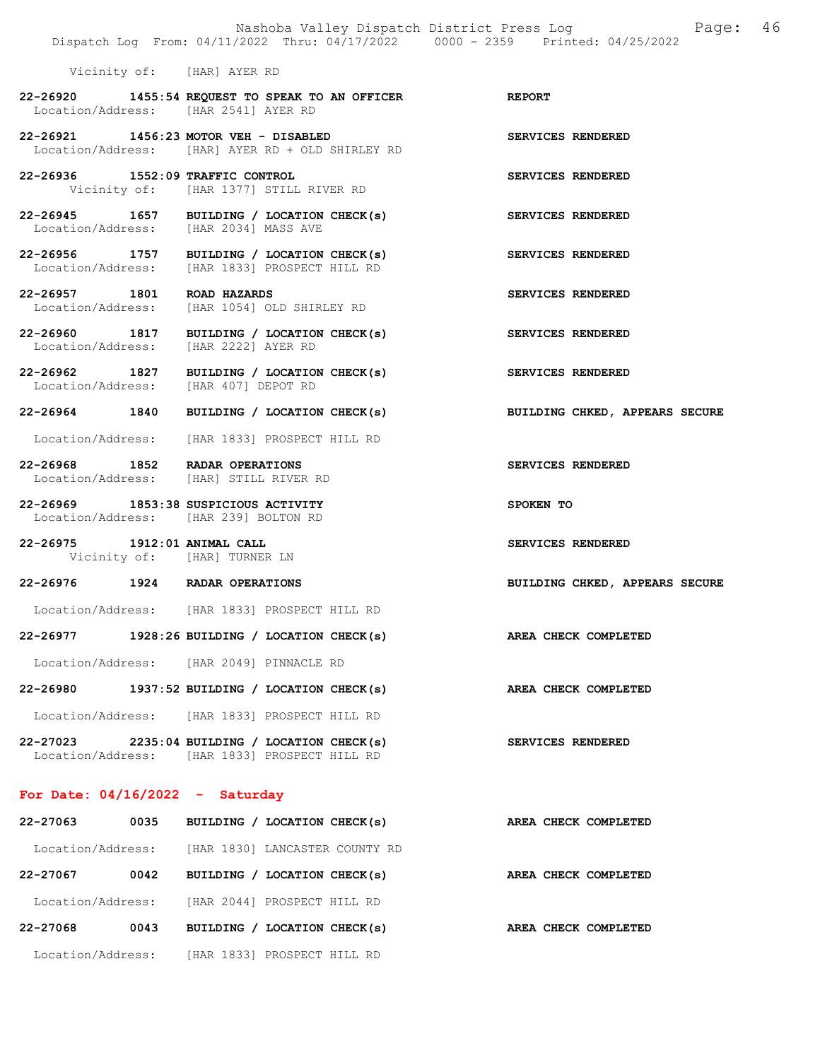Vicinity of: [HAR] AYER RD

**22-26920 1455:54 REQUEST TO SPEAK TO AN OFFICER** — **REPORT**
Location/Address: [HAR 2541] AYER RD

**22-26921 1456:23 MOTOR VEH - DISABLED** — **SERVICES RENDERED**
Location/Address: [HAR] AYER RD + OLD SHIRLEY RD

**22-26936 1552:09 TRAFFIC CONTROL** — **SERVICES RENDERED**
Vicinity of: [HAR 1377] STILL RIVER RD

**22-26945 1657 BUILDING / LOCATION CHECK(s)** — **SERVICES RENDERED**
Location/Address: [HAR 2034] MASS AVE

**22-26956 1757 BUILDING / LOCATION CHECK(s)** — **SERVICES RENDERED**
Location/Address: [HAR 1833] PROSPECT HILL RD

**22-26957 1801 ROAD HAZARDS** — **SERVICES RENDERED**
Location/Address: [HAR 1054] OLD SHIRLEY RD

**22-26960 1817 BUILDING / LOCATION CHECK(s)** — **SERVICES RENDERED**
Location/Address: [HAR 2222] AYER RD

**22-26962 1827 BUILDING / LOCATION CHECK(s)** — **SERVICES RENDERED**
Location/Address: [HAR 407] DEPOT RD

**22-26964 1840 BUILDING / LOCATION CHECK(s)** — **BUILDING CHKED, APPEARS SECURE**
Location/Address: [HAR 1833] PROSPECT HILL RD

**22-26968 1852 RADAR OPERATIONS** — **SERVICES RENDERED**
Location/Address: [HAR] STILL RIVER RD

**22-26969 1853:38 SUSPICIOUS ACTIVITY** — **SPOKEN TO**
Location/Address: [HAR 239] BOLTON RD

**22-26975 1912:01 ANIMAL CALL** — **SERVICES RENDERED**
Vicinity of: [HAR] TURNER LN

**22-26976 1924 RADAR OPERATIONS** — **BUILDING CHKED, APPEARS SECURE**
Location/Address: [HAR 1833] PROSPECT HILL RD

**22-26977 1928:26 BUILDING / LOCATION CHECK(s)** — **AREA CHECK COMPLETED**
Location/Address: [HAR 2049] PINNACLE RD

**22-26980 1937:52 BUILDING / LOCATION CHECK(s)** — **AREA CHECK COMPLETED**
Location/Address: [HAR 1833] PROSPECT HILL RD

**22-27023 2235:04 BUILDING / LOCATION CHECK(s)** — **SERVICES RENDERED**
Location/Address: [HAR 1833] PROSPECT HILL RD

## For Date: 04/16/2022 - Saturday

**22-27063 0035 BUILDING / LOCATION CHECK(s)** — **AREA CHECK COMPLETED**
Location/Address: [HAR 1830] LANCASTER COUNTY RD

**22-27067 0042 BUILDING / LOCATION CHECK(s)** — **AREA CHECK COMPLETED**
Location/Address: [HAR 2044] PROSPECT HILL RD

**22-27068 0043 BUILDING / LOCATION CHECK(s)** — **AREA CHECK COMPLETED**
Location/Address: [HAR 1833] PROSPECT HILL RD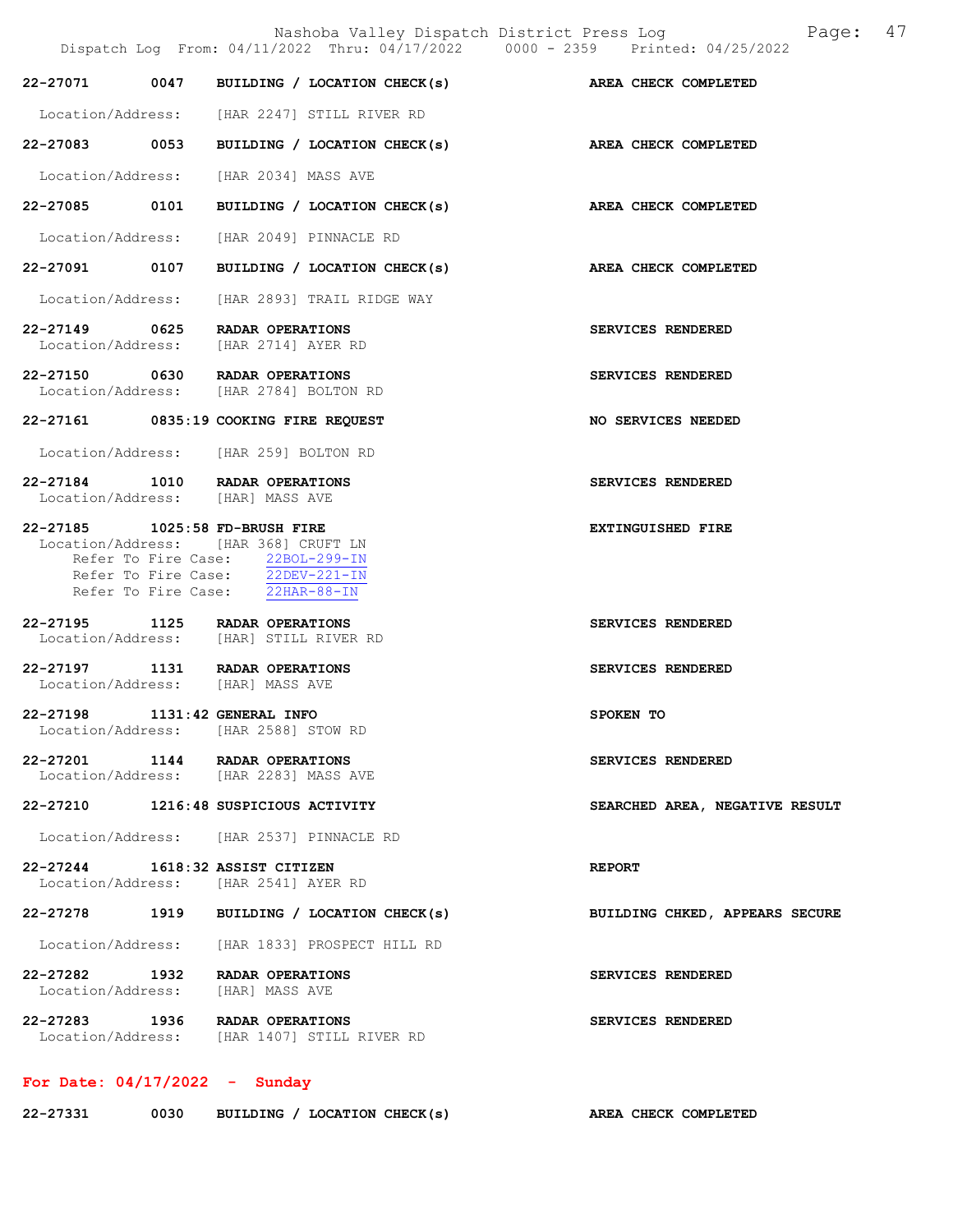**22-27071 0047 BUILDING / LOCATION CHECK(s) AREA CHECK COMPLETED**

Location/Address: [HAR 2247] STILL RIVER RD

**22-27083 0053 BUILDING / LOCATION CHECK(s) AREA CHECK COMPLETED**

Location/Address: [HAR 2034] MASS AVE

**22-27085 0101 BUILDING / LOCATION CHECK(s) AREA CHECK COMPLETED**

Location/Address: [HAR 2049] PINNACLE RD

**22-27091 0107 BUILDING / LOCATION CHECK(s) AREA CHECK COMPLETED**

Location/Address: [HAR 2893] TRAIL RIDGE WAY

**22-27149 0625 RADAR OPERATIONS SERVICES RENDERED**
Location/Address: [HAR 2714] AYER RD

**22-27150 0630 RADAR OPERATIONS SERVICES RENDERED**
Location/Address: [HAR 2784] BOLTON RD

**22-27161 0835:19 COOKING FIRE REQUEST NO SERVICES NEEDED**

Location/Address: [HAR 259] BOLTON RD

**22-27184 1010 RADAR OPERATIONS SERVICES RENDERED**
Location/Address: [HAR] MASS AVE

**22-27185 1025:58 FD-BRUSH FIRE EXTINGUISHED FIRE**
Location/Address: [HAR 368] CRUFT LN
Refer To Fire Case: 22BOL-299-IN
Refer To Fire Case: 22DEV-221-IN
Refer To Fire Case: 22HAR-88-IN

**22-27195 1125 RADAR OPERATIONS SERVICES RENDERED**
Location/Address: [HAR] STILL RIVER RD

**22-27197 1131 RADAR OPERATIONS SERVICES RENDERED**
Location/Address: [HAR] MASS AVE

**22-27198 1131:42 GENERAL INFO SPOKEN TO**
Location/Address: [HAR 2588] STOW RD

**22-27201 1144 RADAR OPERATIONS SERVICES RENDERED**
Location/Address: [HAR 2283] MASS AVE

**22-27210 1216:48 SUSPICIOUS ACTIVITY SEARCHED AREA, NEGATIVE RESULT**

Location/Address: [HAR 2537] PINNACLE RD

**22-27244 1618:32 ASSIST CITIZEN REPORT**
Location/Address: [HAR 2541] AYER RD

**22-27278 1919 BUILDING / LOCATION CHECK(s) BUILDING CHKED, APPEARS SECURE**

Location/Address: [HAR 1833] PROSPECT HILL RD

**22-27282 1932 RADAR OPERATIONS SERVICES RENDERED**
Location/Address: [HAR] MASS AVE

**22-27283 1936 RADAR OPERATIONS SERVICES RENDERED**
Location/Address: [HAR 1407] STILL RIVER RD

## For Date: 04/17/2022 - Sunday

**22-27331 0030 BUILDING / LOCATION CHECK(s) AREA CHECK COMPLETED**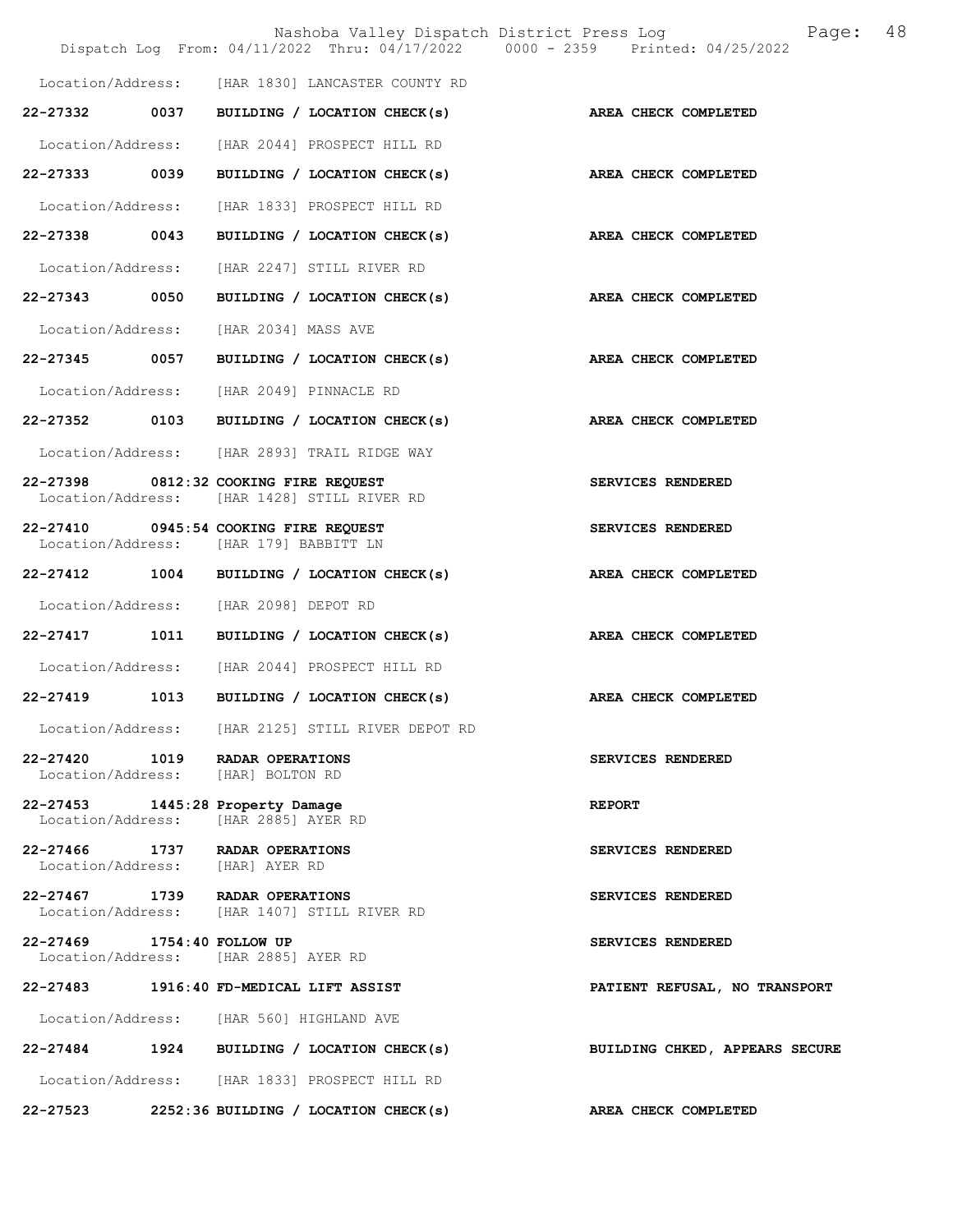Location/Address: [HAR 1830] LANCASTER COUNTY RD

**22-27332 0037 BUILDING / LOCATION CHECK(s) AREA CHECK COMPLETED**

Location/Address: [HAR 2044] PROSPECT HILL RD

**22-27333 0039 BUILDING / LOCATION CHECK(s) AREA CHECK COMPLETED**

Location/Address: [HAR 1833] PROSPECT HILL RD

**22-27338 0043 BUILDING / LOCATION CHECK(s) AREA CHECK COMPLETED**

Location/Address: [HAR 2247] STILL RIVER RD

**22-27343 0050 BUILDING / LOCATION CHECK(s) AREA CHECK COMPLETED**

Location/Address: [HAR 2034] MASS AVE

**22-27345 0057 BUILDING / LOCATION CHECK(s) AREA CHECK COMPLETED**

Location/Address: [HAR 2049] PINNACLE RD

**22-27352 0103 BUILDING / LOCATION CHECK(s) AREA CHECK COMPLETED**

Location/Address: [HAR 2893] TRAIL RIDGE WAY

**22-27398 0812:32 COOKING FIRE REQUEST SERVICES RENDERED**
Location/Address: [HAR 1428] STILL RIVER RD

**22-27410 0945:54 COOKING FIRE REQUEST SERVICES RENDERED**
Location/Address: [HAR 179] BABBITT LN

**22-27412 1004 BUILDING / LOCATION CHECK(s) AREA CHECK COMPLETED**

Location/Address: [HAR 2098] DEPOT RD

**22-27417 1011 BUILDING / LOCATION CHECK(s) AREA CHECK COMPLETED**

Location/Address: [HAR 2044] PROSPECT HILL RD

**22-27419 1013 BUILDING / LOCATION CHECK(s) AREA CHECK COMPLETED**

Location/Address: [HAR 2125] STILL RIVER DEPOT RD

**22-27420 1019 RADAR OPERATIONS SERVICES RENDERED**
Location/Address: [HAR] BOLTON RD

**22-27453 1445:28 Property Damage REPORT**
Location/Address: [HAR 2885] AYER RD

**22-27466 1737 RADAR OPERATIONS SERVICES RENDERED**
Location/Address: [HAR] AYER RD

**22-27467 1739 RADAR OPERATIONS SERVICES RENDERED**
Location/Address: [HAR 1407] STILL RIVER RD

**22-27469 1754:40 FOLLOW UP SERVICES RENDERED**
Location/Address: [HAR 2885] AYER RD

**22-27483 1916:40 FD-MEDICAL LIFT ASSIST PATIENT REFUSAL, NO TRANSPORT**

Location/Address: [HAR 560] HIGHLAND AVE

**22-27484 1924 BUILDING / LOCATION CHECK(s) BUILDING CHKED, APPEARS SECURE**

Location/Address: [HAR 1833] PROSPECT HILL RD

**22-27523 2252:36 BUILDING / LOCATION CHECK(s) AREA CHECK COMPLETED**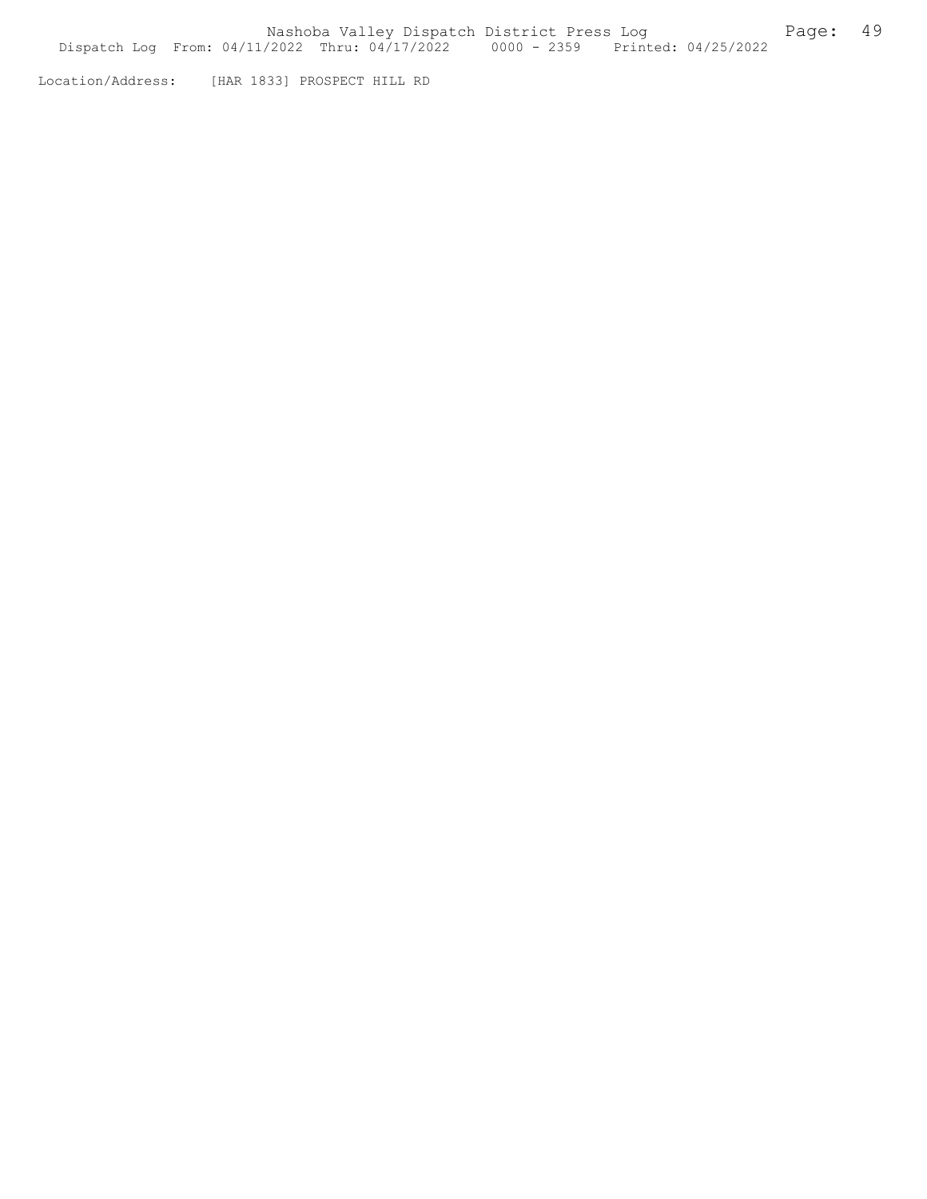Location/Address: [HAR 1833] PROSPECT HILL RD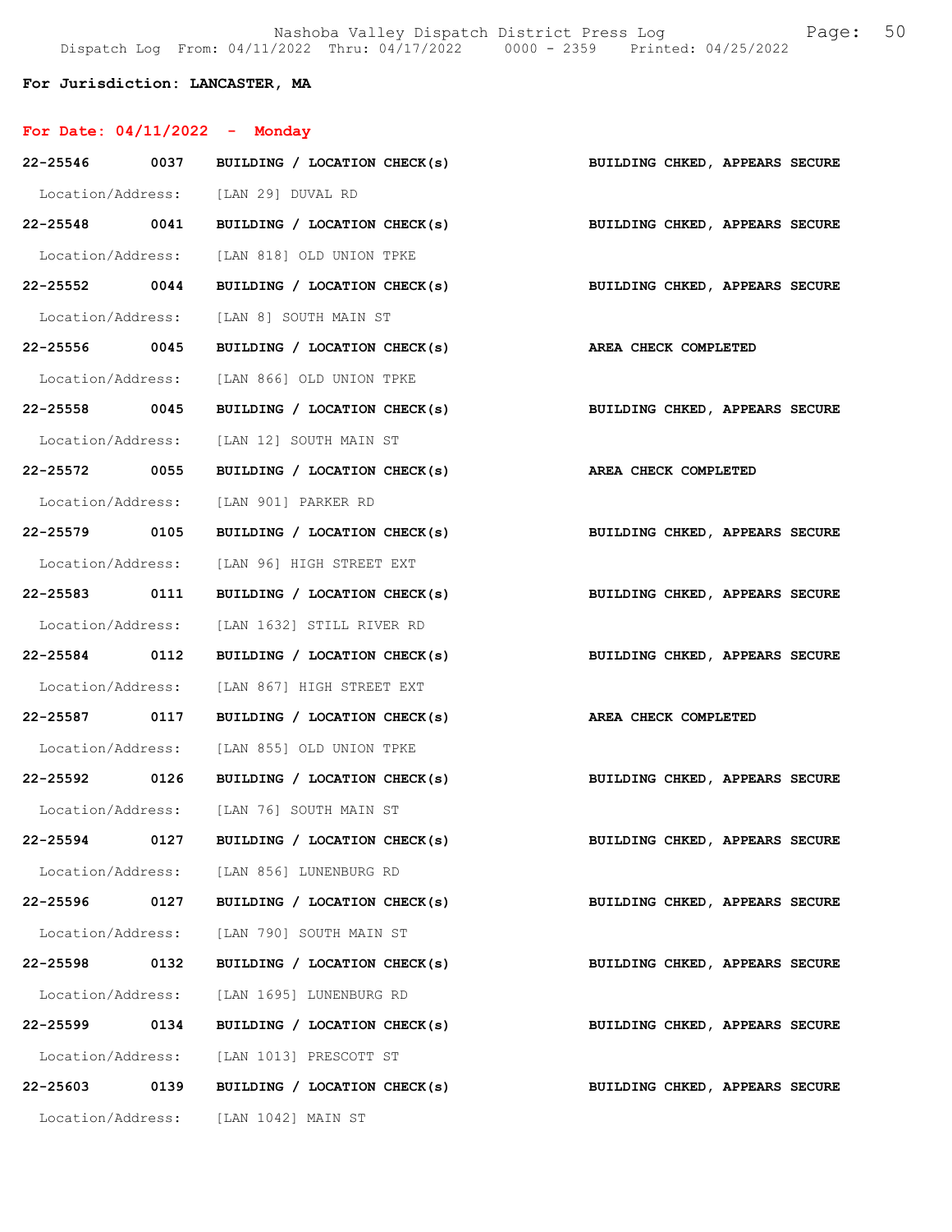**For Jurisdiction: LANCASTER, MA**

**For Date: 04/11/2022 - Monday**

**22-25546 0037 BUILDING / LOCATION CHECK(s) BUILDING CHKED, APPEARS SECURE**
Location/Address: [LAN 29] DUVAL RD

**22-25548 0041 BUILDING / LOCATION CHECK(s) BUILDING CHKED, APPEARS SECURE**
Location/Address: [LAN 818] OLD UNION TPKE

**22-25552 0044 BUILDING / LOCATION CHECK(s) BUILDING CHKED, APPEARS SECURE**
Location/Address: [LAN 8] SOUTH MAIN ST

**22-25556 0045 BUILDING / LOCATION CHECK(s) AREA CHECK COMPLETED**
Location/Address: [LAN 866] OLD UNION TPKE

**22-25558 0045 BUILDING / LOCATION CHECK(s) BUILDING CHKED, APPEARS SECURE**
Location/Address: [LAN 12] SOUTH MAIN ST

**22-25572 0055 BUILDING / LOCATION CHECK(s) AREA CHECK COMPLETED**
Location/Address: [LAN 901] PARKER RD

**22-25579 0105 BUILDING / LOCATION CHECK(s) BUILDING CHKED, APPEARS SECURE**
Location/Address: [LAN 96] HIGH STREET EXT

**22-25583 0111 BUILDING / LOCATION CHECK(s) BUILDING CHKED, APPEARS SECURE**
Location/Address: [LAN 1632] STILL RIVER RD

**22-25584 0112 BUILDING / LOCATION CHECK(s) BUILDING CHKED, APPEARS SECURE**
Location/Address: [LAN 867] HIGH STREET EXT

**22-25587 0117 BUILDING / LOCATION CHECK(s) AREA CHECK COMPLETED**
Location/Address: [LAN 855] OLD UNION TPKE

**22-25592 0126 BUILDING / LOCATION CHECK(s) BUILDING CHKED, APPEARS SECURE**
Location/Address: [LAN 76] SOUTH MAIN ST

**22-25594 0127 BUILDING / LOCATION CHECK(s) BUILDING CHKED, APPEARS SECURE**
Location/Address: [LAN 856] LUNENBURG RD

**22-25596 0127 BUILDING / LOCATION CHECK(s) BUILDING CHKED, APPEARS SECURE**
Location/Address: [LAN 790] SOUTH MAIN ST

**22-25598 0132 BUILDING / LOCATION CHECK(s) BUILDING CHKED, APPEARS SECURE**
Location/Address: [LAN 1695] LUNENBURG RD

**22-25599 0134 BUILDING / LOCATION CHECK(s) BUILDING CHKED, APPEARS SECURE**
Location/Address: [LAN 1013] PRESCOTT ST

**22-25603 0139 BUILDING / LOCATION CHECK(s) BUILDING CHKED, APPEARS SECURE**
Location/Address: [LAN 1042] MAIN ST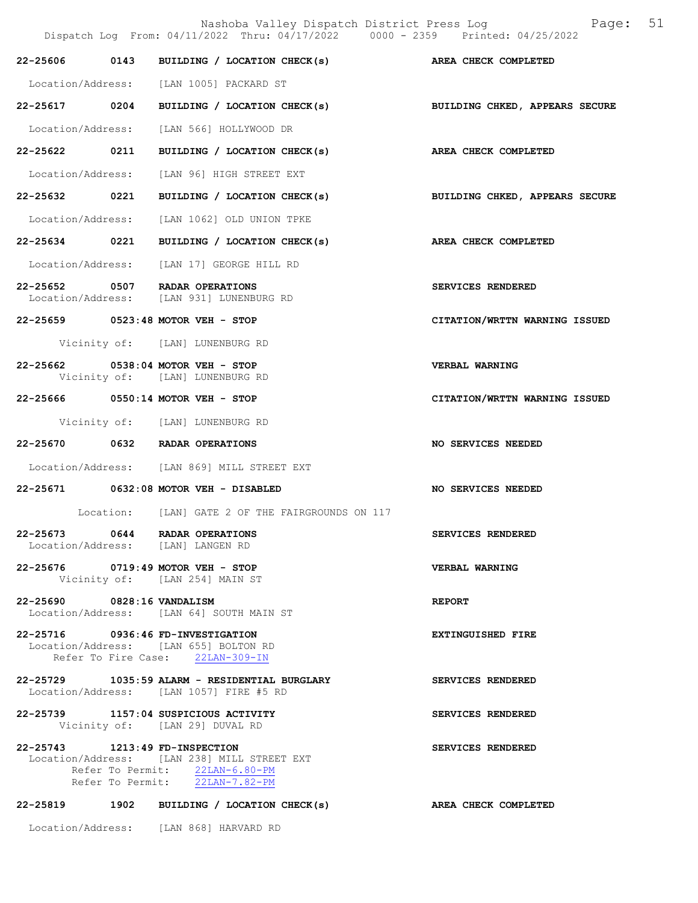22-25606 0143 BUILDING / LOCATION CHECK(s) AREA CHECK COMPLETED

Location/Address: [LAN 1005] PACKARD ST

22-25617 0204 BUILDING / LOCATION CHECK(s) BUILDING CHKED, APPEARS SECURE

Location/Address: [LAN 566] HOLLYWOOD DR

22-25622 0211 BUILDING / LOCATION CHECK(s) AREA CHECK COMPLETED

Location/Address: [LAN 96] HIGH STREET EXT

22-25632 0221 BUILDING / LOCATION CHECK(s) BUILDING CHKED, APPEARS SECURE

Location/Address: [LAN 1062] OLD UNION TPKE

22-25634 0221 BUILDING / LOCATION CHECK(s) AREA CHECK COMPLETED

Location/Address: [LAN 17] GEORGE HILL RD

22-25652 0507 RADAR OPERATIONS SERVICES RENDERED
Location/Address: [LAN 931] LUNENBURG RD

22-25659 0523:48 MOTOR VEH - STOP CITATION/WRTTN WARNING ISSUED

Vicinity of: [LAN] LUNENBURG RD

22-25662 0538:04 MOTOR VEH - STOP VERBAL WARNING
Vicinity of: [LAN] LUNENBURG RD

22-25666 0550:14 MOTOR VEH - STOP CITATION/WRTTN WARNING ISSUED

Vicinity of: [LAN] LUNENBURG RD

22-25670 0632 RADAR OPERATIONS NO SERVICES NEEDED

Location/Address: [LAN 869] MILL STREET EXT

22-25671 0632:08 MOTOR VEH - DISABLED NO SERVICES NEEDED

Location: [LAN] GATE 2 OF THE FAIRGROUNDS ON 117

22-25673 0644 RADAR OPERATIONS SERVICES RENDERED
Location/Address: [LAN] LANGEN RD

22-25676 0719:49 MOTOR VEH - STOP VERBAL WARNING
Vicinity of: [LAN 254] MAIN ST

22-25690 0828:16 VANDALISM REPORT
Location/Address: [LAN 64] SOUTH MAIN ST

22-25716 0936:46 FD-INVESTIGATION EXTINGUISHED FIRE
Location/Address: [LAN 655] BOLTON RD
Refer To Fire Case: 22LAN-309-IN

22-25729 1035:59 ALARM - RESIDENTIAL BURGLARY SERVICES RENDERED
Location/Address: [LAN 1057] FIRE #5 RD

22-25739 1157:04 SUSPICIOUS ACTIVITY SERVICES RENDERED
Vicinity of: [LAN 29] DUVAL RD

22-25743 1213:49 FD-INSPECTION SERVICES RENDERED
Location/Address: [LAN 238] MILL STREET EXT
Refer To Permit: 22LAN-6.80-PM
Refer To Permit: 22LAN-7.82-PM

22-25819 1902 BUILDING / LOCATION CHECK(s) AREA CHECK COMPLETED

Location/Address: [LAN 868] HARVARD RD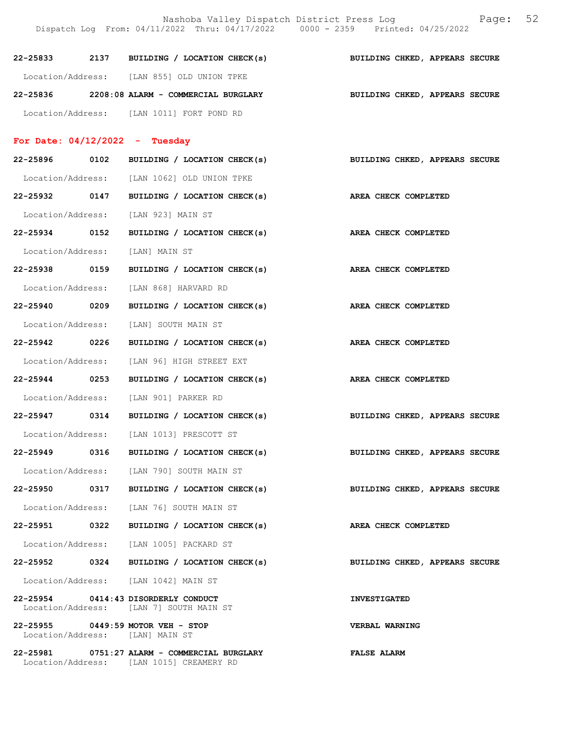22-25833 2137 **BUILDING / LOCATION CHECK(s)** **BUILDING CHKED, APPEARS SECURE**
Location/Address: [LAN 855] OLD UNION TPKE

22-25836 2208:08 **ALARM - COMMERCIAL BURGLARY** **BUILDING CHKED, APPEARS SECURE**
Location/Address: [LAN 1011] FORT POND RD

## For Date: 04/12/2022 - Tuesday

22-25896 0102 **BUILDING / LOCATION CHECK(s)** **BUILDING CHKED, APPEARS SECURE**
Location/Address: [LAN 1062] OLD UNION TPKE

22-25932 0147 **BUILDING / LOCATION CHECK(s)** **AREA CHECK COMPLETED**
Location/Address: [LAN 923] MAIN ST

22-25934 0152 **BUILDING / LOCATION CHECK(s)** **AREA CHECK COMPLETED**
Location/Address: [LAN] MAIN ST

22-25938 0159 **BUILDING / LOCATION CHECK(s)** **AREA CHECK COMPLETED**
Location/Address: [LAN 868] HARVARD RD

22-25940 0209 **BUILDING / LOCATION CHECK(s)** **AREA CHECK COMPLETED**
Location/Address: [LAN] SOUTH MAIN ST

22-25942 0226 **BUILDING / LOCATION CHECK(s)** **AREA CHECK COMPLETED**
Location/Address: [LAN 96] HIGH STREET EXT

22-25944 0253 **BUILDING / LOCATION CHECK(s)** **AREA CHECK COMPLETED**
Location/Address: [LAN 901] PARKER RD

22-25947 0314 **BUILDING / LOCATION CHECK(s)** **BUILDING CHKED, APPEARS SECURE**
Location/Address: [LAN 1013] PRESCOTT ST

22-25949 0316 **BUILDING / LOCATION CHECK(s)** **BUILDING CHKED, APPEARS SECURE**
Location/Address: [LAN 790] SOUTH MAIN ST

22-25950 0317 **BUILDING / LOCATION CHECK(s)** **BUILDING CHKED, APPEARS SECURE**
Location/Address: [LAN 76] SOUTH MAIN ST

22-25951 0322 **BUILDING / LOCATION CHECK(s)** **AREA CHECK COMPLETED**
Location/Address: [LAN 1005] PACKARD ST

22-25952 0324 **BUILDING / LOCATION CHECK(s)** **BUILDING CHKED, APPEARS SECURE**
Location/Address: [LAN 1042] MAIN ST

22-25954 0414:43 **DISORDERLY CONDUCT** **INVESTIGATED**
Location/Address: [LAN 7] SOUTH MAIN ST

22-25955 0449:59 **MOTOR VEH - STOP** **VERBAL WARNING**
Location/Address: [LAN] MAIN ST

22-25981 0751:27 **ALARM - COMMERCIAL BURGLARY** **FALSE ALARM**
Location/Address: [LAN 1015] CREAMERY RD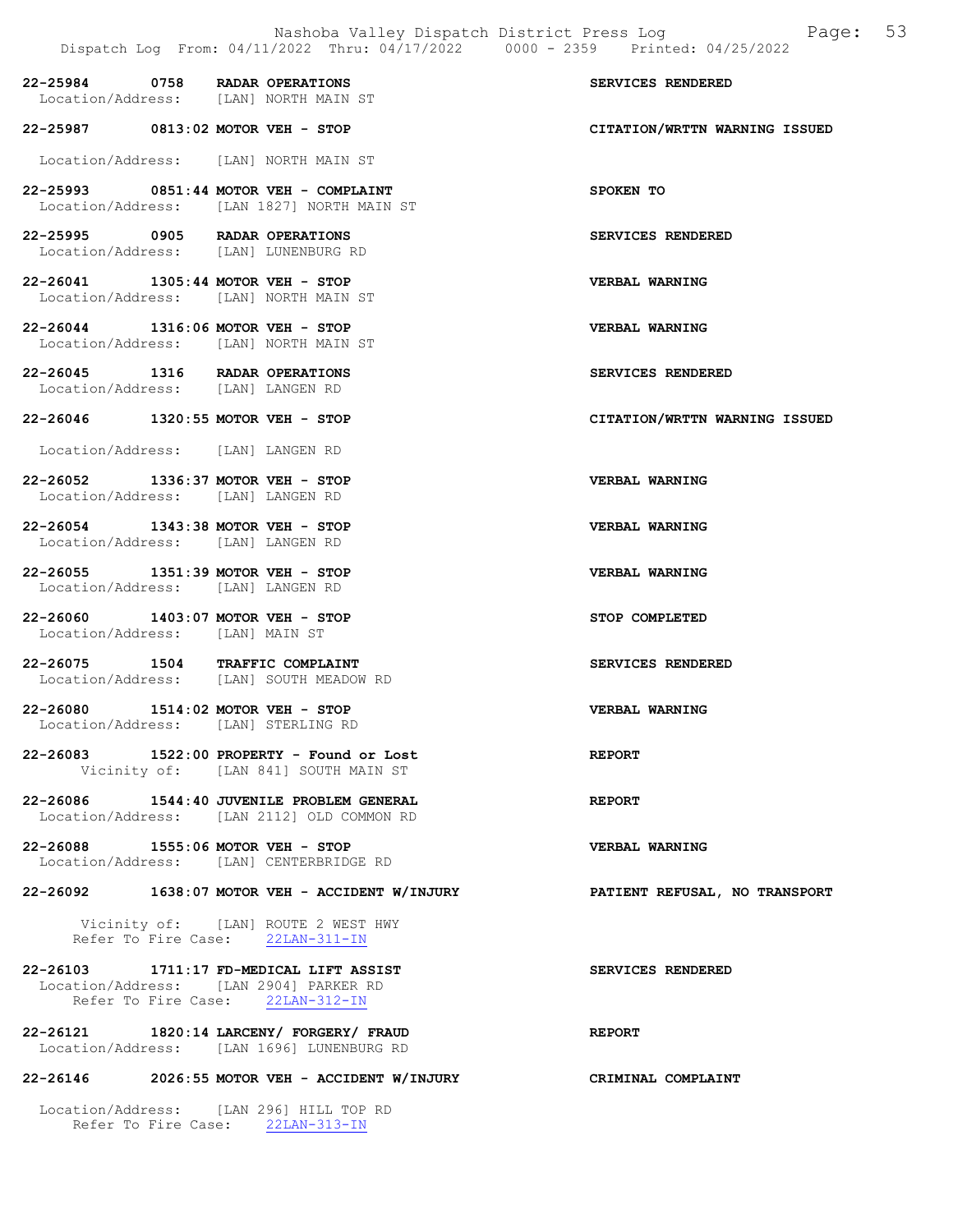**22-25984 0758 RADAR OPERATIONS** — **SERVICES RENDERED**
Location/Address: [LAN] NORTH MAIN ST

**22-25987 0813:02 MOTOR VEH - STOP** — **CITATION/WRTTN WARNING ISSUED**
Location/Address: [LAN] NORTH MAIN ST

**22-25993 0851:44 MOTOR VEH - COMPLAINT** — **SPOKEN TO**
Location/Address: [LAN 1827] NORTH MAIN ST

**22-25995 0905 RADAR OPERATIONS** — **SERVICES RENDERED**
Location/Address: [LAN] LUNENBURG RD

**22-26041 1305:44 MOTOR VEH - STOP** — **VERBAL WARNING**
Location/Address: [LAN] NORTH MAIN ST

**22-26044 1316:06 MOTOR VEH - STOP** — **VERBAL WARNING**
Location/Address: [LAN] NORTH MAIN ST

**22-26045 1316 RADAR OPERATIONS** — **SERVICES RENDERED**
Location/Address: [LAN] LANGEN RD

**22-26046 1320:55 MOTOR VEH - STOP** — **CITATION/WRTTN WARNING ISSUED**
Location/Address: [LAN] LANGEN RD

**22-26052 1336:37 MOTOR VEH - STOP** — **VERBAL WARNING**
Location/Address: [LAN] LANGEN RD

**22-26054 1343:38 MOTOR VEH - STOP** — **VERBAL WARNING**
Location/Address: [LAN] LANGEN RD

**22-26055 1351:39 MOTOR VEH - STOP** — **VERBAL WARNING**
Location/Address: [LAN] LANGEN RD

**22-26060 1403:07 MOTOR VEH - STOP** — **STOP COMPLETED**
Location/Address: [LAN] MAIN ST

**22-26075 1504 TRAFFIC COMPLAINT** — **SERVICES RENDERED**
Location/Address: [LAN] SOUTH MEADOW RD

**22-26080 1514:02 MOTOR VEH - STOP** — **VERBAL WARNING**
Location/Address: [LAN] STERLING RD

**22-26083 1522:00 PROPERTY - Found or Lost** — **REPORT**
Vicinity of: [LAN 841] SOUTH MAIN ST

**22-26086 1544:40 JUVENILE PROBLEM GENERAL** — **REPORT**
Location/Address: [LAN 2112] OLD COMMON RD

**22-26088 1555:06 MOTOR VEH - STOP** — **VERBAL WARNING**
Location/Address: [LAN] CENTERBRIDGE RD

**22-26092 1638:07 MOTOR VEH - ACCIDENT W/INJURY** — **PATIENT REFUSAL, NO TRANSPORT**
Vicinity of: [LAN] ROUTE 2 WEST HWY
Refer To Fire Case: 22LAN-311-IN

**22-26103 1711:17 FD-MEDICAL LIFT ASSIST** — **SERVICES RENDERED**
Location/Address: [LAN 2904] PARKER RD
Refer To Fire Case: 22LAN-312-IN

**22-26121 1820:14 LARCENY/ FORGERY/ FRAUD** — **REPORT**
Location/Address: [LAN 1696] LUNENBURG RD

**22-26146 2026:55 MOTOR VEH - ACCIDENT W/INJURY** — **CRIMINAL COMPLAINT**
Location/Address: [LAN 296] HILL TOP RD
Refer To Fire Case: 22LAN-313-IN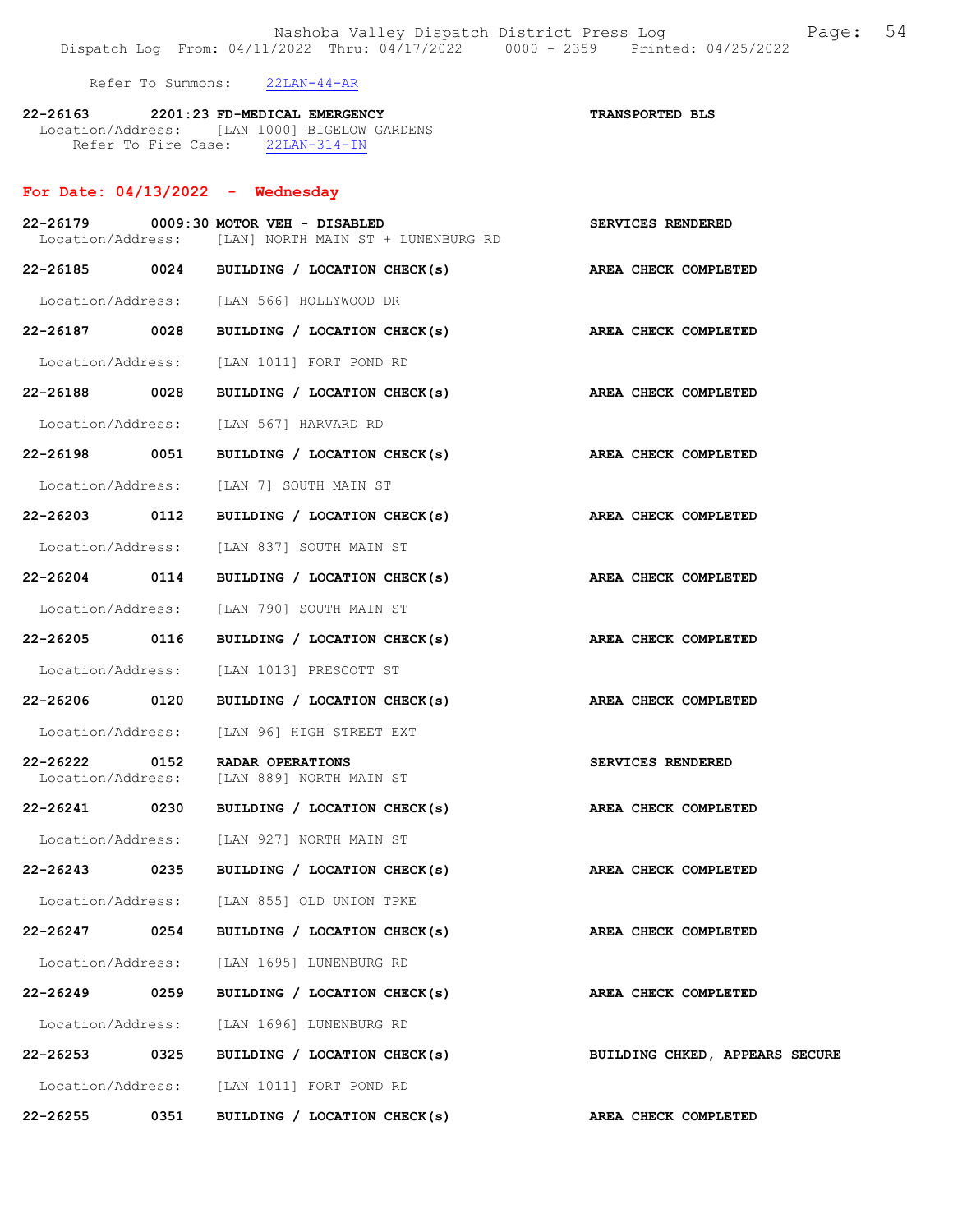Refer To Summons: 22LAN-44-AR

**22-26163 2201:23 FD-MEDICAL EMERGENCY** — **TRANSPORTED BLS**
Location/Address: [LAN 1000] BIGELOW GARDENS
Refer To Fire Case: 22LAN-314-IN

## For Date: 04/13/2022 - Wednesday

**22-26179 0009:30 MOTOR VEH - DISABLED** — **SERVICES RENDERED**
Location/Address: [LAN] NORTH MAIN ST + LUNENBURG RD

**22-26185 0024 BUILDING / LOCATION CHECK(s)** — **AREA CHECK COMPLETED**
Location/Address: [LAN 566] HOLLYWOOD DR

**22-26187 0028 BUILDING / LOCATION CHECK(s)** — **AREA CHECK COMPLETED**
Location/Address: [LAN 1011] FORT POND RD

**22-26188 0028 BUILDING / LOCATION CHECK(s)** — **AREA CHECK COMPLETED**
Location/Address: [LAN 567] HARVARD RD

**22-26198 0051 BUILDING / LOCATION CHECK(s)** — **AREA CHECK COMPLETED**
Location/Address: [LAN 7] SOUTH MAIN ST

**22-26203 0112 BUILDING / LOCATION CHECK(s)** — **AREA CHECK COMPLETED**
Location/Address: [LAN 837] SOUTH MAIN ST

**22-26204 0114 BUILDING / LOCATION CHECK(s)** — **AREA CHECK COMPLETED**
Location/Address: [LAN 790] SOUTH MAIN ST

**22-26205 0116 BUILDING / LOCATION CHECK(s)** — **AREA CHECK COMPLETED**
Location/Address: [LAN 1013] PRESCOTT ST

**22-26206 0120 BUILDING / LOCATION CHECK(s)** — **AREA CHECK COMPLETED**
Location/Address: [LAN 96] HIGH STREET EXT

**22-26222 0152 RADAR OPERATIONS** — **SERVICES RENDERED**
Location/Address: [LAN 889] NORTH MAIN ST

**22-26241 0230 BUILDING / LOCATION CHECK(s)** — **AREA CHECK COMPLETED**
Location/Address: [LAN 927] NORTH MAIN ST

**22-26243 0235 BUILDING / LOCATION CHECK(s)** — **AREA CHECK COMPLETED**
Location/Address: [LAN 855] OLD UNION TPKE

**22-26247 0254 BUILDING / LOCATION CHECK(s)** — **AREA CHECK COMPLETED**
Location/Address: [LAN 1695] LUNENBURG RD

**22-26249 0259 BUILDING / LOCATION CHECK(s)** — **AREA CHECK COMPLETED**
Location/Address: [LAN 1696] LUNENBURG RD

**22-26253 0325 BUILDING / LOCATION CHECK(s)** — **BUILDING CHKED, APPEARS SECURE**
Location/Address: [LAN 1011] FORT POND RD

**22-26255 0351 BUILDING / LOCATION CHECK(s)** — **AREA CHECK COMPLETED**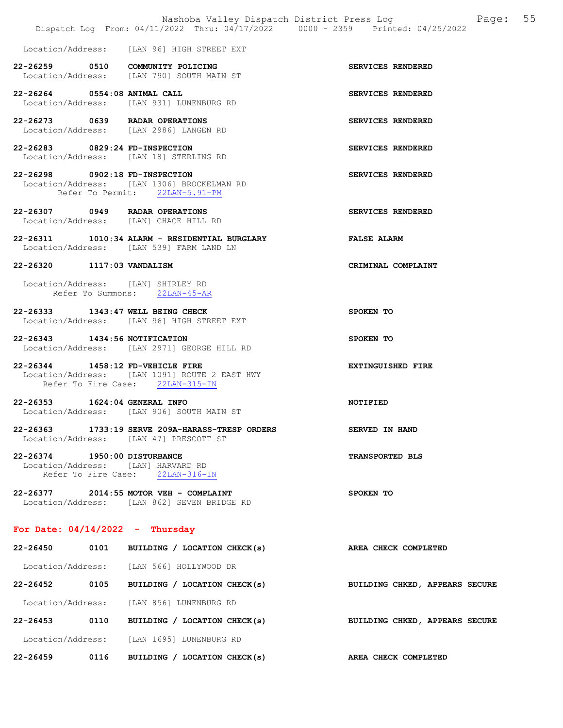Location/Address: [LAN 96] HIGH STREET EXT

**22-26259 0510 COMMUNITY POLICING** — SERVICES RENDERED
Location/Address: [LAN 790] SOUTH MAIN ST

**22-26264 0554:08 ANIMAL CALL** — SERVICES RENDERED
Location/Address: [LAN 931] LUNENBURG RD

**22-26273 0639 RADAR OPERATIONS** — SERVICES RENDERED
Location/Address: [LAN 2986] LANGEN RD

**22-26283 0829:24 FD-INSPECTION** — SERVICES RENDERED
Location/Address: [LAN 18] STERLING RD

**22-26298 0902:18 FD-INSPECTION** — SERVICES RENDERED
Location/Address: [LAN 1306] BROCKELMAN RD
Refer To Permit: 22LAN-5.91-PM

**22-26307 0949 RADAR OPERATIONS** — SERVICES RENDERED
Location/Address: [LAN] CHACE HILL RD

**22-26311 1010:34 ALARM - RESIDENTIAL BURGLARY** — FALSE ALARM
Location/Address: [LAN 539] FARM LAND LN

**22-26320 1117:03 VANDALISM** — CRIMINAL COMPLAINT
Location/Address: [LAN] SHIRLEY RD
Refer To Summons: 22LAN-45-AR

**22-26333 1343:47 WELL BEING CHECK** — SPOKEN TO
Location/Address: [LAN 96] HIGH STREET EXT

**22-26343 1434:56 NOTIFICATION** — SPOKEN TO
Location/Address: [LAN 2971] GEORGE HILL RD

**22-26344 1458:12 FD-VEHICLE FIRE** — EXTINGUISHED FIRE
Location/Address: [LAN 1091] ROUTE 2 EAST HWY
Refer To Fire Case: 22LAN-315-IN

**22-26353 1624:04 GENERAL INFO** — NOTIFIED
Location/Address: [LAN 906] SOUTH MAIN ST

**22-26363 1733:19 SERVE 209A-HARASS-TRESP ORDERS** — SERVED IN HAND
Location/Address: [LAN 47] PRESCOTT ST

**22-26374 1950:00 DISTURBANCE** — TRANSPORTED BLS
Location/Address: [LAN] HARVARD RD
Refer To Fire Case: 22LAN-316-IN

**22-26377 2014:55 MOTOR VEH - COMPLAINT** — SPOKEN TO
Location/Address: [LAN 862] SEVEN BRIDGE RD

## For Date: 04/14/2022 - Thursday

**22-26450 0101 BUILDING / LOCATION CHECK(s)** — AREA CHECK COMPLETED
Location/Address: [LAN 566] HOLLYWOOD DR

**22-26452 0105 BUILDING / LOCATION CHECK(s)** — BUILDING CHKED, APPEARS SECURE
Location/Address: [LAN 856] LUNENBURG RD

**22-26453 0110 BUILDING / LOCATION CHECK(s)** — BUILDING CHKED, APPEARS SECURE
Location/Address: [LAN 1695] LUNENBURG RD

**22-26459 0116 BUILDING / LOCATION CHECK(s)** — AREA CHECK COMPLETED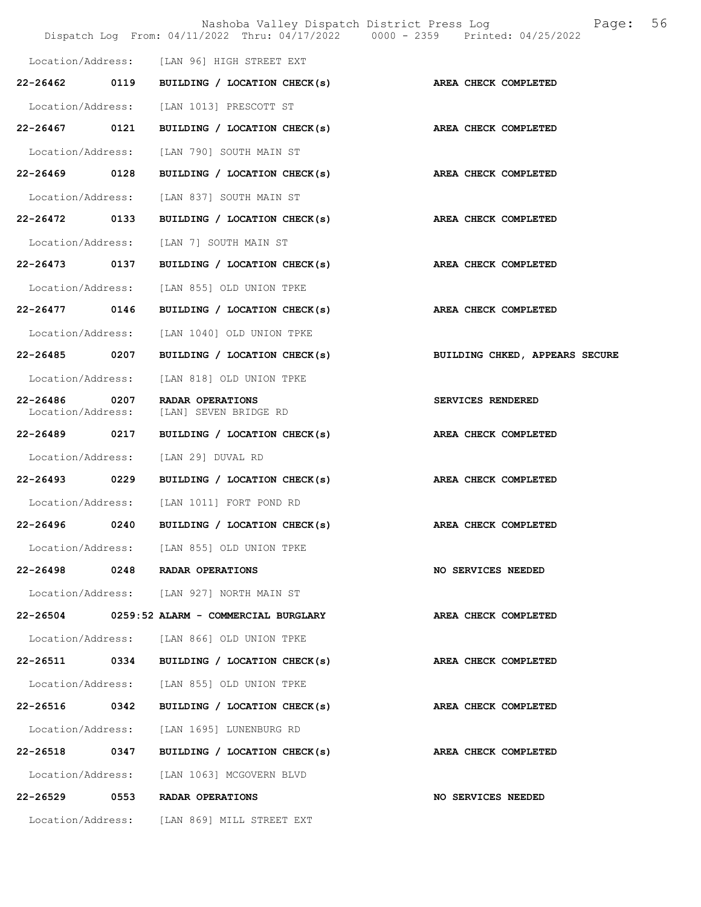Location/Address: [LAN 96] HIGH STREET EXT

22-26462 0119 BUILDING / LOCATION CHECK(s) AREA CHECK COMPLETED

Location/Address: [LAN 1013] PRESCOTT ST

22-26467 0121 BUILDING / LOCATION CHECK(s) AREA CHECK COMPLETED

Location/Address: [LAN 790] SOUTH MAIN ST

22-26469 0128 BUILDING / LOCATION CHECK(s) AREA CHECK COMPLETED

Location/Address: [LAN 837] SOUTH MAIN ST

22-26472 0133 BUILDING / LOCATION CHECK(s) AREA CHECK COMPLETED

Location/Address: [LAN 7] SOUTH MAIN ST

22-26473 0137 BUILDING / LOCATION CHECK(s) AREA CHECK COMPLETED

Location/Address: [LAN 855] OLD UNION TPKE

22-26477 0146 BUILDING / LOCATION CHECK(s) AREA CHECK COMPLETED

Location/Address: [LAN 1040] OLD UNION TPKE

22-26485 0207 BUILDING / LOCATION CHECK(s) BUILDING CHKED, APPEARS SECURE

Location/Address: [LAN 818] OLD UNION TPKE

22-26486 0207 RADAR OPERATIONS SERVICES RENDERED
Location/Address: [LAN] SEVEN BRIDGE RD

22-26489 0217 BUILDING / LOCATION CHECK(s) AREA CHECK COMPLETED

Location/Address: [LAN 29] DUVAL RD

22-26493 0229 BUILDING / LOCATION CHECK(s) AREA CHECK COMPLETED

Location/Address: [LAN 1011] FORT POND RD

22-26496 0240 BUILDING / LOCATION CHECK(s) AREA CHECK COMPLETED

Location/Address: [LAN 855] OLD UNION TPKE

22-26498 0248 RADAR OPERATIONS NO SERVICES NEEDED

Location/Address: [LAN 927] NORTH MAIN ST

22-26504 0259:52 ALARM - COMMERCIAL BURGLARY AREA CHECK COMPLETED

Location/Address: [LAN 866] OLD UNION TPKE

22-26511 0334 BUILDING / LOCATION CHECK(s) AREA CHECK COMPLETED

Location/Address: [LAN 855] OLD UNION TPKE

22-26516 0342 BUILDING / LOCATION CHECK(s) AREA CHECK COMPLETED

Location/Address: [LAN 1695] LUNENBURG RD

22-26518 0347 BUILDING / LOCATION CHECK(s) AREA CHECK COMPLETED

Location/Address: [LAN 1063] MCGOVERN BLVD

22-26529 0553 RADAR OPERATIONS NO SERVICES NEEDED

Location/Address: [LAN 869] MILL STREET EXT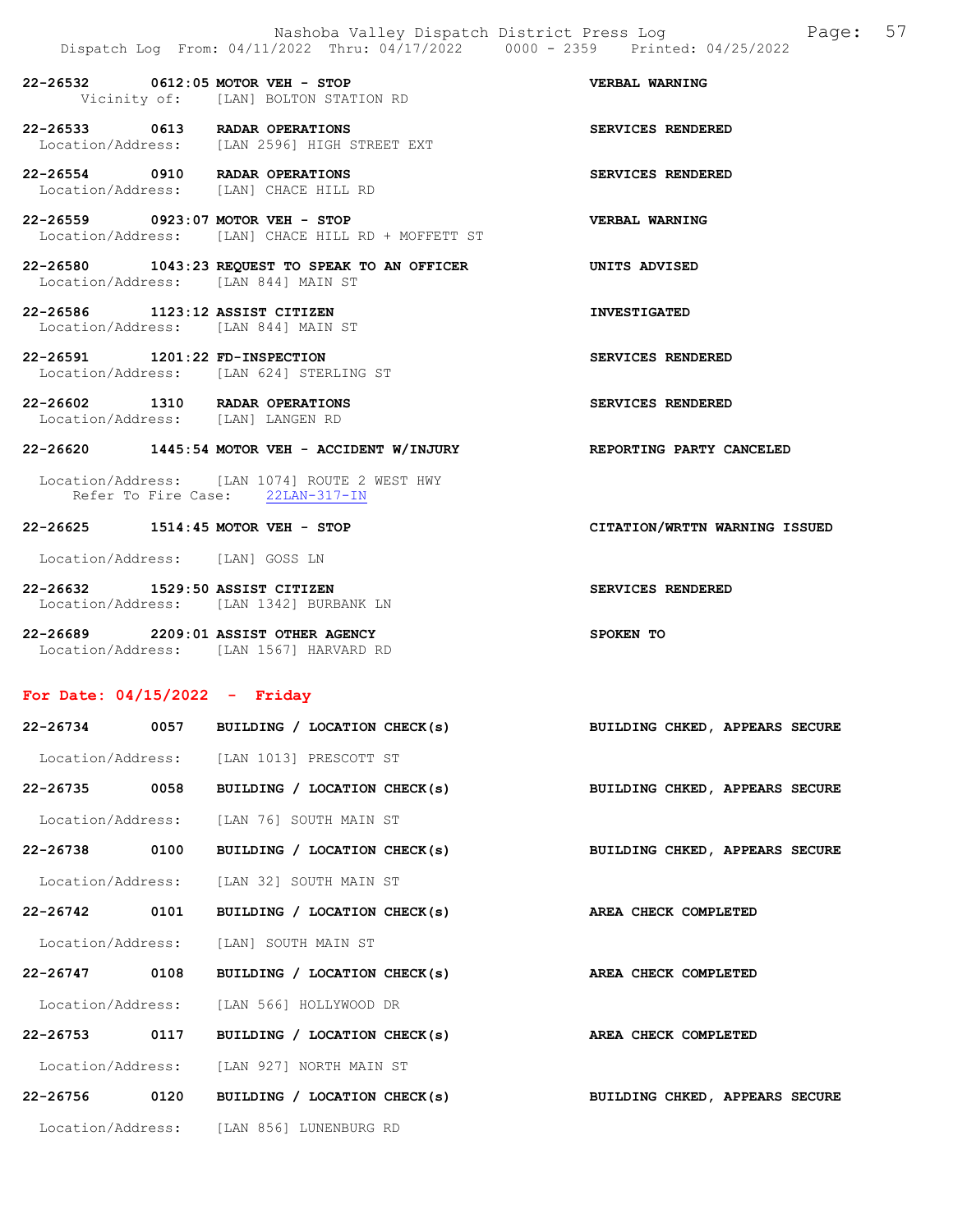22-26532 0612:05 MOTOR VEH - STOP VERBAL WARNING
Vicinity of: [LAN] BOLTON STATION RD

22-26533 0613 RADAR OPERATIONS SERVICES RENDERED
Location/Address: [LAN 2596] HIGH STREET EXT

22-26554 0910 RADAR OPERATIONS SERVICES RENDERED
Location/Address: [LAN] CHACE HILL RD

22-26559 0923:07 MOTOR VEH - STOP VERBAL WARNING
Location/Address: [LAN] CHACE HILL RD + MOFFETT ST

22-26580 1043:23 REQUEST TO SPEAK TO AN OFFICER UNITS ADVISED
Location/Address: [LAN 844] MAIN ST

22-26586 1123:12 ASSIST CITIZEN INVESTIGATED
Location/Address: [LAN 844] MAIN ST

22-26591 1201:22 FD-INSPECTION SERVICES RENDERED
Location/Address: [LAN 624] STERLING ST

22-26602 1310 RADAR OPERATIONS SERVICES RENDERED
Location/Address: [LAN] LANGEN RD

22-26620 1445:54 MOTOR VEH - ACCIDENT W/INJURY REPORTING PARTY CANCELED

Location/Address: [LAN 1074] ROUTE 2 WEST HWY
Refer To Fire Case: 22LAN-317-IN

22-26625 1514:45 MOTOR VEH - STOP CITATION/WRTTN WARNING ISSUED

Location/Address: [LAN] GOSS LN

22-26632 1529:50 ASSIST CITIZEN SERVICES RENDERED
Location/Address: [LAN 1342] BURBANK LN

22-26689 2209:01 ASSIST OTHER AGENCY SPOKEN TO
Location/Address: [LAN 1567] HARVARD RD

## For Date: 04/15/2022 - Friday

22-26734 0057 BUILDING / LOCATION CHECK(s) BUILDING CHKED, APPEARS SECURE

Location/Address: [LAN 1013] PRESCOTT ST

22-26735 0058 BUILDING / LOCATION CHECK(s) BUILDING CHKED, APPEARS SECURE

Location/Address: [LAN 76] SOUTH MAIN ST

22-26738 0100 BUILDING / LOCATION CHECK(s) BUILDING CHKED, APPEARS SECURE

Location/Address: [LAN 32] SOUTH MAIN ST

22-26742 0101 BUILDING / LOCATION CHECK(s) AREA CHECK COMPLETED

Location/Address: [LAN] SOUTH MAIN ST

22-26747 0108 BUILDING / LOCATION CHECK(s) AREA CHECK COMPLETED

Location/Address: [LAN 566] HOLLYWOOD DR

22-26753 0117 BUILDING / LOCATION CHECK(s) AREA CHECK COMPLETED

Location/Address: [LAN 927] NORTH MAIN ST

22-26756 0120 BUILDING / LOCATION CHECK(s) BUILDING CHKED, APPEARS SECURE

Location/Address: [LAN 856] LUNENBURG RD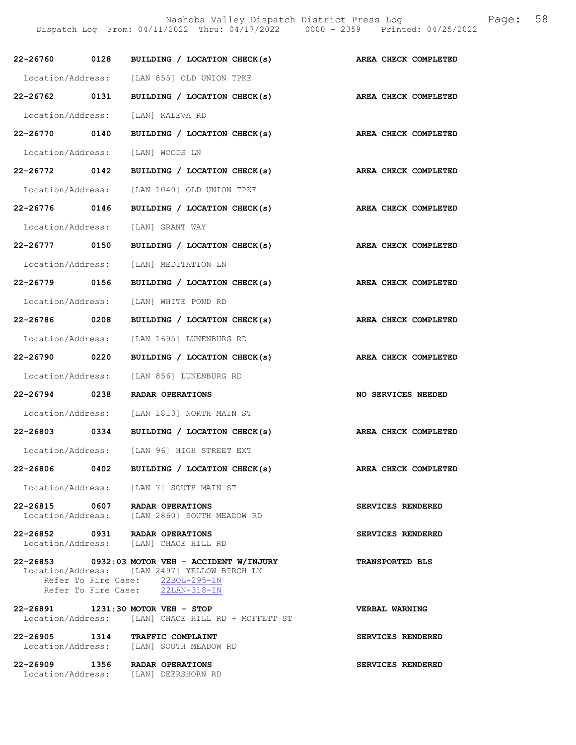**22-26760** **0128** **BUILDING / LOCATION CHECK(s)** **AREA CHECK COMPLETED**

Location/Address: [LAN 855] OLD UNION TPKE

**22-26762** **0131** **BUILDING / LOCATION CHECK(s)** **AREA CHECK COMPLETED**

Location/Address: [LAN] KALEVA RD

**22-26770** **0140** **BUILDING / LOCATION CHECK(s)** **AREA CHECK COMPLETED**

Location/Address: [LAN] WOODS LN

**22-26772** **0142** **BUILDING / LOCATION CHECK(s)** **AREA CHECK COMPLETED**

Location/Address: [LAN 1040] OLD UNION TPKE

**22-26776** **0146** **BUILDING / LOCATION CHECK(s)** **AREA CHECK COMPLETED**

Location/Address: [LAN] GRANT WAY

**22-26777** **0150** **BUILDING / LOCATION CHECK(s)** **AREA CHECK COMPLETED**

Location/Address: [LAN] MEDITATION LN

**22-26779** **0156** **BUILDING / LOCATION CHECK(s)** **AREA CHECK COMPLETED**

Location/Address: [LAN] WHITE POND RD

**22-26786** **0208** **BUILDING / LOCATION CHECK(s)** **AREA CHECK COMPLETED**

Location/Address: [LAN 1695] LUNENBURG RD

**22-26790** **0220** **BUILDING / LOCATION CHECK(s)** **AREA CHECK COMPLETED**

Location/Address: [LAN 856] LUNENBURG RD

**22-26794** **0238** **RADAR OPERATIONS** **NO SERVICES NEEDED**

Location/Address: [LAN 1813] NORTH MAIN ST

**22-26803** **0334** **BUILDING / LOCATION CHECK(s)** **AREA CHECK COMPLETED**

Location/Address: [LAN 96] HIGH STREET EXT

**22-26806** **0402** **BUILDING / LOCATION CHECK(s)** **AREA CHECK COMPLETED**

Location/Address: [LAN 7] SOUTH MAIN ST

**22-26815** **0607** **RADAR OPERATIONS** **SERVICES RENDERED**
Location/Address: [LAN 2860] SOUTH MEADOW RD

**22-26852** **0931** **RADAR OPERATIONS** **SERVICES RENDERED**
Location/Address: [LAN] CHACE HILL RD

**22-26853** **0932:03 MOTOR VEH - ACCIDENT W/INJURY** **TRANSPORTED BLS**
Location/Address: [LAN 2497] YELLOW BIRCH LN
Refer To Fire Case: 22BOL-295-IN
Refer To Fire Case: 22LAN-318-IN

**22-26891** **1231:30 MOTOR VEH - STOP** **VERBAL WARNING**
Location/Address: [LAN] CHACE HILL RD + MOFFETT ST

**22-26905** **1314** **TRAFFIC COMPLAINT** **SERVICES RENDERED**
Location/Address: [LAN] SOUTH MEADOW RD

**22-26909** **1356** **RADAR OPERATIONS** **SERVICES RENDERED**
Location/Address: [LAN] DEERSHORN RD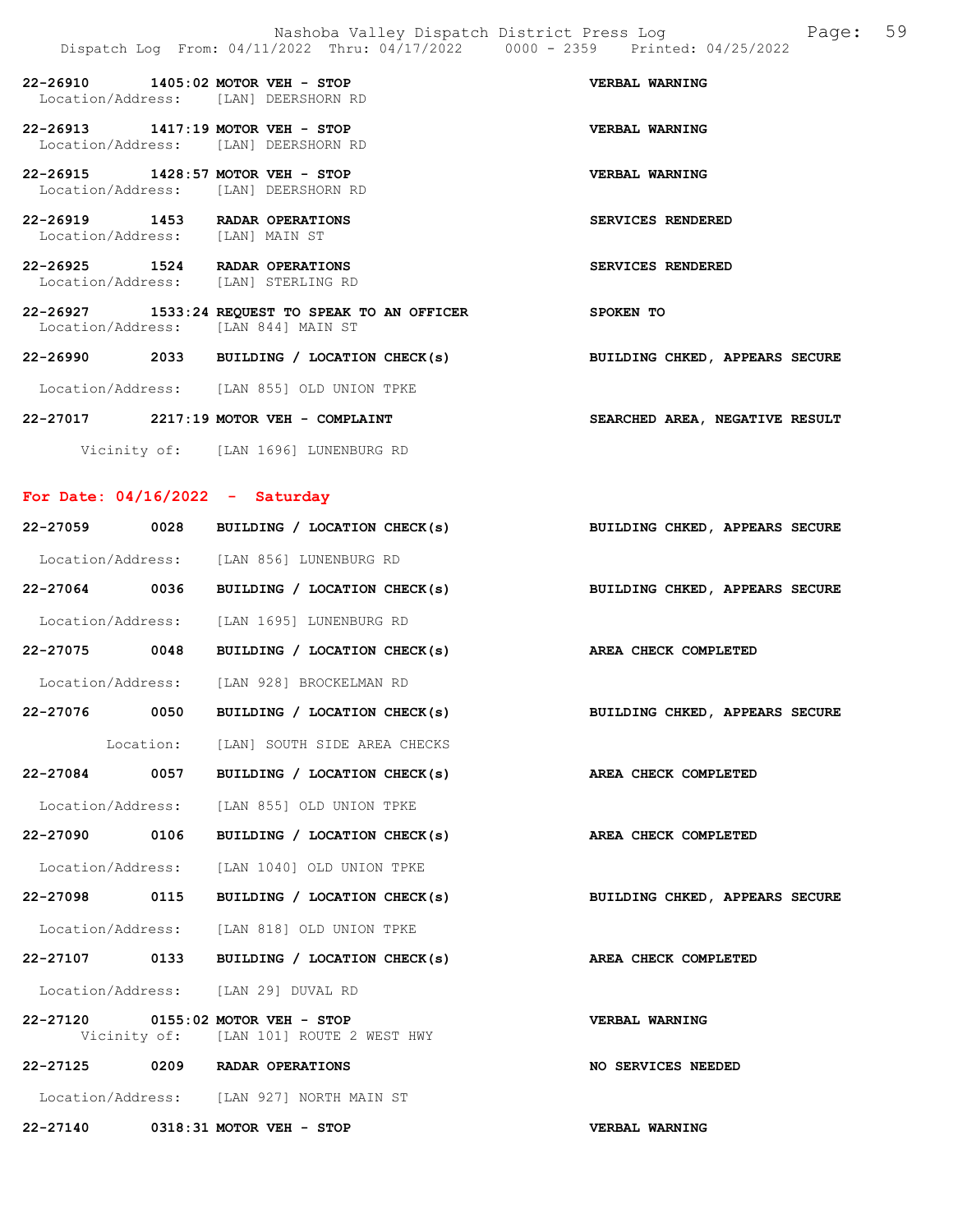22-26910 1405:02 MOTOR VEH - STOP VERBAL WARNING
Location/Address: [LAN] DEERSHORN RD

22-26913 1417:19 MOTOR VEH - STOP VERBAL WARNING
Location/Address: [LAN] DEERSHORN RD

22-26915 1428:57 MOTOR VEH - STOP VERBAL WARNING
Location/Address: [LAN] DEERSHORN RD

22-26919 1453 RADAR OPERATIONS SERVICES RENDERED
Location/Address: [LAN] MAIN ST

22-26925 1524 RADAR OPERATIONS SERVICES RENDERED
Location/Address: [LAN] STERLING RD

22-26927 1533:24 REQUEST TO SPEAK TO AN OFFICER SPOKEN TO
Location/Address: [LAN 844] MAIN ST

22-26990 2033 BUILDING / LOCATION CHECK(s) BUILDING CHKED, APPEARS SECURE
Location/Address: [LAN 855] OLD UNION TPKE

22-27017 2217:19 MOTOR VEH - COMPLAINT SEARCHED AREA, NEGATIVE RESULT
Vicinity of: [LAN 1696] LUNENBURG RD

## For Date: 04/16/2022 - Saturday

22-27059 0028 BUILDING / LOCATION CHECK(s) BUILDING CHKED, APPEARS SECURE
Location/Address: [LAN 856] LUNENBURG RD

22-27064 0036 BUILDING / LOCATION CHECK(s) BUILDING CHKED, APPEARS SECURE
Location/Address: [LAN 1695] LUNENBURG RD

22-27075 0048 BUILDING / LOCATION CHECK(s) AREA CHECK COMPLETED
Location/Address: [LAN 928] BROCKELMAN RD

22-27076 0050 BUILDING / LOCATION CHECK(s) BUILDING CHKED, APPEARS SECURE
Location: [LAN] SOUTH SIDE AREA CHECKS

22-27084 0057 BUILDING / LOCATION CHECK(s) AREA CHECK COMPLETED
Location/Address: [LAN 855] OLD UNION TPKE

22-27090 0106 BUILDING / LOCATION CHECK(s) AREA CHECK COMPLETED
Location/Address: [LAN 1040] OLD UNION TPKE

22-27098 0115 BUILDING / LOCATION CHECK(s) BUILDING CHKED, APPEARS SECURE
Location/Address: [LAN 818] OLD UNION TPKE

22-27107 0133 BUILDING / LOCATION CHECK(s) AREA CHECK COMPLETED
Location/Address: [LAN 29] DUVAL RD

22-27120 0155:02 MOTOR VEH - STOP VERBAL WARNING
Vicinity of: [LAN 101] ROUTE 2 WEST HWY

22-27125 0209 RADAR OPERATIONS NO SERVICES NEEDED
Location/Address: [LAN 927] NORTH MAIN ST

22-27140 0318:31 MOTOR VEH - STOP VERBAL WARNING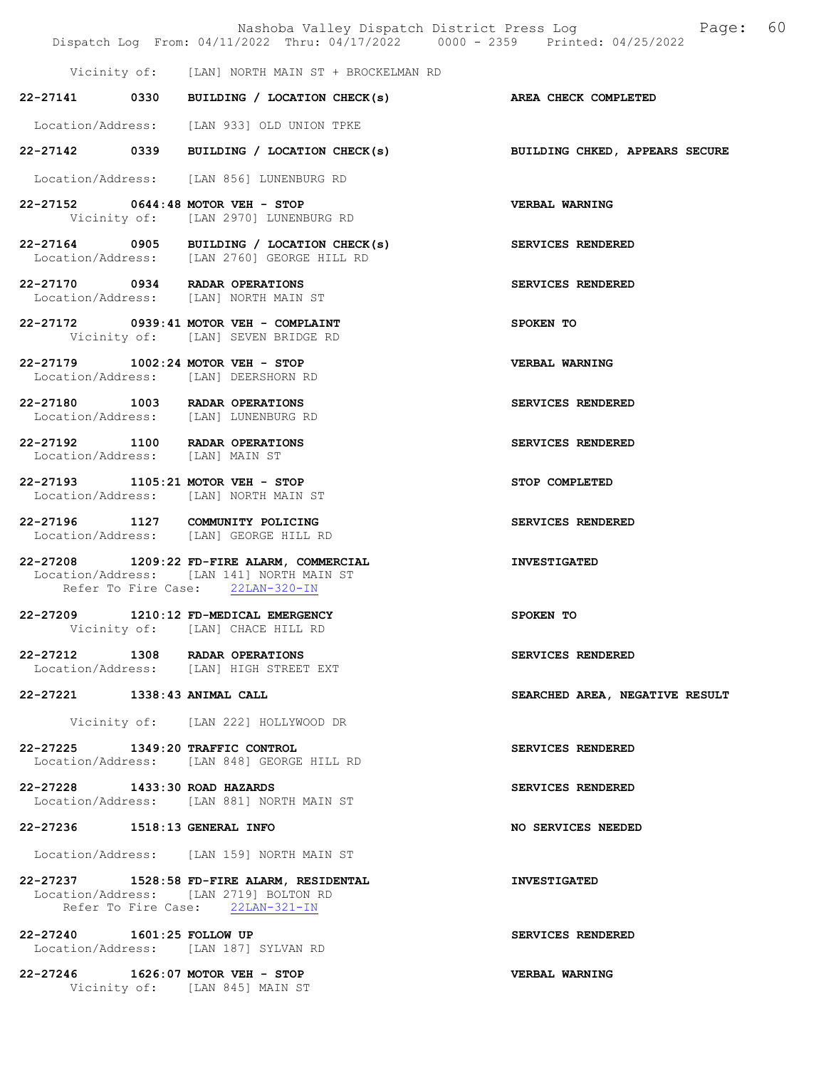Vicinity of: [LAN] NORTH MAIN ST + BROCKELMAN RD

**22-27141 0330 BUILDING / LOCATION CHECK(s)** — **AREA CHECK COMPLETED**
Location/Address: [LAN 933] OLD UNION TPKE

**22-27142 0339 BUILDING / LOCATION CHECK(s)** — **BUILDING CHKED, APPEARS SECURE**
Location/Address: [LAN 856] LUNENBURG RD

**22-27152 0644:48 MOTOR VEH - STOP** — **VERBAL WARNING**
Vicinity of: [LAN 2970] LUNENBURG RD

**22-27164 0905 BUILDING / LOCATION CHECK(s)** — **SERVICES RENDERED**
Location/Address: [LAN 2760] GEORGE HILL RD

**22-27170 0934 RADAR OPERATIONS** — **SERVICES RENDERED**
Location/Address: [LAN] NORTH MAIN ST

**22-27172 0939:41 MOTOR VEH - COMPLAINT** — **SPOKEN TO**
Vicinity of: [LAN] SEVEN BRIDGE RD

**22-27179 1002:24 MOTOR VEH - STOP** — **VERBAL WARNING**
Location/Address: [LAN] DEERSHORN RD

**22-27180 1003 RADAR OPERATIONS** — **SERVICES RENDERED**
Location/Address: [LAN] LUNENBURG RD

**22-27192 1100 RADAR OPERATIONS** — **SERVICES RENDERED**
Location/Address: [LAN] MAIN ST

**22-27193 1105:21 MOTOR VEH - STOP** — **STOP COMPLETED**
Location/Address: [LAN] NORTH MAIN ST

**22-27196 1127 COMMUNITY POLICING** — **SERVICES RENDERED**
Location/Address: [LAN] GEORGE HILL RD

**22-27208 1209:22 FD-FIRE ALARM, COMMERCIAL** — **INVESTIGATED**
Location/Address: [LAN 141] NORTH MAIN ST
Refer To Fire Case: 22LAN-320-IN

**22-27209 1210:12 FD-MEDICAL EMERGENCY** — **SPOKEN TO**
Vicinity of: [LAN] CHACE HILL RD

**22-27212 1308 RADAR OPERATIONS** — **SERVICES RENDERED**
Location/Address: [LAN] HIGH STREET EXT

**22-27221 1338:43 ANIMAL CALL** — **SEARCHED AREA, NEGATIVE RESULT**
Vicinity of: [LAN 222] HOLLYWOOD DR

**22-27225 1349:20 TRAFFIC CONTROL** — **SERVICES RENDERED**
Location/Address: [LAN 848] GEORGE HILL RD

**22-27228 1433:30 ROAD HAZARDS** — **SERVICES RENDERED**
Location/Address: [LAN 881] NORTH MAIN ST

**22-27236 1518:13 GENERAL INFO** — **NO SERVICES NEEDED**
Location/Address: [LAN 159] NORTH MAIN ST

**22-27237 1528:58 FD-FIRE ALARM, RESIDENTAL** — **INVESTIGATED**
Location/Address: [LAN 2719] BOLTON RD
Refer To Fire Case: 22LAN-321-IN

**22-27240 1601:25 FOLLOW UP** — **SERVICES RENDERED**
Location/Address: [LAN 187] SYLVAN RD

**22-27246 1626:07 MOTOR VEH - STOP** — **VERBAL WARNING**
Vicinity of: [LAN 845] MAIN ST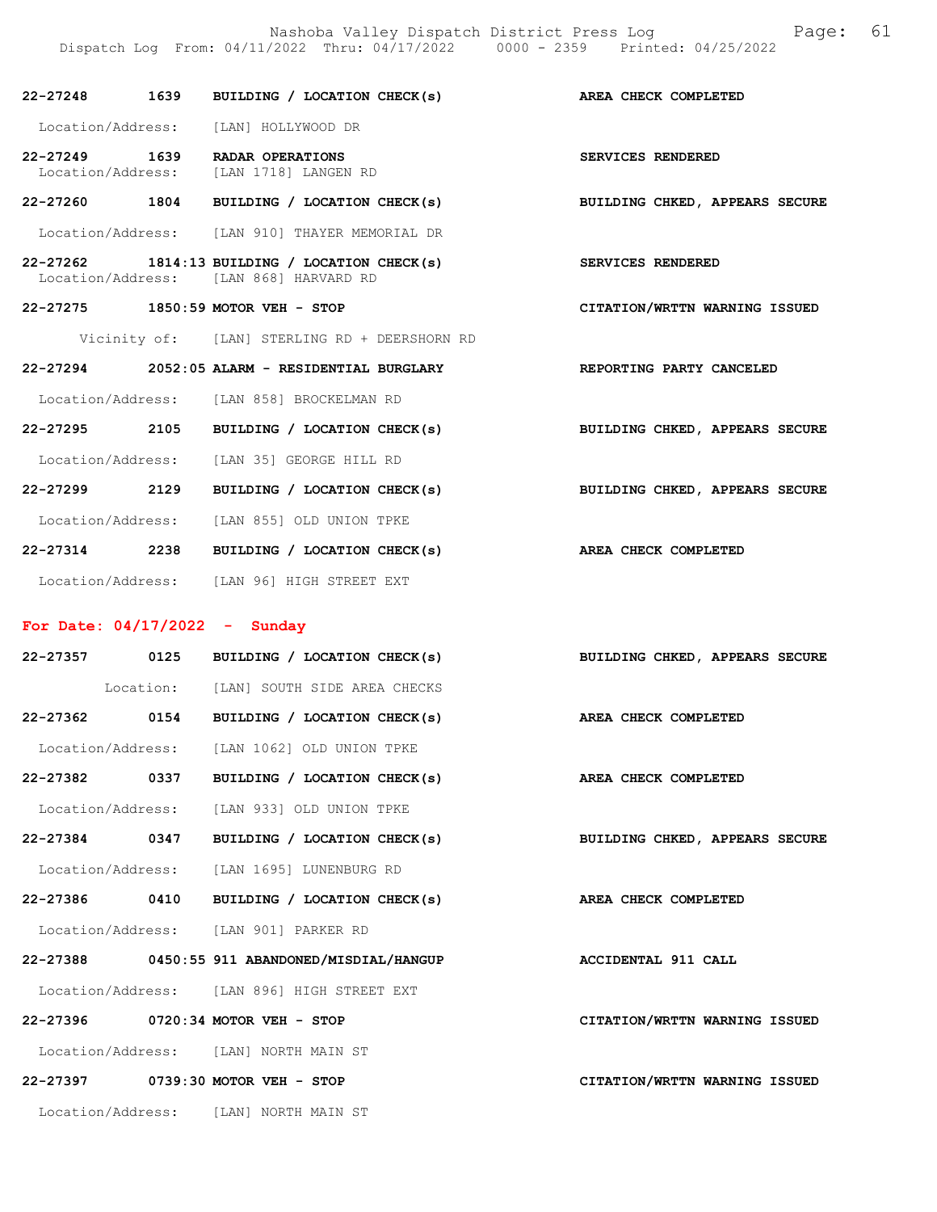22-27248 1639 BUILDING / LOCATION CHECK(s) AREA CHECK COMPLETED

Location/Address: [LAN] HOLLYWOOD DR

22-27249 1639 RADAR OPERATIONS SERVICES RENDERED
Location/Address: [LAN 1718] LANGEN RD

22-27260 1804 BUILDING / LOCATION CHECK(s) BUILDING CHKED, APPEARS SECURE

Location/Address: [LAN 910] THAYER MEMORIAL DR

22-27262 1814:13 BUILDING / LOCATION CHECK(s) SERVICES RENDERED
Location/Address: [LAN 868] HARVARD RD

22-27275 1850:59 MOTOR VEH - STOP CITATION/WRTTN WARNING ISSUED

Vicinity of: [LAN] STERLING RD + DEERSHORN RD

22-27294 2052:05 ALARM - RESIDENTIAL BURGLARY REPORTING PARTY CANCELED

Location/Address: [LAN 858] BROCKELMAN RD

22-27295 2105 BUILDING / LOCATION CHECK(s) BUILDING CHKED, APPEARS SECURE

Location/Address: [LAN 35] GEORGE HILL RD

22-27299 2129 BUILDING / LOCATION CHECK(s) BUILDING CHKED, APPEARS SECURE

Location/Address: [LAN 855] OLD UNION TPKE

22-27314 2238 BUILDING / LOCATION CHECK(s) AREA CHECK COMPLETED

Location/Address: [LAN 96] HIGH STREET EXT

## For Date: 04/17/2022 - Sunday

22-27357 0125 BUILDING / LOCATION CHECK(s) BUILDING CHKED, APPEARS SECURE

Location: [LAN] SOUTH SIDE AREA CHECKS

22-27362 0154 BUILDING / LOCATION CHECK(s) AREA CHECK COMPLETED

Location/Address: [LAN 1062] OLD UNION TPKE

22-27382 0337 BUILDING / LOCATION CHECK(s) AREA CHECK COMPLETED

Location/Address: [LAN 933] OLD UNION TPKE

22-27384 0347 BUILDING / LOCATION CHECK(s) BUILDING CHKED, APPEARS SECURE

Location/Address: [LAN 1695] LUNENBURG RD

22-27386 0410 BUILDING / LOCATION CHECK(s) AREA CHECK COMPLETED

Location/Address: [LAN 901] PARKER RD

22-27388 0450:55 911 ABANDONED/MISDIAL/HANGUP ACCIDENTAL 911 CALL

Location/Address: [LAN 896] HIGH STREET EXT

22-27396 0720:34 MOTOR VEH - STOP CITATION/WRTTN WARNING ISSUED

Location/Address: [LAN] NORTH MAIN ST

22-27397 0739:30 MOTOR VEH - STOP CITATION/WRTTN WARNING ISSUED

Location/Address: [LAN] NORTH MAIN ST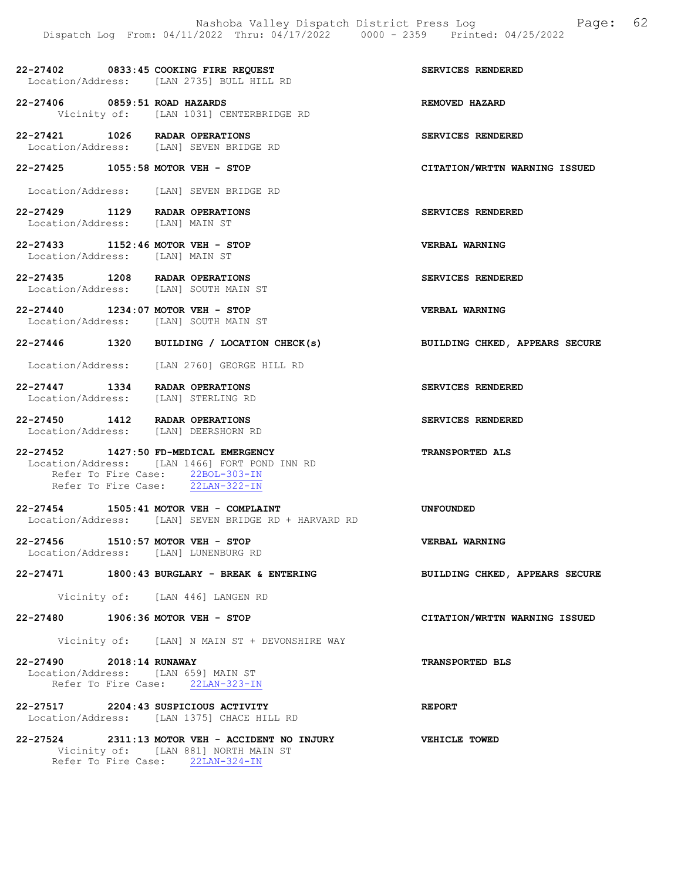22-27402 0833:45 COOKING FIRE REQUEST SERVICES RENDERED
Location/Address: [LAN 2735] BULL HILL RD

22-27406 0859:51 ROAD HAZARDS REMOVED HAZARD
Vicinity of: [LAN 1031] CENTERBRIDGE RD

22-27421 1026 RADAR OPERATIONS SERVICES RENDERED
Location/Address: [LAN] SEVEN BRIDGE RD

22-27425 1055:58 MOTOR VEH - STOP CITATION/WRTTN WARNING ISSUED
Location/Address: [LAN] SEVEN BRIDGE RD

22-27429 1129 RADAR OPERATIONS SERVICES RENDERED
Location/Address: [LAN] MAIN ST

22-27433 1152:46 MOTOR VEH - STOP VERBAL WARNING
Location/Address: [LAN] MAIN ST

22-27435 1208 RADAR OPERATIONS SERVICES RENDERED
Location/Address: [LAN] SOUTH MAIN ST

22-27440 1234:07 MOTOR VEH - STOP VERBAL WARNING
Location/Address: [LAN] SOUTH MAIN ST

22-27446 1320 BUILDING / LOCATION CHECK(s) BUILDING CHKED, APPEARS SECURE
Location/Address: [LAN 2760] GEORGE HILL RD

22-27447 1334 RADAR OPERATIONS SERVICES RENDERED
Location/Address: [LAN] STERLING RD

22-27450 1412 RADAR OPERATIONS SERVICES RENDERED
Location/Address: [LAN] DEERSHORN RD

22-27452 1427:50 FD-MEDICAL EMERGENCY TRANSPORTED ALS
Location/Address: [LAN 1466] FORT POND INN RD
Refer To Fire Case: 22BOL-303-IN
Refer To Fire Case: 22LAN-322-IN

22-27454 1505:41 MOTOR VEH - COMPLAINT UNFOUNDED
Location/Address: [LAN] SEVEN BRIDGE RD + HARVARD RD

22-27456 1510:57 MOTOR VEH - STOP VERBAL WARNING
Location/Address: [LAN] LUNENBURG RD

22-27471 1800:43 BURGLARY - BREAK & ENTERING BUILDING CHKED, APPEARS SECURE
Vicinity of: [LAN 446] LANGEN RD

22-27480 1906:36 MOTOR VEH - STOP CITATION/WRTTN WARNING ISSUED
Vicinity of: [LAN] N MAIN ST + DEVONSHIRE WAY

22-27490 2018:14 RUNAWAY TRANSPORTED BLS
Location/Address: [LAN 659] MAIN ST
Refer To Fire Case: 22LAN-323-IN

22-27517 2204:43 SUSPICIOUS ACTIVITY REPORT
Location/Address: [LAN 1375] CHACE HILL RD

22-27524 2311:13 MOTOR VEH - ACCIDENT NO INJURY VEHICLE TOWED
Vicinity of: [LAN 881] NORTH MAIN ST
Refer To Fire Case: 22LAN-324-IN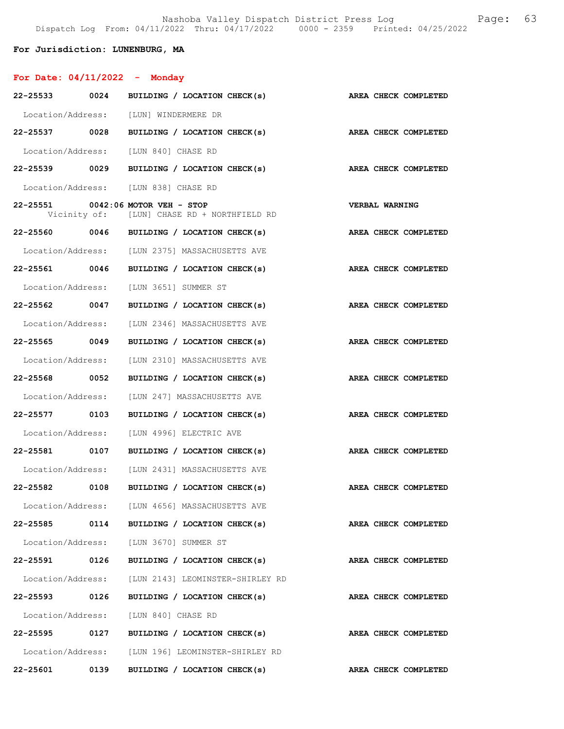**For Jurisdiction: LUNENBURG, MA**

**For Date: 04/11/2022 - Monday**

**22-25533 0024 BUILDING / LOCATION CHECK(s) AREA CHECK COMPLETED**
Location/Address: [LUN] WINDERMERE DR

**22-25537 0028 BUILDING / LOCATION CHECK(s) AREA CHECK COMPLETED**
Location/Address: [LUN 840] CHASE RD

**22-25539 0029 BUILDING / LOCATION CHECK(s) AREA CHECK COMPLETED**
Location/Address: [LUN 838] CHASE RD

**22-25551 0042:06 MOTOR VEH - STOP VERBAL WARNING**
Vicinity of: [LUN] CHASE RD + NORTHFIELD RD

**22-25560 0046 BUILDING / LOCATION CHECK(s) AREA CHECK COMPLETED**
Location/Address: [LUN 2375] MASSACHUSETTS AVE

**22-25561 0046 BUILDING / LOCATION CHECK(s) AREA CHECK COMPLETED**
Location/Address: [LUN 3651] SUMMER ST

**22-25562 0047 BUILDING / LOCATION CHECK(s) AREA CHECK COMPLETED**
Location/Address: [LUN 2346] MASSACHUSETTS AVE

**22-25565 0049 BUILDING / LOCATION CHECK(s) AREA CHECK COMPLETED**
Location/Address: [LUN 2310] MASSACHUSETTS AVE

**22-25568 0052 BUILDING / LOCATION CHECK(s) AREA CHECK COMPLETED**
Location/Address: [LUN 247] MASSACHUSETTS AVE

**22-25577 0103 BUILDING / LOCATION CHECK(s) AREA CHECK COMPLETED**
Location/Address: [LUN 4996] ELECTRIC AVE

**22-25581 0107 BUILDING / LOCATION CHECK(s) AREA CHECK COMPLETED**
Location/Address: [LUN 2431] MASSACHUSETTS AVE

**22-25582 0108 BUILDING / LOCATION CHECK(s) AREA CHECK COMPLETED**
Location/Address: [LUN 4656] MASSACHUSETTS AVE

**22-25585 0114 BUILDING / LOCATION CHECK(s) AREA CHECK COMPLETED**
Location/Address: [LUN 3670] SUMMER ST

**22-25591 0126 BUILDING / LOCATION CHECK(s) AREA CHECK COMPLETED**
Location/Address: [LUN 2143] LEOMINSTER-SHIRLEY RD

**22-25593 0126 BUILDING / LOCATION CHECK(s) AREA CHECK COMPLETED**
Location/Address: [LUN 840] CHASE RD

**22-25595 0127 BUILDING / LOCATION CHECK(s) AREA CHECK COMPLETED**
Location/Address: [LUN 196] LEOMINSTER-SHIRLEY RD

**22-25601 0139 BUILDING / LOCATION CHECK(s) AREA CHECK COMPLETED**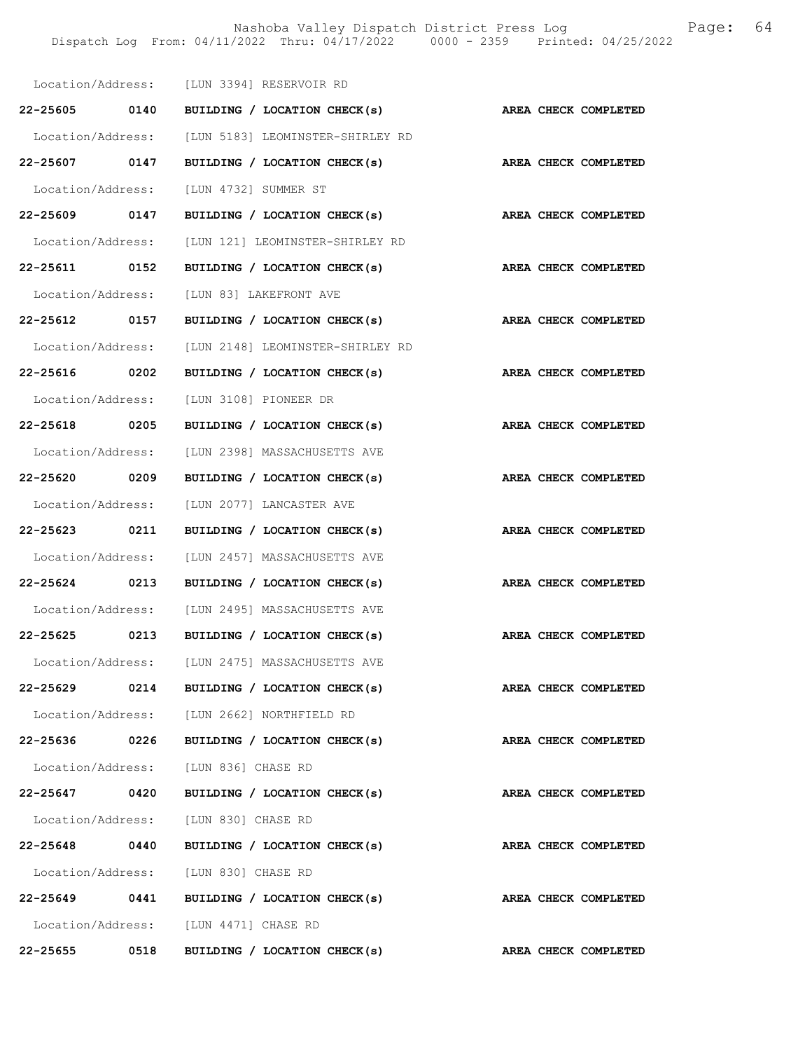Location/Address: [LUN 3394] RESERVOIR RD

**22-25605 0140 BUILDING / LOCATION CHECK(s) AREA CHECK COMPLETED**

Location/Address: [LUN 5183] LEOMINSTER-SHIRLEY RD

**22-25607 0147 BUILDING / LOCATION CHECK(s) AREA CHECK COMPLETED**

Location/Address: [LUN 4732] SUMMER ST

**22-25609 0147 BUILDING / LOCATION CHECK(s) AREA CHECK COMPLETED**

Location/Address: [LUN 121] LEOMINSTER-SHIRLEY RD

**22-25611 0152 BUILDING / LOCATION CHECK(s) AREA CHECK COMPLETED**

Location/Address: [LUN 83] LAKEFRONT AVE

**22-25612 0157 BUILDING / LOCATION CHECK(s) AREA CHECK COMPLETED**

Location/Address: [LUN 2148] LEOMINSTER-SHIRLEY RD

**22-25616 0202 BUILDING / LOCATION CHECK(s) AREA CHECK COMPLETED**

Location/Address: [LUN 3108] PIONEER DR

**22-25618 0205 BUILDING / LOCATION CHECK(s) AREA CHECK COMPLETED**

Location/Address: [LUN 2398] MASSACHUSETTS AVE

**22-25620 0209 BUILDING / LOCATION CHECK(s) AREA CHECK COMPLETED**

Location/Address: [LUN 2077] LANCASTER AVE

**22-25623 0211 BUILDING / LOCATION CHECK(s) AREA CHECK COMPLETED**

Location/Address: [LUN 2457] MASSACHUSETTS AVE

**22-25624 0213 BUILDING / LOCATION CHECK(s) AREA CHECK COMPLETED**

Location/Address: [LUN 2495] MASSACHUSETTS AVE

**22-25625 0213 BUILDING / LOCATION CHECK(s) AREA CHECK COMPLETED**

Location/Address: [LUN 2475] MASSACHUSETTS AVE

**22-25629 0214 BUILDING / LOCATION CHECK(s) AREA CHECK COMPLETED**

Location/Address: [LUN 2662] NORTHFIELD RD

**22-25636 0226 BUILDING / LOCATION CHECK(s) AREA CHECK COMPLETED**

Location/Address: [LUN 836] CHASE RD

**22-25647 0420 BUILDING / LOCATION CHECK(s) AREA CHECK COMPLETED**

Location/Address: [LUN 830] CHASE RD

**22-25648 0440 BUILDING / LOCATION CHECK(s) AREA CHECK COMPLETED**

Location/Address: [LUN 830] CHASE RD

**22-25649 0441 BUILDING / LOCATION CHECK(s) AREA CHECK COMPLETED**

Location/Address: [LUN 4471] CHASE RD

**22-25655 0518 BUILDING / LOCATION CHECK(s) AREA CHECK COMPLETED**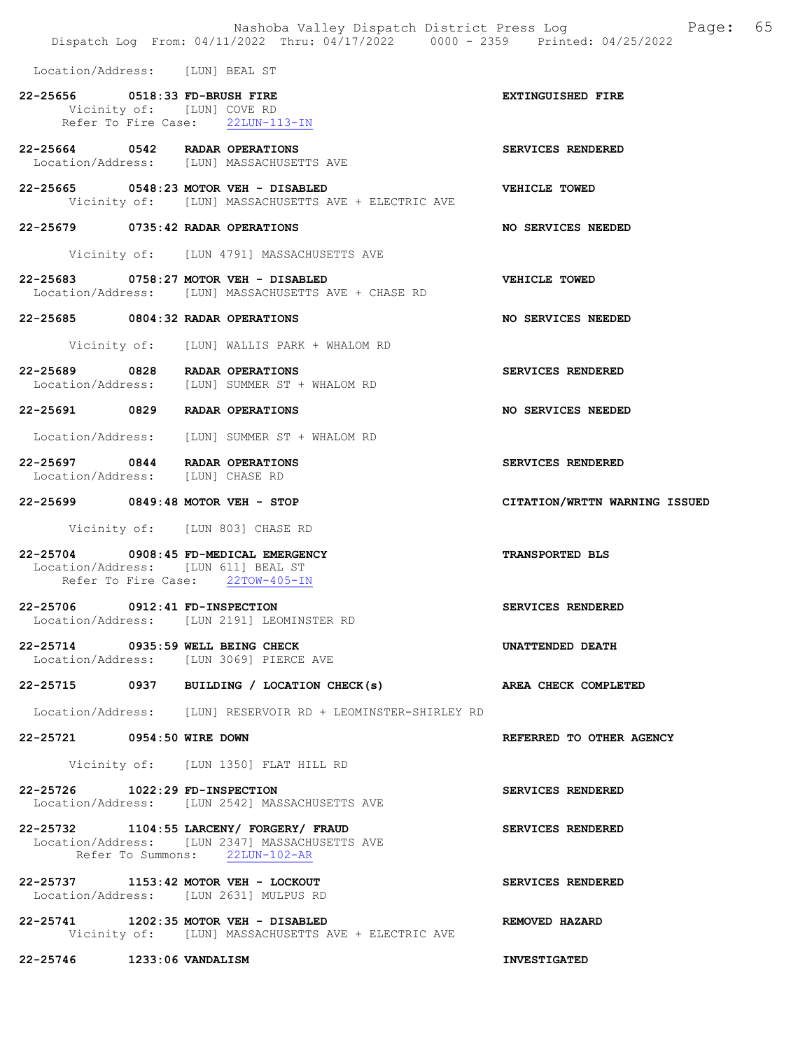Location/Address: [LUN] BEAL ST

**22-25656 0518:33 FD-BRUSH FIRE** — EXTINGUISHED FIRE
Vicinity of: [LUN] COVE RD
Refer To Fire Case: 22LUN-113-IN

**22-25664 0542 RADAR OPERATIONS** — SERVICES RENDERED
Location/Address: [LUN] MASSACHUSETTS AVE

**22-25665 0548:23 MOTOR VEH - DISABLED** — VEHICLE TOWED
Vicinity of: [LUN] MASSACHUSETTS AVE + ELECTRIC AVE

**22-25679 0735:42 RADAR OPERATIONS** — NO SERVICES NEEDED
Vicinity of: [LUN 4791] MASSACHUSETTS AVE

**22-25683 0758:27 MOTOR VEH - DISABLED** — VEHICLE TOWED
Location/Address: [LUN] MASSACHUSETTS AVE + CHASE RD

**22-25685 0804:32 RADAR OPERATIONS** — NO SERVICES NEEDED
Vicinity of: [LUN] WALLIS PARK + WHALOM RD

**22-25689 0828 RADAR OPERATIONS** — SERVICES RENDERED
Location/Address: [LUN] SUMMER ST + WHALOM RD

**22-25691 0829 RADAR OPERATIONS** — NO SERVICES NEEDED
Location/Address: [LUN] SUMMER ST + WHALOM RD

**22-25697 0844 RADAR OPERATIONS** — SERVICES RENDERED
Location/Address: [LUN] CHASE RD

**22-25699 0849:48 MOTOR VEH - STOP** — CITATION/WRTTN WARNING ISSUED
Vicinity of: [LUN 803] CHASE RD

**22-25704 0908:45 FD-MEDICAL EMERGENCY** — TRANSPORTED BLS
Location/Address: [LUN 611] BEAL ST
Refer To Fire Case: 22TOW-405-IN

**22-25706 0912:41 FD-INSPECTION** — SERVICES RENDERED
Location/Address: [LUN 2191] LEOMINSTER RD

**22-25714 0935:59 WELL BEING CHECK** — UNATTENDED DEATH
Location/Address: [LUN 3069] PIERCE AVE

**22-25715 0937 BUILDING / LOCATION CHECK(s)** — AREA CHECK COMPLETED
Location/Address: [LUN] RESERVOIR RD + LEOMINSTER-SHIRLEY RD

**22-25721 0954:50 WIRE DOWN** — REFERRED TO OTHER AGENCY
Vicinity of: [LUN 1350] FLAT HILL RD

**22-25726 1022:29 FD-INSPECTION** — SERVICES RENDERED
Location/Address: [LUN 2542] MASSACHUSETTS AVE

**22-25732 1104:55 LARCENY/ FORGERY/ FRAUD** — SERVICES RENDERED
Location/Address: [LUN 2347] MASSACHUSETTS AVE
Refer To Summons: 22LUN-102-AR

**22-25737 1153:42 MOTOR VEH - LOCKOUT** — SERVICES RENDERED
Location/Address: [LUN 2631] MULPUS RD

**22-25741 1202:35 MOTOR VEH - DISABLED** — REMOVED HAZARD
Vicinity of: [LUN] MASSACHUSETTS AVE + ELECTRIC AVE

**22-25746 1233:06 VANDALISM** — INVESTIGATED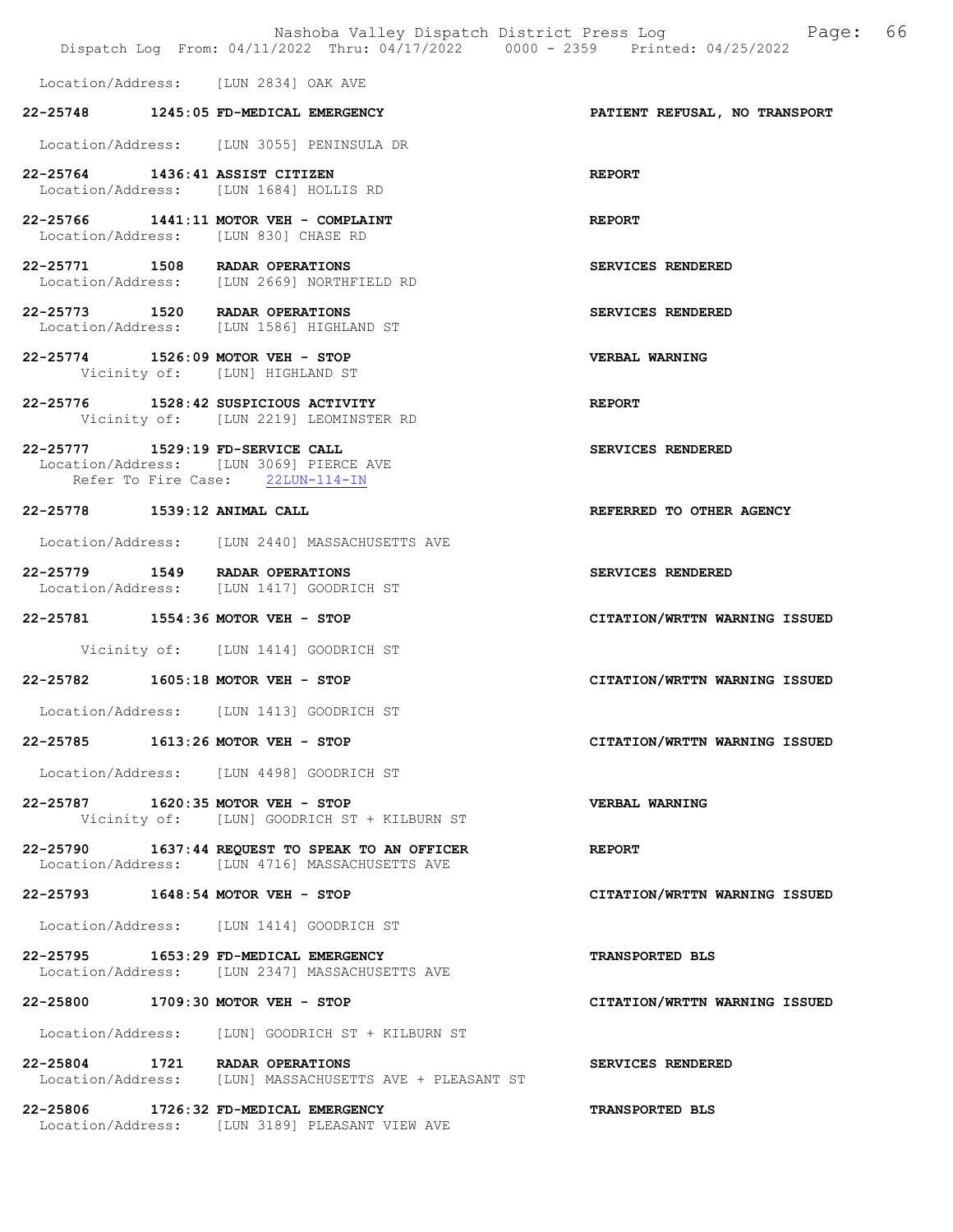Location/Address: [LUN 2834] OAK AVE

**22-25748 1245:05 FD-MEDICAL EMERGENCY** **PATIENT REFUSAL, NO TRANSPORT**

Location/Address: [LUN 3055] PENINSULA DR

**22-25764 1436:41 ASSIST CITIZEN** **REPORT**
Location/Address: [LUN 1684] HOLLIS RD

**22-25766 1441:11 MOTOR VEH - COMPLAINT** **REPORT**
Location/Address: [LUN 830] CHASE RD

**22-25771 1508 RADAR OPERATIONS** **SERVICES RENDERED**
Location/Address: [LUN 2669] NORTHFIELD RD

**22-25773 1520 RADAR OPERATIONS** **SERVICES RENDERED**
Location/Address: [LUN 1586] HIGHLAND ST

**22-25774 1526:09 MOTOR VEH - STOP** **VERBAL WARNING**
Vicinity of: [LUN] HIGHLAND ST

**22-25776 1528:42 SUSPICIOUS ACTIVITY** **REPORT**
Vicinity of: [LUN 2219] LEOMINSTER RD

**22-25777 1529:19 FD-SERVICE CALL** **SERVICES RENDERED**
Location/Address: [LUN 3069] PIERCE AVE
Refer To Fire Case: 22LUN-114-IN

**22-25778 1539:12 ANIMAL CALL** **REFERRED TO OTHER AGENCY**

Location/Address: [LUN 2440] MASSACHUSETTS AVE

**22-25779 1549 RADAR OPERATIONS** **SERVICES RENDERED**
Location/Address: [LUN 1417] GOODRICH ST

**22-25781 1554:36 MOTOR VEH - STOP** **CITATION/WRTTN WARNING ISSUED**

Vicinity of: [LUN 1414] GOODRICH ST

**22-25782 1605:18 MOTOR VEH - STOP** **CITATION/WRTTN WARNING ISSUED**

Location/Address: [LUN 1413] GOODRICH ST

**22-25785 1613:26 MOTOR VEH - STOP** **CITATION/WRTTN WARNING ISSUED**

Location/Address: [LUN 4498] GOODRICH ST

**22-25787 1620:35 MOTOR VEH - STOP** **VERBAL WARNING**
Vicinity of: [LUN] GOODRICH ST + KILBURN ST

**22-25790 1637:44 REQUEST TO SPEAK TO AN OFFICER** **REPORT**
Location/Address: [LUN 4716] MASSACHUSETTS AVE

**22-25793 1648:54 MOTOR VEH - STOP** **CITATION/WRTTN WARNING ISSUED**

Location/Address: [LUN 1414] GOODRICH ST

**22-25795 1653:29 FD-MEDICAL EMERGENCY** **TRANSPORTED BLS**
Location/Address: [LUN 2347] MASSACHUSETTS AVE

**22-25800 1709:30 MOTOR VEH - STOP** **CITATION/WRTTN WARNING ISSUED**

Location/Address: [LUN] GOODRICH ST + KILBURN ST

**22-25804 1721 RADAR OPERATIONS** **SERVICES RENDERED**
Location/Address: [LUN] MASSACHUSETTS AVE + PLEASANT ST

**22-25806 1726:32 FD-MEDICAL EMERGENCY** **TRANSPORTED BLS**
Location/Address: [LUN 3189] PLEASANT VIEW AVE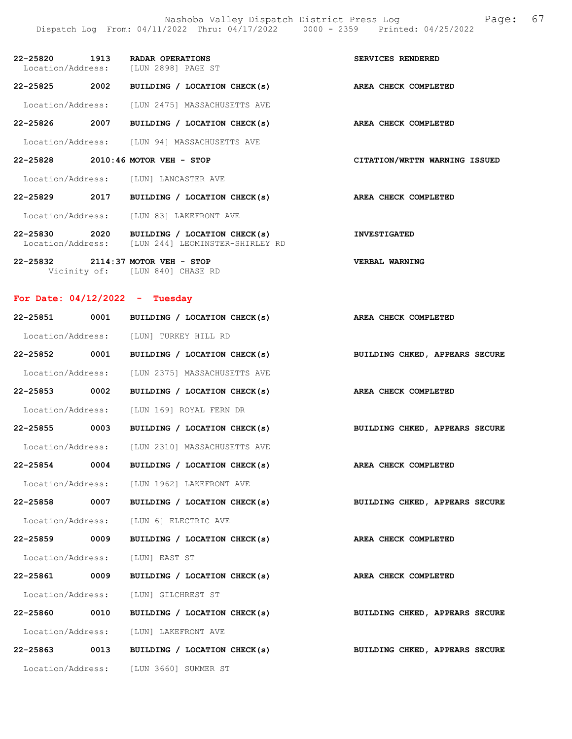| Call # | Time | Call Reason | Action |
|---|---|---|---|
| 22-25820 | 1913 | RADAR OPERATIONS | SERVICES RENDERED |
| Location/Address: | | [LUN 2898] PAGE ST | |
| 22-25825 | 2002 | BUILDING / LOCATION CHECK(s) | AREA CHECK COMPLETED |
| Location/Address: | | [LUN 2475] MASSACHUSETTS AVE | |
| 22-25826 | 2007 | BUILDING / LOCATION CHECK(s) | AREA CHECK COMPLETED |
| Location/Address: | | [LUN 94] MASSACHUSETTS AVE | |
| 22-25828 | 2010:46 | MOTOR VEH - STOP | CITATION/WRTTN WARNING ISSUED |
| Location/Address: | | [LUN] LANCASTER AVE | |
| 22-25829 | 2017 | BUILDING / LOCATION CHECK(s) | AREA CHECK COMPLETED |
| Location/Address: | | [LUN 83] LAKEFRONT AVE | |
| 22-25830 | 2020 | BUILDING / LOCATION CHECK(s) | INVESTIGATED |
| Location/Address: | | [LUN 244] LEOMINSTER-SHIRLEY RD | |
| 22-25832 | 2114:37 | MOTOR VEH - STOP | VERBAL WARNING |
| Vicinity of: | | [LUN 840] CHASE RD | |

## For Date: 04/12/2022 - Tuesday

| Call # | Time | Call Reason | Action |
|---|---|---|---|
| 22-25851 | 0001 | BUILDING / LOCATION CHECK(s) | AREA CHECK COMPLETED |
| Location/Address: | | [LUN] TURKEY HILL RD | |
| 22-25852 | 0001 | BUILDING / LOCATION CHECK(s) | BUILDING CHKED, APPEARS SECURE |
| Location/Address: | | [LUN 2375] MASSACHUSETTS AVE | |
| 22-25853 | 0002 | BUILDING / LOCATION CHECK(s) | AREA CHECK COMPLETED |
| Location/Address: | | [LUN 169] ROYAL FERN DR | |
| 22-25855 | 0003 | BUILDING / LOCATION CHECK(s) | BUILDING CHKED, APPEARS SECURE |
| Location/Address: | | [LUN 2310] MASSACHUSETTS AVE | |
| 22-25854 | 0004 | BUILDING / LOCATION CHECK(s) | AREA CHECK COMPLETED |
| Location/Address: | | [LUN 1962] LAKEFRONT AVE | |
| 22-25858 | 0007 | BUILDING / LOCATION CHECK(s) | BUILDING CHKED, APPEARS SECURE |
| Location/Address: | | [LUN 6] ELECTRIC AVE | |
| 22-25859 | 0009 | BUILDING / LOCATION CHECK(s) | AREA CHECK COMPLETED |
| Location/Address: | | [LUN] EAST ST | |
| 22-25861 | 0009 | BUILDING / LOCATION CHECK(s) | AREA CHECK COMPLETED |
| Location/Address: | | [LUN] GILCHREST ST | |
| 22-25860 | 0010 | BUILDING / LOCATION CHECK(s) | BUILDING CHKED, APPEARS SECURE |
| Location/Address: | | [LUN] LAKEFRONT AVE | |
| 22-25863 | 0013 | BUILDING / LOCATION CHECK(s) | BUILDING CHKED, APPEARS SECURE |
| Location/Address: | | [LUN 3660] SUMMER ST | |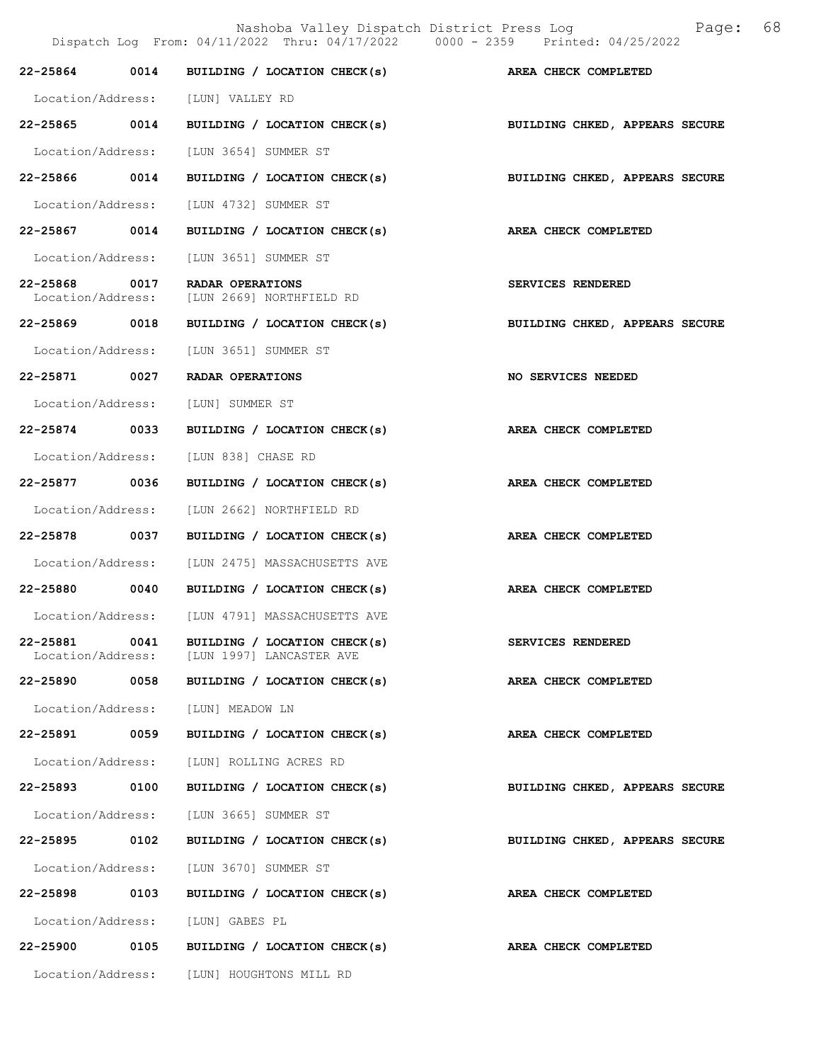| Call # | Time | Call Type | Disposition |
|---|---|---|---|
| 22-25864 | 0014 | BUILDING / LOCATION CHECK(s) | AREA CHECK COMPLETED |
| Location/Address: | | [LUN] VALLEY RD | |
| 22-25865 | 0014 | BUILDING / LOCATION CHECK(s) | BUILDING CHKED, APPEARS SECURE |
| Location/Address: | | [LUN 3654] SUMMER ST | |
| 22-25866 | 0014 | BUILDING / LOCATION CHECK(s) | BUILDING CHKED, APPEARS SECURE |
| Location/Address: | | [LUN 4732] SUMMER ST | |
| 22-25867 | 0014 | BUILDING / LOCATION CHECK(s) | AREA CHECK COMPLETED |
| Location/Address: | | [LUN 3651] SUMMER ST | |
| 22-25868 | 0017 | RADAR OPERATIONS | SERVICES RENDERED |
| Location/Address: | | [LUN 2669] NORTHFIELD RD | |
| 22-25869 | 0018 | BUILDING / LOCATION CHECK(s) | BUILDING CHKED, APPEARS SECURE |
| Location/Address: | | [LUN 3651] SUMMER ST | |
| 22-25871 | 0027 | RADAR OPERATIONS | NO SERVICES NEEDED |
| Location/Address: | | [LUN] SUMMER ST | |
| 22-25874 | 0033 | BUILDING / LOCATION CHECK(s) | AREA CHECK COMPLETED |
| Location/Address: | | [LUN 838] CHASE RD | |
| 22-25877 | 0036 | BUILDING / LOCATION CHECK(s) | AREA CHECK COMPLETED |
| Location/Address: | | [LUN 2662] NORTHFIELD RD | |
| 22-25878 | 0037 | BUILDING / LOCATION CHECK(s) | AREA CHECK COMPLETED |
| Location/Address: | | [LUN 2475] MASSACHUSETTS AVE | |
| 22-25880 | 0040 | BUILDING / LOCATION CHECK(s) | AREA CHECK COMPLETED |
| Location/Address: | | [LUN 4791] MASSACHUSETTS AVE | |
| 22-25881 | 0041 | BUILDING / LOCATION CHECK(s) | SERVICES RENDERED |
| Location/Address: | | [LUN 1997] LANCASTER AVE | |
| 22-25890 | 0058 | BUILDING / LOCATION CHECK(s) | AREA CHECK COMPLETED |
| Location/Address: | | [LUN] MEADOW LN | |
| 22-25891 | 0059 | BUILDING / LOCATION CHECK(s) | AREA CHECK COMPLETED |
| Location/Address: | | [LUN] ROLLING ACRES RD | |
| 22-25893 | 0100 | BUILDING / LOCATION CHECK(s) | BUILDING CHKED, APPEARS SECURE |
| Location/Address: | | [LUN 3665] SUMMER ST | |
| 22-25895 | 0102 | BUILDING / LOCATION CHECK(s) | BUILDING CHKED, APPEARS SECURE |
| Location/Address: | | [LUN 3670] SUMMER ST | |
| 22-25898 | 0103 | BUILDING / LOCATION CHECK(s) | AREA CHECK COMPLETED |
| Location/Address: | | [LUN] GABES PL | |
| 22-25900 | 0105 | BUILDING / LOCATION CHECK(s) | AREA CHECK COMPLETED |
| Location/Address: | | [LUN] HOUGHTONS MILL RD | |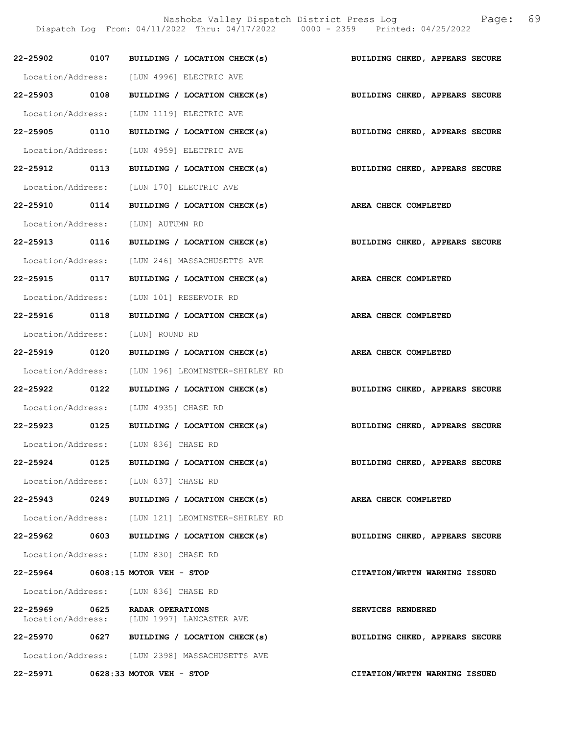| Call # | Time | Call Type | Disposition |
|---|---|---|---|
| 22-25902 | 0107 | BUILDING / LOCATION CHECK(s) | BUILDING CHKED, APPEARS SECURE |
| Location/Address: | | [LUN 4996] ELECTRIC AVE | |
| 22-25903 | 0108 | BUILDING / LOCATION CHECK(s) | BUILDING CHKED, APPEARS SECURE |
| Location/Address: | | [LUN 1119] ELECTRIC AVE | |
| 22-25905 | 0110 | BUILDING / LOCATION CHECK(s) | BUILDING CHKED, APPEARS SECURE |
| Location/Address: | | [LUN 4959] ELECTRIC AVE | |
| 22-25912 | 0113 | BUILDING / LOCATION CHECK(s) | BUILDING CHKED, APPEARS SECURE |
| Location/Address: | | [LUN 170] ELECTRIC AVE | |
| 22-25910 | 0114 | BUILDING / LOCATION CHECK(s) | AREA CHECK COMPLETED |
| Location/Address: | | [LUN] AUTUMN RD | |
| 22-25913 | 0116 | BUILDING / LOCATION CHECK(s) | BUILDING CHKED, APPEARS SECURE |
| Location/Address: | | [LUN 246] MASSACHUSETTS AVE | |
| 22-25915 | 0117 | BUILDING / LOCATION CHECK(s) | AREA CHECK COMPLETED |
| Location/Address: | | [LUN 101] RESERVOIR RD | |
| 22-25916 | 0118 | BUILDING / LOCATION CHECK(s) | AREA CHECK COMPLETED |
| Location/Address: | | [LUN] ROUND RD | |
| 22-25919 | 0120 | BUILDING / LOCATION CHECK(s) | AREA CHECK COMPLETED |
| Location/Address: | | [LUN 196] LEOMINSTER-SHIRLEY RD | |
| 22-25922 | 0122 | BUILDING / LOCATION CHECK(s) | BUILDING CHKED, APPEARS SECURE |
| Location/Address: | | [LUN 4935] CHASE RD | |
| 22-25923 | 0125 | BUILDING / LOCATION CHECK(s) | BUILDING CHKED, APPEARS SECURE |
| Location/Address: | | [LUN 836] CHASE RD | |
| 22-25924 | 0125 | BUILDING / LOCATION CHECK(s) | BUILDING CHKED, APPEARS SECURE |
| Location/Address: | | [LUN 837] CHASE RD | |
| 22-25943 | 0249 | BUILDING / LOCATION CHECK(s) | AREA CHECK COMPLETED |
| Location/Address: | | [LUN 121] LEOMINSTER-SHIRLEY RD | |
| 22-25962 | 0603 | BUILDING / LOCATION CHECK(s) | BUILDING CHKED, APPEARS SECURE |
| Location/Address: | | [LUN 830] CHASE RD | |
| 22-25964 | 0608:15 | MOTOR VEH - STOP | CITATION/WRTTN WARNING ISSUED |
| Location/Address: | | [LUN 836] CHASE RD | |
| 22-25969 | 0625 | RADAR OPERATIONS | SERVICES RENDERED |
| Location/Address: | | [LUN 1997] LANCASTER AVE | |
| 22-25970 | 0627 | BUILDING / LOCATION CHECK(s) | BUILDING CHKED, APPEARS SECURE |
| Location/Address: | | [LUN 2398] MASSACHUSETTS AVE | |
| 22-25971 | 0628:33 | MOTOR VEH - STOP | CITATION/WRTTN WARNING ISSUED |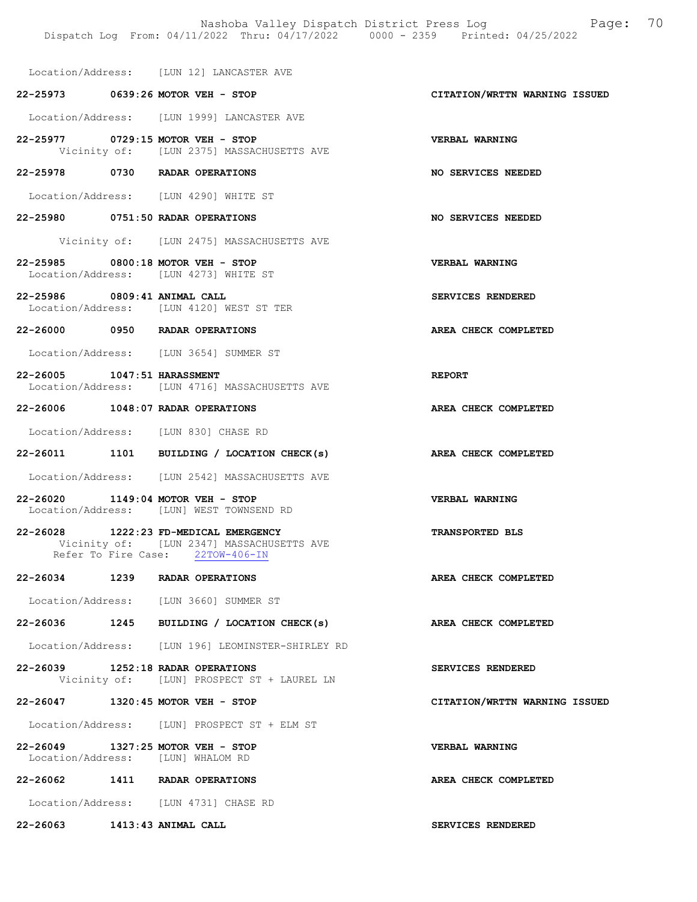Location/Address: [LUN 12] LANCASTER AVE

**22-25973 0639:26 MOTOR VEH - STOP** **CITATION/WRTTN WARNING ISSUED**

Location/Address: [LUN 1999] LANCASTER AVE

**22-25977 0729:15 MOTOR VEH - STOP** **VERBAL WARNING**
Vicinity of: [LUN 2375] MASSACHUSETTS AVE

**22-25978 0730 RADAR OPERATIONS** **NO SERVICES NEEDED**

Location/Address: [LUN 4290] WHITE ST

**22-25980 0751:50 RADAR OPERATIONS** **NO SERVICES NEEDED**

Vicinity of: [LUN 2475] MASSACHUSETTS AVE

**22-25985 0800:18 MOTOR VEH - STOP** **VERBAL WARNING**
Location/Address: [LUN 4273] WHITE ST

**22-25986 0809:41 ANIMAL CALL** **SERVICES RENDERED**
Location/Address: [LUN 4120] WEST ST TER

**22-26000 0950 RADAR OPERATIONS** **AREA CHECK COMPLETED**

Location/Address: [LUN 3654] SUMMER ST

**22-26005 1047:51 HARASSMENT** **REPORT**
Location/Address: [LUN 4716] MASSACHUSETTS AVE

**22-26006 1048:07 RADAR OPERATIONS** **AREA CHECK COMPLETED**

Location/Address: [LUN 830] CHASE RD

**22-26011 1101 BUILDING / LOCATION CHECK(s)** **AREA CHECK COMPLETED**

Location/Address: [LUN 2542] MASSACHUSETTS AVE

**22-26020 1149:04 MOTOR VEH - STOP** **VERBAL WARNING**
Location/Address: [LUN] WEST TOWNSEND RD

**22-26028 1222:23 FD-MEDICAL EMERGENCY** **TRANSPORTED BLS**
Vicinity of: [LUN 2347] MASSACHUSETTS AVE
Refer To Fire Case: 22TOW-406-IN

**22-26034 1239 RADAR OPERATIONS** **AREA CHECK COMPLETED**

Location/Address: [LUN 3660] SUMMER ST

**22-26036 1245 BUILDING / LOCATION CHECK(s)** **AREA CHECK COMPLETED**

Location/Address: [LUN 196] LEOMINSTER-SHIRLEY RD

**22-26039 1252:18 RADAR OPERATIONS** **SERVICES RENDERED**
Vicinity of: [LUN] PROSPECT ST + LAUREL LN

**22-26047 1320:45 MOTOR VEH - STOP** **CITATION/WRTTN WARNING ISSUED**

Location/Address: [LUN] PROSPECT ST + ELM ST

**22-26049 1327:25 MOTOR VEH - STOP** **VERBAL WARNING**
Location/Address: [LUN] WHALOM RD

**22-26062 1411 RADAR OPERATIONS** **AREA CHECK COMPLETED**

Location/Address: [LUN 4731] CHASE RD

**22-26063 1413:43 ANIMAL CALL** **SERVICES RENDERED**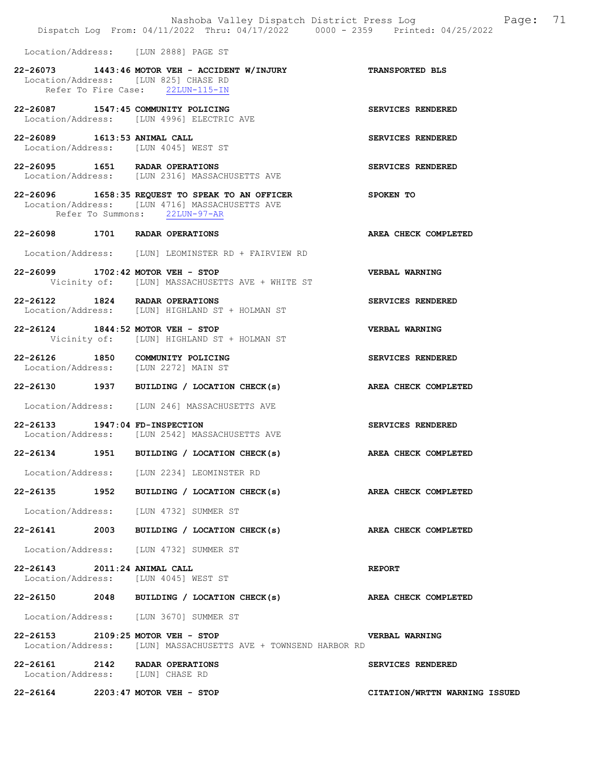Location/Address: [LUN 2888] PAGE ST

**22-26073 1443:46 MOTOR VEH - ACCIDENT W/INJURY** **TRANSPORTED BLS**
Location/Address: [LUN 825] CHASE RD
Refer To Fire Case: 22LUN-115-IN

**22-26087 1547:45 COMMUNITY POLICING** **SERVICES RENDERED**
Location/Address: [LUN 4996] ELECTRIC AVE

**22-26089 1613:53 ANIMAL CALL** **SERVICES RENDERED**
Location/Address: [LUN 4045] WEST ST

**22-26095 1651 RADAR OPERATIONS** **SERVICES RENDERED**
Location/Address: [LUN 2316] MASSACHUSETTS AVE

**22-26096 1658:35 REQUEST TO SPEAK TO AN OFFICER** **SPOKEN TO**
Location/Address: [LUN 4716] MASSACHUSETTS AVE
Refer To Summons: 22LUN-97-AR

**22-26098 1701 RADAR OPERATIONS** **AREA CHECK COMPLETED**
Location/Address: [LUN] LEOMINSTER RD + FAIRVIEW RD

**22-26099 1702:42 MOTOR VEH - STOP** **VERBAL WARNING**
Vicinity of: [LUN] MASSACHUSETTS AVE + WHITE ST

**22-26122 1824 RADAR OPERATIONS** **SERVICES RENDERED**
Location/Address: [LUN] HIGHLAND ST + HOLMAN ST

**22-26124 1844:52 MOTOR VEH - STOP** **VERBAL WARNING**
Vicinity of: [LUN] HIGHLAND ST + HOLMAN ST

**22-26126 1850 COMMUNITY POLICING** **SERVICES RENDERED**
Location/Address: [LUN 2272] MAIN ST

**22-26130 1937 BUILDING / LOCATION CHECK(s)** **AREA CHECK COMPLETED**
Location/Address: [LUN 246] MASSACHUSETTS AVE

**22-26133 1947:04 FD-INSPECTION** **SERVICES RENDERED**
Location/Address: [LUN 2542] MASSACHUSETTS AVE

**22-26134 1951 BUILDING / LOCATION CHECK(s)** **AREA CHECK COMPLETED**
Location/Address: [LUN 2234] LEOMINSTER RD

**22-26135 1952 BUILDING / LOCATION CHECK(s)** **AREA CHECK COMPLETED**
Location/Address: [LUN 4732] SUMMER ST

**22-26141 2003 BUILDING / LOCATION CHECK(s)** **AREA CHECK COMPLETED**
Location/Address: [LUN 4732] SUMMER ST

**22-26143 2011:24 ANIMAL CALL** **REPORT**
Location/Address: [LUN 4045] WEST ST

**22-26150 2048 BUILDING / LOCATION CHECK(s)** **AREA CHECK COMPLETED**
Location/Address: [LUN 3670] SUMMER ST

**22-26153 2109:25 MOTOR VEH - STOP** **VERBAL WARNING**
Location/Address: [LUN] MASSACHUSETTS AVE + TOWNSEND HARBOR RD

**22-26161 2142 RADAR OPERATIONS** **SERVICES RENDERED**
Location/Address: [LUN] CHASE RD

**22-26164 2203:47 MOTOR VEH - STOP** **CITATION/WRTTN WARNING ISSUED**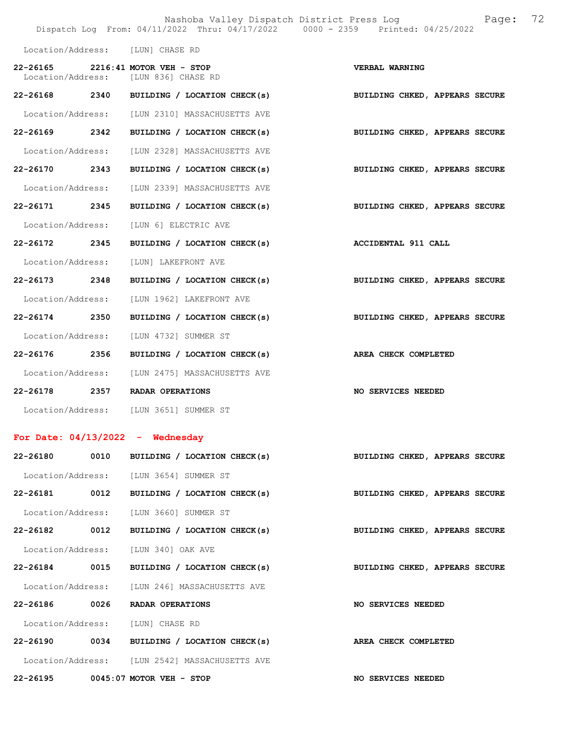Location/Address: [LUN] CHASE RD

22-26165 2216:41 MOTOR VEH - STOP VERBAL WARNING
Location/Address: [LUN 836] CHASE RD

22-26168 2340 BUILDING / LOCATION CHECK(s) BUILDING CHKED, APPEARS SECURE
Location/Address: [LUN 2310] MASSACHUSETTS AVE

22-26169 2342 BUILDING / LOCATION CHECK(s) BUILDING CHKED, APPEARS SECURE
Location/Address: [LUN 2328] MASSACHUSETTS AVE

22-26170 2343 BUILDING / LOCATION CHECK(s) BUILDING CHKED, APPEARS SECURE
Location/Address: [LUN 2339] MASSACHUSETTS AVE

22-26171 2345 BUILDING / LOCATION CHECK(s) BUILDING CHKED, APPEARS SECURE
Location/Address: [LUN 6] ELECTRIC AVE

22-26172 2345 BUILDING / LOCATION CHECK(s) ACCIDENTAL 911 CALL
Location/Address: [LUN] LAKEFRONT AVE

22-26173 2348 BUILDING / LOCATION CHECK(s) BUILDING CHKED, APPEARS SECURE
Location/Address: [LUN 1962] LAKEFRONT AVE

22-26174 2350 BUILDING / LOCATION CHECK(s) BUILDING CHKED, APPEARS SECURE
Location/Address: [LUN 4732] SUMMER ST

22-26176 2356 BUILDING / LOCATION CHECK(s) AREA CHECK COMPLETED
Location/Address: [LUN 2475] MASSACHUSETTS AVE

22-26178 2357 RADAR OPERATIONS NO SERVICES NEEDED
Location/Address: [LUN 3651] SUMMER ST

## For Date: 04/13/2022 - Wednesday

22-26180 0010 BUILDING / LOCATION CHECK(s) BUILDING CHKED, APPEARS SECURE
Location/Address: [LUN 3654] SUMMER ST

22-26181 0012 BUILDING / LOCATION CHECK(s) BUILDING CHKED, APPEARS SECURE
Location/Address: [LUN 3660] SUMMER ST

22-26182 0012 BUILDING / LOCATION CHECK(s) BUILDING CHKED, APPEARS SECURE
Location/Address: [LUN 340] OAK AVE

22-26184 0015 BUILDING / LOCATION CHECK(s) BUILDING CHKED, APPEARS SECURE
Location/Address: [LUN 246] MASSACHUSETTS AVE

22-26186 0026 RADAR OPERATIONS NO SERVICES NEEDED
Location/Address: [LUN] CHASE RD

22-26190 0034 BUILDING / LOCATION CHECK(s) AREA CHECK COMPLETED
Location/Address: [LUN 2542] MASSACHUSETTS AVE

22-26195 0045:07 MOTOR VEH - STOP NO SERVICES NEEDED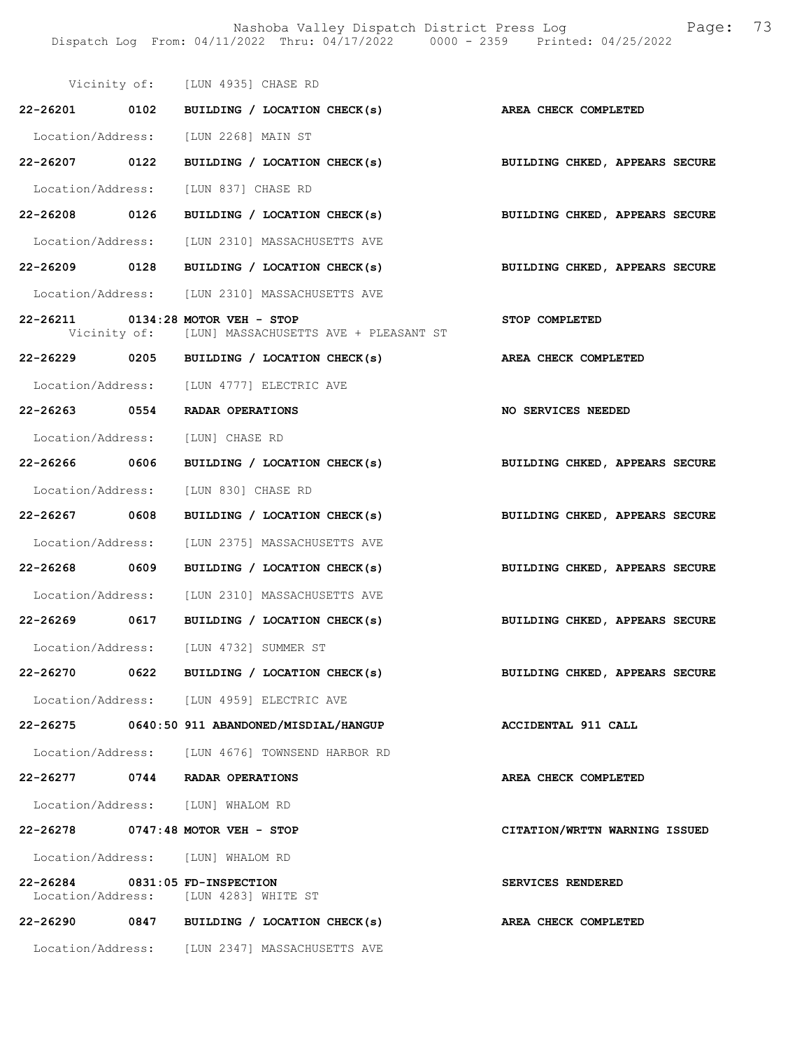Vicinity of: [LUN 4935] CHASE RD

**22-26201 0102 BUILDING / LOCATION CHECK(s) AREA CHECK COMPLETED**

Location/Address: [LUN 2268] MAIN ST

**22-26207 0122 BUILDING / LOCATION CHECK(s) BUILDING CHKED, APPEARS SECURE**

Location/Address: [LUN 837] CHASE RD

**22-26208 0126 BUILDING / LOCATION CHECK(s) BUILDING CHKED, APPEARS SECURE**

Location/Address: [LUN 2310] MASSACHUSETTS AVE

**22-26209 0128 BUILDING / LOCATION CHECK(s) BUILDING CHKED, APPEARS SECURE**

Location/Address: [LUN 2310] MASSACHUSETTS AVE

**22-26211 0134:28 MOTOR VEH - STOP STOP COMPLETED**
Vicinity of: [LUN] MASSACHUSETTS AVE + PLEASANT ST

**22-26229 0205 BUILDING / LOCATION CHECK(s) AREA CHECK COMPLETED**

Location/Address: [LUN 4777] ELECTRIC AVE

**22-26263 0554 RADAR OPERATIONS NO SERVICES NEEDED**

Location/Address: [LUN] CHASE RD

**22-26266 0606 BUILDING / LOCATION CHECK(s) BUILDING CHKED, APPEARS SECURE**

Location/Address: [LUN 830] CHASE RD

**22-26267 0608 BUILDING / LOCATION CHECK(s) BUILDING CHKED, APPEARS SECURE**

Location/Address: [LUN 2375] MASSACHUSETTS AVE

**22-26268 0609 BUILDING / LOCATION CHECK(s) BUILDING CHKED, APPEARS SECURE**

Location/Address: [LUN 2310] MASSACHUSETTS AVE

**22-26269 0617 BUILDING / LOCATION CHECK(s) BUILDING CHKED, APPEARS SECURE**

Location/Address: [LUN 4732] SUMMER ST

**22-26270 0622 BUILDING / LOCATION CHECK(s) BUILDING CHKED, APPEARS SECURE**

Location/Address: [LUN 4959] ELECTRIC AVE

**22-26275 0640:50 911 ABANDONED/MISDIAL/HANGUP ACCIDENTAL 911 CALL**

Location/Address: [LUN 4676] TOWNSEND HARBOR RD

**22-26277 0744 RADAR OPERATIONS AREA CHECK COMPLETED**

Location/Address: [LUN] WHALOM RD

**22-26278 0747:48 MOTOR VEH - STOP CITATION/WRTTN WARNING ISSUED**

Location/Address: [LUN] WHALOM RD

**22-26284 0831:05 FD-INSPECTION SERVICES RENDERED**
Location/Address: [LUN 4283] WHITE ST

**22-26290 0847 BUILDING / LOCATION CHECK(s) AREA CHECK COMPLETED**

Location/Address: [LUN 2347] MASSACHUSETTS AVE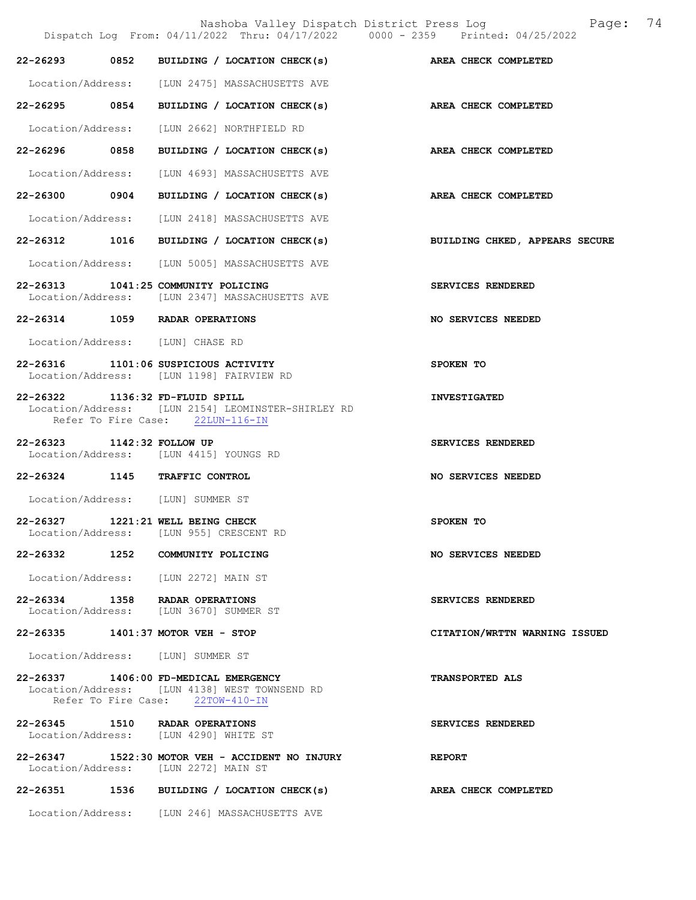| Call Number | Time | Call Reason | Action |
|---|---|---|---|
| 22-26293 | 0852 | BUILDING / LOCATION CHECK(s) | AREA CHECK COMPLETED |
| Location/Address: [LUN 2475] MASSACHUSETTS AVE | | | |
| 22-26295 | 0854 | BUILDING / LOCATION CHECK(s) | AREA CHECK COMPLETED |
| Location/Address: [LUN 2662] NORTHFIELD RD | | | |
| 22-26296 | 0858 | BUILDING / LOCATION CHECK(s) | AREA CHECK COMPLETED |
| Location/Address: [LUN 4693] MASSACHUSETTS AVE | | | |
| 22-26300 | 0904 | BUILDING / LOCATION CHECK(s) | AREA CHECK COMPLETED |
| Location/Address: [LUN 2418] MASSACHUSETTS AVE | | | |
| 22-26312 | 1016 | BUILDING / LOCATION CHECK(s) | BUILDING CHKED, APPEARS SECURE |
| Location/Address: [LUN 5005] MASSACHUSETTS AVE | | | |
| 22-26313 | 1041:25 | COMMUNITY POLICING | SERVICES RENDERED |
| Location/Address: [LUN 2347] MASSACHUSETTS AVE | | | |
| 22-26314 | 1059 | RADAR OPERATIONS | NO SERVICES NEEDED |
| Location/Address: [LUN] CHASE RD | | | |
| 22-26316 | 1101:06 | SUSPICIOUS ACTIVITY | SPOKEN TO |
| Location/Address: [LUN 1198] FAIRVIEW RD | | | |
| 22-26322 | 1136:32 | FD-FLUID SPILL | INVESTIGATED |
| Location/Address: [LUN 2154] LEOMINSTER-SHIRLEY RD<br>Refer To Fire Case: 22LUN-116-IN | | | |
| 22-26323 | 1142:32 | FOLLOW UP | SERVICES RENDERED |
| Location/Address: [LUN 4415] YOUNGS RD | | | |
| 22-26324 | 1145 | TRAFFIC CONTROL | NO SERVICES NEEDED |
| Location/Address: [LUN] SUMMER ST | | | |
| 22-26327 | 1221:21 | WELL BEING CHECK | SPOKEN TO |
| Location/Address: [LUN 955] CRESCENT RD | | | |
| 22-26332 | 1252 | COMMUNITY POLICING | NO SERVICES NEEDED |
| Location/Address: [LUN 2272] MAIN ST | | | |
| 22-26334 | 1358 | RADAR OPERATIONS | SERVICES RENDERED |
| Location/Address: [LUN 3670] SUMMER ST | | | |
| 22-26335 | 1401:37 | MOTOR VEH - STOP | CITATION/WRTTN WARNING ISSUED |
| Location/Address: [LUN] SUMMER ST | | | |
| 22-26337 | 1406:00 | FD-MEDICAL EMERGENCY | TRANSPORTED ALS |
| Location/Address: [LUN 4138] WEST TOWNSEND RD<br>Refer To Fire Case: 22TOW-410-IN | | | |
| 22-26345 | 1510 | RADAR OPERATIONS | SERVICES RENDERED |
| Location/Address: [LUN 4290] WHITE ST | | | |
| 22-26347 | 1522:30 | MOTOR VEH - ACCIDENT NO INJURY | REPORT |
| Location/Address: [LUN 2272] MAIN ST | | | |
| 22-26351 | 1536 | BUILDING / LOCATION CHECK(s) | AREA CHECK COMPLETED |
| Location/Address: [LUN 246] MASSACHUSETTS AVE | | | |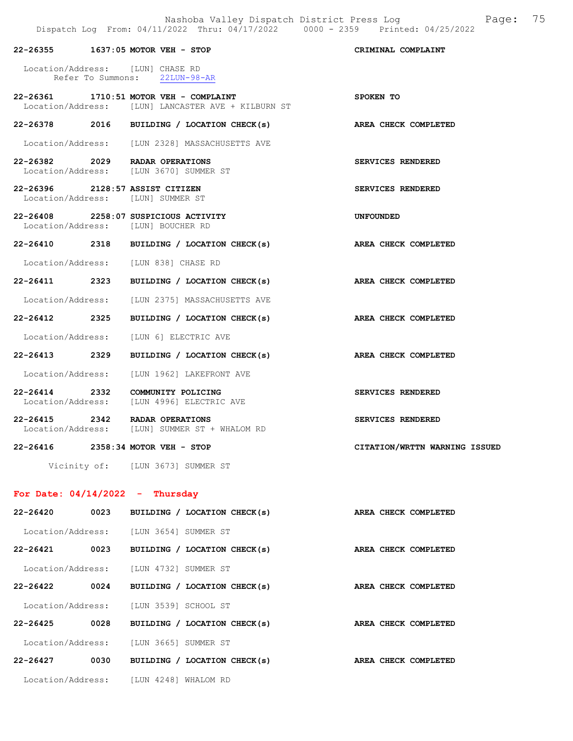22-26355 1637:05 MOTOR VEH - STOP CRIMINAL COMPLAINT

Location/Address: [LUN] CHASE RD
Refer To Summons: 22LUN-98-AR

22-26361 1710:51 MOTOR VEH - COMPLAINT SPOKEN TO
Location/Address: [LUN] LANCASTER AVE + KILBURN ST

22-26378 2016 BUILDING / LOCATION CHECK(s) AREA CHECK COMPLETED

Location/Address: [LUN 2328] MASSACHUSETTS AVE

22-26382 2029 RADAR OPERATIONS SERVICES RENDERED
Location/Address: [LUN 3670] SUMMER ST

22-26396 2128:57 ASSIST CITIZEN SERVICES RENDERED
Location/Address: [LUN] SUMMER ST

22-26408 2258:07 SUSPICIOUS ACTIVITY UNFOUNDED
Location/Address: [LUN] BOUCHER RD

22-26410 2318 BUILDING / LOCATION CHECK(s) AREA CHECK COMPLETED

Location/Address: [LUN 838] CHASE RD

22-26411 2323 BUILDING / LOCATION CHECK(s) AREA CHECK COMPLETED

Location/Address: [LUN 2375] MASSACHUSETTS AVE

22-26412 2325 BUILDING / LOCATION CHECK(s) AREA CHECK COMPLETED

Location/Address: [LUN 6] ELECTRIC AVE

22-26413 2329 BUILDING / LOCATION CHECK(s) AREA CHECK COMPLETED

Location/Address: [LUN 1962] LAKEFRONT AVE

22-26414 2332 COMMUNITY POLICING SERVICES RENDERED
Location/Address: [LUN 4996] ELECTRIC AVE

22-26415 2342 RADAR OPERATIONS SERVICES RENDERED
Location/Address: [LUN] SUMMER ST + WHALOM RD

22-26416 2358:34 MOTOR VEH - STOP CITATION/WRTTN WARNING ISSUED

Vicinity of: [LUN 3673] SUMMER ST

## For Date: 04/14/2022 - Thursday

22-26420 0023 BUILDING / LOCATION CHECK(s) AREA CHECK COMPLETED

Location/Address: [LUN 3654] SUMMER ST

22-26421 0023 BUILDING / LOCATION CHECK(s) AREA CHECK COMPLETED

Location/Address: [LUN 4732] SUMMER ST

22-26422 0024 BUILDING / LOCATION CHECK(s) AREA CHECK COMPLETED

Location/Address: [LUN 3539] SCHOOL ST

22-26425 0028 BUILDING / LOCATION CHECK(s) AREA CHECK COMPLETED

Location/Address: [LUN 3665] SUMMER ST

22-26427 0030 BUILDING / LOCATION CHECK(s) AREA CHECK COMPLETED

Location/Address: [LUN 4248] WHALOM RD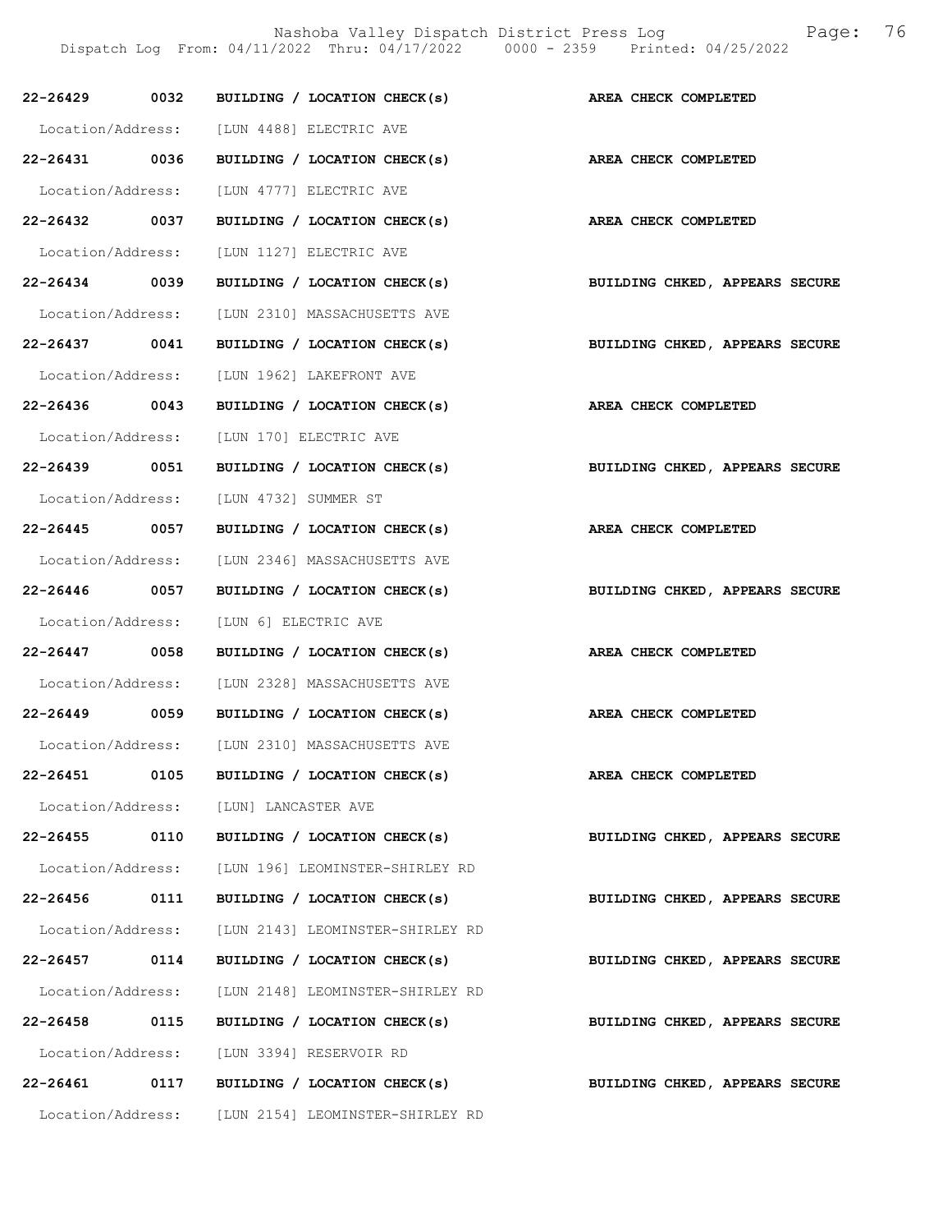22-26429 0032 BUILDING / LOCATION CHECK(s) **AREA CHECK COMPLETED**

Location/Address: [LUN 4488] ELECTRIC AVE

22-26431 0036 BUILDING / LOCATION CHECK(s) **AREA CHECK COMPLETED**

Location/Address: [LUN 4777] ELECTRIC AVE

22-26432 0037 BUILDING / LOCATION CHECK(s) **AREA CHECK COMPLETED**

Location/Address: [LUN 1127] ELECTRIC AVE

22-26434 0039 BUILDING / LOCATION CHECK(s) **BUILDING CHKED, APPEARS SECURE**

Location/Address: [LUN 2310] MASSACHUSETTS AVE

22-26437 0041 BUILDING / LOCATION CHECK(s) **BUILDING CHKED, APPEARS SECURE**

Location/Address: [LUN 1962] LAKEFRONT AVE

22-26436 0043 BUILDING / LOCATION CHECK(s) **AREA CHECK COMPLETED**

Location/Address: [LUN 170] ELECTRIC AVE

22-26439 0051 BUILDING / LOCATION CHECK(s) **BUILDING CHKED, APPEARS SECURE**

Location/Address: [LUN 4732] SUMMER ST

22-26445 0057 BUILDING / LOCATION CHECK(s) **AREA CHECK COMPLETED**

Location/Address: [LUN 2346] MASSACHUSETTS AVE

22-26446 0057 BUILDING / LOCATION CHECK(s) **BUILDING CHKED, APPEARS SECURE**

Location/Address: [LUN 6] ELECTRIC AVE

22-26447 0058 BUILDING / LOCATION CHECK(s) **AREA CHECK COMPLETED**

Location/Address: [LUN 2328] MASSACHUSETTS AVE

22-26449 0059 BUILDING / LOCATION CHECK(s) **AREA CHECK COMPLETED**

Location/Address: [LUN 2310] MASSACHUSETTS AVE

22-26451 0105 BUILDING / LOCATION CHECK(s) **AREA CHECK COMPLETED**

Location/Address: [LUN] LANCASTER AVE

22-26455 0110 BUILDING / LOCATION CHECK(s) **BUILDING CHKED, APPEARS SECURE**

Location/Address: [LUN 196] LEOMINSTER-SHIRLEY RD

22-26456 0111 BUILDING / LOCATION CHECK(s) **BUILDING CHKED, APPEARS SECURE**

Location/Address: [LUN 2143] LEOMINSTER-SHIRLEY RD

22-26457 0114 BUILDING / LOCATION CHECK(s) **BUILDING CHKED, APPEARS SECURE**

Location/Address: [LUN 2148] LEOMINSTER-SHIRLEY RD

22-26458 0115 BUILDING / LOCATION CHECK(s) **BUILDING CHKED, APPEARS SECURE**

Location/Address: [LUN 3394] RESERVOIR RD

22-26461 0117 BUILDING / LOCATION CHECK(s) **BUILDING CHKED, APPEARS SECURE**

Location/Address: [LUN 2154] LEOMINSTER-SHIRLEY RD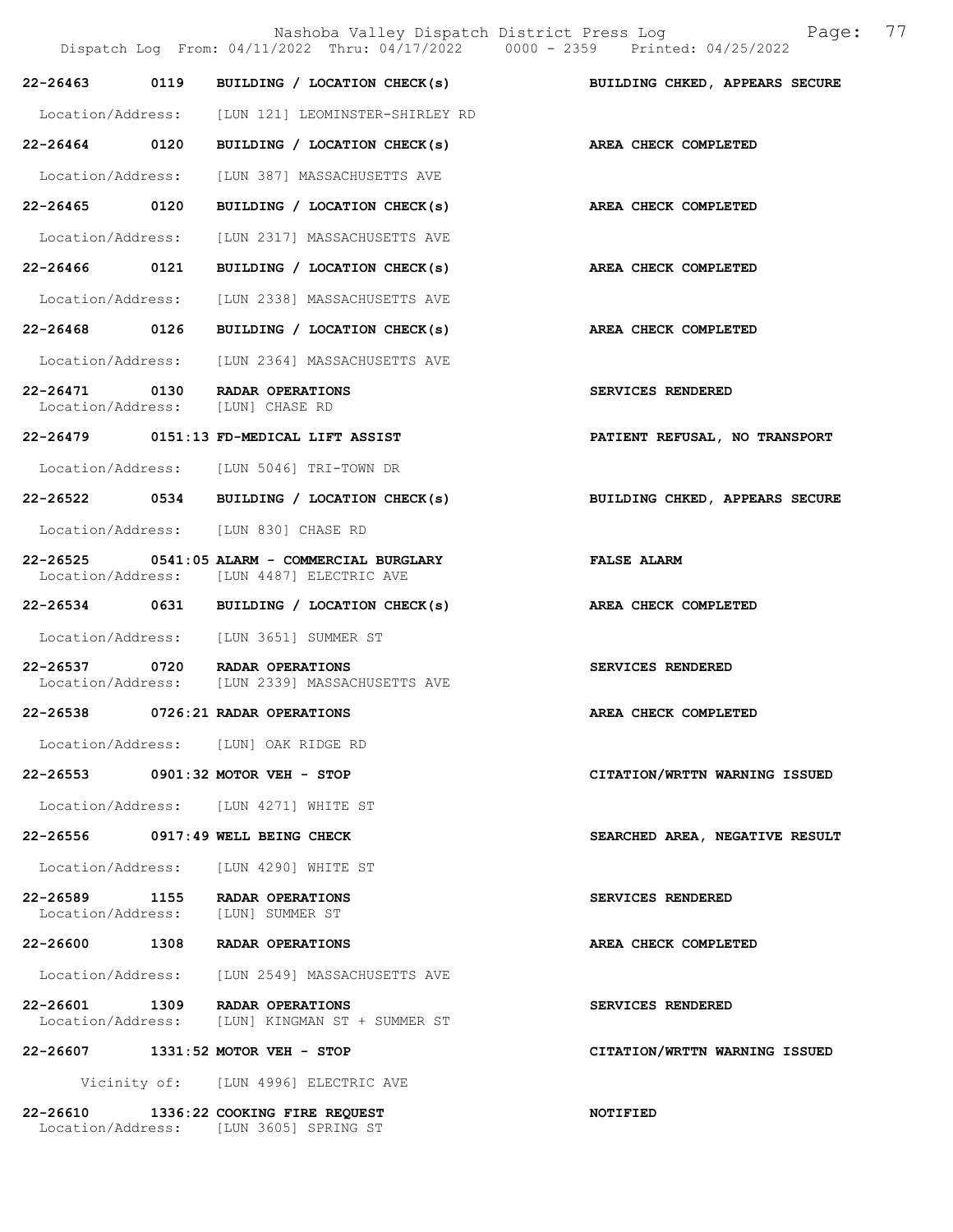| Call # | Time | Call Type | Disposition |
|---|---|---|---|
| 22-26463 | 0119 | BUILDING / LOCATION CHECK(s) | BUILDING CHKED, APPEARS SECURE |
| | | Location/Address: [LUN 121] LEOMINSTER-SHIRLEY RD | |
| 22-26464 | 0120 | BUILDING / LOCATION CHECK(s) | AREA CHECK COMPLETED |
| | | Location/Address: [LUN 387] MASSACHUSETTS AVE | |
| 22-26465 | 0120 | BUILDING / LOCATION CHECK(s) | AREA CHECK COMPLETED |
| | | Location/Address: [LUN 2317] MASSACHUSETTS AVE | |
| 22-26466 | 0121 | BUILDING / LOCATION CHECK(s) | AREA CHECK COMPLETED |
| | | Location/Address: [LUN 2338] MASSACHUSETTS AVE | |
| 22-26468 | 0126 | BUILDING / LOCATION CHECK(s) | AREA CHECK COMPLETED |
| | | Location/Address: [LUN 2364] MASSACHUSETTS AVE | |
| 22-26471 | 0130 | RADAR OPERATIONS | SERVICES RENDERED |
| | | Location/Address: [LUN] CHASE RD | |
| 22-26479 | 0151:13 | FD-MEDICAL LIFT ASSIST | PATIENT REFUSAL, NO TRANSPORT |
| | | Location/Address: [LUN 5046] TRI-TOWN DR | |
| 22-26522 | 0534 | BUILDING / LOCATION CHECK(s) | BUILDING CHKED, APPEARS SECURE |
| | | Location/Address: [LUN 830] CHASE RD | |
| 22-26525 | 0541:05 | ALARM - COMMERCIAL BURGLARY | FALSE ALARM |
| | | Location/Address: [LUN 4487] ELECTRIC AVE | |
| 22-26534 | 0631 | BUILDING / LOCATION CHECK(s) | AREA CHECK COMPLETED |
| | | Location/Address: [LUN 3651] SUMMER ST | |
| 22-26537 | 0720 | RADAR OPERATIONS | SERVICES RENDERED |
| | | Location/Address: [LUN 2339] MASSACHUSETTS AVE | |
| 22-26538 | 0726:21 | RADAR OPERATIONS | AREA CHECK COMPLETED |
| | | Location/Address: [LUN] OAK RIDGE RD | |
| 22-26553 | 0901:32 | MOTOR VEH - STOP | CITATION/WRTTN WARNING ISSUED |
| | | Location/Address: [LUN 4271] WHITE ST | |
| 22-26556 | 0917:49 | WELL BEING CHECK | SEARCHED AREA, NEGATIVE RESULT |
| | | Location/Address: [LUN 4290] WHITE ST | |
| 22-26589 | 1155 | RADAR OPERATIONS | SERVICES RENDERED |
| | | Location/Address: [LUN] SUMMER ST | |
| 22-26600 | 1308 | RADAR OPERATIONS | AREA CHECK COMPLETED |
| | | Location/Address: [LUN 2549] MASSACHUSETTS AVE | |
| 22-26601 | 1309 | RADAR OPERATIONS | SERVICES RENDERED |
| | | Location/Address: [LUN] KINGMAN ST + SUMMER ST | |
| 22-26607 | 1331:52 | MOTOR VEH - STOP | CITATION/WRTTN WARNING ISSUED |
| | | Vicinity of: [LUN 4996] ELECTRIC AVE | |
| 22-26610 | 1336:22 | COOKING FIRE REQUEST | NOTIFIED |
| | | Location/Address: [LUN 3605] SPRING ST | |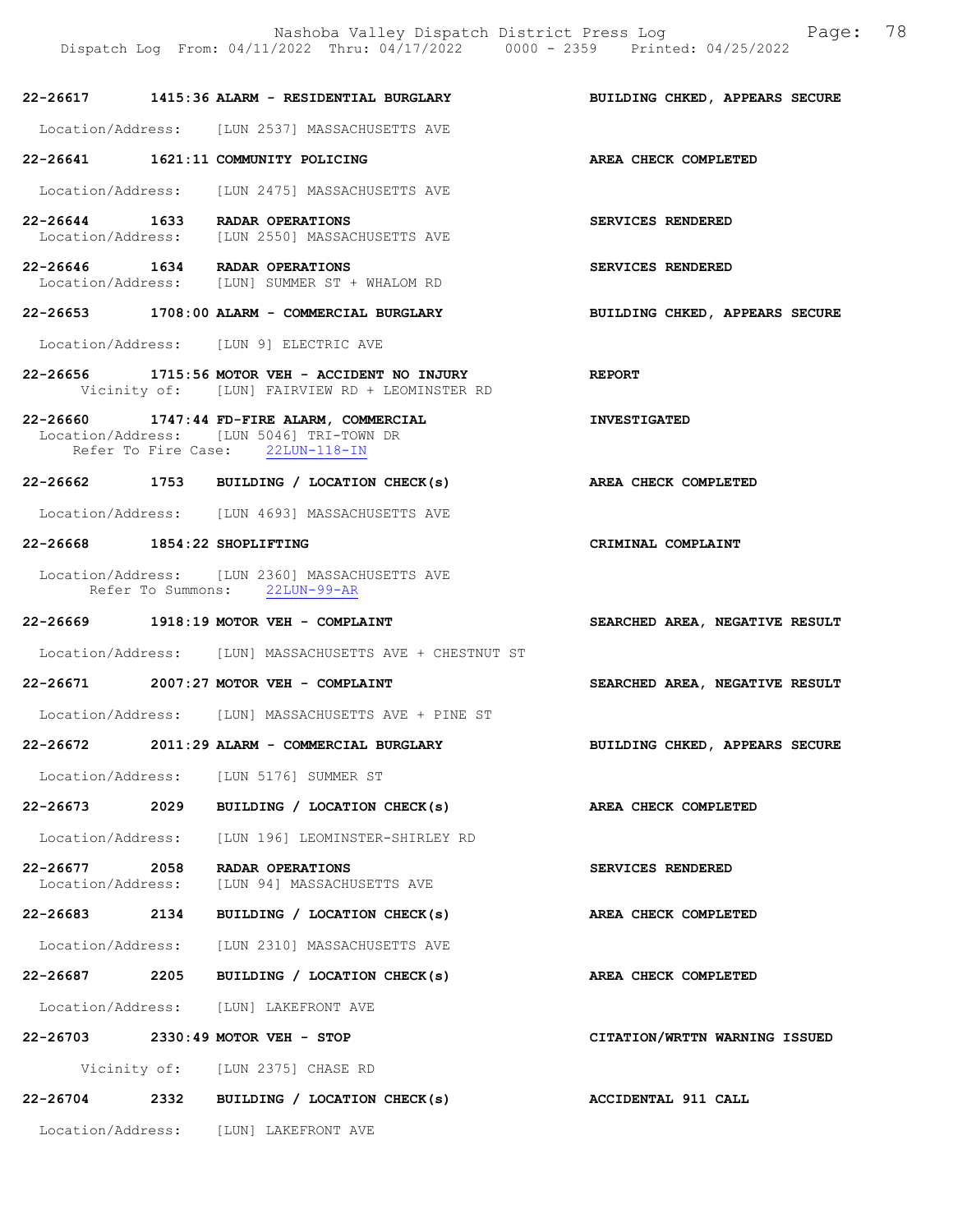**22-26617 1415:36 ALARM - RESIDENTIAL BURGLARY — BUILDING CHKED, APPEARS SECURE**

Location/Address: [LUN 2537] MASSACHUSETTS AVE

**22-26641 1621:11 COMMUNITY POLICING — AREA CHECK COMPLETED**

Location/Address: [LUN 2475] MASSACHUSETTS AVE

**22-26644 1633 RADAR OPERATIONS — SERVICES RENDERED**

Location/Address: [LUN 2550] MASSACHUSETTS AVE

**22-26646 1634 RADAR OPERATIONS — SERVICES RENDERED**

Location/Address: [LUN] SUMMER ST + WHALOM RD

**22-26653 1708:00 ALARM - COMMERCIAL BURGLARY — BUILDING CHKED, APPEARS SECURE**

Location/Address: [LUN 9] ELECTRIC AVE

**22-26656 1715:56 MOTOR VEH - ACCIDENT NO INJURY — REPORT**

Vicinity of: [LUN] FAIRVIEW RD + LEOMINSTER RD

**22-26660 1747:44 FD-FIRE ALARM, COMMERCIAL — INVESTIGATED**

Location/Address: [LUN 5046] TRI-TOWN DR
Refer To Fire Case: 22LUN-118-IN

**22-26662 1753 BUILDING / LOCATION CHECK(s) — AREA CHECK COMPLETED**

Location/Address: [LUN 4693] MASSACHUSETTS AVE

**22-26668 1854:22 SHOPLIFTING — CRIMINAL COMPLAINT**

Location/Address: [LUN 2360] MASSACHUSETTS AVE
Refer To Summons: 22LUN-99-AR

**22-26669 1918:19 MOTOR VEH - COMPLAINT — SEARCHED AREA, NEGATIVE RESULT**

Location/Address: [LUN] MASSACHUSETTS AVE + CHESTNUT ST

**22-26671 2007:27 MOTOR VEH - COMPLAINT — SEARCHED AREA, NEGATIVE RESULT**

Location/Address: [LUN] MASSACHUSETTS AVE + PINE ST

**22-26672 2011:29 ALARM - COMMERCIAL BURGLARY — BUILDING CHKED, APPEARS SECURE**

Location/Address: [LUN 5176] SUMMER ST

**22-26673 2029 BUILDING / LOCATION CHECK(s) — AREA CHECK COMPLETED**

Location/Address: [LUN 196] LEOMINSTER-SHIRLEY RD

**22-26677 2058 RADAR OPERATIONS — SERVICES RENDERED**

Location/Address: [LUN 94] MASSACHUSETTS AVE

**22-26683 2134 BUILDING / LOCATION CHECK(s) — AREA CHECK COMPLETED**

Location/Address: [LUN 2310] MASSACHUSETTS AVE

**22-26687 2205 BUILDING / LOCATION CHECK(s) — AREA CHECK COMPLETED**

Location/Address: [LUN] LAKEFRONT AVE

**22-26703 2330:49 MOTOR VEH - STOP — CITATION/WRTTN WARNING ISSUED**

Vicinity of: [LUN 2375] CHASE RD

**22-26704 2332 BUILDING / LOCATION CHECK(s) — ACCIDENTAL 911 CALL**

Location/Address: [LUN] LAKEFRONT AVE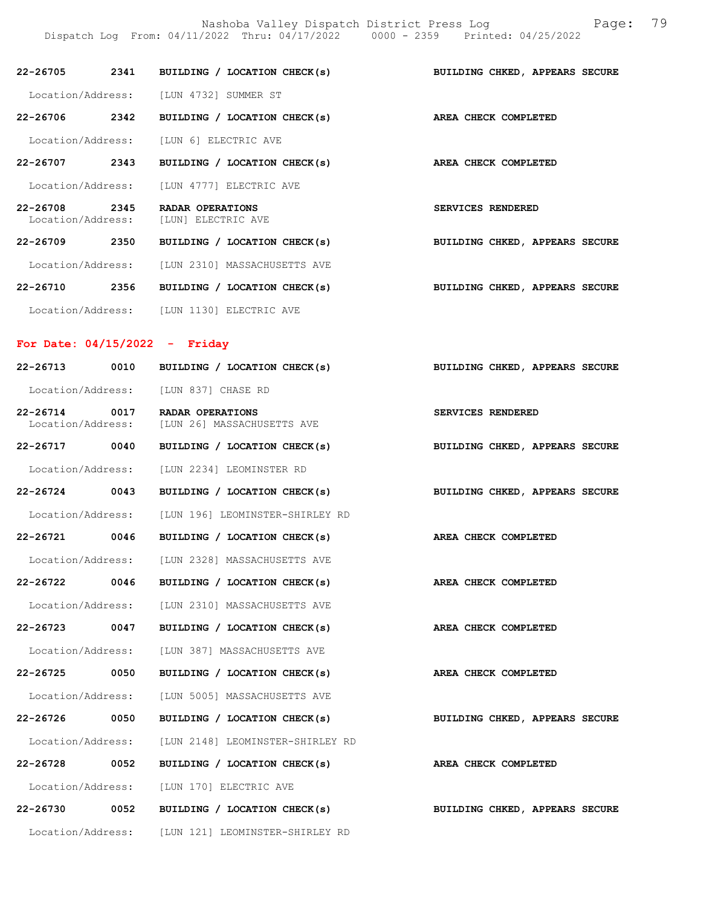| | | | |
|---|---|---|---|
| 22-26705 | 2341 | BUILDING / LOCATION CHECK(s) | BUILDING CHKED, APPEARS SECURE |
| Location/Address: | | [LUN 4732] SUMMER ST | |
| 22-26706 | 2342 | BUILDING / LOCATION CHECK(s) | AREA CHECK COMPLETED |
| Location/Address: | | [LUN 6] ELECTRIC AVE | |
| 22-26707 | 2343 | BUILDING / LOCATION CHECK(s) | AREA CHECK COMPLETED |
| Location/Address: | | [LUN 4777] ELECTRIC AVE | |
| 22-26708 | 2345 | RADAR OPERATIONS | SERVICES RENDERED |
| Location/Address: | | [LUN] ELECTRIC AVE | |
| 22-26709 | 2350 | BUILDING / LOCATION CHECK(s) | BUILDING CHKED, APPEARS SECURE |
| Location/Address: | | [LUN 2310] MASSACHUSETTS AVE | |
| 22-26710 | 2356 | BUILDING / LOCATION CHECK(s) | BUILDING CHKED, APPEARS SECURE |
| Location/Address: | | [LUN 1130] ELECTRIC AVE | |

**For Date: 04/15/2022 - Friday**

| | | | |
|---|---|---|---|
| 22-26713 | 0010 | BUILDING / LOCATION CHECK(s) | BUILDING CHKED, APPEARS SECURE |
| Location/Address: | | [LUN 837] CHASE RD | |
| 22-26714 | 0017 | RADAR OPERATIONS | SERVICES RENDERED |
| Location/Address: | | [LUN 26] MASSACHUSETTS AVE | |
| 22-26717 | 0040 | BUILDING / LOCATION CHECK(s) | BUILDING CHKED, APPEARS SECURE |
| Location/Address: | | [LUN 2234] LEOMINSTER RD | |
| 22-26724 | 0043 | BUILDING / LOCATION CHECK(s) | BUILDING CHKED, APPEARS SECURE |
| Location/Address: | | [LUN 196] LEOMINSTER-SHIRLEY RD | |
| 22-26721 | 0046 | BUILDING / LOCATION CHECK(s) | AREA CHECK COMPLETED |
| Location/Address: | | [LUN 2328] MASSACHUSETTS AVE | |
| 22-26722 | 0046 | BUILDING / LOCATION CHECK(s) | AREA CHECK COMPLETED |
| Location/Address: | | [LUN 2310] MASSACHUSETTS AVE | |
| 22-26723 | 0047 | BUILDING / LOCATION CHECK(s) | AREA CHECK COMPLETED |
| Location/Address: | | [LUN 387] MASSACHUSETTS AVE | |
| 22-26725 | 0050 | BUILDING / LOCATION CHECK(s) | AREA CHECK COMPLETED |
| Location/Address: | | [LUN 5005] MASSACHUSETTS AVE | |
| 22-26726 | 0050 | BUILDING / LOCATION CHECK(s) | BUILDING CHKED, APPEARS SECURE |
| Location/Address: | | [LUN 2148] LEOMINSTER-SHIRLEY RD | |
| 22-26728 | 0052 | BUILDING / LOCATION CHECK(s) | AREA CHECK COMPLETED |
| Location/Address: | | [LUN 170] ELECTRIC AVE | |
| 22-26730 | 0052 | BUILDING / LOCATION CHECK(s) | BUILDING CHKED, APPEARS SECURE |
| Location/Address: | | [LUN 121] LEOMINSTER-SHIRLEY RD | |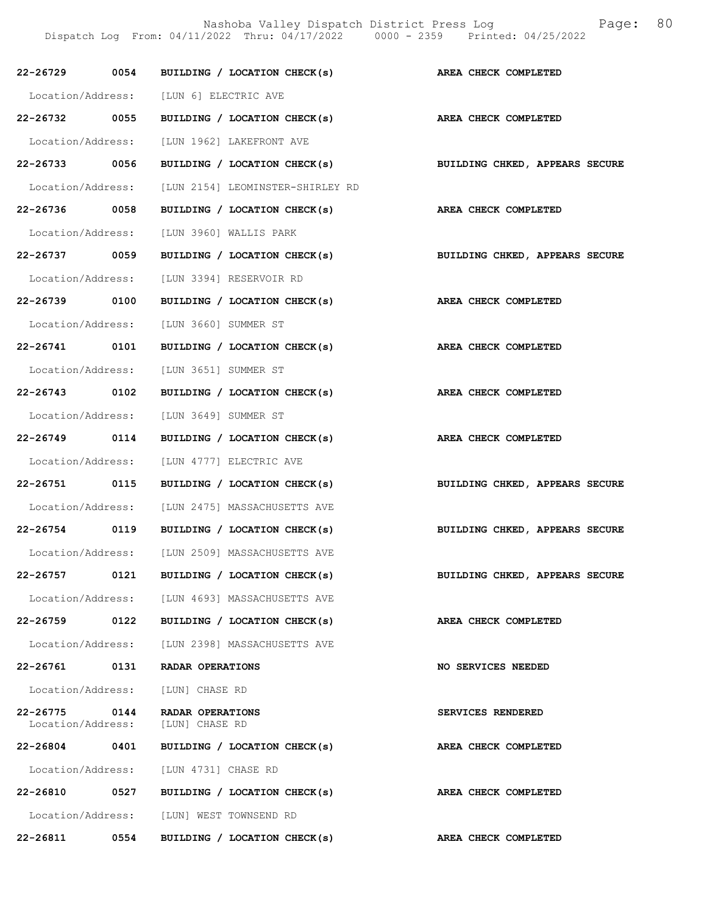| Call # | Time | Type | Disposition |
|---|---|---|---|
| 22-26729 | 0054 | BUILDING / LOCATION CHECK(s) | AREA CHECK COMPLETED |
| Location/Address: | | [LUN 6] ELECTRIC AVE | |
| 22-26732 | 0055 | BUILDING / LOCATION CHECK(s) | AREA CHECK COMPLETED |
| Location/Address: | | [LUN 1962] LAKEFRONT AVE | |
| 22-26733 | 0056 | BUILDING / LOCATION CHECK(s) | BUILDING CHKED, APPEARS SECURE |
| Location/Address: | | [LUN 2154] LEOMINSTER-SHIRLEY RD | |
| 22-26736 | 0058 | BUILDING / LOCATION CHECK(s) | AREA CHECK COMPLETED |
| Location/Address: | | [LUN 3960] WALLIS PARK | |
| 22-26737 | 0059 | BUILDING / LOCATION CHECK(s) | BUILDING CHKED, APPEARS SECURE |
| Location/Address: | | [LUN 3394] RESERVOIR RD | |
| 22-26739 | 0100 | BUILDING / LOCATION CHECK(s) | AREA CHECK COMPLETED |
| Location/Address: | | [LUN 3660] SUMMER ST | |
| 22-26741 | 0101 | BUILDING / LOCATION CHECK(s) | AREA CHECK COMPLETED |
| Location/Address: | | [LUN 3651] SUMMER ST | |
| 22-26743 | 0102 | BUILDING / LOCATION CHECK(s) | AREA CHECK COMPLETED |
| Location/Address: | | [LUN 3649] SUMMER ST | |
| 22-26749 | 0114 | BUILDING / LOCATION CHECK(s) | AREA CHECK COMPLETED |
| Location/Address: | | [LUN 4777] ELECTRIC AVE | |
| 22-26751 | 0115 | BUILDING / LOCATION CHECK(s) | BUILDING CHKED, APPEARS SECURE |
| Location/Address: | | [LUN 2475] MASSACHUSETTS AVE | |
| 22-26754 | 0119 | BUILDING / LOCATION CHECK(s) | BUILDING CHKED, APPEARS SECURE |
| Location/Address: | | [LUN 2509] MASSACHUSETTS AVE | |
| 22-26757 | 0121 | BUILDING / LOCATION CHECK(s) | BUILDING CHKED, APPEARS SECURE |
| Location/Address: | | [LUN 4693] MASSACHUSETTS AVE | |
| 22-26759 | 0122 | BUILDING / LOCATION CHECK(s) | AREA CHECK COMPLETED |
| Location/Address: | | [LUN 2398] MASSACHUSETTS AVE | |
| 22-26761 | 0131 | RADAR OPERATIONS | NO SERVICES NEEDED |
| Location/Address: | | [LUN] CHASE RD | |
| 22-26775 | 0144 | RADAR OPERATIONS | SERVICES RENDERED |
| Location/Address: | | [LUN] CHASE RD | |
| 22-26804 | 0401 | BUILDING / LOCATION CHECK(s) | AREA CHECK COMPLETED |
| Location/Address: | | [LUN 4731] CHASE RD | |
| 22-26810 | 0527 | BUILDING / LOCATION CHECK(s) | AREA CHECK COMPLETED |
| Location/Address: | | [LUN] WEST TOWNSEND RD | |
| 22-26811 | 0554 | BUILDING / LOCATION CHECK(s) | AREA CHECK COMPLETED |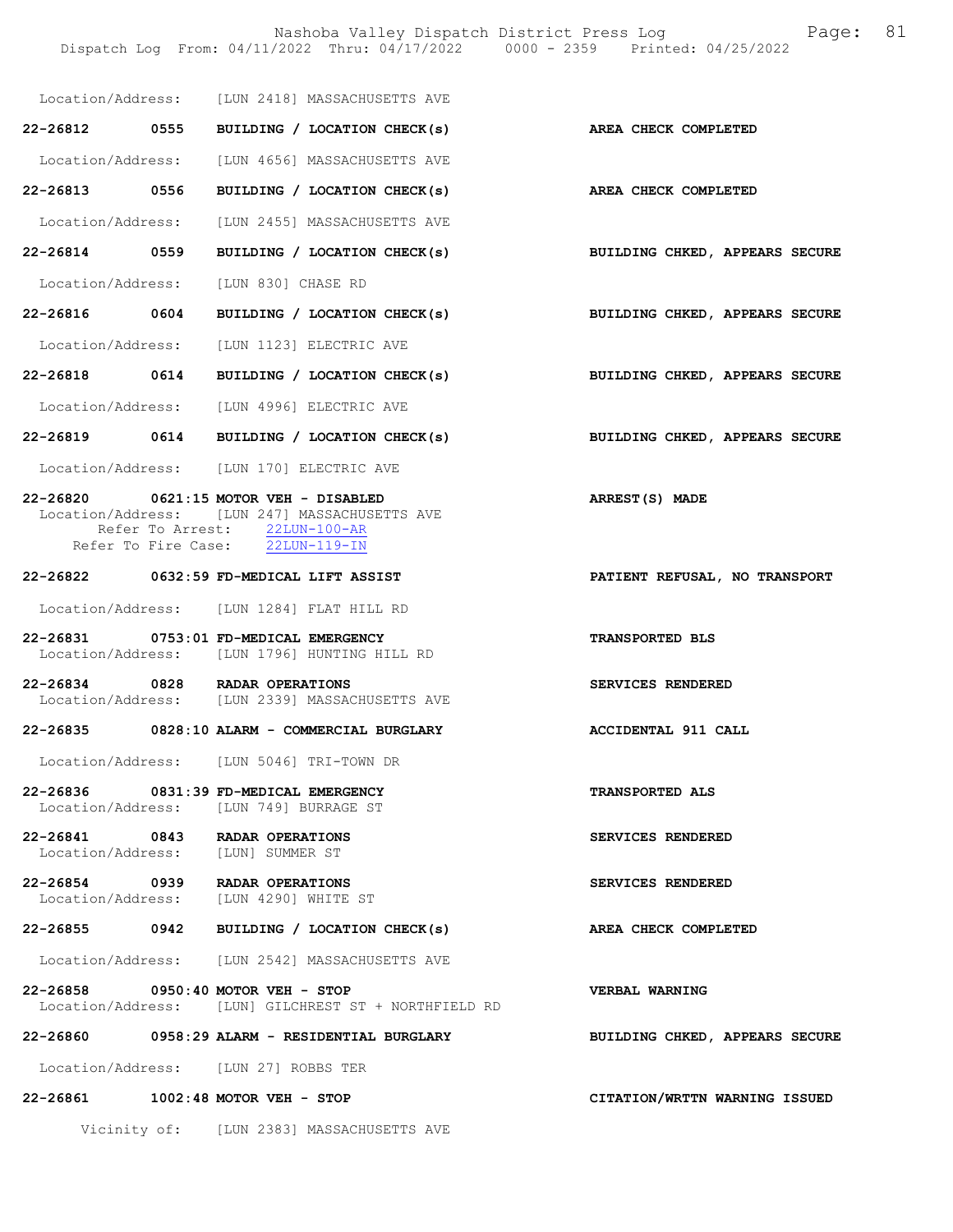Location/Address: [LUN 2418] MASSACHUSETTS AVE

**22-26812 0555 BUILDING / LOCATION CHECK(s)** — **AREA CHECK COMPLETED**
Location/Address: [LUN 4656] MASSACHUSETTS AVE

**22-26813 0556 BUILDING / LOCATION CHECK(s)** — **AREA CHECK COMPLETED**
Location/Address: [LUN 2455] MASSACHUSETTS AVE

**22-26814 0559 BUILDING / LOCATION CHECK(s)** — **BUILDING CHKED, APPEARS SECURE**
Location/Address: [LUN 830] CHASE RD

**22-26816 0604 BUILDING / LOCATION CHECK(s)** — **BUILDING CHKED, APPEARS SECURE**
Location/Address: [LUN 1123] ELECTRIC AVE

**22-26818 0614 BUILDING / LOCATION CHECK(s)** — **BUILDING CHKED, APPEARS SECURE**
Location/Address: [LUN 4996] ELECTRIC AVE

**22-26819 0614 BUILDING / LOCATION CHECK(s)** — **BUILDING CHKED, APPEARS SECURE**
Location/Address: [LUN 170] ELECTRIC AVE

**22-26820 0621:15 MOTOR VEH - DISABLED** — **ARREST(S) MADE**
Location/Address: [LUN 247] MASSACHUSETTS AVE
Refer To Arrest: 22LUN-100-AR
Refer To Fire Case: 22LUN-119-IN

**22-26822 0632:59 FD-MEDICAL LIFT ASSIST** — **PATIENT REFUSAL, NO TRANSPORT**
Location/Address: [LUN 1284] FLAT HILL RD

**22-26831 0753:01 FD-MEDICAL EMERGENCY** — **TRANSPORTED BLS**
Location/Address: [LUN 1796] HUNTING HILL RD

**22-26834 0828 RADAR OPERATIONS** — **SERVICES RENDERED**
Location/Address: [LUN 2339] MASSACHUSETTS AVE

**22-26835 0828:10 ALARM - COMMERCIAL BURGLARY** — **ACCIDENTAL 911 CALL**
Location/Address: [LUN 5046] TRI-TOWN DR

**22-26836 0831:39 FD-MEDICAL EMERGENCY** — **TRANSPORTED ALS**
Location/Address: [LUN 749] BURRAGE ST

**22-26841 0843 RADAR OPERATIONS** — **SERVICES RENDERED**
Location/Address: [LUN] SUMMER ST

**22-26854 0939 RADAR OPERATIONS** — **SERVICES RENDERED**
Location/Address: [LUN 4290] WHITE ST

**22-26855 0942 BUILDING / LOCATION CHECK(s)** — **AREA CHECK COMPLETED**
Location/Address: [LUN 2542] MASSACHUSETTS AVE

**22-26858 0950:40 MOTOR VEH - STOP** — **VERBAL WARNING**
Location/Address: [LUN] GILCHREST ST + NORTHFIELD RD

**22-26860 0958:29 ALARM - RESIDENTIAL BURGLARY** — **BUILDING CHKED, APPEARS SECURE**
Location/Address: [LUN 27] ROBBS TER

**22-26861 1002:48 MOTOR VEH - STOP** — **CITATION/WRTTN WARNING ISSUED**
Vicinity of: [LUN 2383] MASSACHUSETTS AVE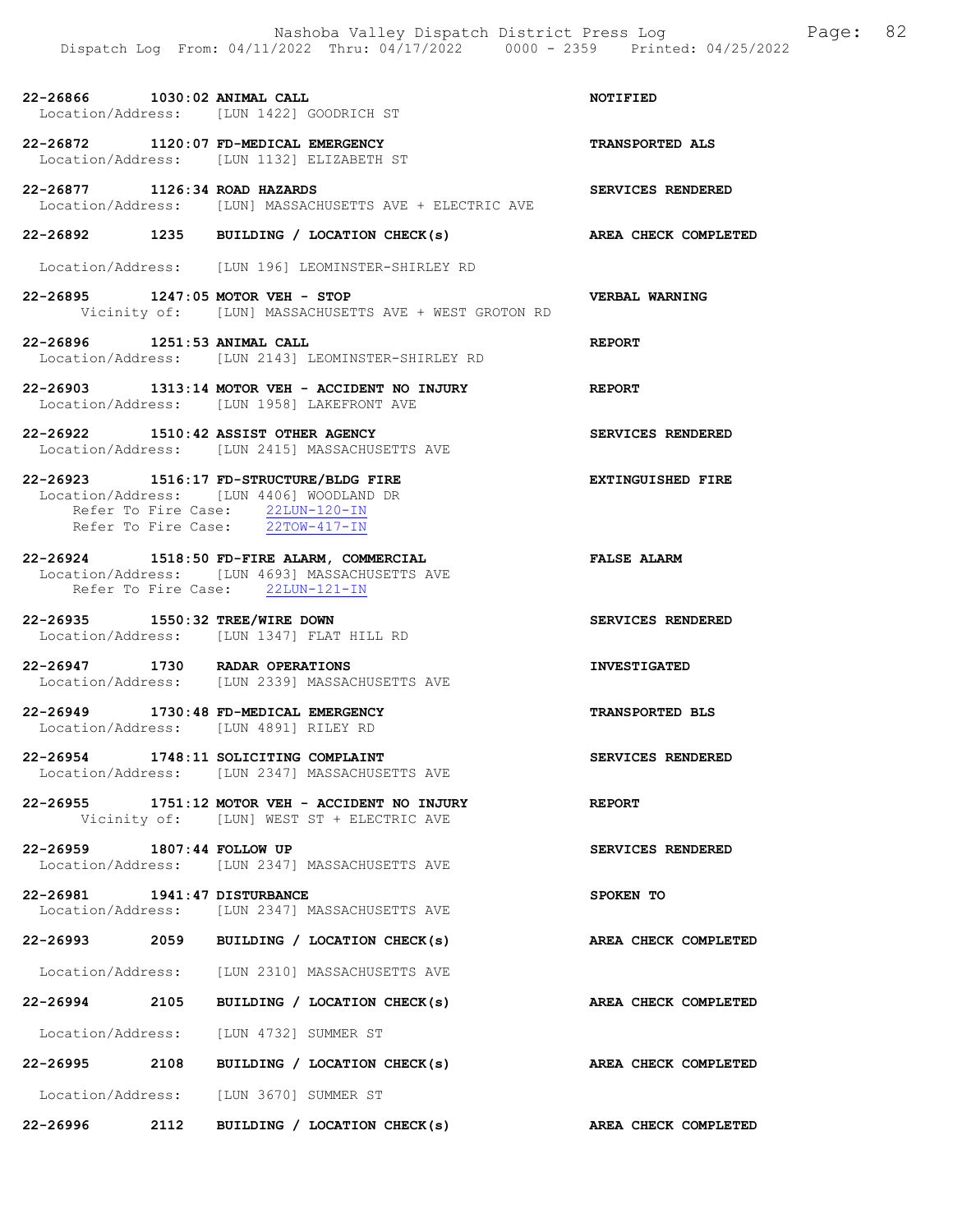22-26866 1030:02 ANIMAL CALL NOTIFIED
Location/Address: [LUN 1422] GOODRICH ST

22-26872 1120:07 FD-MEDICAL EMERGENCY TRANSPORTED ALS
Location/Address: [LUN 1132] ELIZABETH ST

22-26877 1126:34 ROAD HAZARDS SERVICES RENDERED
Location/Address: [LUN] MASSACHUSETTS AVE + ELECTRIC AVE

22-26892 1235 BUILDING / LOCATION CHECK(s) AREA CHECK COMPLETED
Location/Address: [LUN 196] LEOMINSTER-SHIRLEY RD

22-26895 1247:05 MOTOR VEH - STOP VERBAL WARNING
Vicinity of: [LUN] MASSACHUSETTS AVE + WEST GROTON RD

22-26896 1251:53 ANIMAL CALL REPORT
Location/Address: [LUN 2143] LEOMINSTER-SHIRLEY RD

22-26903 1313:14 MOTOR VEH - ACCIDENT NO INJURY REPORT
Location/Address: [LUN 1958] LAKEFRONT AVE

22-26922 1510:42 ASSIST OTHER AGENCY SERVICES RENDERED
Location/Address: [LUN 2415] MASSACHUSETTS AVE

22-26923 1516:17 FD-STRUCTURE/BLDG FIRE EXTINGUISHED FIRE
Location/Address: [LUN 4406] WOODLAND DR
Refer To Fire Case: 22LUN-120-IN
Refer To Fire Case: 22TOW-417-IN

22-26924 1518:50 FD-FIRE ALARM, COMMERCIAL FALSE ALARM
Location/Address: [LUN 4693] MASSACHUSETTS AVE
Refer To Fire Case: 22LUN-121-IN

22-26935 1550:32 TREE/WIRE DOWN SERVICES RENDERED
Location/Address: [LUN 1347] FLAT HILL RD

22-26947 1730 RADAR OPERATIONS INVESTIGATED
Location/Address: [LUN 2339] MASSACHUSETTS AVE

22-26949 1730:48 FD-MEDICAL EMERGENCY TRANSPORTED BLS
Location/Address: [LUN 4891] RILEY RD

22-26954 1748:11 SOLICITING COMPLAINT SERVICES RENDERED
Location/Address: [LUN 2347] MASSACHUSETTS AVE

22-26955 1751:12 MOTOR VEH - ACCIDENT NO INJURY REPORT
Vicinity of: [LUN] WEST ST + ELECTRIC AVE

22-26959 1807:44 FOLLOW UP SERVICES RENDERED
Location/Address: [LUN 2347] MASSACHUSETTS AVE

22-26981 1941:47 DISTURBANCE SPOKEN TO
Location/Address: [LUN 2347] MASSACHUSETTS AVE

22-26993 2059 BUILDING / LOCATION CHECK(s) AREA CHECK COMPLETED
Location/Address: [LUN 2310] MASSACHUSETTS AVE

22-26994 2105 BUILDING / LOCATION CHECK(s) AREA CHECK COMPLETED
Location/Address: [LUN 4732] SUMMER ST

22-26995 2108 BUILDING / LOCATION CHECK(s) AREA CHECK COMPLETED
Location/Address: [LUN 3670] SUMMER ST

22-26996 2112 BUILDING / LOCATION CHECK(s) AREA CHECK COMPLETED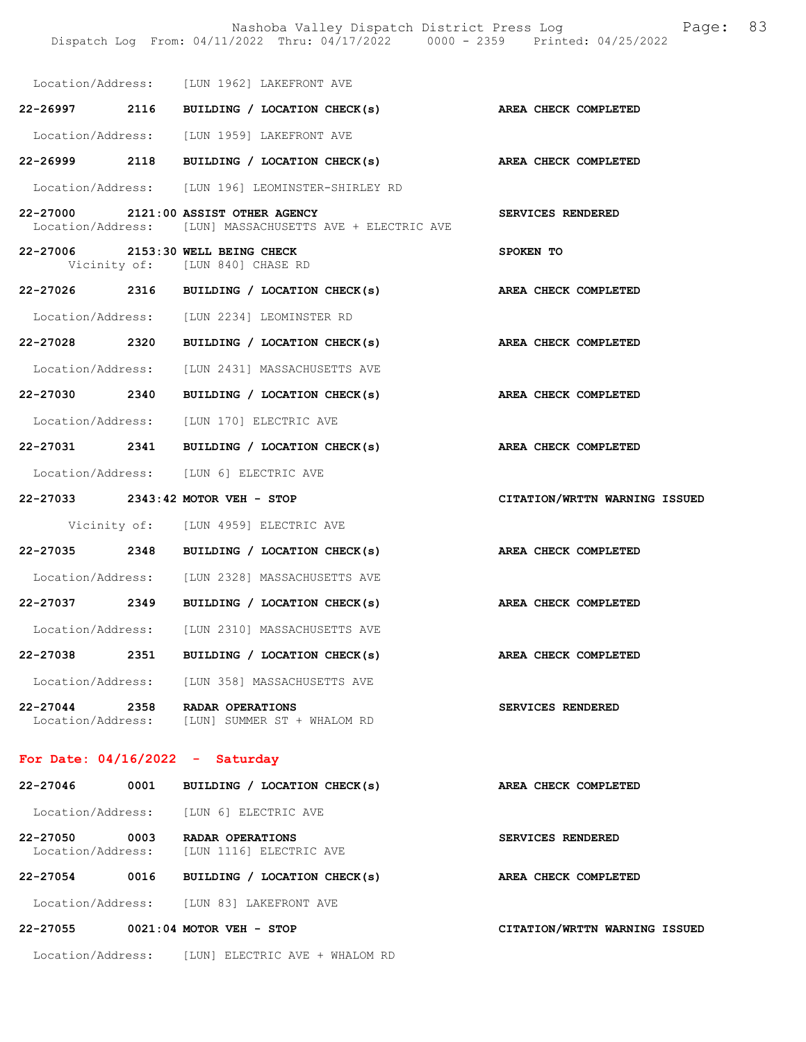Location/Address: [LUN 1962] LAKEFRONT AVE

**22-26997 2116 BUILDING / LOCATION CHECK(s) AREA CHECK COMPLETED**

Location/Address: [LUN 1959] LAKEFRONT AVE

**22-26999 2118 BUILDING / LOCATION CHECK(s) AREA CHECK COMPLETED**

Location/Address: [LUN 196] LEOMINSTER-SHIRLEY RD

**22-27000 2121:00 ASSIST OTHER AGENCY SERVICES RENDERED**
Location/Address: [LUN] MASSACHUSETTS AVE + ELECTRIC AVE

**22-27006 2153:30 WELL BEING CHECK SPOKEN TO**
Vicinity of: [LUN 840] CHASE RD

**22-27026 2316 BUILDING / LOCATION CHECK(s) AREA CHECK COMPLETED**

Location/Address: [LUN 2234] LEOMINSTER RD

**22-27028 2320 BUILDING / LOCATION CHECK(s) AREA CHECK COMPLETED**

Location/Address: [LUN 2431] MASSACHUSETTS AVE

**22-27030 2340 BUILDING / LOCATION CHECK(s) AREA CHECK COMPLETED**

Location/Address: [LUN 170] ELECTRIC AVE

**22-27031 2341 BUILDING / LOCATION CHECK(s) AREA CHECK COMPLETED**

Location/Address: [LUN 6] ELECTRIC AVE

**22-27033 2343:42 MOTOR VEH - STOP CITATION/WRTTN WARNING ISSUED**

Vicinity of: [LUN 4959] ELECTRIC AVE

**22-27035 2348 BUILDING / LOCATION CHECK(s) AREA CHECK COMPLETED**

Location/Address: [LUN 2328] MASSACHUSETTS AVE

**22-27037 2349 BUILDING / LOCATION CHECK(s) AREA CHECK COMPLETED**

Location/Address: [LUN 2310] MASSACHUSETTS AVE

**22-27038 2351 BUILDING / LOCATION CHECK(s) AREA CHECK COMPLETED**

Location/Address: [LUN 358] MASSACHUSETTS AVE

**22-27044 2358 RADAR OPERATIONS SERVICES RENDERED**
Location/Address: [LUN] SUMMER ST + WHALOM RD

## For Date: 04/16/2022 - Saturday

**22-27046 0001 BUILDING / LOCATION CHECK(s) AREA CHECK COMPLETED**

Location/Address: [LUN 6] ELECTRIC AVE

**22-27050 0003 RADAR OPERATIONS SERVICES RENDERED**
Location/Address: [LUN 1116] ELECTRIC AVE

**22-27054 0016 BUILDING / LOCATION CHECK(s) AREA CHECK COMPLETED**

Location/Address: [LUN 83] LAKEFRONT AVE

**22-27055 0021:04 MOTOR VEH - STOP CITATION/WRTTN WARNING ISSUED**

Location/Address: [LUN] ELECTRIC AVE + WHALOM RD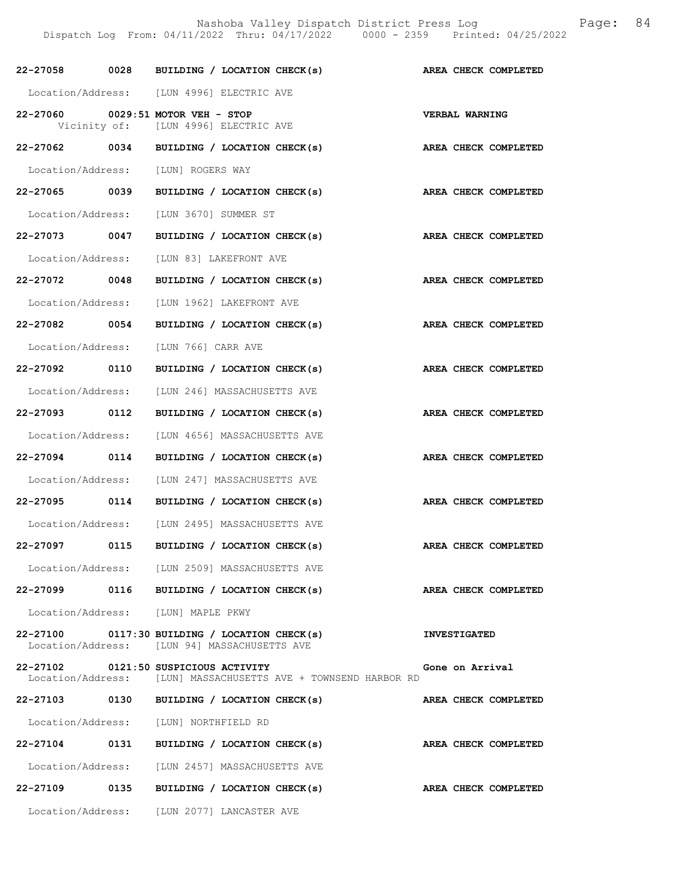22-27058 0028 BUILDING / LOCATION CHECK(s) **AREA CHECK COMPLETED**

Location/Address: [LUN 4996] ELECTRIC AVE

22-27060 0029:51 MOTOR VEH - STOP **VERBAL WARNING**
Vicinity of: [LUN 4996] ELECTRIC AVE

22-27062 0034 BUILDING / LOCATION CHECK(s) **AREA CHECK COMPLETED**

Location/Address: [LUN] ROGERS WAY

22-27065 0039 BUILDING / LOCATION CHECK(s) **AREA CHECK COMPLETED**

Location/Address: [LUN 3670] SUMMER ST

22-27073 0047 BUILDING / LOCATION CHECK(s) **AREA CHECK COMPLETED**

Location/Address: [LUN 83] LAKEFRONT AVE

22-27072 0048 BUILDING / LOCATION CHECK(s) **AREA CHECK COMPLETED**

Location/Address: [LUN 1962] LAKEFRONT AVE

22-27082 0054 BUILDING / LOCATION CHECK(s) **AREA CHECK COMPLETED**

Location/Address: [LUN 766] CARR AVE

22-27092 0110 BUILDING / LOCATION CHECK(s) **AREA CHECK COMPLETED**

Location/Address: [LUN 246] MASSACHUSETTS AVE

22-27093 0112 BUILDING / LOCATION CHECK(s) **AREA CHECK COMPLETED**

Location/Address: [LUN 4656] MASSACHUSETTS AVE

22-27094 0114 BUILDING / LOCATION CHECK(s) **AREA CHECK COMPLETED**

Location/Address: [LUN 247] MASSACHUSETTS AVE

22-27095 0114 BUILDING / LOCATION CHECK(s) **AREA CHECK COMPLETED**

Location/Address: [LUN 2495] MASSACHUSETTS AVE

22-27097 0115 BUILDING / LOCATION CHECK(s) **AREA CHECK COMPLETED**

Location/Address: [LUN 2509] MASSACHUSETTS AVE

22-27099 0116 BUILDING / LOCATION CHECK(s) **AREA CHECK COMPLETED**

Location/Address: [LUN] MAPLE PKWY

22-27100 0117:30 BUILDING / LOCATION CHECK(s) **INVESTIGATED**
Location/Address: [LUN 94] MASSACHUSETTS AVE

22-27102 0121:50 SUSPICIOUS ACTIVITY **Gone on Arrival**
Location/Address: [LUN] MASSACHUSETTS AVE + TOWNSEND HARBOR RD

22-27103 0130 BUILDING / LOCATION CHECK(s) **AREA CHECK COMPLETED**

Location/Address: [LUN] NORTHFIELD RD

22-27104 0131 BUILDING / LOCATION CHECK(s) **AREA CHECK COMPLETED**

Location/Address: [LUN 2457] MASSACHUSETTS AVE

22-27109 0135 BUILDING / LOCATION CHECK(s) **AREA CHECK COMPLETED**

Location/Address: [LUN 2077] LANCASTER AVE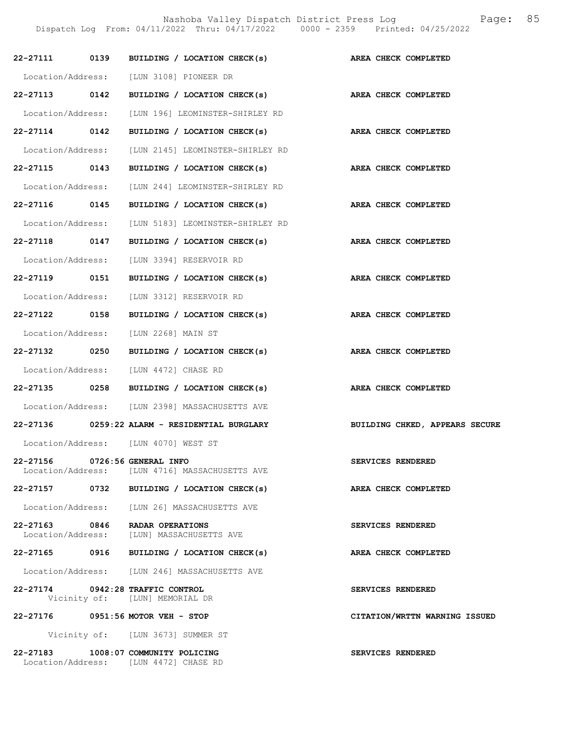**22-27111 0139 BUILDING / LOCATION CHECK(s) AREA CHECK COMPLETED**

Location/Address: [LUN 3108] PIONEER DR

**22-27113 0142 BUILDING / LOCATION CHECK(s) AREA CHECK COMPLETED**

Location/Address: [LUN 196] LEOMINSTER-SHIRLEY RD

**22-27114 0142 BUILDING / LOCATION CHECK(s) AREA CHECK COMPLETED**

Location/Address: [LUN 2145] LEOMINSTER-SHIRLEY RD

**22-27115 0143 BUILDING / LOCATION CHECK(s) AREA CHECK COMPLETED**

Location/Address: [LUN 244] LEOMINSTER-SHIRLEY RD

**22-27116 0145 BUILDING / LOCATION CHECK(s) AREA CHECK COMPLETED**

Location/Address: [LUN 5183] LEOMINSTER-SHIRLEY RD

**22-27118 0147 BUILDING / LOCATION CHECK(s) AREA CHECK COMPLETED**

Location/Address: [LUN 3394] RESERVOIR RD

**22-27119 0151 BUILDING / LOCATION CHECK(s) AREA CHECK COMPLETED**

Location/Address: [LUN 3312] RESERVOIR RD

**22-27122 0158 BUILDING / LOCATION CHECK(s) AREA CHECK COMPLETED**

Location/Address: [LUN 2268] MAIN ST

**22-27132 0250 BUILDING / LOCATION CHECK(s) AREA CHECK COMPLETED**

Location/Address: [LUN 4472] CHASE RD

**22-27135 0258 BUILDING / LOCATION CHECK(s) AREA CHECK COMPLETED**

Location/Address: [LUN 2398] MASSACHUSETTS AVE

**22-27136 0259:22 ALARM - RESIDENTIAL BURGLARY BUILDING CHKED, APPEARS SECURE**

Location/Address: [LUN 4070] WEST ST

**22-27156 0726:56 GENERAL INFO SERVICES RENDERED**

Location/Address: [LUN 4716] MASSACHUSETTS AVE

**22-27157 0732 BUILDING / LOCATION CHECK(s) AREA CHECK COMPLETED**

Location/Address: [LUN 26] MASSACHUSETTS AVE

**22-27163 0846 RADAR OPERATIONS SERVICES RENDERED**

Location/Address: [LUN] MASSACHUSETTS AVE

**22-27165 0916 BUILDING / LOCATION CHECK(s) AREA CHECK COMPLETED**

Location/Address: [LUN 246] MASSACHUSETTS AVE

**22-27174 0942:28 TRAFFIC CONTROL SERVICES RENDERED**

Vicinity of: [LUN] MEMORIAL DR

**22-27176 0951:56 MOTOR VEH - STOP CITATION/WRTTN WARNING ISSUED**

Vicinity of: [LUN 3673] SUMMER ST

**22-27183 1008:07 COMMUNITY POLICING SERVICES RENDERED**

Location/Address: [LUN 4472] CHASE RD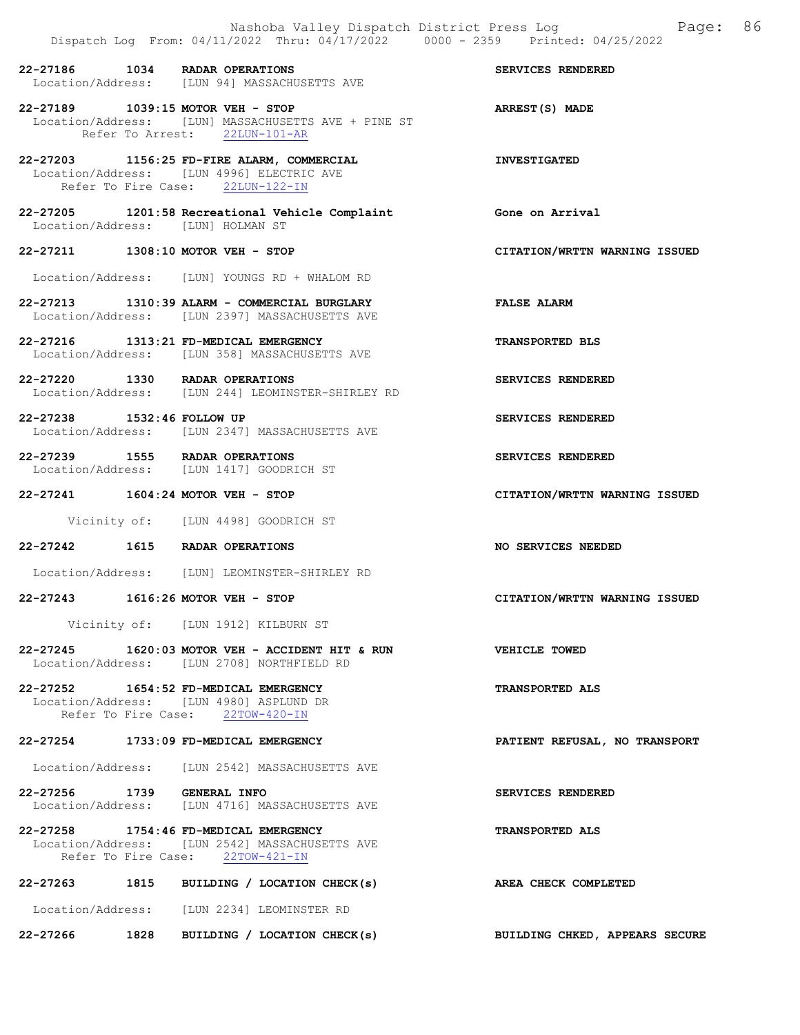22-27186 1034 RADAR OPERATIONS SERVICES RENDERED
Location/Address: [LUN 94] MASSACHUSETTS AVE

22-27189 1039:15 MOTOR VEH - STOP ARREST(S) MADE
Location/Address: [LUN] MASSACHUSETTS AVE + PINE ST
Refer To Arrest: 22LUN-101-AR

22-27203 1156:25 FD-FIRE ALARM, COMMERCIAL INVESTIGATED
Location/Address: [LUN 4996] ELECTRIC AVE
Refer To Fire Case: 22LUN-122-IN

22-27205 1201:58 Recreational Vehicle Complaint Gone on Arrival
Location/Address: [LUN] HOLMAN ST

22-27211 1308:10 MOTOR VEH - STOP CITATION/WRTTN WARNING ISSUED
Location/Address: [LUN] YOUNGS RD + WHALOM RD

22-27213 1310:39 ALARM - COMMERCIAL BURGLARY FALSE ALARM
Location/Address: [LUN 2397] MASSACHUSETTS AVE

22-27216 1313:21 FD-MEDICAL EMERGENCY TRANSPORTED BLS
Location/Address: [LUN 358] MASSACHUSETTS AVE

22-27220 1330 RADAR OPERATIONS SERVICES RENDERED
Location/Address: [LUN 244] LEOMINSTER-SHIRLEY RD

22-27238 1532:46 FOLLOW UP SERVICES RENDERED
Location/Address: [LUN 2347] MASSACHUSETTS AVE

22-27239 1555 RADAR OPERATIONS SERVICES RENDERED
Location/Address: [LUN 1417] GOODRICH ST

22-27241 1604:24 MOTOR VEH - STOP CITATION/WRTTN WARNING ISSUED
Vicinity of: [LUN 4498] GOODRICH ST

22-27242 1615 RADAR OPERATIONS NO SERVICES NEEDED
Location/Address: [LUN] LEOMINSTER-SHIRLEY RD

22-27243 1616:26 MOTOR VEH - STOP CITATION/WRTTN WARNING ISSUED
Vicinity of: [LUN 1912] KILBURN ST

22-27245 1620:03 MOTOR VEH - ACCIDENT HIT & RUN VEHICLE TOWED
Location/Address: [LUN 2708] NORTHFIELD RD

22-27252 1654:52 FD-MEDICAL EMERGENCY TRANSPORTED ALS
Location/Address: [LUN 4980] ASPLUND DR
Refer To Fire Case: 22TOW-420-IN

22-27254 1733:09 FD-MEDICAL EMERGENCY PATIENT REFUSAL, NO TRANSPORT
Location/Address: [LUN 2542] MASSACHUSETTS AVE

22-27256 1739 GENERAL INFO SERVICES RENDERED
Location/Address: [LUN 4716] MASSACHUSETTS AVE

22-27258 1754:46 FD-MEDICAL EMERGENCY TRANSPORTED ALS
Location/Address: [LUN 2542] MASSACHUSETTS AVE
Refer To Fire Case: 22TOW-421-IN

22-27263 1815 BUILDING / LOCATION CHECK(s) AREA CHECK COMPLETED
Location/Address: [LUN 2234] LEOMINSTER RD

22-27266 1828 BUILDING / LOCATION CHECK(s) BUILDING CHKED, APPEARS SECURE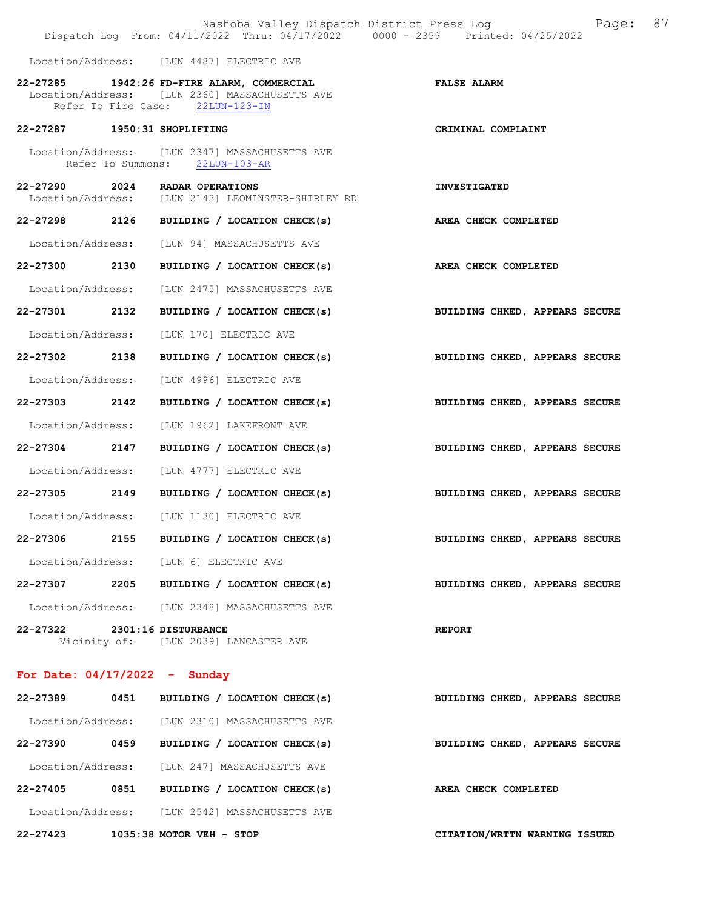Location/Address: [LUN 4487] ELECTRIC AVE

**22-27285 1942:26 FD-FIRE ALARM, COMMERCIAL** **FALSE ALARM**
Location/Address: [LUN 2360] MASSACHUSETTS AVE
Refer To Fire Case: 22LUN-123-IN

**22-27287 1950:31 SHOPLIFTING** **CRIMINAL COMPLAINT**
Location/Address: [LUN 2347] MASSACHUSETTS AVE
Refer To Summons: 22LUN-103-AR

**22-27290 2024 RADAR OPERATIONS** **INVESTIGATED**
Location/Address: [LUN 2143] LEOMINSTER-SHIRLEY RD

**22-27298 2126 BUILDING / LOCATION CHECK(s)** **AREA CHECK COMPLETED**
Location/Address: [LUN 94] MASSACHUSETTS AVE

**22-27300 2130 BUILDING / LOCATION CHECK(s)** **AREA CHECK COMPLETED**
Location/Address: [LUN 2475] MASSACHUSETTS AVE

**22-27301 2132 BUILDING / LOCATION CHECK(s)** **BUILDING CHKED, APPEARS SECURE**
Location/Address: [LUN 170] ELECTRIC AVE

**22-27302 2138 BUILDING / LOCATION CHECK(s)** **BUILDING CHKED, APPEARS SECURE**
Location/Address: [LUN 4996] ELECTRIC AVE

**22-27303 2142 BUILDING / LOCATION CHECK(s)** **BUILDING CHKED, APPEARS SECURE**
Location/Address: [LUN 1962] LAKEFRONT AVE

**22-27304 2147 BUILDING / LOCATION CHECK(s)** **BUILDING CHKED, APPEARS SECURE**
Location/Address: [LUN 4777] ELECTRIC AVE

**22-27305 2149 BUILDING / LOCATION CHECK(s)** **BUILDING CHKED, APPEARS SECURE**
Location/Address: [LUN 1130] ELECTRIC AVE

**22-27306 2155 BUILDING / LOCATION CHECK(s)** **BUILDING CHKED, APPEARS SECURE**
Location/Address: [LUN 6] ELECTRIC AVE

**22-27307 2205 BUILDING / LOCATION CHECK(s)** **BUILDING CHKED, APPEARS SECURE**
Location/Address: [LUN 2348] MASSACHUSETTS AVE

**22-27322 2301:16 DISTURBANCE** **REPORT**
Vicinity of: [LUN 2039] LANCASTER AVE

## For Date: 04/17/2022 - Sunday

**22-27389 0451 BUILDING / LOCATION CHECK(s)** **BUILDING CHKED, APPEARS SECURE**
Location/Address: [LUN 2310] MASSACHUSETTS AVE

**22-27390 0459 BUILDING / LOCATION CHECK(s)** **BUILDING CHKED, APPEARS SECURE**
Location/Address: [LUN 247] MASSACHUSETTS AVE

**22-27405 0851 BUILDING / LOCATION CHECK(s)** **AREA CHECK COMPLETED**
Location/Address: [LUN 2542] MASSACHUSETTS AVE

**22-27423 1035:38 MOTOR VEH - STOP** **CITATION/WRTTN WARNING ISSUED**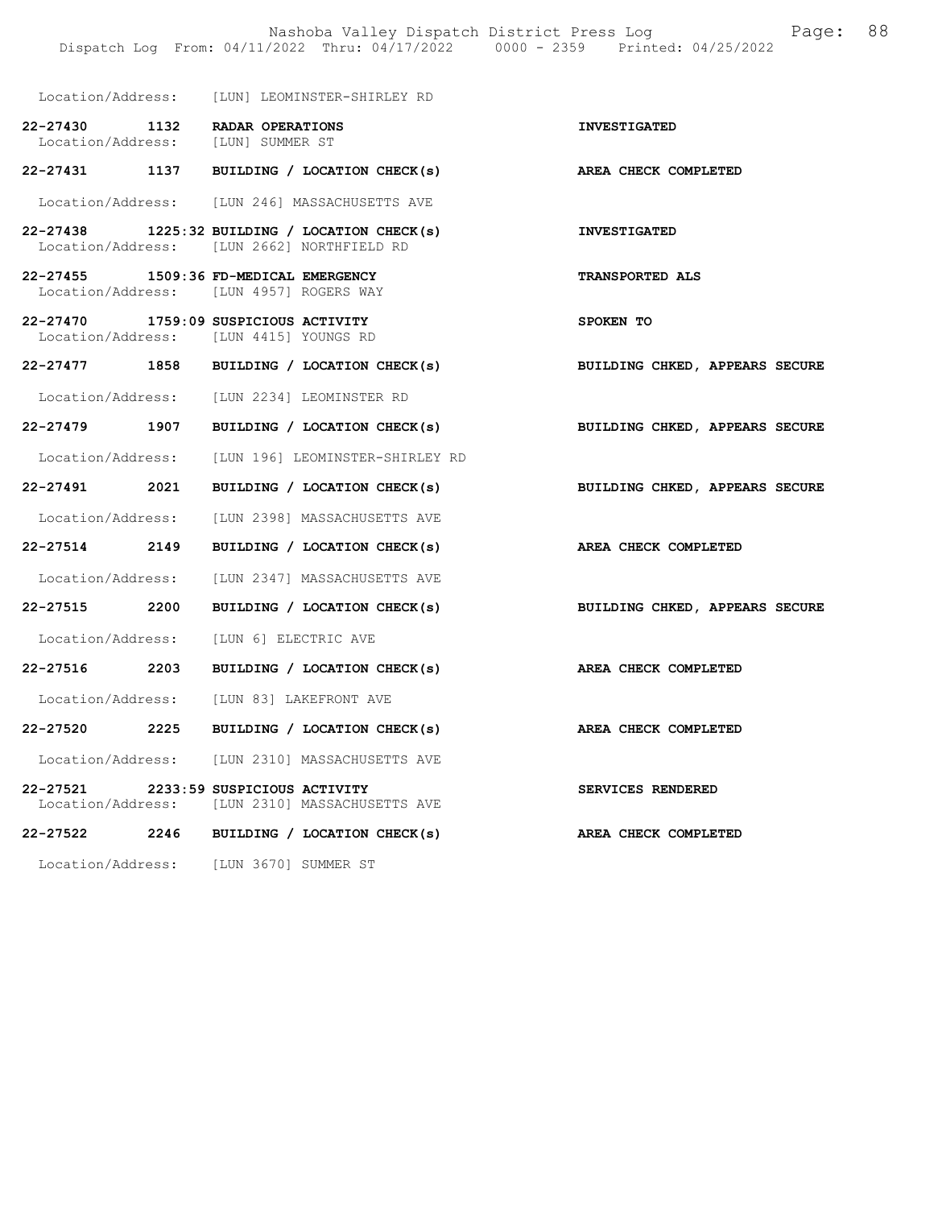Location/Address: [LUN] LEOMINSTER-SHIRLEY RD

| Call # | Time | Call Type | Disposition |
|---|---|---|---|
| 22-27430 | 1132 | RADAR OPERATIONS | INVESTIGATED |
| Location/Address: | | [LUN] SUMMER ST | |
| 22-27431 | 1137 | BUILDING / LOCATION CHECK(s) | AREA CHECK COMPLETED |
| Location/Address: | | [LUN 246] MASSACHUSETTS AVE | |
| 22-27438 | 1225:32 | BUILDING / LOCATION CHECK(s) | INVESTIGATED |
| Location/Address: | | [LUN 2662] NORTHFIELD RD | |
| 22-27455 | 1509:36 | FD-MEDICAL EMERGENCY | TRANSPORTED ALS |
| Location/Address: | | [LUN 4957] ROGERS WAY | |
| 22-27470 | 1759:09 | SUSPICIOUS ACTIVITY | SPOKEN TO |
| Location/Address: | | [LUN 4415] YOUNGS RD | |
| 22-27477 | 1858 | BUILDING / LOCATION CHECK(s) | BUILDING CHKED, APPEARS SECURE |
| Location/Address: | | [LUN 2234] LEOMINSTER RD | |
| 22-27479 | 1907 | BUILDING / LOCATION CHECK(s) | BUILDING CHKED, APPEARS SECURE |
| Location/Address: | | [LUN 196] LEOMINSTER-SHIRLEY RD | |
| 22-27491 | 2021 | BUILDING / LOCATION CHECK(s) | BUILDING CHKED, APPEARS SECURE |
| Location/Address: | | [LUN 2398] MASSACHUSETTS AVE | |
| 22-27514 | 2149 | BUILDING / LOCATION CHECK(s) | AREA CHECK COMPLETED |
| Location/Address: | | [LUN 2347] MASSACHUSETTS AVE | |
| 22-27515 | 2200 | BUILDING / LOCATION CHECK(s) | BUILDING CHKED, APPEARS SECURE |
| Location/Address: | | [LUN 6] ELECTRIC AVE | |
| 22-27516 | 2203 | BUILDING / LOCATION CHECK(s) | AREA CHECK COMPLETED |
| Location/Address: | | [LUN 83] LAKEFRONT AVE | |
| 22-27520 | 2225 | BUILDING / LOCATION CHECK(s) | AREA CHECK COMPLETED |
| Location/Address: | | [LUN 2310] MASSACHUSETTS AVE | |
| 22-27521 | 2233:59 | SUSPICIOUS ACTIVITY | SERVICES RENDERED |
| Location/Address: | | [LUN 2310] MASSACHUSETTS AVE | |
| 22-27522 | 2246 | BUILDING / LOCATION CHECK(s) | AREA CHECK COMPLETED |
| Location/Address: | | [LUN 3670] SUMMER ST | |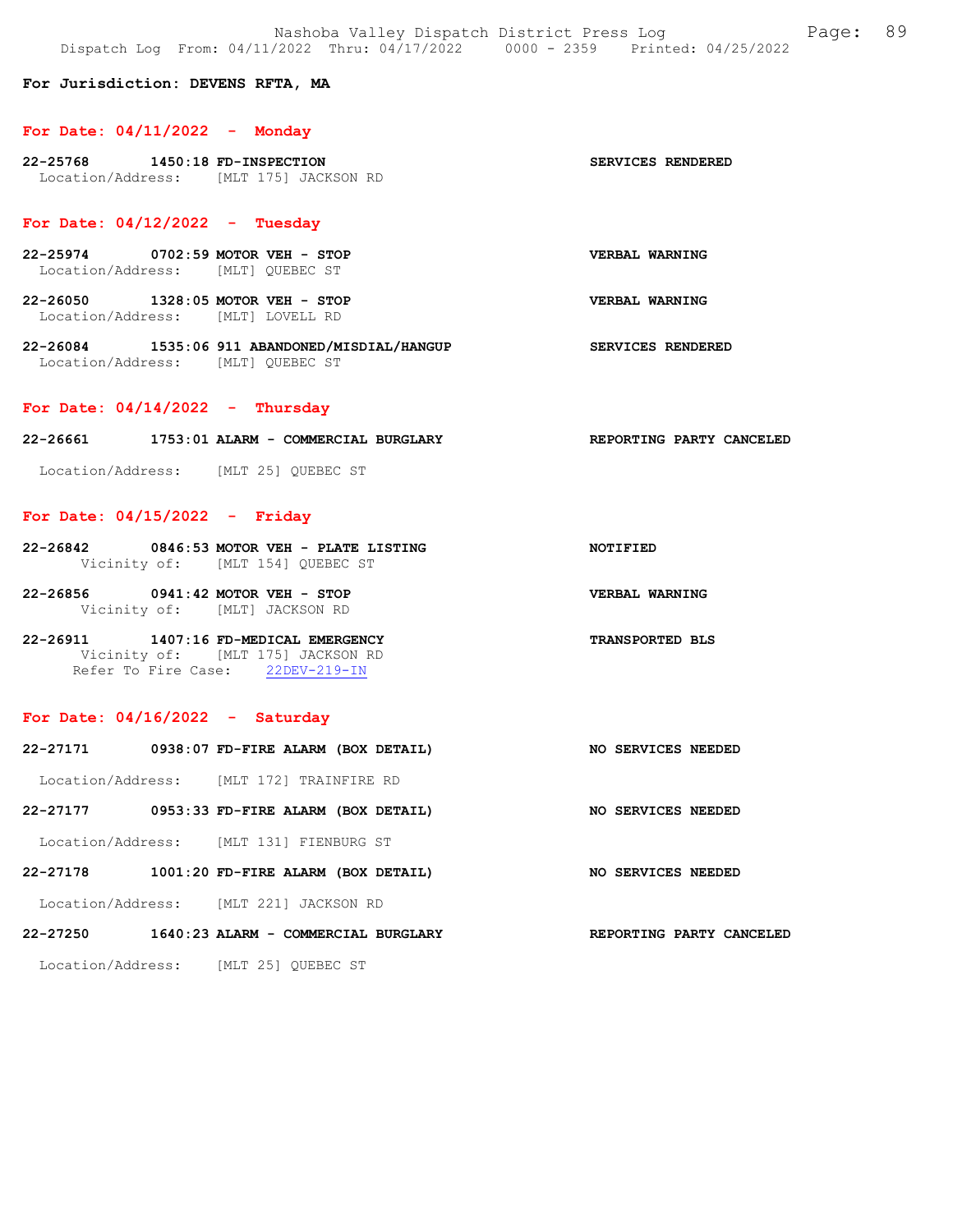**For Jurisdiction: DEVENS RFTA, MA**

## For Date: 04/11/2022 - Monday

**22-25768 1450:18 FD-INSPECTION** SERVICES RENDERED
Location/Address: [MLT 175] JACKSON RD

## For Date: 04/12/2022 - Tuesday

**22-25974 0702:59 MOTOR VEH - STOP** VERBAL WARNING
Location/Address: [MLT] QUEBEC ST

**22-26050 1328:05 MOTOR VEH - STOP** VERBAL WARNING
Location/Address: [MLT] LOVELL RD

**22-26084 1535:06 911 ABANDONED/MISDIAL/HANGUP** SERVICES RENDERED
Location/Address: [MLT] QUEBEC ST

## For Date: 04/14/2022 - Thursday

**22-26661 1753:01 ALARM - COMMERCIAL BURGLARY** REPORTING PARTY CANCELED
Location/Address: [MLT 25] QUEBEC ST

## For Date: 04/15/2022 - Friday

**22-26842 0846:53 MOTOR VEH - PLATE LISTING** NOTIFIED
Vicinity of: [MLT 154] QUEBEC ST

**22-26856 0941:42 MOTOR VEH - STOP** VERBAL WARNING
Vicinity of: [MLT] JACKSON RD

**22-26911 1407:16 FD-MEDICAL EMERGENCY** TRANSPORTED BLS
Vicinity of: [MLT 175] JACKSON RD
Refer To Fire Case: 22DEV-219-IN

## For Date: 04/16/2022 - Saturday

**22-27171 0938:07 FD-FIRE ALARM (BOX DETAIL)** NO SERVICES NEEDED
Location/Address: [MLT 172] TRAINFIRE RD

**22-27177 0953:33 FD-FIRE ALARM (BOX DETAIL)** NO SERVICES NEEDED
Location/Address: [MLT 131] FIENBURG ST

**22-27178 1001:20 FD-FIRE ALARM (BOX DETAIL)** NO SERVICES NEEDED
Location/Address: [MLT 221] JACKSON RD

**22-27250 1640:23 ALARM - COMMERCIAL BURGLARY** REPORTING PARTY CANCELED
Location/Address: [MLT 25] QUEBEC ST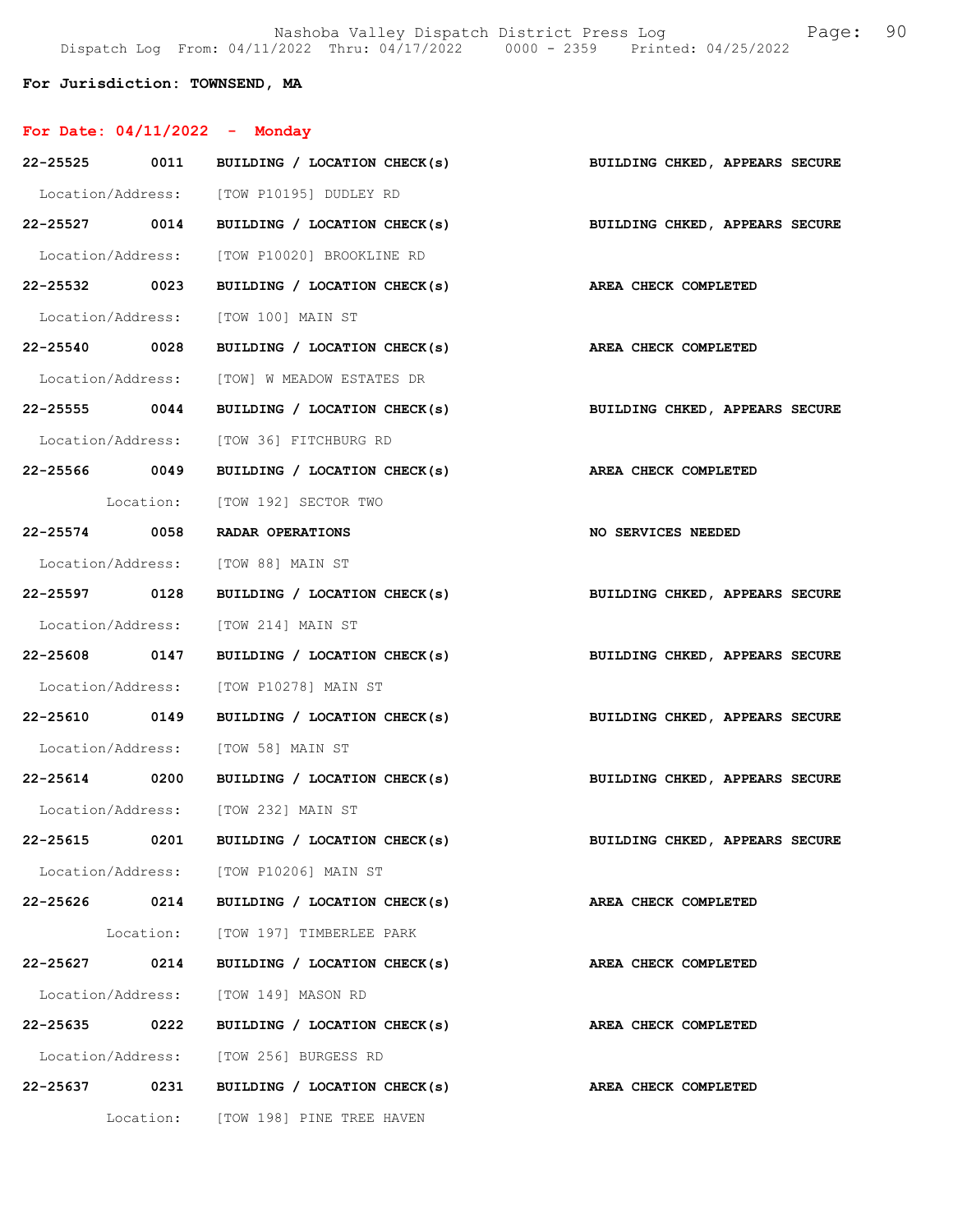For Jurisdiction: TOWNSEND, MA

## For Date: 04/11/2022 - Monday

**22-25525 0011 BUILDING / LOCATION CHECK(s)** BUILDING CHKED, APPEARS SECURE
Location/Address: [TOW P10195] DUDLEY RD

**22-25527 0014 BUILDING / LOCATION CHECK(s)** BUILDING CHKED, APPEARS SECURE
Location/Address: [TOW P10020] BROOKLINE RD

**22-25532 0023 BUILDING / LOCATION CHECK(s)** AREA CHECK COMPLETED
Location/Address: [TOW 100] MAIN ST

**22-25540 0028 BUILDING / LOCATION CHECK(s)** AREA CHECK COMPLETED
Location/Address: [TOW] W MEADOW ESTATES DR

**22-25555 0044 BUILDING / LOCATION CHECK(s)** BUILDING CHKED, APPEARS SECURE
Location/Address: [TOW 36] FITCHBURG RD

**22-25566 0049 BUILDING / LOCATION CHECK(s)** AREA CHECK COMPLETED
Location: [TOW 192] SECTOR TWO

**22-25574 0058 RADAR OPERATIONS** NO SERVICES NEEDED
Location/Address: [TOW 88] MAIN ST

**22-25597 0128 BUILDING / LOCATION CHECK(s)** BUILDING CHKED, APPEARS SECURE
Location/Address: [TOW 214] MAIN ST

**22-25608 0147 BUILDING / LOCATION CHECK(s)** BUILDING CHKED, APPEARS SECURE
Location/Address: [TOW P10278] MAIN ST

**22-25610 0149 BUILDING / LOCATION CHECK(s)** BUILDING CHKED, APPEARS SECURE
Location/Address: [TOW 58] MAIN ST

**22-25614 0200 BUILDING / LOCATION CHECK(s)** BUILDING CHKED, APPEARS SECURE
Location/Address: [TOW 232] MAIN ST

**22-25615 0201 BUILDING / LOCATION CHECK(s)** BUILDING CHKED, APPEARS SECURE
Location/Address: [TOW P10206] MAIN ST

**22-25626 0214 BUILDING / LOCATION CHECK(s)** AREA CHECK COMPLETED
Location: [TOW 197] TIMBERLEE PARK

**22-25627 0214 BUILDING / LOCATION CHECK(s)** AREA CHECK COMPLETED
Location/Address: [TOW 149] MASON RD

**22-25635 0222 BUILDING / LOCATION CHECK(s)** AREA CHECK COMPLETED
Location/Address: [TOW 256] BURGESS RD

**22-25637 0231 BUILDING / LOCATION CHECK(s)** AREA CHECK COMPLETED
Location: [TOW 198] PINE TREE HAVEN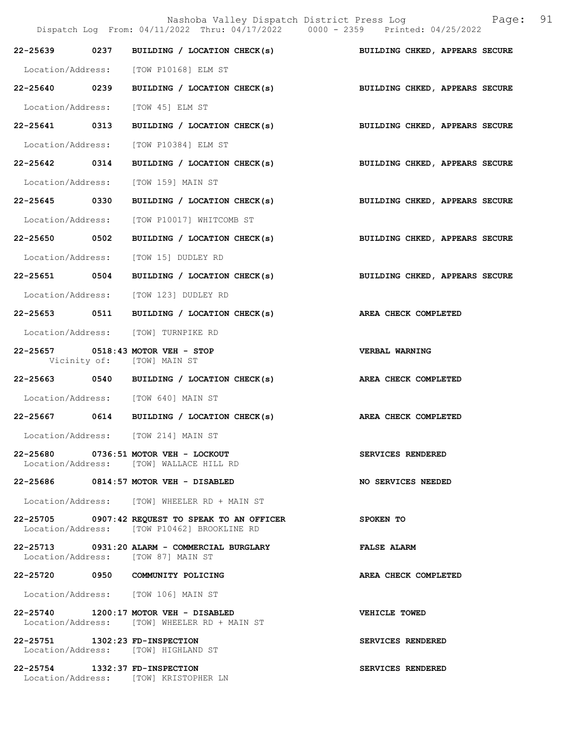| Call # | Time | Call Type | Disposition |
|---|---|---|---|
| 22-25639 | 0237 | BUILDING / LOCATION CHECK(s) | BUILDING CHKED, APPEARS SECURE |
| Location/Address: | | [TOW P10168] ELM ST | |
| 22-25640 | 0239 | BUILDING / LOCATION CHECK(s) | BUILDING CHKED, APPEARS SECURE |
| Location/Address: | | [TOW 45] ELM ST | |
| 22-25641 | 0313 | BUILDING / LOCATION CHECK(s) | BUILDING CHKED, APPEARS SECURE |
| Location/Address: | | [TOW P10384] ELM ST | |
| 22-25642 | 0314 | BUILDING / LOCATION CHECK(s) | BUILDING CHKED, APPEARS SECURE |
| Location/Address: | | [TOW 159] MAIN ST | |
| 22-25645 | 0330 | BUILDING / LOCATION CHECK(s) | BUILDING CHKED, APPEARS SECURE |
| Location/Address: | | [TOW P10017] WHITCOMB ST | |
| 22-25650 | 0502 | BUILDING / LOCATION CHECK(s) | BUILDING CHKED, APPEARS SECURE |
| Location/Address: | | [TOW 15] DUDLEY RD | |
| 22-25651 | 0504 | BUILDING / LOCATION CHECK(s) | BUILDING CHKED, APPEARS SECURE |
| Location/Address: | | [TOW 123] DUDLEY RD | |
| 22-25653 | 0511 | BUILDING / LOCATION CHECK(s) | AREA CHECK COMPLETED |
| Location/Address: | | [TOW] TURNPIKE RD | |
| 22-25657 | 0518:43 | MOTOR VEH - STOP | VERBAL WARNING |
| Vicinity of: | | [TOW] MAIN ST | |
| 22-25663 | 0540 | BUILDING / LOCATION CHECK(s) | AREA CHECK COMPLETED |
| Location/Address: | | [TOW 640] MAIN ST | |
| 22-25667 | 0614 | BUILDING / LOCATION CHECK(s) | AREA CHECK COMPLETED |
| Location/Address: | | [TOW 214] MAIN ST | |
| 22-25680 | 0736:51 | MOTOR VEH - LOCKOUT | SERVICES RENDERED |
| Location/Address: | | [TOW] WALLACE HILL RD | |
| 22-25686 | 0814:57 | MOTOR VEH - DISABLED | NO SERVICES NEEDED |
| Location/Address: | | [TOW] WHEELER RD + MAIN ST | |
| 22-25705 | 0907:42 | REQUEST TO SPEAK TO AN OFFICER | SPOKEN TO |
| Location/Address: | | [TOW P10462] BROOKLINE RD | |
| 22-25713 | 0931:20 | ALARM - COMMERCIAL BURGLARY | FALSE ALARM |
| Location/Address: | | [TOW 87] MAIN ST | |
| 22-25720 | 0950 | COMMUNITY POLICING | AREA CHECK COMPLETED |
| Location/Address: | | [TOW 106] MAIN ST | |
| 22-25740 | 1200:17 | MOTOR VEH - DISABLED | VEHICLE TOWED |
| Location/Address: | | [TOW] WHEELER RD + MAIN ST | |
| 22-25751 | 1302:23 | FD-INSPECTION | SERVICES RENDERED |
| Location/Address: | | [TOW] HIGHLAND ST | |
| 22-25754 | 1332:37 | FD-INSPECTION | SERVICES RENDERED |
| Location/Address: | | [TOW] KRISTOPHER LN | |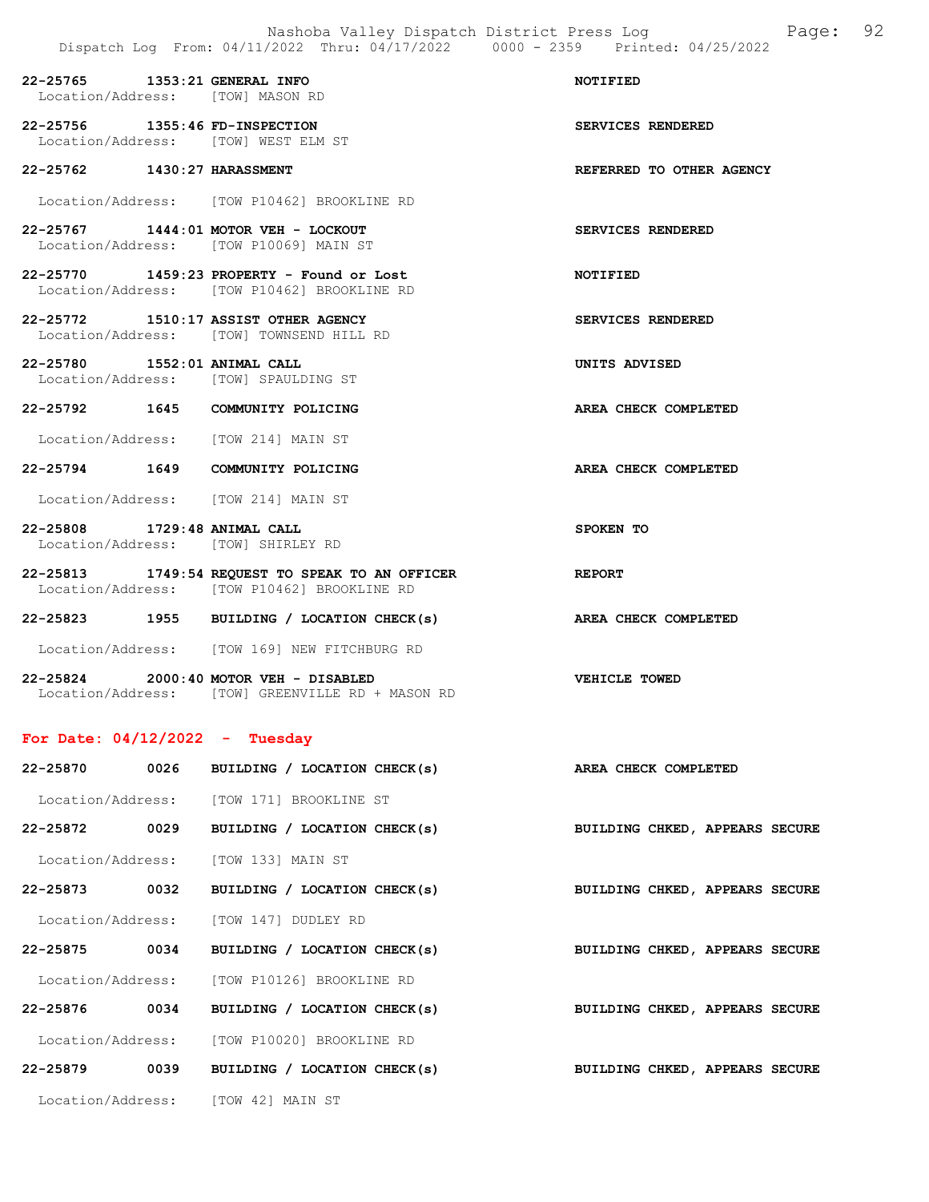22-25765 1353:21 GENERAL INFO NOTIFIED
Location/Address: [TOW] MASON RD

22-25756 1355:46 FD-INSPECTION SERVICES RENDERED
Location/Address: [TOW] WEST ELM ST

22-25762 1430:27 HARASSMENT REFERRED TO OTHER AGENCY
Location/Address: [TOW P10462] BROOKLINE RD

22-25767 1444:01 MOTOR VEH - LOCKOUT SERVICES RENDERED
Location/Address: [TOW P10069] MAIN ST

22-25770 1459:23 PROPERTY - Found or Lost NOTIFIED
Location/Address: [TOW P10462] BROOKLINE RD

22-25772 1510:17 ASSIST OTHER AGENCY SERVICES RENDERED
Location/Address: [TOW] TOWNSEND HILL RD

22-25780 1552:01 ANIMAL CALL UNITS ADVISED
Location/Address: [TOW] SPAULDING ST

22-25792 1645 COMMUNITY POLICING AREA CHECK COMPLETED
Location/Address: [TOW 214] MAIN ST

22-25794 1649 COMMUNITY POLICING AREA CHECK COMPLETED
Location/Address: [TOW 214] MAIN ST

22-25808 1729:48 ANIMAL CALL SPOKEN TO
Location/Address: [TOW] SHIRLEY RD

22-25813 1749:54 REQUEST TO SPEAK TO AN OFFICER REPORT
Location/Address: [TOW P10462] BROOKLINE RD

22-25823 1955 BUILDING / LOCATION CHECK(s) AREA CHECK COMPLETED
Location/Address: [TOW 169] NEW FITCHBURG RD

22-25824 2000:40 MOTOR VEH - DISABLED VEHICLE TOWED
Location/Address: [TOW] GREENVILLE RD + MASON RD

## For Date: 04/12/2022 - Tuesday

22-25870 0026 BUILDING / LOCATION CHECK(s) AREA CHECK COMPLETED
Location/Address: [TOW 171] BROOKLINE ST

22-25872 0029 BUILDING / LOCATION CHECK(s) BUILDING CHKED, APPEARS SECURE
Location/Address: [TOW 133] MAIN ST

22-25873 0032 BUILDING / LOCATION CHECK(s) BUILDING CHKED, APPEARS SECURE
Location/Address: [TOW 147] DUDLEY RD

22-25875 0034 BUILDING / LOCATION CHECK(s) BUILDING CHKED, APPEARS SECURE
Location/Address: [TOW P10126] BROOKLINE RD

22-25876 0034 BUILDING / LOCATION CHECK(s) BUILDING CHKED, APPEARS SECURE
Location/Address: [TOW P10020] BROOKLINE RD

22-25879 0039 BUILDING / LOCATION CHECK(s) BUILDING CHKED, APPEARS SECURE
Location/Address: [TOW 42] MAIN ST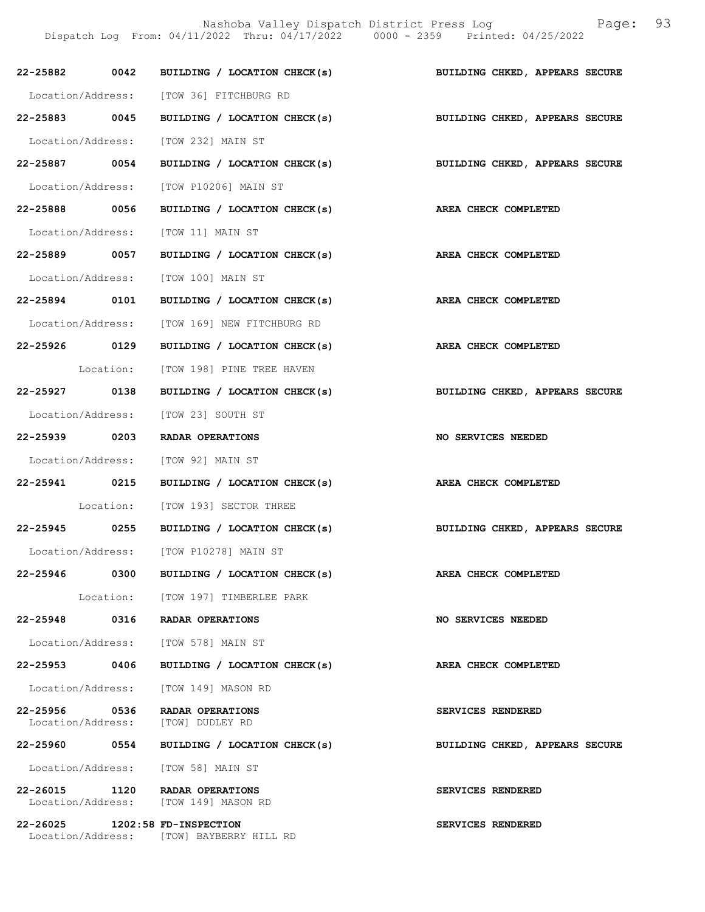22-25882 0042 BUILDING / LOCATION CHECK(s) BUILDING CHKED, APPEARS SECURE

Location/Address: [TOW 36] FITCHBURG RD

22-25883 0045 BUILDING / LOCATION CHECK(s) BUILDING CHKED, APPEARS SECURE

Location/Address: [TOW 232] MAIN ST

22-25887 0054 BUILDING / LOCATION CHECK(s) BUILDING CHKED, APPEARS SECURE

Location/Address: [TOW P10206] MAIN ST

22-25888 0056 BUILDING / LOCATION CHECK(s) AREA CHECK COMPLETED

Location/Address: [TOW 11] MAIN ST

22-25889 0057 BUILDING / LOCATION CHECK(s) AREA CHECK COMPLETED

Location/Address: [TOW 100] MAIN ST

22-25894 0101 BUILDING / LOCATION CHECK(s) AREA CHECK COMPLETED

Location/Address: [TOW 169] NEW FITCHBURG RD

22-25926 0129 BUILDING / LOCATION CHECK(s) AREA CHECK COMPLETED

Location: [TOW 198] PINE TREE HAVEN

22-25927 0138 BUILDING / LOCATION CHECK(s) BUILDING CHKED, APPEARS SECURE

Location/Address: [TOW 23] SOUTH ST

22-25939 0203 RADAR OPERATIONS NO SERVICES NEEDED

Location/Address: [TOW 92] MAIN ST

22-25941 0215 BUILDING / LOCATION CHECK(s) AREA CHECK COMPLETED

Location: [TOW 193] SECTOR THREE

22-25945 0255 BUILDING / LOCATION CHECK(s) BUILDING CHKED, APPEARS SECURE

Location/Address: [TOW P10278] MAIN ST

22-25946 0300 BUILDING / LOCATION CHECK(s) AREA CHECK COMPLETED

Location: [TOW 197] TIMBERLEE PARK

22-25948 0316 RADAR OPERATIONS NO SERVICES NEEDED

Location/Address: [TOW 578] MAIN ST

22-25953 0406 BUILDING / LOCATION CHECK(s) AREA CHECK COMPLETED

Location/Address: [TOW 149] MASON RD

22-25956 0536 RADAR OPERATIONS SERVICES RENDERED
Location/Address: [TOW] DUDLEY RD

22-25960 0554 BUILDING / LOCATION CHECK(s) BUILDING CHKED, APPEARS SECURE

Location/Address: [TOW 58] MAIN ST

22-26015 1120 RADAR OPERATIONS SERVICES RENDERED
Location/Address: [TOW 149] MASON RD

22-26025 1202:58 FD-INSPECTION SERVICES RENDERED
Location/Address: [TOW] BAYBERRY HILL RD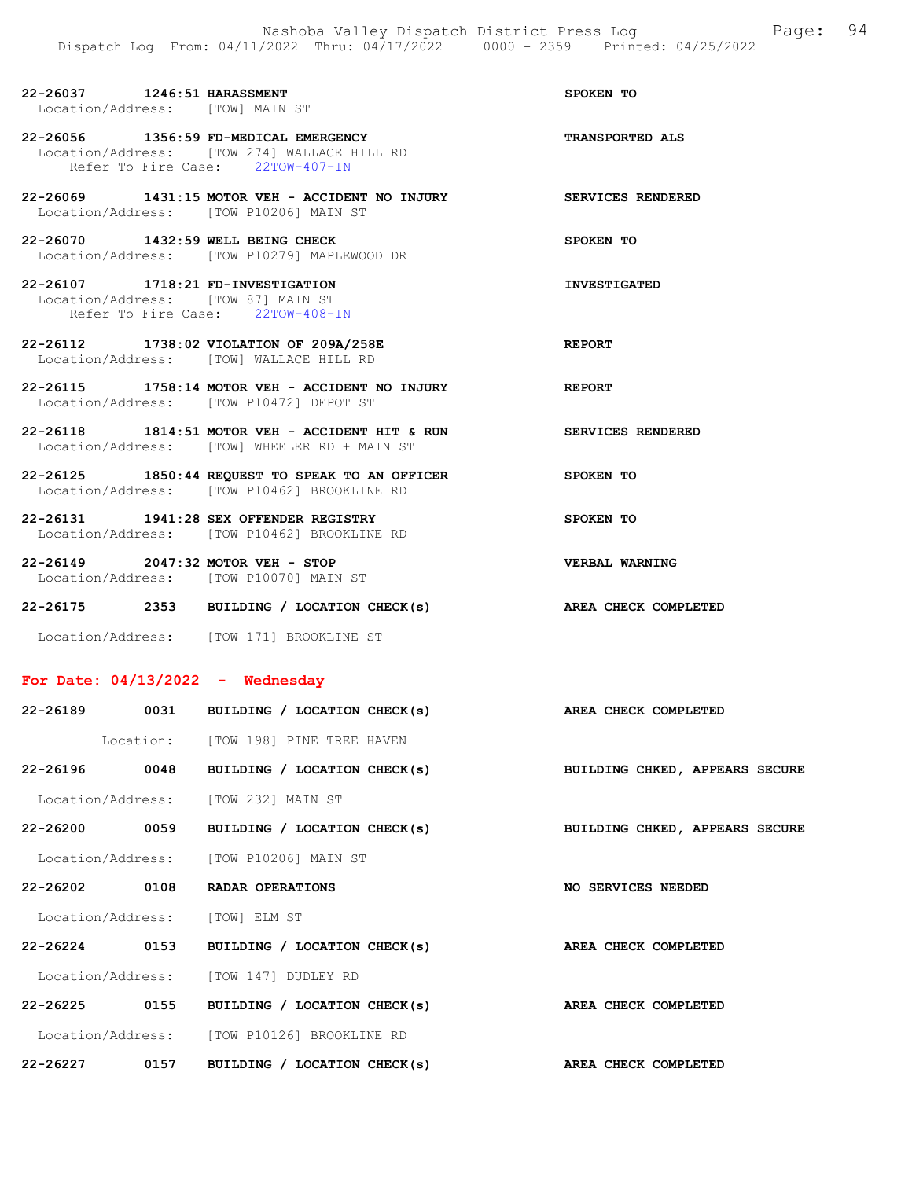22-26037 1246:51 HARASSMENT SPOKEN TO
Location/Address: [TOW] MAIN ST

22-26056 1356:59 FD-MEDICAL EMERGENCY TRANSPORTED ALS
Location/Address: [TOW 274] WALLACE HILL RD
Refer To Fire Case: 22TOW-407-IN

22-26069 1431:15 MOTOR VEH - ACCIDENT NO INJURY SERVICES RENDERED
Location/Address: [TOW P10206] MAIN ST

22-26070 1432:59 WELL BEING CHECK SPOKEN TO
Location/Address: [TOW P10279] MAPLEWOOD DR

22-26107 1718:21 FD-INVESTIGATION INVESTIGATED
Location/Address: [TOW 87] MAIN ST
Refer To Fire Case: 22TOW-408-IN

22-26112 1738:02 VIOLATION OF 209A/258E REPORT
Location/Address: [TOW] WALLACE HILL RD

22-26115 1758:14 MOTOR VEH - ACCIDENT NO INJURY REPORT
Location/Address: [TOW P10472] DEPOT ST

22-26118 1814:51 MOTOR VEH - ACCIDENT HIT & RUN SERVICES RENDERED
Location/Address: [TOW] WHEELER RD + MAIN ST

22-26125 1850:44 REQUEST TO SPEAK TO AN OFFICER SPOKEN TO
Location/Address: [TOW P10462] BROOKLINE RD

22-26131 1941:28 SEX OFFENDER REGISTRY SPOKEN TO
Location/Address: [TOW P10462] BROOKLINE RD

22-26149 2047:32 MOTOR VEH - STOP VERBAL WARNING
Location/Address: [TOW P10070] MAIN ST

22-26175 2353 BUILDING / LOCATION CHECK(s) AREA CHECK COMPLETED
Location/Address: [TOW 171] BROOKLINE ST

## For Date: 04/13/2022 - Wednesday

22-26189 0031 BUILDING / LOCATION CHECK(s) AREA CHECK COMPLETED
Location: [TOW 198] PINE TREE HAVEN

22-26196 0048 BUILDING / LOCATION CHECK(s) BUILDING CHKED, APPEARS SECURE
Location/Address: [TOW 232] MAIN ST

22-26200 0059 BUILDING / LOCATION CHECK(s) BUILDING CHKED, APPEARS SECURE
Location/Address: [TOW P10206] MAIN ST

22-26202 0108 RADAR OPERATIONS NO SERVICES NEEDED
Location/Address: [TOW] ELM ST

22-26224 0153 BUILDING / LOCATION CHECK(s) AREA CHECK COMPLETED
Location/Address: [TOW 147] DUDLEY RD

22-26225 0155 BUILDING / LOCATION CHECK(s) AREA CHECK COMPLETED
Location/Address: [TOW P10126] BROOKLINE RD

22-26227 0157 BUILDING / LOCATION CHECK(s) AREA CHECK COMPLETED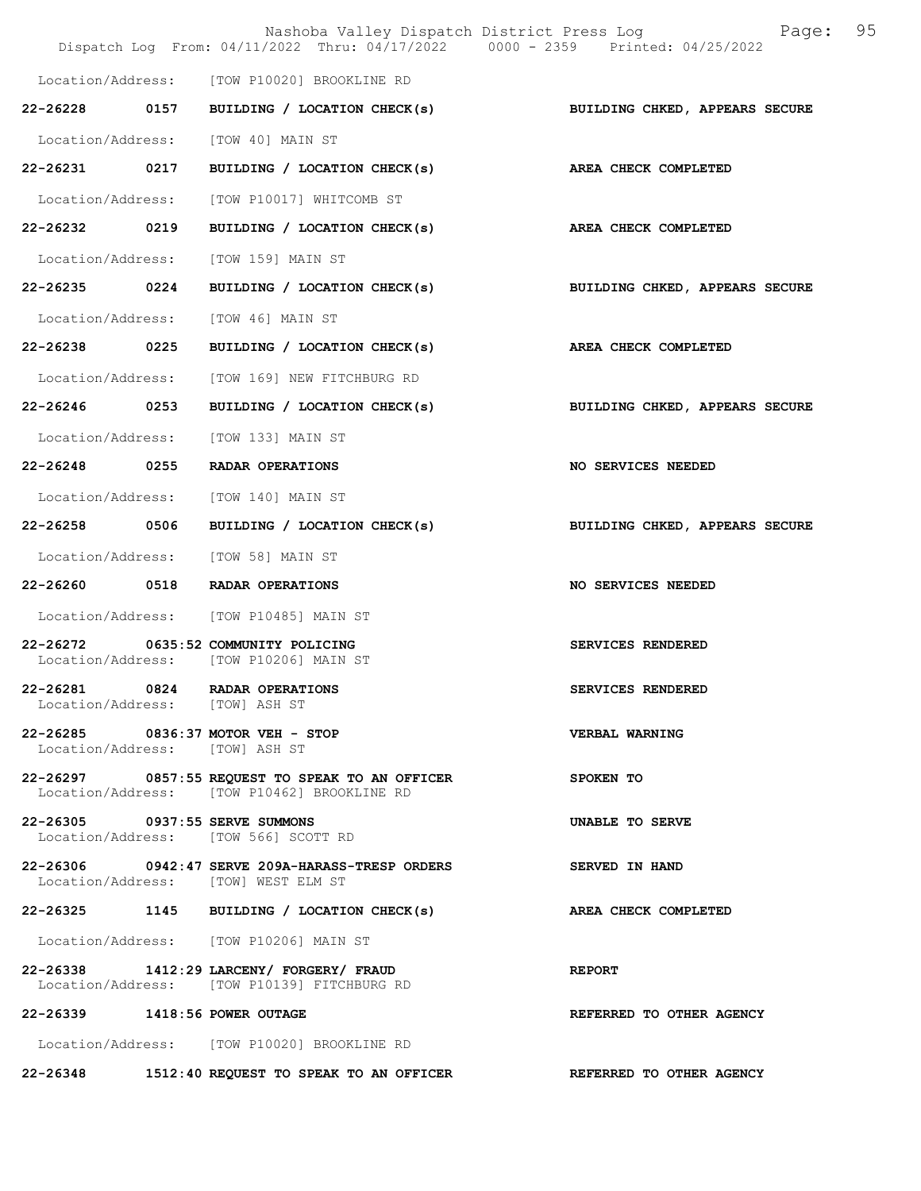Location/Address: [TOW P10020] BROOKLINE RD

22-26228 0157 BUILDING / LOCATION CHECK(s) BUILDING CHKED, APPEARS SECURE

Location/Address: [TOW 40] MAIN ST

22-26231 0217 BUILDING / LOCATION CHECK(s) AREA CHECK COMPLETED

Location/Address: [TOW P10017] WHITCOMB ST

22-26232 0219 BUILDING / LOCATION CHECK(s) AREA CHECK COMPLETED

Location/Address: [TOW 159] MAIN ST

22-26235 0224 BUILDING / LOCATION CHECK(s) BUILDING CHKED, APPEARS SECURE

Location/Address: [TOW 46] MAIN ST

22-26238 0225 BUILDING / LOCATION CHECK(s) AREA CHECK COMPLETED

Location/Address: [TOW 169] NEW FITCHBURG RD

22-26246 0253 BUILDING / LOCATION CHECK(s) BUILDING CHKED, APPEARS SECURE

Location/Address: [TOW 133] MAIN ST

22-26248 0255 RADAR OPERATIONS NO SERVICES NEEDED

Location/Address: [TOW 140] MAIN ST

22-26258 0506 BUILDING / LOCATION CHECK(s) BUILDING CHKED, APPEARS SECURE

Location/Address: [TOW 58] MAIN ST

22-26260 0518 RADAR OPERATIONS NO SERVICES NEEDED

Location/Address: [TOW P10485] MAIN ST

22-26272 0635:52 COMMUNITY POLICING SERVICES RENDERED
Location/Address: [TOW P10206] MAIN ST

22-26281 0824 RADAR OPERATIONS SERVICES RENDERED
Location/Address: [TOW] ASH ST

22-26285 0836:37 MOTOR VEH - STOP VERBAL WARNING
Location/Address: [TOW] ASH ST

22-26297 0857:55 REQUEST TO SPEAK TO AN OFFICER SPOKEN TO
Location/Address: [TOW P10462] BROOKLINE RD

22-26305 0937:55 SERVE SUMMONS UNABLE TO SERVE
Location/Address: [TOW 566] SCOTT RD

22-26306 0942:47 SERVE 209A-HARASS-TRESP ORDERS SERVED IN HAND
Location/Address: [TOW] WEST ELM ST

22-26325 1145 BUILDING / LOCATION CHECK(s) AREA CHECK COMPLETED

Location/Address: [TOW P10206] MAIN ST

22-26338 1412:29 LARCENY/ FORGERY/ FRAUD REPORT
Location/Address: [TOW P10139] FITCHBURG RD

22-26339 1418:56 POWER OUTAGE REFERRED TO OTHER AGENCY

Location/Address: [TOW P10020] BROOKLINE RD

22-26348 1512:40 REQUEST TO SPEAK TO AN OFFICER REFERRED TO OTHER AGENCY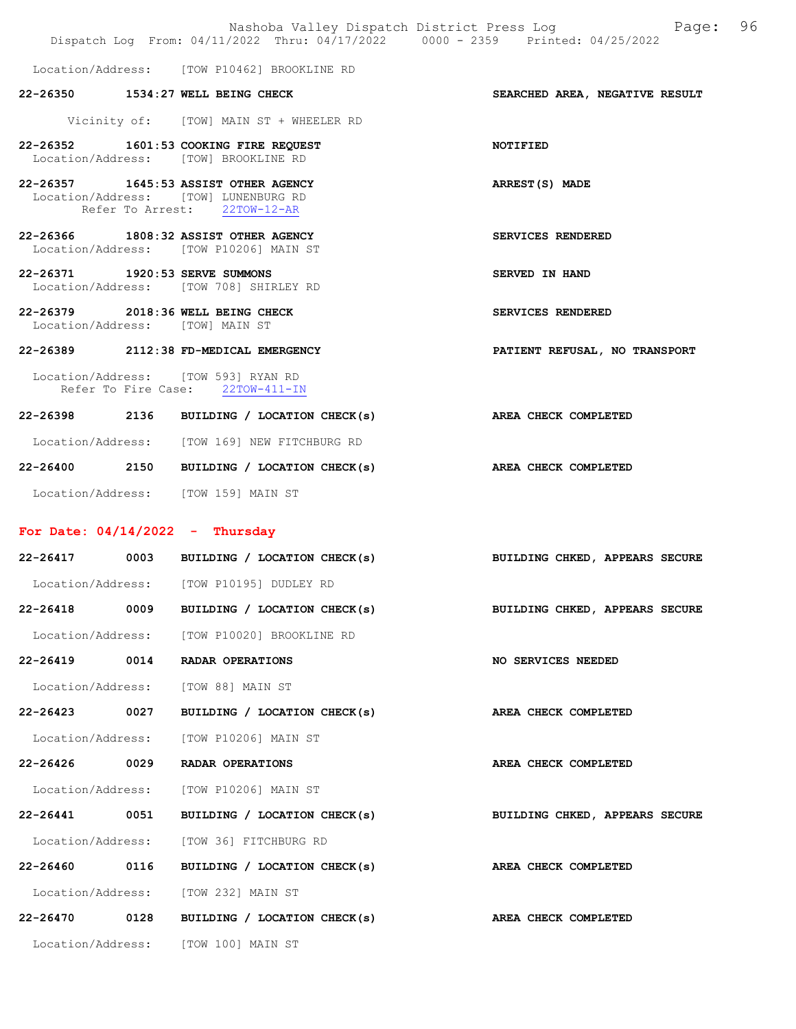Location/Address: [TOW P10462] BROOKLINE RD

**22-26350 1534:27 WELL BEING CHECK** — SEARCHED AREA, NEGATIVE RESULT

Vicinity of: [TOW] MAIN ST + WHEELER RD

**22-26352 1601:53 COOKING FIRE REQUEST** — NOTIFIED

Location/Address: [TOW] BROOKLINE RD

**22-26357 1645:53 ASSIST OTHER AGENCY** — ARREST(S) MADE

Location/Address: [TOW] LUNENBURG RD
Refer To Arrest: 22TOW-12-AR

**22-26366 1808:32 ASSIST OTHER AGENCY** — SERVICES RENDERED

Location/Address: [TOW P10206] MAIN ST

**22-26371 1920:53 SERVE SUMMONS** — SERVED IN HAND

Location/Address: [TOW 708] SHIRLEY RD

**22-26379 2018:36 WELL BEING CHECK** — SERVICES RENDERED

Location/Address: [TOW] MAIN ST

**22-26389 2112:38 FD-MEDICAL EMERGENCY** — PATIENT REFUSAL, NO TRANSPORT

Location/Address: [TOW 593] RYAN RD
Refer To Fire Case: 22TOW-411-IN

**22-26398 2136 BUILDING / LOCATION CHECK(s)** — AREA CHECK COMPLETED

Location/Address: [TOW 169] NEW FITCHBURG RD

**22-26400 2150 BUILDING / LOCATION CHECK(s)** — AREA CHECK COMPLETED

Location/Address: [TOW 159] MAIN ST

## For Date: 04/14/2022 - Thursday

**22-26417 0003 BUILDING / LOCATION CHECK(s)** — BUILDING CHKED, APPEARS SECURE

Location/Address: [TOW P10195] DUDLEY RD

**22-26418 0009 BUILDING / LOCATION CHECK(s)** — BUILDING CHKED, APPEARS SECURE

Location/Address: [TOW P10020] BROOKLINE RD

**22-26419 0014 RADAR OPERATIONS** — NO SERVICES NEEDED

Location/Address: [TOW 88] MAIN ST

**22-26423 0027 BUILDING / LOCATION CHECK(s)** — AREA CHECK COMPLETED

Location/Address: [TOW P10206] MAIN ST

**22-26426 0029 RADAR OPERATIONS** — AREA CHECK COMPLETED

Location/Address: [TOW P10206] MAIN ST

**22-26441 0051 BUILDING / LOCATION CHECK(s)** — BUILDING CHKED, APPEARS SECURE

Location/Address: [TOW 36] FITCHBURG RD

**22-26460 0116 BUILDING / LOCATION CHECK(s)** — AREA CHECK COMPLETED

Location/Address: [TOW 232] MAIN ST

**22-26470 0128 BUILDING / LOCATION CHECK(s)** — AREA CHECK COMPLETED

Location/Address: [TOW 100] MAIN ST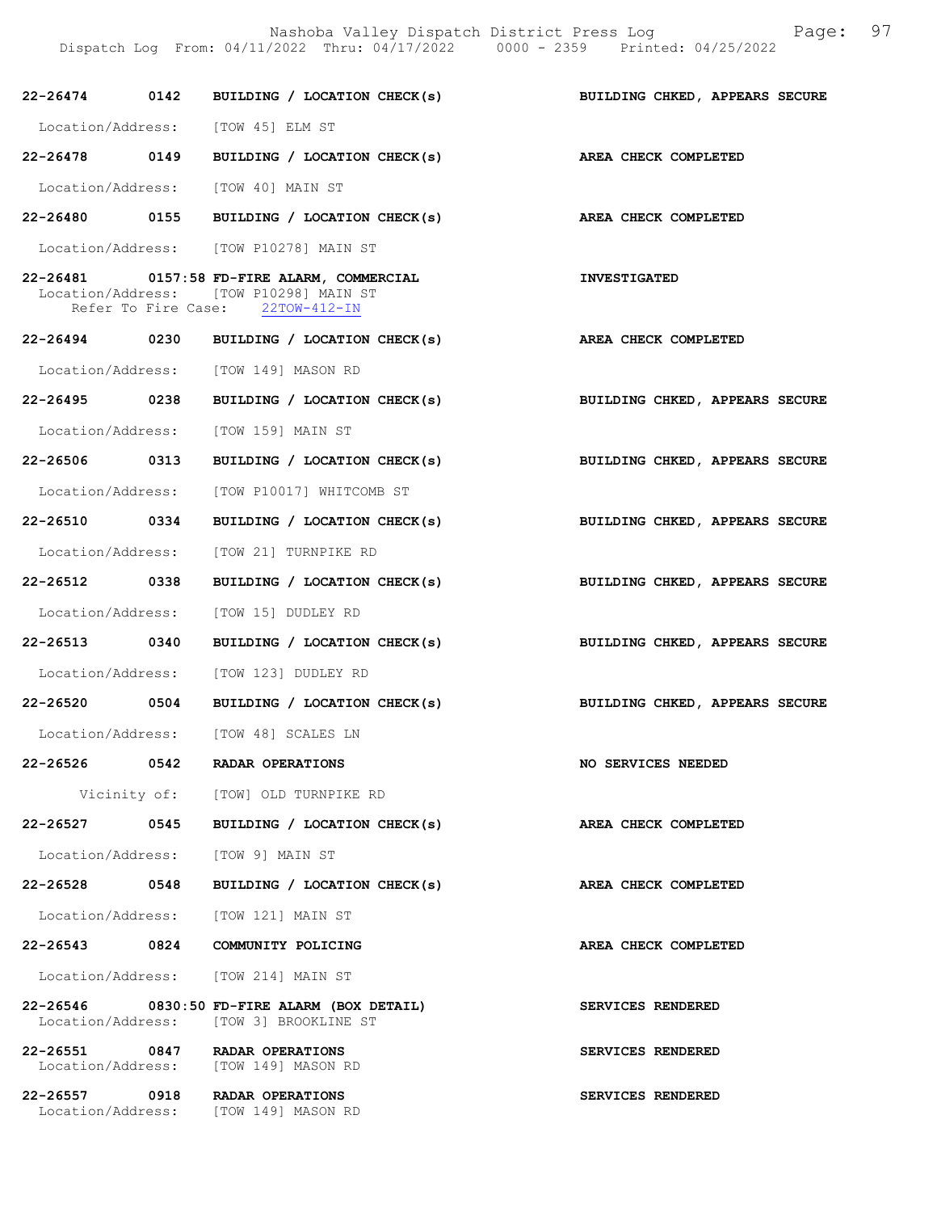| Call # | Time | Call Reason | Action |
|---|---|---|---|
| 22-26474 | 0142 | BUILDING / LOCATION CHECK(s) | BUILDING CHKED, APPEARS SECURE |

Location/Address: [TOW 45] ELM ST

| Call # | Time | Call Reason | Action |
|---|---|---|---|
| 22-26478 | 0149 | BUILDING / LOCATION CHECK(s) | AREA CHECK COMPLETED |

Location/Address: [TOW 40] MAIN ST

| Call # | Time | Call Reason | Action |
|---|---|---|---|
| 22-26480 | 0155 | BUILDING / LOCATION CHECK(s) | AREA CHECK COMPLETED |

Location/Address: [TOW P10278] MAIN ST

| Call # | Time | Call Reason | Action |
|---|---|---|---|
| 22-26481 | 0157:58 | FD-FIRE ALARM, COMMERCIAL | INVESTIGATED |

Location/Address: [TOW P10298] MAIN ST
Refer To Fire Case: 22TOW-412-IN

| Call # | Time | Call Reason | Action |
|---|---|---|---|
| 22-26494 | 0230 | BUILDING / LOCATION CHECK(s) | AREA CHECK COMPLETED |

Location/Address: [TOW 149] MASON RD

| Call # | Time | Call Reason | Action |
|---|---|---|---|
| 22-26495 | 0238 | BUILDING / LOCATION CHECK(s) | BUILDING CHKED, APPEARS SECURE |

Location/Address: [TOW 159] MAIN ST

| Call # | Time | Call Reason | Action |
|---|---|---|---|
| 22-26506 | 0313 | BUILDING / LOCATION CHECK(s) | BUILDING CHKED, APPEARS SECURE |

Location/Address: [TOW P10017] WHITCOMB ST

| Call # | Time | Call Reason | Action |
|---|---|---|---|
| 22-26510 | 0334 | BUILDING / LOCATION CHECK(s) | BUILDING CHKED, APPEARS SECURE |

Location/Address: [TOW 21] TURNPIKE RD

| Call # | Time | Call Reason | Action |
|---|---|---|---|
| 22-26512 | 0338 | BUILDING / LOCATION CHECK(s) | BUILDING CHKED, APPEARS SECURE |

Location/Address: [TOW 15] DUDLEY RD

| Call # | Time | Call Reason | Action |
|---|---|---|---|
| 22-26513 | 0340 | BUILDING / LOCATION CHECK(s) | BUILDING CHKED, APPEARS SECURE |

Location/Address: [TOW 123] DUDLEY RD

| Call # | Time | Call Reason | Action |
|---|---|---|---|
| 22-26520 | 0504 | BUILDING / LOCATION CHECK(s) | BUILDING CHKED, APPEARS SECURE |

Location/Address: [TOW 48] SCALES LN

| Call # | Time | Call Reason | Action |
|---|---|---|---|
| 22-26526 | 0542 | RADAR OPERATIONS | NO SERVICES NEEDED |

Vicinity of: [TOW] OLD TURNPIKE RD

| Call # | Time | Call Reason | Action |
|---|---|---|---|
| 22-26527 | 0545 | BUILDING / LOCATION CHECK(s) | AREA CHECK COMPLETED |

Location/Address: [TOW 9] MAIN ST

| Call # | Time | Call Reason | Action |
|---|---|---|---|
| 22-26528 | 0548 | BUILDING / LOCATION CHECK(s) | AREA CHECK COMPLETED |

Location/Address: [TOW 121] MAIN ST

| Call # | Time | Call Reason | Action |
|---|---|---|---|
| 22-26543 | 0824 | COMMUNITY POLICING | AREA CHECK COMPLETED |

Location/Address: [TOW 214] MAIN ST

| Call # | Time | Call Reason | Action |
|---|---|---|---|
| 22-26546 | 0830:50 | FD-FIRE ALARM (BOX DETAIL) | SERVICES RENDERED |

Location/Address: [TOW 3] BROOKLINE ST

| Call # | Time | Call Reason | Action |
|---|---|---|---|
| 22-26551 | 0847 | RADAR OPERATIONS | SERVICES RENDERED |

Location/Address: [TOW 149] MASON RD

| Call # | Time | Call Reason | Action |
|---|---|---|---|
| 22-26557 | 0918 | RADAR OPERATIONS | SERVICES RENDERED |

Location/Address: [TOW 149] MASON RD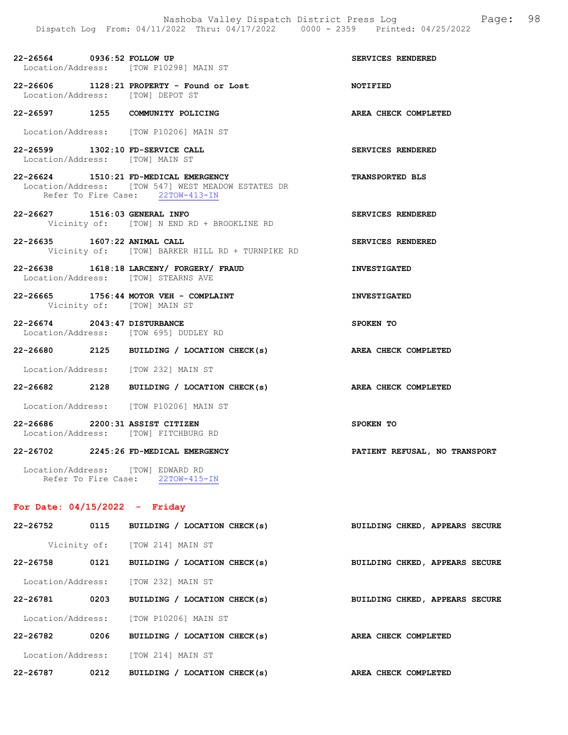22-26564 0936:52 FOLLOW UP SERVICES RENDERED
Location/Address: [TOW P10298] MAIN ST

22-26606 1128:21 PROPERTY - Found or Lost NOTIFIED
Location/Address: [TOW] DEPOT ST

22-26597 1255 COMMUNITY POLICING AREA CHECK COMPLETED
Location/Address: [TOW P10206] MAIN ST

22-26599 1302:10 FD-SERVICE CALL SERVICES RENDERED
Location/Address: [TOW] MAIN ST

22-26624 1510:21 FD-MEDICAL EMERGENCY TRANSPORTED BLS
Location/Address: [TOW 547] WEST MEADOW ESTATES DR
Refer To Fire Case: 22TOW-413-IN

22-26627 1516:03 GENERAL INFO SERVICES RENDERED
Vicinity of: [TOW] N END RD + BROOKLINE RD

22-26635 1607:22 ANIMAL CALL SERVICES RENDERED
Vicinity of: [TOW] BARKER HILL RD + TURNPIKE RD

22-26638 1618:18 LARCENY/ FORGERY/ FRAUD INVESTIGATED
Location/Address: [TOW] STEARNS AVE

22-26665 1756:44 MOTOR VEH - COMPLAINT INVESTIGATED
Vicinity of: [TOW] MAIN ST

22-26674 2043:47 DISTURBANCE SPOKEN TO
Location/Address: [TOW 695] DUDLEY RD

22-26680 2125 BUILDING / LOCATION CHECK(s) AREA CHECK COMPLETED
Location/Address: [TOW 232] MAIN ST

22-26682 2128 BUILDING / LOCATION CHECK(s) AREA CHECK COMPLETED
Location/Address: [TOW P10206] MAIN ST

22-26686 2200:31 ASSIST CITIZEN SPOKEN TO
Location/Address: [TOW] FITCHBURG RD

22-26702 2245:26 FD-MEDICAL EMERGENCY PATIENT REFUSAL, NO TRANSPORT
Location/Address: [TOW] EDWARD RD
Refer To Fire Case: 22TOW-415-IN

## For Date: 04/15/2022 - Friday

22-26752 0115 BUILDING / LOCATION CHECK(s) BUILDING CHKED, APPEARS SECURE
Vicinity of: [TOW 214] MAIN ST

22-26758 0121 BUILDING / LOCATION CHECK(s) BUILDING CHKED, APPEARS SECURE
Location/Address: [TOW 232] MAIN ST

22-26781 0203 BUILDING / LOCATION CHECK(s) BUILDING CHKED, APPEARS SECURE
Location/Address: [TOW P10206] MAIN ST

22-26782 0206 BUILDING / LOCATION CHECK(s) AREA CHECK COMPLETED
Location/Address: [TOW 214] MAIN ST

22-26787 0212 BUILDING / LOCATION CHECK(s) AREA CHECK COMPLETED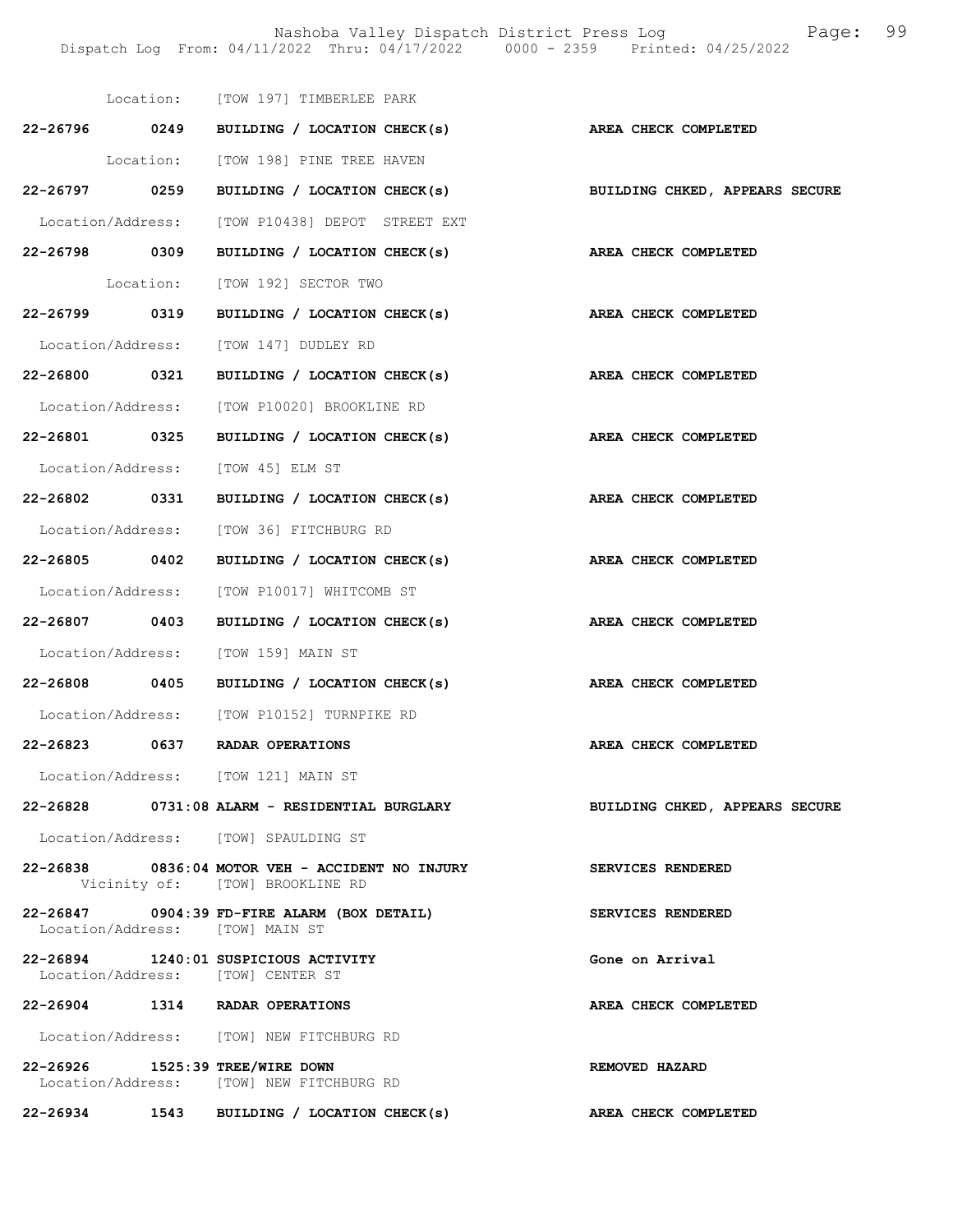Location: [TOW 197] TIMBERLEE PARK

**22-26796 0249 BUILDING / LOCATION CHECK(s) AREA CHECK COMPLETED**

Location: [TOW 198] PINE TREE HAVEN

**22-26797 0259 BUILDING / LOCATION CHECK(s) BUILDING CHKED, APPEARS SECURE**

Location/Address: [TOW P10438] DEPOT STREET EXT

**22-26798 0309 BUILDING / LOCATION CHECK(s) AREA CHECK COMPLETED**

Location: [TOW 192] SECTOR TWO

**22-26799 0319 BUILDING / LOCATION CHECK(s) AREA CHECK COMPLETED**

Location/Address: [TOW 147] DUDLEY RD

**22-26800 0321 BUILDING / LOCATION CHECK(s) AREA CHECK COMPLETED**

Location/Address: [TOW P10020] BROOKLINE RD

**22-26801 0325 BUILDING / LOCATION CHECK(s) AREA CHECK COMPLETED**

Location/Address: [TOW 45] ELM ST

**22-26802 0331 BUILDING / LOCATION CHECK(s) AREA CHECK COMPLETED**

Location/Address: [TOW 36] FITCHBURG RD

**22-26805 0402 BUILDING / LOCATION CHECK(s) AREA CHECK COMPLETED**

Location/Address: [TOW P10017] WHITCOMB ST

**22-26807 0403 BUILDING / LOCATION CHECK(s) AREA CHECK COMPLETED**

Location/Address: [TOW 159] MAIN ST

**22-26808 0405 BUILDING / LOCATION CHECK(s) AREA CHECK COMPLETED**

Location/Address: [TOW P10152] TURNPIKE RD

**22-26823 0637 RADAR OPERATIONS AREA CHECK COMPLETED**

Location/Address: [TOW 121] MAIN ST

**22-26828 0731:08 ALARM - RESIDENTIAL BURGLARY BUILDING CHKED, APPEARS SECURE**

Location/Address: [TOW] SPAULDING ST

**22-26838 0836:04 MOTOR VEH - ACCIDENT NO INJURY SERVICES RENDERED**
Vicinity of: [TOW] BROOKLINE RD

**22-26847 0904:39 FD-FIRE ALARM (BOX DETAIL) SERVICES RENDERED**
Location/Address: [TOW] MAIN ST

**22-26894 1240:01 SUSPICIOUS ACTIVITY Gone on Arrival**
Location/Address: [TOW] CENTER ST

**22-26904 1314 RADAR OPERATIONS AREA CHECK COMPLETED**

Location/Address: [TOW] NEW FITCHBURG RD

**22-26926 1525:39 TREE/WIRE DOWN REMOVED HAZARD**
Location/Address: [TOW] NEW FITCHBURG RD

**22-26934 1543 BUILDING / LOCATION CHECK(s) AREA CHECK COMPLETED**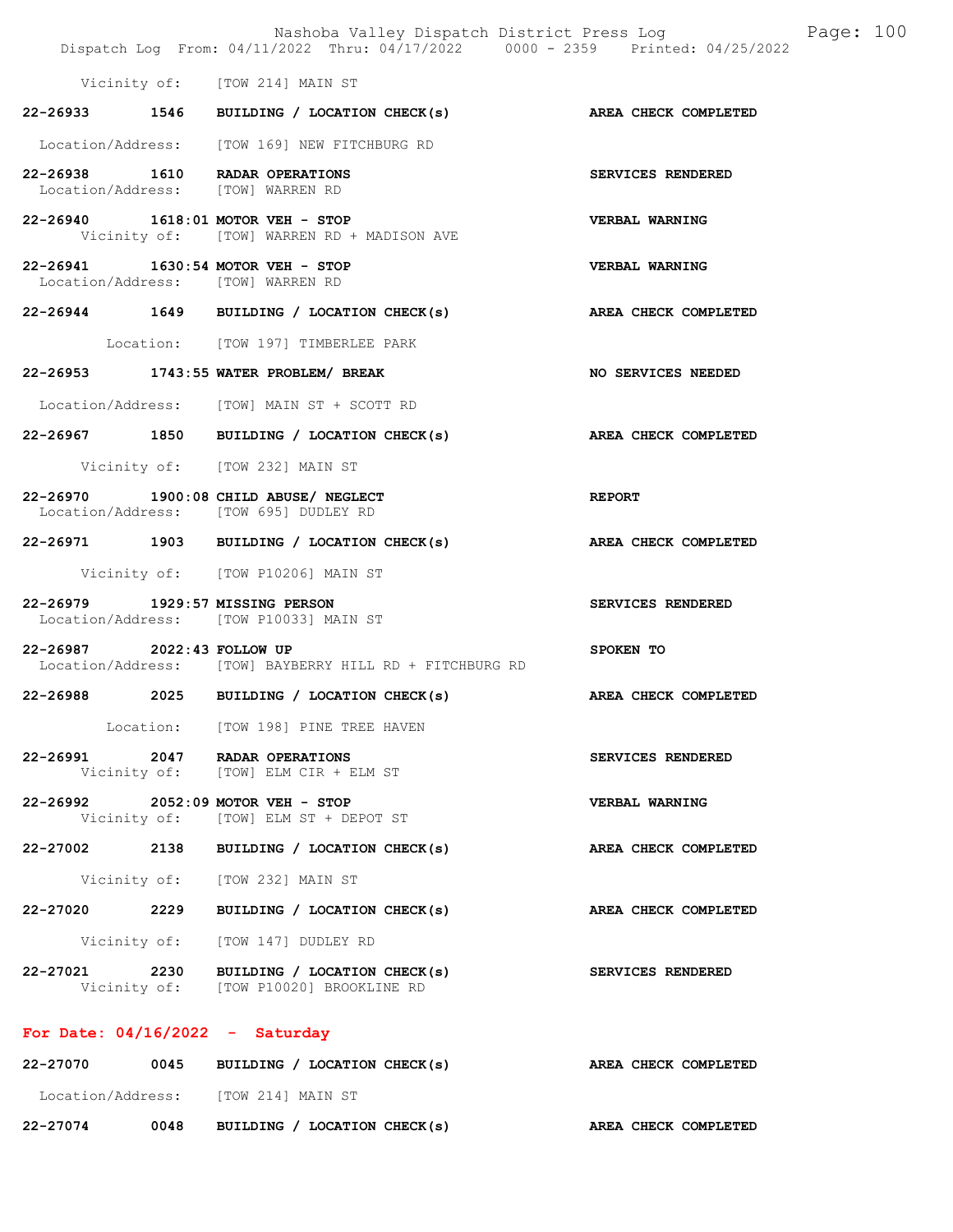Vicinity of: [TOW 214] MAIN ST

**22-26933 1546 BUILDING / LOCATION CHECK(s) AREA CHECK COMPLETED**

Location/Address: [TOW 169] NEW FITCHBURG RD

**22-26938 1610 RADAR OPERATIONS SERVICES RENDERED**
Location/Address: [TOW] WARREN RD

**22-26940 1618:01 MOTOR VEH - STOP VERBAL WARNING**
Vicinity of: [TOW] WARREN RD + MADISON AVE

**22-26941 1630:54 MOTOR VEH - STOP VERBAL WARNING**
Location/Address: [TOW] WARREN RD

**22-26944 1649 BUILDING / LOCATION CHECK(s) AREA CHECK COMPLETED**

Location: [TOW 197] TIMBERLEE PARK

**22-26953 1743:55 WATER PROBLEM/ BREAK NO SERVICES NEEDED**

Location/Address: [TOW] MAIN ST + SCOTT RD

**22-26967 1850 BUILDING / LOCATION CHECK(s) AREA CHECK COMPLETED**

Vicinity of: [TOW 232] MAIN ST

**22-26970 1900:08 CHILD ABUSE/ NEGLECT REPORT**
Location/Address: [TOW 695] DUDLEY RD

**22-26971 1903 BUILDING / LOCATION CHECK(s) AREA CHECK COMPLETED**

Vicinity of: [TOW P10206] MAIN ST

**22-26979 1929:57 MISSING PERSON SERVICES RENDERED**
Location/Address: [TOW P10033] MAIN ST

**22-26987 2022:43 FOLLOW UP SPOKEN TO**
Location/Address: [TOW] BAYBERRY HILL RD + FITCHBURG RD

**22-26988 2025 BUILDING / LOCATION CHECK(s) AREA CHECK COMPLETED**

Location: [TOW 198] PINE TREE HAVEN

**22-26991 2047 RADAR OPERATIONS SERVICES RENDERED**
Vicinity of: [TOW] ELM CIR + ELM ST

**22-26992 2052:09 MOTOR VEH - STOP VERBAL WARNING**
Vicinity of: [TOW] ELM ST + DEPOT ST

**22-27002 2138 BUILDING / LOCATION CHECK(s) AREA CHECK COMPLETED**

Vicinity of: [TOW 232] MAIN ST

**22-27020 2229 BUILDING / LOCATION CHECK(s) AREA CHECK COMPLETED**

Vicinity of: [TOW 147] DUDLEY RD

**22-27021 2230 BUILDING / LOCATION CHECK(s) SERVICES RENDERED**
Vicinity of: [TOW P10020] BROOKLINE RD

## For Date: 04/16/2022 - Saturday

**22-27070 0045 BUILDING / LOCATION CHECK(s) AREA CHECK COMPLETED**

Location/Address: [TOW 214] MAIN ST

**22-27074 0048 BUILDING / LOCATION CHECK(s) AREA CHECK COMPLETED**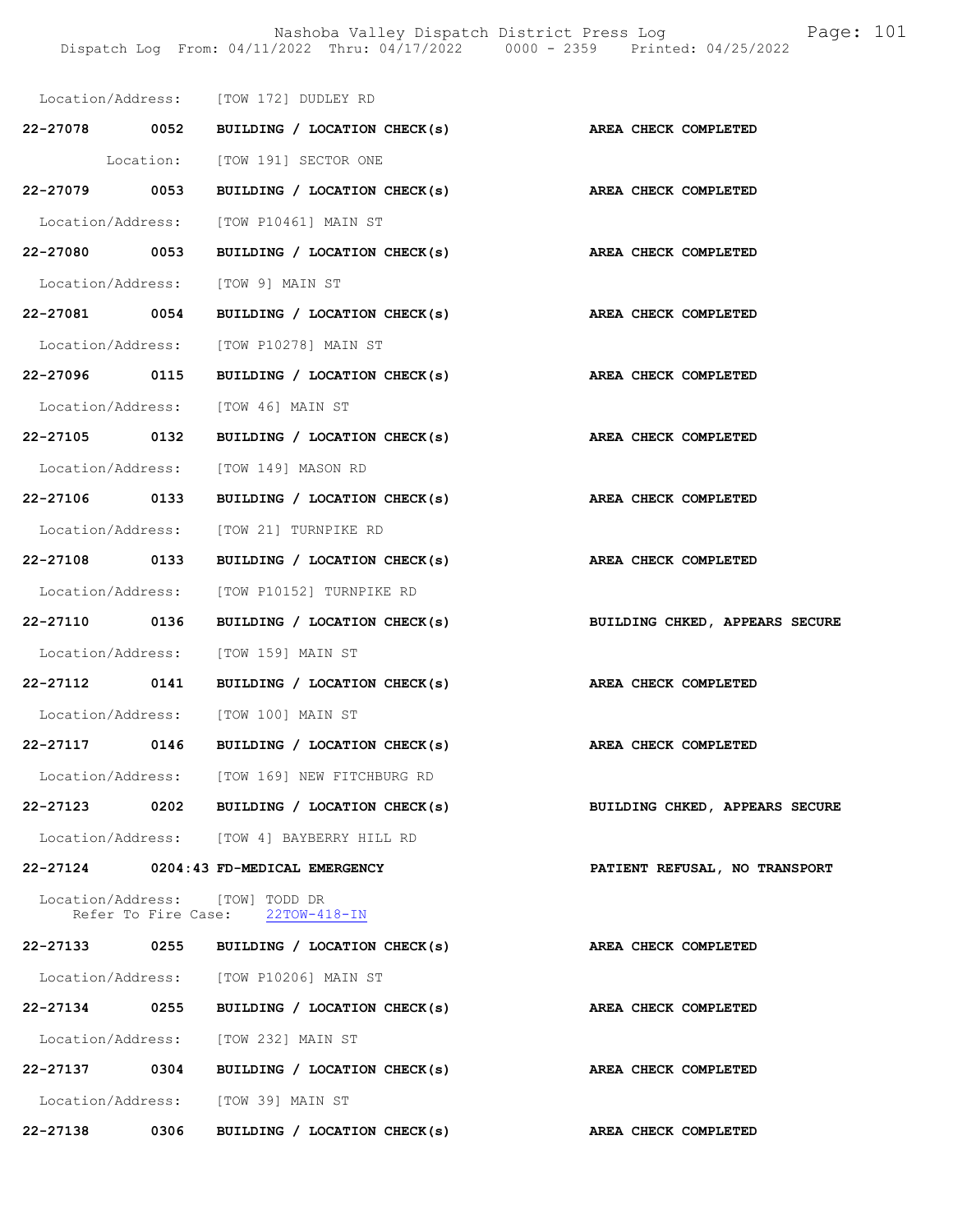Location/Address: [TOW 172] DUDLEY RD

**22-27078 0052 BUILDING / LOCATION CHECK(s) AREA CHECK COMPLETED**

Location: [TOW 191] SECTOR ONE

**22-27079 0053 BUILDING / LOCATION CHECK(s) AREA CHECK COMPLETED**

Location/Address: [TOW P10461] MAIN ST

**22-27080 0053 BUILDING / LOCATION CHECK(s) AREA CHECK COMPLETED**

Location/Address: [TOW 9] MAIN ST

**22-27081 0054 BUILDING / LOCATION CHECK(s) AREA CHECK COMPLETED**

Location/Address: [TOW P10278] MAIN ST

**22-27096 0115 BUILDING / LOCATION CHECK(s) AREA CHECK COMPLETED**

Location/Address: [TOW 46] MAIN ST

**22-27105 0132 BUILDING / LOCATION CHECK(s) AREA CHECK COMPLETED**

Location/Address: [TOW 149] MASON RD

**22-27106 0133 BUILDING / LOCATION CHECK(s) AREA CHECK COMPLETED**

Location/Address: [TOW 21] TURNPIKE RD

**22-27108 0133 BUILDING / LOCATION CHECK(s) AREA CHECK COMPLETED**

Location/Address: [TOW P10152] TURNPIKE RD

**22-27110 0136 BUILDING / LOCATION CHECK(s) BUILDING CHKED, APPEARS SECURE**

Location/Address: [TOW 159] MAIN ST

**22-27112 0141 BUILDING / LOCATION CHECK(s) AREA CHECK COMPLETED**

Location/Address: [TOW 100] MAIN ST

**22-27117 0146 BUILDING / LOCATION CHECK(s) AREA CHECK COMPLETED**

Location/Address: [TOW 169] NEW FITCHBURG RD

**22-27123 0202 BUILDING / LOCATION CHECK(s) BUILDING CHKED, APPEARS SECURE**

Location/Address: [TOW 4] BAYBERRY HILL RD

**22-27124 0204:43 FD-MEDICAL EMERGENCY PATIENT REFUSAL, NO TRANSPORT**

Location/Address: [TOW] TODD DR
Refer To Fire Case: 22TOW-418-IN

**22-27133 0255 BUILDING / LOCATION CHECK(s) AREA CHECK COMPLETED**

Location/Address: [TOW P10206] MAIN ST

**22-27134 0255 BUILDING / LOCATION CHECK(s) AREA CHECK COMPLETED**

Location/Address: [TOW 232] MAIN ST

**22-27137 0304 BUILDING / LOCATION CHECK(s) AREA CHECK COMPLETED**

Location/Address: [TOW 39] MAIN ST

**22-27138 0306 BUILDING / LOCATION CHECK(s) AREA CHECK COMPLETED**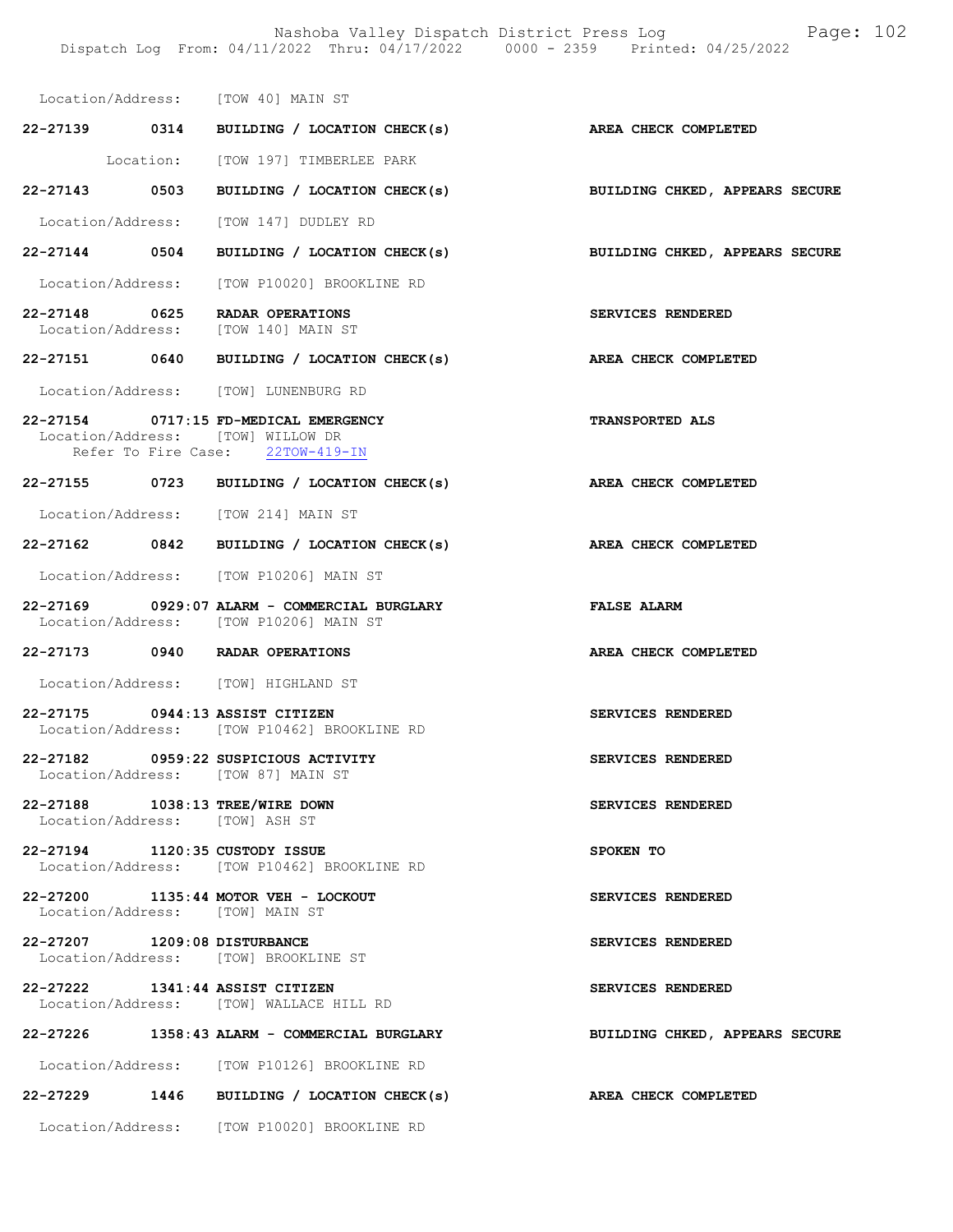Location/Address: [TOW 40] MAIN ST

**22-27139 0314 BUILDING / LOCATION CHECK(s) AREA CHECK COMPLETED**

Location: [TOW 197] TIMBERLEE PARK

**22-27143 0503 BUILDING / LOCATION CHECK(s) BUILDING CHKED, APPEARS SECURE**

Location/Address: [TOW 147] DUDLEY RD

**22-27144 0504 BUILDING / LOCATION CHECK(s) BUILDING CHKED, APPEARS SECURE**

Location/Address: [TOW P10020] BROOKLINE RD

**22-27148 0625 RADAR OPERATIONS SERVICES RENDERED**
Location/Address: [TOW 140] MAIN ST

**22-27151 0640 BUILDING / LOCATION CHECK(s) AREA CHECK COMPLETED**

Location/Address: [TOW] LUNENBURG RD

**22-27154 0717:15 FD-MEDICAL EMERGENCY TRANSPORTED ALS**
Location/Address: [TOW] WILLOW DR
Refer To Fire Case: 22TOW-419-IN

**22-27155 0723 BUILDING / LOCATION CHECK(s) AREA CHECK COMPLETED**

Location/Address: [TOW 214] MAIN ST

**22-27162 0842 BUILDING / LOCATION CHECK(s) AREA CHECK COMPLETED**

Location/Address: [TOW P10206] MAIN ST

**22-27169 0929:07 ALARM - COMMERCIAL BURGLARY FALSE ALARM**
Location/Address: [TOW P10206] MAIN ST

**22-27173 0940 RADAR OPERATIONS AREA CHECK COMPLETED**

Location/Address: [TOW] HIGHLAND ST

**22-27175 0944:13 ASSIST CITIZEN SERVICES RENDERED**
Location/Address: [TOW P10462] BROOKLINE RD

**22-27182 0959:22 SUSPICIOUS ACTIVITY SERVICES RENDERED**
Location/Address: [TOW 87] MAIN ST

**22-27188 1038:13 TREE/WIRE DOWN SERVICES RENDERED**
Location/Address: [TOW] ASH ST

**22-27194 1120:35 CUSTODY ISSUE SPOKEN TO**
Location/Address: [TOW P10462] BROOKLINE RD

**22-27200 1135:44 MOTOR VEH - LOCKOUT SERVICES RENDERED**
Location/Address: [TOW] MAIN ST

**22-27207 1209:08 DISTURBANCE SERVICES RENDERED**
Location/Address: [TOW] BROOKLINE ST

**22-27222 1341:44 ASSIST CITIZEN SERVICES RENDERED**
Location/Address: [TOW] WALLACE HILL RD

**22-27226 1358:43 ALARM - COMMERCIAL BURGLARY BUILDING CHKED, APPEARS SECURE**

Location/Address: [TOW P10126] BROOKLINE RD

**22-27229 1446 BUILDING / LOCATION CHECK(s) AREA CHECK COMPLETED**

Location/Address: [TOW P10020] BROOKLINE RD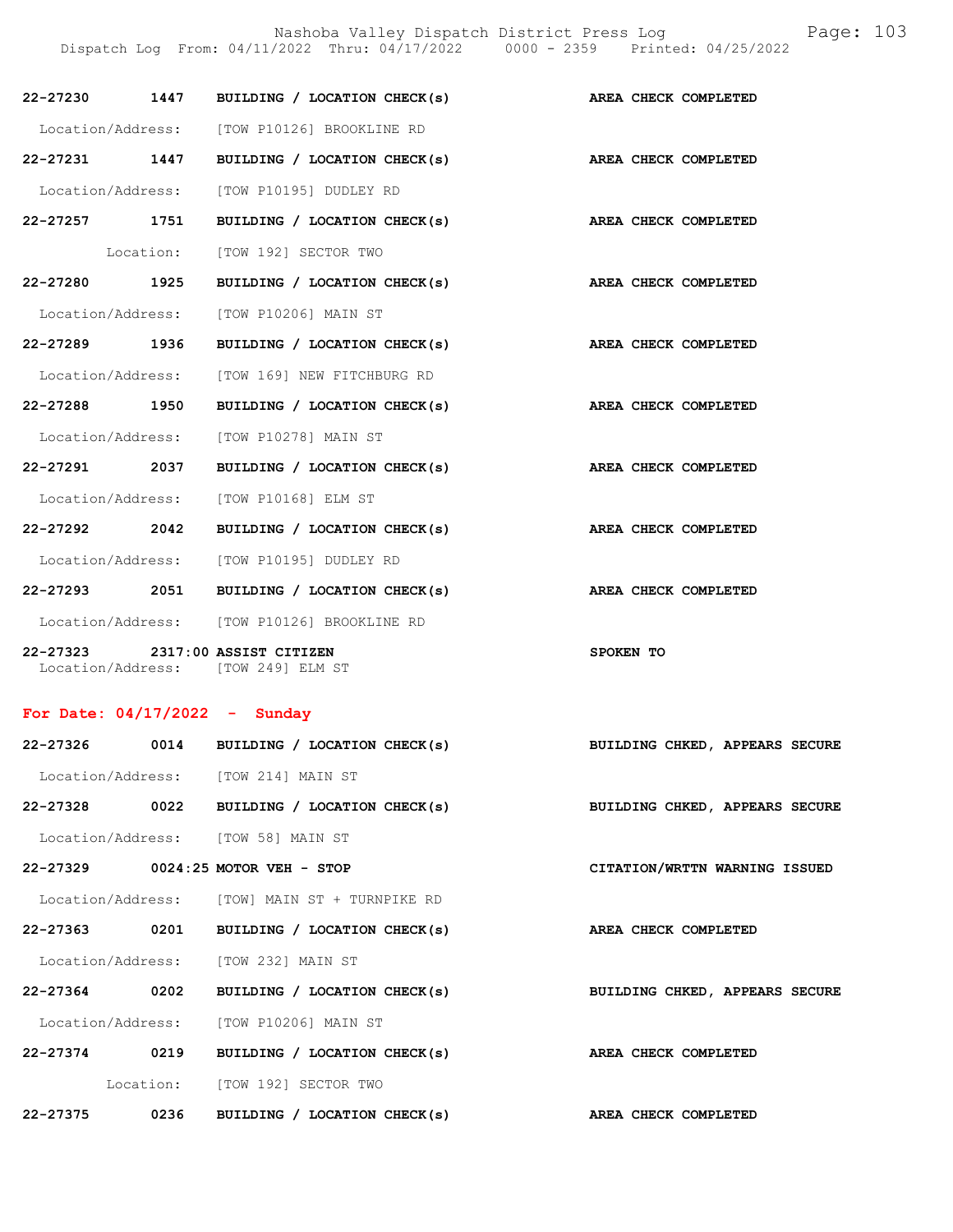22-27230 1447 BUILDING / LOCATION CHECK(s) AREA CHECK COMPLETED

Location/Address: [TOW P10126] BROOKLINE RD

22-27231 1447 BUILDING / LOCATION CHECK(s) AREA CHECK COMPLETED

Location/Address: [TOW P10195] DUDLEY RD

22-27257 1751 BUILDING / LOCATION CHECK(s) AREA CHECK COMPLETED

Location: [TOW 192] SECTOR TWO

22-27280 1925 BUILDING / LOCATION CHECK(s) AREA CHECK COMPLETED

Location/Address: [TOW P10206] MAIN ST

22-27289 1936 BUILDING / LOCATION CHECK(s) AREA CHECK COMPLETED

Location/Address: [TOW 169] NEW FITCHBURG RD

22-27288 1950 BUILDING / LOCATION CHECK(s) AREA CHECK COMPLETED

Location/Address: [TOW P10278] MAIN ST

22-27291 2037 BUILDING / LOCATION CHECK(s) AREA CHECK COMPLETED

Location/Address: [TOW P10168] ELM ST

22-27292 2042 BUILDING / LOCATION CHECK(s) AREA CHECK COMPLETED

Location/Address: [TOW P10195] DUDLEY RD

22-27293 2051 BUILDING / LOCATION CHECK(s) AREA CHECK COMPLETED

Location/Address: [TOW P10126] BROOKLINE RD

22-27323 2317:00 ASSIST CITIZEN SPOKEN TO
Location/Address: [TOW 249] ELM ST

## For Date: 04/17/2022 - Sunday

22-27326 0014 BUILDING / LOCATION CHECK(s) BUILDING CHKED, APPEARS SECURE

Location/Address: [TOW 214] MAIN ST

22-27328 0022 BUILDING / LOCATION CHECK(s) BUILDING CHKED, APPEARS SECURE

Location/Address: [TOW 58] MAIN ST

22-27329 0024:25 MOTOR VEH - STOP CITATION/WRTTN WARNING ISSUED

Location/Address: [TOW] MAIN ST + TURNPIKE RD

22-27363 0201 BUILDING / LOCATION CHECK(s) AREA CHECK COMPLETED

Location/Address: [TOW 232] MAIN ST

22-27364 0202 BUILDING / LOCATION CHECK(s) BUILDING CHKED, APPEARS SECURE

Location/Address: [TOW P10206] MAIN ST

22-27374 0219 BUILDING / LOCATION CHECK(s) AREA CHECK COMPLETED

Location: [TOW 192] SECTOR TWO

22-27375 0236 BUILDING / LOCATION CHECK(s) AREA CHECK COMPLETED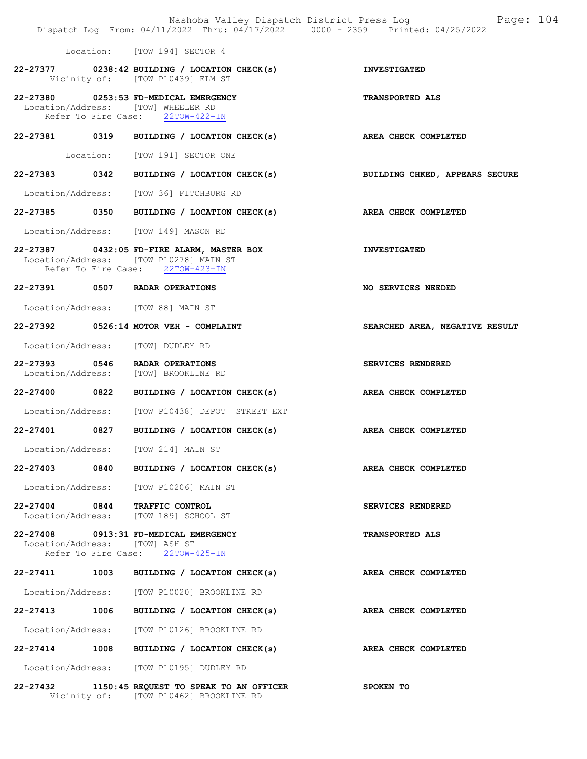Location: [TOW 194] SECTOR 4

**22-27377 0238:42 BUILDING / LOCATION CHECK(s)** — **INVESTIGATED**
Vicinity of: [TOW P10439] ELM ST

**22-27380 0253:53 FD-MEDICAL EMERGENCY** — **TRANSPORTED ALS**
Location/Address: [TOW] WHEELER RD
Refer To Fire Case: 22TOW-422-IN

**22-27381 0319 BUILDING / LOCATION CHECK(s)** — **AREA CHECK COMPLETED**
Location: [TOW 191] SECTOR ONE

**22-27383 0342 BUILDING / LOCATION CHECK(s)** — **BUILDING CHKED, APPEARS SECURE**
Location/Address: [TOW 36] FITCHBURG RD

**22-27385 0350 BUILDING / LOCATION CHECK(s)** — **AREA CHECK COMPLETED**
Location/Address: [TOW 149] MASON RD

**22-27387 0432:05 FD-FIRE ALARM, MASTER BOX** — **INVESTIGATED**
Location/Address: [TOW P10278] MAIN ST
Refer To Fire Case: 22TOW-423-IN

**22-27391 0507 RADAR OPERATIONS** — **NO SERVICES NEEDED**
Location/Address: [TOW 88] MAIN ST

**22-27392 0526:14 MOTOR VEH - COMPLAINT** — **SEARCHED AREA, NEGATIVE RESULT**
Location/Address: [TOW] DUDLEY RD

**22-27393 0546 RADAR OPERATIONS** — **SERVICES RENDERED**
Location/Address: [TOW] BROOKLINE RD

**22-27400 0822 BUILDING / LOCATION CHECK(s)** — **AREA CHECK COMPLETED**
Location/Address: [TOW P10438] DEPOT STREET EXT

**22-27401 0827 BUILDING / LOCATION CHECK(s)** — **AREA CHECK COMPLETED**
Location/Address: [TOW 214] MAIN ST

**22-27403 0840 BUILDING / LOCATION CHECK(s)** — **AREA CHECK COMPLETED**
Location/Address: [TOW P10206] MAIN ST

**22-27404 0844 TRAFFIC CONTROL** — **SERVICES RENDERED**
Location/Address: [TOW 189] SCHOOL ST

**22-27408 0913:31 FD-MEDICAL EMERGENCY** — **TRANSPORTED ALS**
Location/Address: [TOW] ASH ST
Refer To Fire Case: 22TOW-425-IN

**22-27411 1003 BUILDING / LOCATION CHECK(s)** — **AREA CHECK COMPLETED**
Location/Address: [TOW P10020] BROOKLINE RD

**22-27413 1006 BUILDING / LOCATION CHECK(s)** — **AREA CHECK COMPLETED**
Location/Address: [TOW P10126] BROOKLINE RD

**22-27414 1008 BUILDING / LOCATION CHECK(s)** — **AREA CHECK COMPLETED**
Location/Address: [TOW P10195] DUDLEY RD

**22-27432 1150:45 REQUEST TO SPEAK TO AN OFFICER** — **SPOKEN TO**
Vicinity of: [TOW P10462] BROOKLINE RD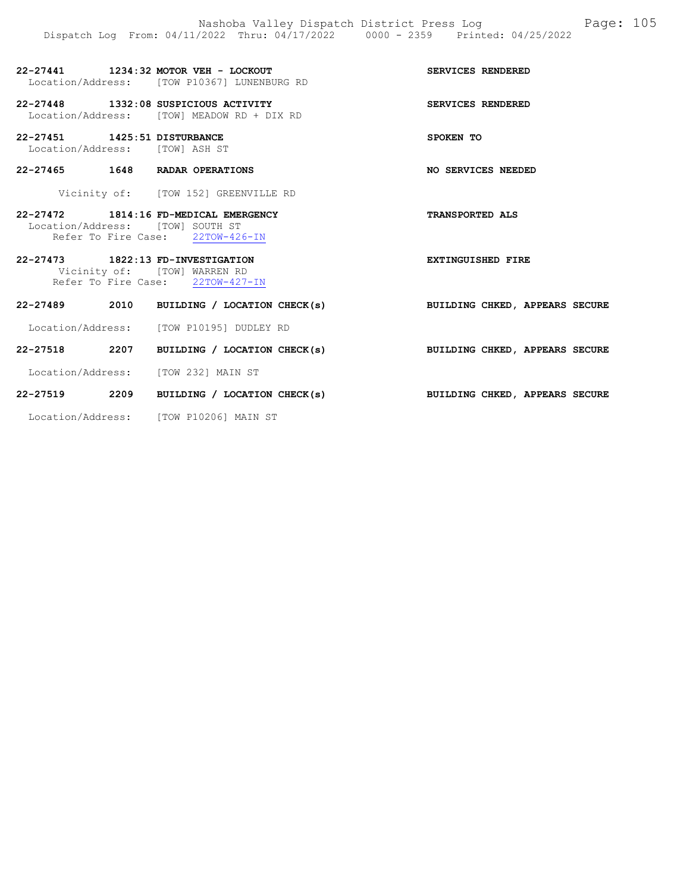22-27441 1234:32 MOTOR VEH - LOCKOUT SERVICES RENDERED
Location/Address: [TOW P10367] LUNENBURG RD

22-27448 1332:08 SUSPICIOUS ACTIVITY SERVICES RENDERED
Location/Address: [TOW] MEADOW RD + DIX RD

22-27451 1425:51 DISTURBANCE SPOKEN TO
Location/Address: [TOW] ASH ST

22-27465 1648 RADAR OPERATIONS NO SERVICES NEEDED

Vicinity of: [TOW 152] GREENVILLE RD

22-27472 1814:16 FD-MEDICAL EMERGENCY TRANSPORTED ALS
Location/Address: [TOW] SOUTH ST
Refer To Fire Case: 22TOW-426-IN

22-27473 1822:13 FD-INVESTIGATION EXTINGUISHED FIRE
Vicinity of: [TOW] WARREN RD
Refer To Fire Case: 22TOW-427-IN

22-27489 2010 BUILDING / LOCATION CHECK(s) BUILDING CHKED, APPEARS SECURE

Location/Address: [TOW P10195] DUDLEY RD

22-27518 2207 BUILDING / LOCATION CHECK(s) BUILDING CHKED, APPEARS SECURE

Location/Address: [TOW 232] MAIN ST

22-27519 2209 BUILDING / LOCATION CHECK(s) BUILDING CHKED, APPEARS SECURE

Location/Address: [TOW P10206] MAIN ST